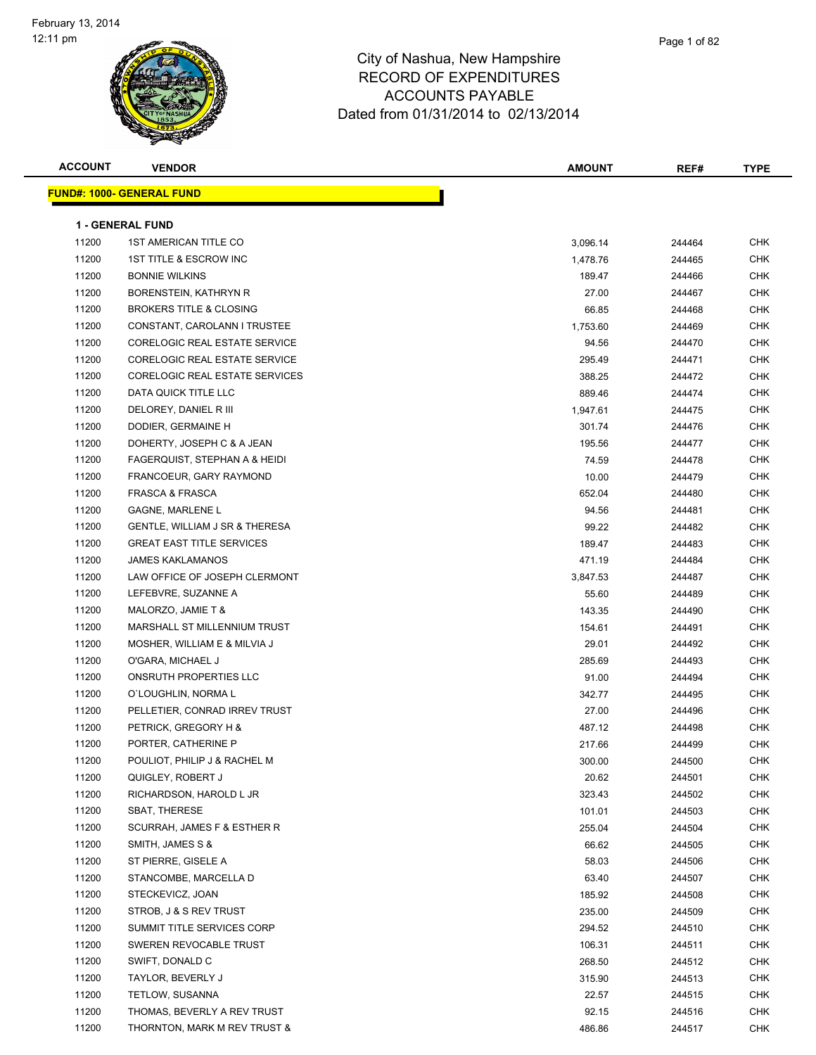# City of Nashua, New Hampshire
## RECORD OF EXPENDITURES
## ACCOUNTS PAYABLE
## Dated from 01/31/2014 to 02/13/2014

February 13, 2014
12:11 pm

| ACCOUNT | VENDOR | AMOUNT | REF# | TYPE |
|---|---|---|---|---|

**FUND#: 1000- GENERAL FUND**

**1 - GENERAL FUND**

| ACCOUNT | VENDOR | AMOUNT | REF# | TYPE |
|---|---|---|---|---|
| 11200 | 1ST AMERICAN TITLE CO | 3,096.14 | 244464 | CHK |
| 11200 | 1ST TITLE & ESCROW INC | 1,478.76 | 244465 | CHK |
| 11200 | BONNIE WILKINS | 189.47 | 244466 | CHK |
| 11200 | BORENSTEIN, KATHRYN R | 27.00 | 244467 | CHK |
| 11200 | BROKERS TITLE & CLOSING | 66.85 | 244468 | CHK |
| 11200 | CONSTANT, CAROLANN I TRUSTEE | 1,753.60 | 244469 | CHK |
| 11200 | CORELOGIC REAL ESTATE SERVICE | 94.56 | 244470 | CHK |
| 11200 | CORELOGIC REAL ESTATE SERVICE | 295.49 | 244471 | CHK |
| 11200 | CORELOGIC REAL ESTATE SERVICES | 388.25 | 244472 | CHK |
| 11200 | DATA QUICK TITLE LLC | 889.46 | 244474 | CHK |
| 11200 | DELOREY, DANIEL R III | 1,947.61 | 244475 | CHK |
| 11200 | DODIER, GERMAINE H | 301.74 | 244476 | CHK |
| 11200 | DOHERTY, JOSEPH C & A JEAN | 195.56 | 244477 | CHK |
| 11200 | FAGERQUIST, STEPHAN A & HEIDI | 74.59 | 244478 | CHK |
| 11200 | FRANCOEUR, GARY RAYMOND | 10.00 | 244479 | CHK |
| 11200 | FRASCA & FRASCA | 652.04 | 244480 | CHK |
| 11200 | GAGNE, MARLENE L | 94.56 | 244481 | CHK |
| 11200 | GENTLE, WILLIAM J SR & THERESA | 99.22 | 244482 | CHK |
| 11200 | GREAT EAST TITLE SERVICES | 189.47 | 244483 | CHK |
| 11200 | JAMES KAKLAMANOS | 471.19 | 244484 | CHK |
| 11200 | LAW OFFICE OF JOSEPH CLERMONT | 3,847.53 | 244487 | CHK |
| 11200 | LEFEBVRE, SUZANNE A | 55.60 | 244489 | CHK |
| 11200 | MALORZO, JAMIE T & | 143.35 | 244490 | CHK |
| 11200 | MARSHALL ST MILLENNIUM TRUST | 154.61 | 244491 | CHK |
| 11200 | MOSHER, WILLIAM E & MILVIA J | 29.01 | 244492 | CHK |
| 11200 | O'GARA, MICHAEL J | 285.69 | 244493 | CHK |
| 11200 | ONSRUTH PROPERTIES LLC | 91.00 | 244494 | CHK |
| 11200 | O`LOUGHLIN, NORMA L | 342.77 | 244495 | CHK |
| 11200 | PELLETIER, CONRAD IRREV TRUST | 27.00 | 244496 | CHK |
| 11200 | PETRICK, GREGORY H & | 487.12 | 244498 | CHK |
| 11200 | PORTER, CATHERINE P | 217.66 | 244499 | CHK |
| 11200 | POULIOT, PHILIP J & RACHEL M | 300.00 | 244500 | CHK |
| 11200 | QUIGLEY, ROBERT J | 20.62 | 244501 | CHK |
| 11200 | RICHARDSON, HAROLD L JR | 323.43 | 244502 | CHK |
| 11200 | SBAT, THERESE | 101.01 | 244503 | CHK |
| 11200 | SCURRAH, JAMES F & ESTHER R | 255.04 | 244504 | CHK |
| 11200 | SMITH, JAMES S & | 66.62 | 244505 | CHK |
| 11200 | ST PIERRE, GISELE A | 58.03 | 244506 | CHK |
| 11200 | STANCOMBE, MARCELLA D | 63.40 | 244507 | CHK |
| 11200 | STECKEVICZ, JOAN | 185.92 | 244508 | CHK |
| 11200 | STROB, J & S REV TRUST | 235.00 | 244509 | CHK |
| 11200 | SUMMIT TITLE SERVICES CORP | 294.52 | 244510 | CHK |
| 11200 | SWEREN REVOCABLE TRUST | 106.31 | 244511 | CHK |
| 11200 | SWIFT, DONALD C | 268.50 | 244512 | CHK |
| 11200 | TAYLOR, BEVERLY J | 315.90 | 244513 | CHK |
| 11200 | TETLOW, SUSANNA | 22.57 | 244515 | CHK |
| 11200 | THOMAS, BEVERLY A REV TRUST | 92.15 | 244516 | CHK |
| 11200 | THORNTON, MARK M REV TRUST & | 486.86 | 244517 | CHK |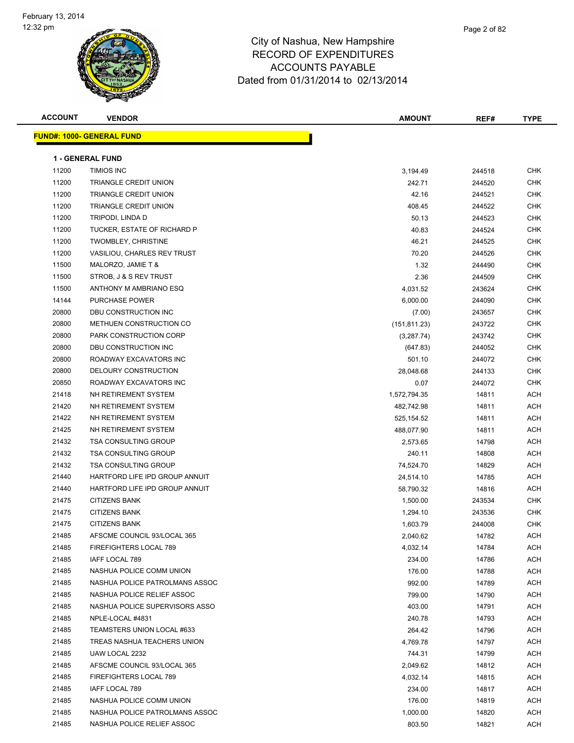City of Nashua, New Hampshire
RECORD OF EXPENDITURES
ACCOUNTS PAYABLE
Dated from 01/31/2014 to 02/13/2014

| ACCOUNT | VENDOR | AMOUNT | REF# | TYPE |
|---|---|---|---|---|

**FUND#: 1000- GENERAL FUND**

**1 - GENERAL FUND**

| ACCOUNT | VENDOR | AMOUNT | REF# | TYPE |
|---|---|---|---|---|
| 11200 | TIMIOS INC | 3,194.49 | 244518 | CHK |
| 11200 | TRIANGLE CREDIT UNION | 242.71 | 244520 | CHK |
| 11200 | TRIANGLE CREDIT UNION | 42.16 | 244521 | CHK |
| 11200 | TRIANGLE CREDIT UNION | 408.45 | 244522 | CHK |
| 11200 | TRIPODI, LINDA D | 50.13 | 244523 | CHK |
| 11200 | TUCKER, ESTATE OF RICHARD P | 40.83 | 244524 | CHK |
| 11200 | TWOMBLEY, CHRISTINE | 46.21 | 244525 | CHK |
| 11200 | VASILIOU, CHARLES REV TRUST | 70.20 | 244526 | CHK |
| 11500 | MALORZO, JAMIE T & | 1.32 | 244490 | CHK |
| 11500 | STROB, J & S REV TRUST | 2.36 | 244509 | CHK |
| 11500 | ANTHONY M AMBRIANO ESQ | 4,031.52 | 243624 | CHK |
| 14144 | PURCHASE POWER | 6,000.00 | 244090 | CHK |
| 20800 | DBU CONSTRUCTION INC | (7.00) | 243657 | CHK |
| 20800 | METHUEN CONSTRUCTION CO | (151,811.23) | 243722 | CHK |
| 20800 | PARK CONSTRUCTION CORP | (3,287.74) | 243742 | CHK |
| 20800 | DBU CONSTRUCTION INC | (647.83) | 244052 | CHK |
| 20800 | ROADWAY EXCAVATORS INC | 501.10 | 244072 | CHK |
| 20800 | DELOURY CONSTRUCTION | 28,048.68 | 244133 | CHK |
| 20850 | ROADWAY EXCAVATORS INC | 0.07 | 244072 | CHK |
| 21418 | NH RETIREMENT SYSTEM | 1,572,794.35 | 14811 | ACH |
| 21420 | NH RETIREMENT SYSTEM | 482,742.98 | 14811 | ACH |
| 21422 | NH RETIREMENT SYSTEM | 525,154.52 | 14811 | ACH |
| 21425 | NH RETIREMENT SYSTEM | 488,077.90 | 14811 | ACH |
| 21432 | TSA CONSULTING GROUP | 2,573.65 | 14798 | ACH |
| 21432 | TSA CONSULTING GROUP | 240.11 | 14808 | ACH |
| 21432 | TSA CONSULTING GROUP | 74,524.70 | 14829 | ACH |
| 21440 | HARTFORD LIFE IPD GROUP ANNUIT | 24,514.10 | 14785 | ACH |
| 21440 | HARTFORD LIFE IPD GROUP ANNUIT | 58,790.32 | 14816 | ACH |
| 21475 | CITIZENS BANK | 1,500.00 | 243534 | CHK |
| 21475 | CITIZENS BANK | 1,294.10 | 243536 | CHK |
| 21475 | CITIZENS BANK | 1,603.79 | 244008 | CHK |
| 21485 | AFSCME COUNCIL 93/LOCAL 365 | 2,040.62 | 14782 | ACH |
| 21485 | FIREFIGHTERS LOCAL 789 | 4,032.14 | 14784 | ACH |
| 21485 | IAFF LOCAL 789 | 234.00 | 14786 | ACH |
| 21485 | NASHUA POLICE COMM UNION | 176.00 | 14788 | ACH |
| 21485 | NASHUA POLICE PATROLMANS ASSOC | 992.00 | 14789 | ACH |
| 21485 | NASHUA POLICE RELIEF ASSOC | 799.00 | 14790 | ACH |
| 21485 | NASHUA POLICE SUPERVISORS ASSO | 403.00 | 14791 | ACH |
| 21485 | NPLE-LOCAL #4831 | 240.78 | 14793 | ACH |
| 21485 | TEAMSTERS UNION LOCAL #633 | 264.42 | 14796 | ACH |
| 21485 | TREAS NASHUA TEACHERS UNION | 4,769.78 | 14797 | ACH |
| 21485 | UAW LOCAL 2232 | 744.31 | 14799 | ACH |
| 21485 | AFSCME COUNCIL 93/LOCAL 365 | 2,049.62 | 14812 | ACH |
| 21485 | FIREFIGHTERS LOCAL 789 | 4,032.14 | 14815 | ACH |
| 21485 | IAFF LOCAL 789 | 234.00 | 14817 | ACH |
| 21485 | NASHUA POLICE COMM UNION | 176.00 | 14819 | ACH |
| 21485 | NASHUA POLICE PATROLMANS ASSOC | 1,000.00 | 14820 | ACH |
| 21485 | NASHUA POLICE RELIEF ASSOC | 803.50 | 14821 | ACH |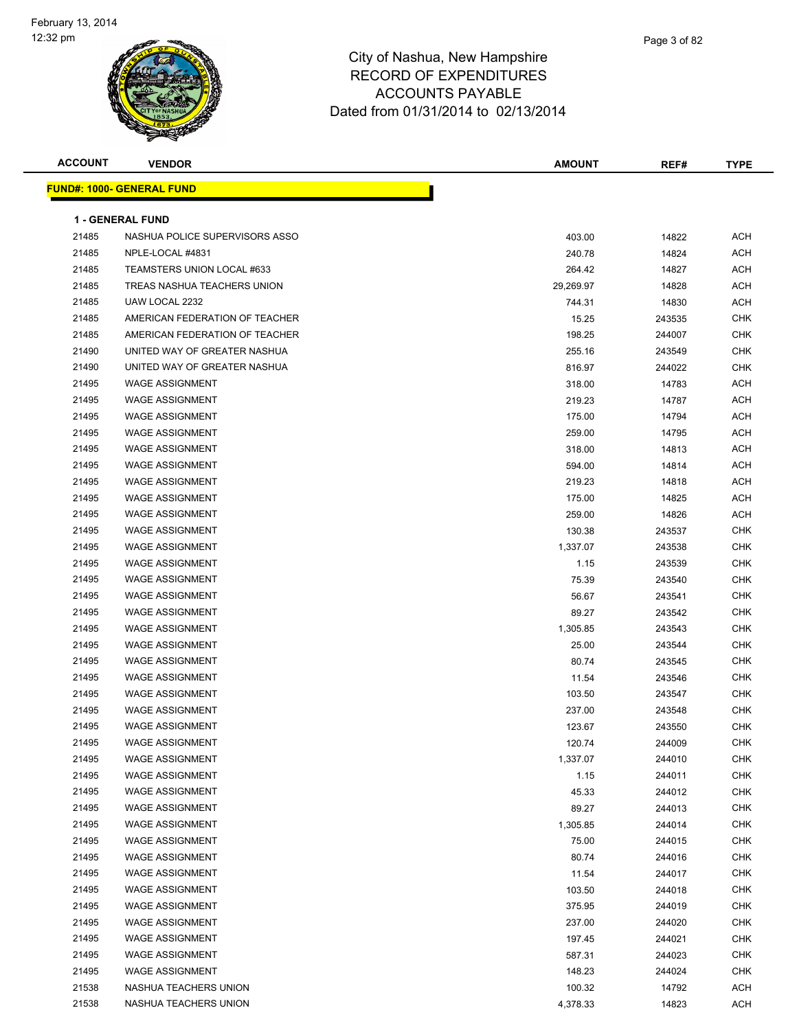# City of Nashua, New Hampshire
## RECORD OF EXPENDITURES
## ACCOUNTS PAYABLE
## Dated from 01/31/2014 to 02/13/2014

**FUND#: 1000- GENERAL FUND**

**1 - GENERAL FUND**

| ACCOUNT | VENDOR | AMOUNT | REF# | TYPE |
|---|---|---|---|---|
| 21485 | NASHUA POLICE SUPERVISORS ASSO | 403.00 | 14822 | ACH |
| 21485 | NPLE-LOCAL #4831 | 240.78 | 14824 | ACH |
| 21485 | TEAMSTERS UNION LOCAL #633 | 264.42 | 14827 | ACH |
| 21485 | TREAS NASHUA TEACHERS UNION | 29,269.97 | 14828 | ACH |
| 21485 | UAW LOCAL 2232 | 744.31 | 14830 | ACH |
| 21485 | AMERICAN FEDERATION OF TEACHER | 15.25 | 243535 | CHK |
| 21485 | AMERICAN FEDERATION OF TEACHER | 198.25 | 244007 | CHK |
| 21490 | UNITED WAY OF GREATER NASHUA | 255.16 | 243549 | CHK |
| 21490 | UNITED WAY OF GREATER NASHUA | 816.97 | 244022 | CHK |
| 21495 | WAGE ASSIGNMENT | 318.00 | 14783 | ACH |
| 21495 | WAGE ASSIGNMENT | 219.23 | 14787 | ACH |
| 21495 | WAGE ASSIGNMENT | 175.00 | 14794 | ACH |
| 21495 | WAGE ASSIGNMENT | 259.00 | 14795 | ACH |
| 21495 | WAGE ASSIGNMENT | 318.00 | 14813 | ACH |
| 21495 | WAGE ASSIGNMENT | 594.00 | 14814 | ACH |
| 21495 | WAGE ASSIGNMENT | 219.23 | 14818 | ACH |
| 21495 | WAGE ASSIGNMENT | 175.00 | 14825 | ACH |
| 21495 | WAGE ASSIGNMENT | 259.00 | 14826 | ACH |
| 21495 | WAGE ASSIGNMENT | 130.38 | 243537 | CHK |
| 21495 | WAGE ASSIGNMENT | 1,337.07 | 243538 | CHK |
| 21495 | WAGE ASSIGNMENT | 1.15 | 243539 | CHK |
| 21495 | WAGE ASSIGNMENT | 75.39 | 243540 | CHK |
| 21495 | WAGE ASSIGNMENT | 56.67 | 243541 | CHK |
| 21495 | WAGE ASSIGNMENT | 89.27 | 243542 | CHK |
| 21495 | WAGE ASSIGNMENT | 1,305.85 | 243543 | CHK |
| 21495 | WAGE ASSIGNMENT | 25.00 | 243544 | CHK |
| 21495 | WAGE ASSIGNMENT | 80.74 | 243545 | CHK |
| 21495 | WAGE ASSIGNMENT | 11.54 | 243546 | CHK |
| 21495 | WAGE ASSIGNMENT | 103.50 | 243547 | CHK |
| 21495 | WAGE ASSIGNMENT | 237.00 | 243548 | CHK |
| 21495 | WAGE ASSIGNMENT | 123.67 | 243550 | CHK |
| 21495 | WAGE ASSIGNMENT | 120.74 | 244009 | CHK |
| 21495 | WAGE ASSIGNMENT | 1,337.07 | 244010 | CHK |
| 21495 | WAGE ASSIGNMENT | 1.15 | 244011 | CHK |
| 21495 | WAGE ASSIGNMENT | 45.33 | 244012 | CHK |
| 21495 | WAGE ASSIGNMENT | 89.27 | 244013 | CHK |
| 21495 | WAGE ASSIGNMENT | 1,305.85 | 244014 | CHK |
| 21495 | WAGE ASSIGNMENT | 75.00 | 244015 | CHK |
| 21495 | WAGE ASSIGNMENT | 80.74 | 244016 | CHK |
| 21495 | WAGE ASSIGNMENT | 11.54 | 244017 | CHK |
| 21495 | WAGE ASSIGNMENT | 103.50 | 244018 | CHK |
| 21495 | WAGE ASSIGNMENT | 375.95 | 244019 | CHK |
| 21495 | WAGE ASSIGNMENT | 237.00 | 244020 | CHK |
| 21495 | WAGE ASSIGNMENT | 197.45 | 244021 | CHK |
| 21495 | WAGE ASSIGNMENT | 587.31 | 244023 | CHK |
| 21495 | WAGE ASSIGNMENT | 148.23 | 244024 | CHK |
| 21538 | NASHUA TEACHERS UNION | 100.32 | 14792 | ACH |
| 21538 | NASHUA TEACHERS UNION | 4,378.33 | 14823 | ACH |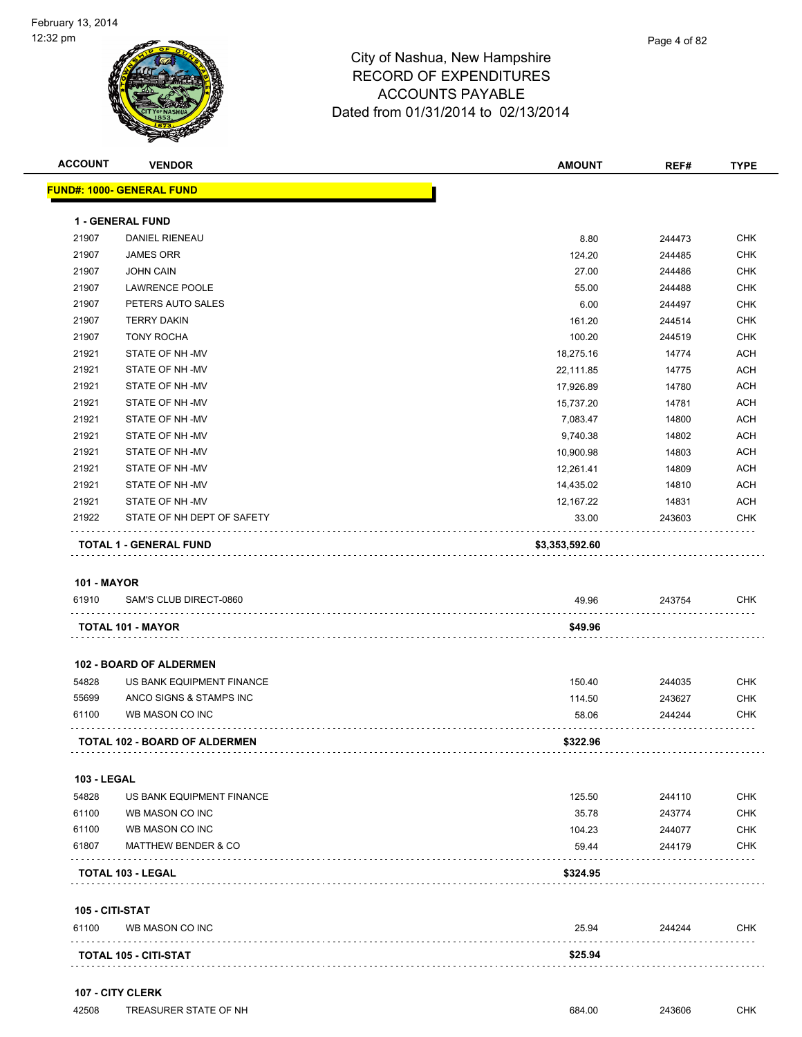City of Nashua, New Hampshire
RECORD OF EXPENDITURES
ACCOUNTS PAYABLE
Dated from 01/31/2014 to 02/13/2014

| ACCOUNT | VENDOR | AMOUNT | REF# | TYPE |
|---|---|---|---|---|
| **FUND#: 1000- GENERAL FUND** | | | | |
| **1 - GENERAL FUND** | | | | |
| 21907 | DANIEL RIENEAU | 8.80 | 244473 | CHK |
| 21907 | JAMES ORR | 124.20 | 244485 | CHK |
| 21907 | JOHN CAIN | 27.00 | 244486 | CHK |
| 21907 | LAWRENCE POOLE | 55.00 | 244488 | CHK |
| 21907 | PETERS AUTO SALES | 6.00 | 244497 | CHK |
| 21907 | TERRY DAKIN | 161.20 | 244514 | CHK |
| 21907 | TONY ROCHA | 100.20 | 244519 | CHK |
| 21921 | STATE OF NH -MV | 18,275.16 | 14774 | ACH |
| 21921 | STATE OF NH -MV | 22,111.85 | 14775 | ACH |
| 21921 | STATE OF NH -MV | 17,926.89 | 14780 | ACH |
| 21921 | STATE OF NH -MV | 15,737.20 | 14781 | ACH |
| 21921 | STATE OF NH -MV | 7,083.47 | 14800 | ACH |
| 21921 | STATE OF NH -MV | 9,740.38 | 14802 | ACH |
| 21921 | STATE OF NH -MV | 10,900.98 | 14803 | ACH |
| 21921 | STATE OF NH -MV | 12,261.41 | 14809 | ACH |
| 21921 | STATE OF NH -MV | 14,435.02 | 14810 | ACH |
| 21921 | STATE OF NH -MV | 12,167.22 | 14831 | ACH |
| 21922 | STATE OF NH DEPT OF SAFETY | 33.00 | 243603 | CHK |
| **TOTAL 1 - GENERAL FUND** | | **$3,353,592.60** | | |
| **101 - MAYOR** | | | | |
| 61910 | SAM'S CLUB DIRECT-0860 | 49.96 | 243754 | CHK |
| **TOTAL 101 - MAYOR** | | **$49.96** | | |
| **102 - BOARD OF ALDERMEN** | | | | |
| 54828 | US BANK EQUIPMENT FINANCE | 150.40 | 244035 | CHK |
| 55699 | ANCO SIGNS & STAMPS INC | 114.50 | 243627 | CHK |
| 61100 | WB MASON CO INC | 58.06 | 244244 | CHK |
| **TOTAL 102 - BOARD OF ALDERMEN** | | **$322.96** | | |
| **103 - LEGAL** | | | | |
| 54828 | US BANK EQUIPMENT FINANCE | 125.50 | 244110 | CHK |
| 61100 | WB MASON CO INC | 35.78 | 243774 | CHK |
| 61100 | WB MASON CO INC | 104.23 | 244077 | CHK |
| 61807 | MATTHEW BENDER & CO | 59.44 | 244179 | CHK |
| **TOTAL 103 - LEGAL** | | **$324.95** | | |
| **105 - CITI-STAT** | | | | |
| 61100 | WB MASON CO INC | 25.94 | 244244 | CHK |
| **TOTAL 105 - CITI-STAT** | | **$25.94** | | |
| **107 - CITY CLERK** | | | | |
| 42508 | TREASURER STATE OF NH | 684.00 | 243606 | CHK |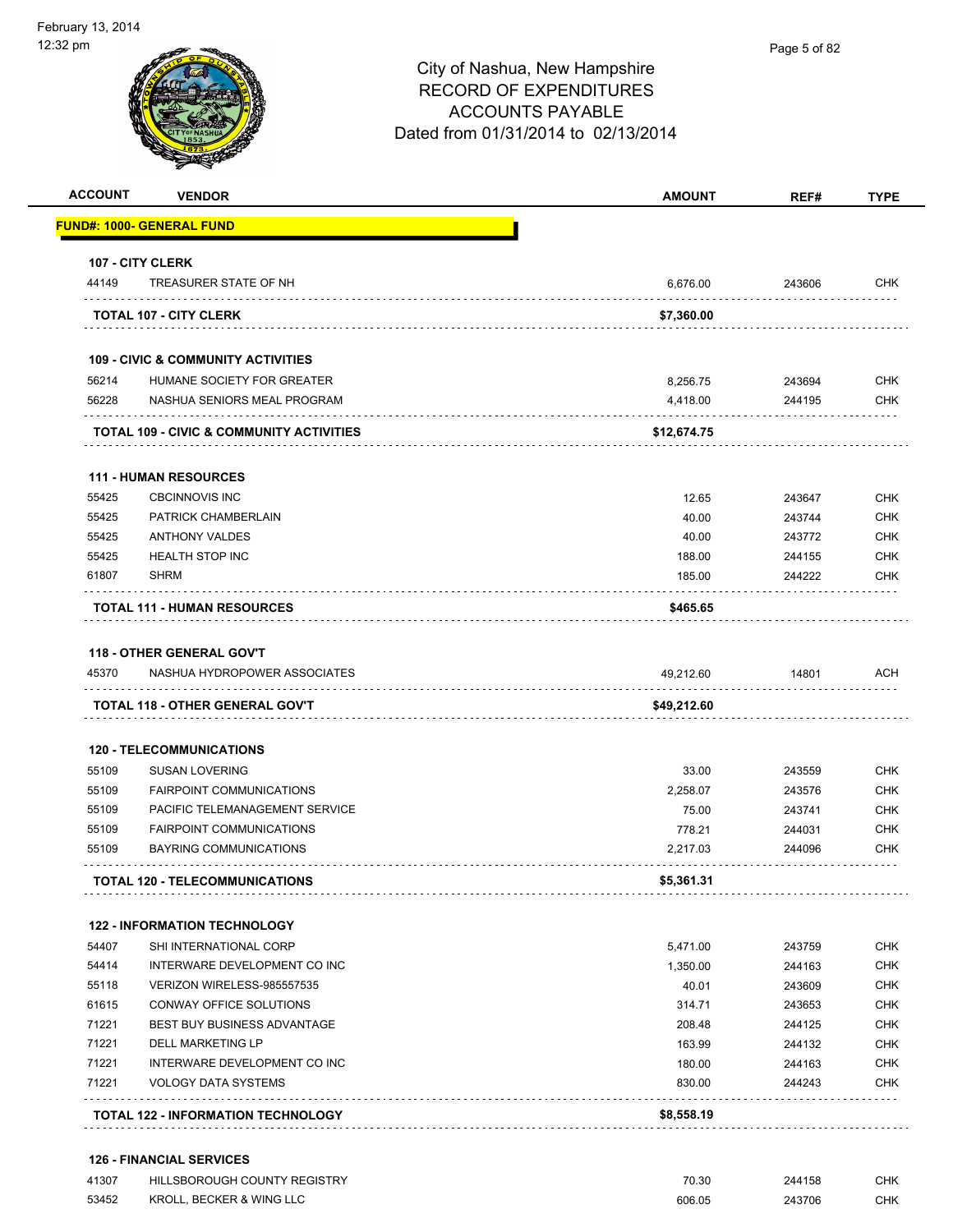# City of Nashua, New Hampshire
## RECORD OF EXPENDITURES
## ACCOUNTS PAYABLE
### Dated from 01/31/2014 to 02/13/2014

| ACCOUNT | VENDOR | AMOUNT | REF# | TYPE |
|---|---|---|---|---|
| **FUND#: 1000- GENERAL FUND** | | | | |
| **107 - CITY CLERK** | | | | |
| 44149 | TREASURER STATE OF NH | 6,676.00 | 243606 | CHK |
| | **TOTAL 107 - CITY CLERK** | **$7,360.00** | | |
| **109 - CIVIC & COMMUNITY ACTIVITIES** | | | | |
| 56214 | HUMANE SOCIETY FOR GREATER | 8,256.75 | 243694 | CHK |
| 56228 | NASHUA SENIORS MEAL PROGRAM | 4,418.00 | 244195 | CHK |
| | **TOTAL 109 - CIVIC & COMMUNITY ACTIVITIES** | **$12,674.75** | | |
| **111 - HUMAN RESOURCES** | | | | |
| 55425 | CBCINNOVIS INC | 12.65 | 243647 | CHK |
| 55425 | PATRICK CHAMBERLAIN | 40.00 | 243744 | CHK |
| 55425 | ANTHONY VALDES | 40.00 | 243772 | CHK |
| 55425 | HEALTH STOP INC | 188.00 | 244155 | CHK |
| 61807 | SHRM | 185.00 | 244222 | CHK |
| | **TOTAL 111 - HUMAN RESOURCES** | **$465.65** | | |
| **118 - OTHER GENERAL GOV'T** | | | | |
| 45370 | NASHUA HYDROPOWER ASSOCIATES | 49,212.60 | 14801 | ACH |
| | **TOTAL 118 - OTHER GENERAL GOV'T** | **$49,212.60** | | |
| **120 - TELECOMMUNICATIONS** | | | | |
| 55109 | SUSAN LOVERING | 33.00 | 243559 | CHK |
| 55109 | FAIRPOINT COMMUNICATIONS | 2,258.07 | 243576 | CHK |
| 55109 | PACIFIC TELEMANAGEMENT SERVICE | 75.00 | 243741 | CHK |
| 55109 | FAIRPOINT COMMUNICATIONS | 778.21 | 244031 | CHK |
| 55109 | BAYRING COMMUNICATIONS | 2,217.03 | 244096 | CHK |
| | **TOTAL 120 - TELECOMMUNICATIONS** | **$5,361.31** | | |
| **122 - INFORMATION TECHNOLOGY** | | | | |
| 54407 | SHI INTERNATIONAL CORP | 5,471.00 | 243759 | CHK |
| 54414 | INTERWARE DEVELOPMENT CO INC | 1,350.00 | 244163 | CHK |
| 55118 | VERIZON WIRELESS-985557535 | 40.01 | 243609 | CHK |
| 61615 | CONWAY OFFICE SOLUTIONS | 314.71 | 243653 | CHK |
| 71221 | BEST BUY BUSINESS ADVANTAGE | 208.48 | 244125 | CHK |
| 71221 | DELL MARKETING LP | 163.99 | 244132 | CHK |
| 71221 | INTERWARE DEVELOPMENT CO INC | 180.00 | 244163 | CHK |
| 71221 | VOLOGY DATA SYSTEMS | 830.00 | 244243 | CHK |
| | **TOTAL 122 - INFORMATION TECHNOLOGY** | **$8,558.19** | | |
| **126 - FINANCIAL SERVICES** | | | | |
| 41307 | HILLSBOROUGH COUNTY REGISTRY | 70.30 | 244158 | CHK |
| 53452 | KROLL, BECKER & WING LLC | 606.05 | 243706 | CHK |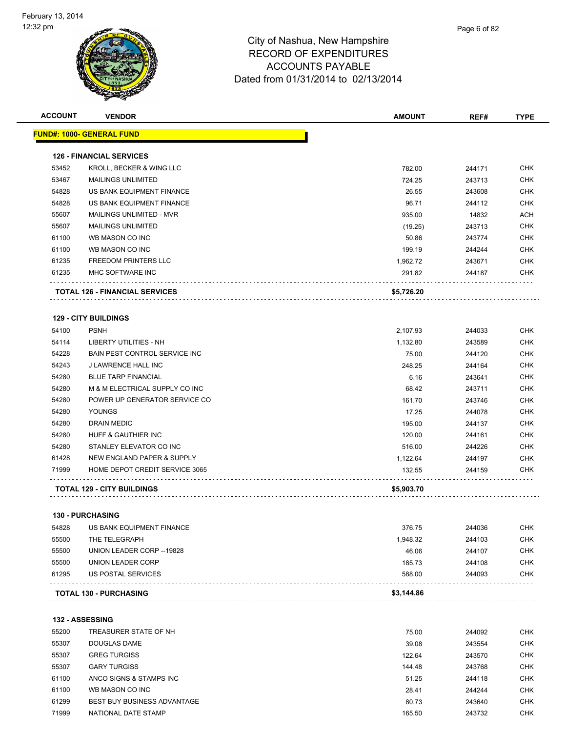City of Nashua, New Hampshire
RECORD OF EXPENDITURES
ACCOUNTS PAYABLE
Dated from 01/31/2014 to 02/13/2014

February 13, 2014
12:32 pm

**FUND#: 1000- GENERAL FUND**

| ACCOUNT | VENDOR | AMOUNT | REF# | TYPE |
|---|---|---|---|---|
| **126 - FINANCIAL SERVICES** | | | | |
| 53452 | KROLL, BECKER & WING LLC | 782.00 | 244171 | CHK |
| 53467 | MAILINGS UNLIMITED | 724.25 | 243713 | CHK |
| 54828 | US BANK EQUIPMENT FINANCE | 26.55 | 243608 | CHK |
| 54828 | US BANK EQUIPMENT FINANCE | 96.71 | 244112 | CHK |
| 55607 | MAILINGS UNLIMITED - MVR | 935.00 | 14832 | ACH |
| 55607 | MAILINGS UNLIMITED | (19.25) | 243713 | CHK |
| 61100 | WB MASON CO INC | 50.86 | 243774 | CHK |
| 61100 | WB MASON CO INC | 199.19 | 244244 | CHK |
| 61235 | FREEDOM PRINTERS LLC | 1,962.72 | 243671 | CHK |
| 61235 | MHC SOFTWARE INC | 291.82 | 244187 | CHK |
| | **TOTAL 126 - FINANCIAL SERVICES** | **$5,726.20** | | |
| **129 - CITY BUILDINGS** | | | | |
| 54100 | PSNH | 2,107.93 | 244033 | CHK |
| 54114 | LIBERTY UTILITIES - NH | 1,132.80 | 243589 | CHK |
| 54228 | BAIN PEST CONTROL SERVICE INC | 75.00 | 244120 | CHK |
| 54243 | J LAWRENCE HALL INC | 248.25 | 244164 | CHK |
| 54280 | BLUE TARP FINANCIAL | 6.16 | 243641 | CHK |
| 54280 | M & M ELECTRICAL SUPPLY CO INC | 68.42 | 243711 | CHK |
| 54280 | POWER UP GENERATOR SERVICE CO | 161.70 | 243746 | CHK |
| 54280 | YOUNGS | 17.25 | 244078 | CHK |
| 54280 | DRAIN MEDIC | 195.00 | 244137 | CHK |
| 54280 | HUFF & GAUTHIER INC | 120.00 | 244161 | CHK |
| 54280 | STANLEY ELEVATOR CO INC | 516.00 | 244226 | CHK |
| 61428 | NEW ENGLAND PAPER & SUPPLY | 1,122.64 | 244197 | CHK |
| 71999 | HOME DEPOT CREDIT SERVICE 3065 | 132.55 | 244159 | CHK |
| | **TOTAL 129 - CITY BUILDINGS** | **$5,903.70** | | |
| **130 - PURCHASING** | | | | |
| 54828 | US BANK EQUIPMENT FINANCE | 376.75 | 244036 | CHK |
| 55500 | THE TELEGRAPH | 1,948.32 | 244103 | CHK |
| 55500 | UNION LEADER CORP --19828 | 46.06 | 244107 | CHK |
| 55500 | UNION LEADER CORP | 185.73 | 244108 | CHK |
| 61295 | US POSTAL SERVICES | 588.00 | 244093 | CHK |
| | **TOTAL 130 - PURCHASING** | **$3,144.86** | | |
| **132 - ASSESSING** | | | | |
| 55200 | TREASURER STATE OF NH | 75.00 | 244092 | CHK |
| 55307 | DOUGLAS DAME | 39.08 | 243554 | CHK |
| 55307 | GREG TURGISS | 122.64 | 243570 | CHK |
| 55307 | GARY TURGISS | 144.48 | 243768 | CHK |
| 61100 | ANCO SIGNS & STAMPS INC | 51.25 | 244118 | CHK |
| 61100 | WB MASON CO INC | 28.41 | 244244 | CHK |
| 61299 | BEST BUY BUSINESS ADVANTAGE | 80.73 | 243640 | CHK |
| 71999 | NATIONAL DATE STAMP | 165.50 | 243732 | CHK |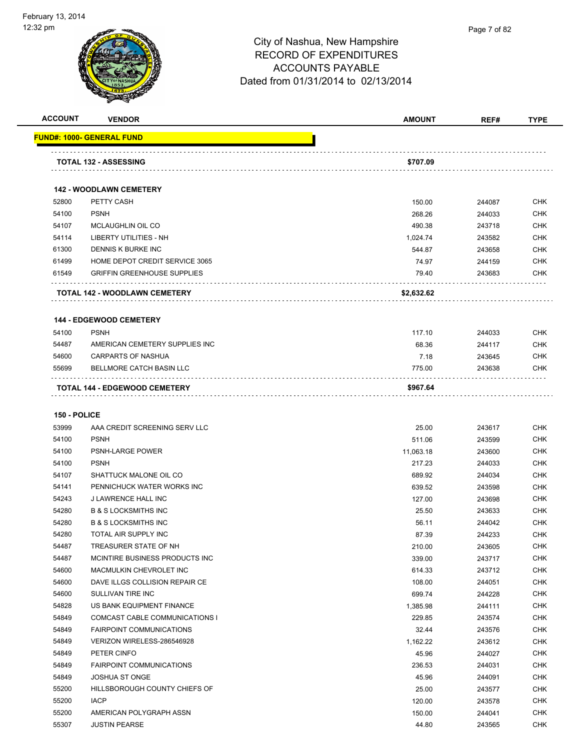# City of Nashua, New Hampshire
## RECORD OF EXPENDITURES
## ACCOUNTS PAYABLE
## Dated from 01/31/2014 to 02/13/2014

| ACCOUNT | VENDOR | AMOUNT | REF# | TYPE |
|---|---|---|---|---|
| **FUND#: 1000- GENERAL FUND** | | | | |
| | **TOTAL 132 - ASSESSING** | **$707.09** | | |
| | **142 - WOODLAWN CEMETERY** | | | |
| 52800 | PETTY CASH | 150.00 | 244087 | CHK |
| 54100 | PSNH | 268.26 | 244033 | CHK |
| 54107 | MCLAUGHLIN OIL CO | 490.38 | 243718 | CHK |
| 54114 | LIBERTY UTILITIES - NH | 1,024.74 | 243582 | CHK |
| 61300 | DENNIS K BURKE INC | 544.87 | 243658 | CHK |
| 61499 | HOME DEPOT CREDIT SERVICE 3065 | 74.97 | 244159 | CHK |
| 61549 | GRIFFIN GREENHOUSE SUPPLIES | 79.40 | 243683 | CHK |
| | **TOTAL 142 - WOODLAWN CEMETERY** | **$2,632.62** | | |
| | **144 - EDGEWOOD CEMETERY** | | | |
| 54100 | PSNH | 117.10 | 244033 | CHK |
| 54487 | AMERICAN CEMETERY SUPPLIES INC | 68.36 | 244117 | CHK |
| 54600 | CARPARTS OF NASHUA | 7.18 | 243645 | CHK |
| 55699 | BELLMORE CATCH BASIN LLC | 775.00 | 243638 | CHK |
| | **TOTAL 144 - EDGEWOOD CEMETERY** | **$967.64** | | |
| **150 - POLICE** | | | | |
| 53999 | AAA CREDIT SCREENING SERV LLC | 25.00 | 243617 | CHK |
| 54100 | PSNH | 511.06 | 243599 | CHK |
| 54100 | PSNH-LARGE POWER | 11,063.18 | 243600 | CHK |
| 54100 | PSNH | 217.23 | 244033 | CHK |
| 54107 | SHATTUCK MALONE OIL CO | 689.92 | 244034 | CHK |
| 54141 | PENNICHUCK WATER WORKS INC | 639.52 | 243598 | CHK |
| 54243 | J LAWRENCE HALL INC | 127.00 | 243698 | CHK |
| 54280 | B & S LOCKSMITHS INC | 25.50 | 243633 | CHK |
| 54280 | B & S LOCKSMITHS INC | 56.11 | 244042 | CHK |
| 54280 | TOTAL AIR SUPPLY INC | 87.39 | 244233 | CHK |
| 54487 | TREASURER STATE OF NH | 210.00 | 243605 | CHK |
| 54487 | MCINTIRE BUSINESS PRODUCTS INC | 339.00 | 243717 | CHK |
| 54600 | MACMULKIN CHEVROLET INC | 614.33 | 243712 | CHK |
| 54600 | DAVE ILLGS COLLISION REPAIR CE | 108.00 | 244051 | CHK |
| 54600 | SULLIVAN TIRE INC | 699.74 | 244228 | CHK |
| 54828 | US BANK EQUIPMENT FINANCE | 1,385.98 | 244111 | CHK |
| 54849 | COMCAST CABLE COMMUNICATIONS I | 229.85 | 243574 | CHK |
| 54849 | FAIRPOINT COMMUNICATIONS | 32.44 | 243576 | CHK |
| 54849 | VERIZON WIRELESS-286546928 | 1,162.22 | 243612 | CHK |
| 54849 | PETER CINFO | 45.96 | 244027 | CHK |
| 54849 | FAIRPOINT COMMUNICATIONS | 236.53 | 244031 | CHK |
| 54849 | JOSHUA ST ONGE | 45.96 | 244091 | CHK |
| 55200 | HILLSBOROUGH COUNTY CHIEFS OF | 25.00 | 243577 | CHK |
| 55200 | IACP | 120.00 | 243578 | CHK |
| 55200 | AMERICAN POLYGRAPH ASSN | 150.00 | 244041 | CHK |
| 55307 | JUSTIN PEARSE | 44.80 | 243565 | CHK |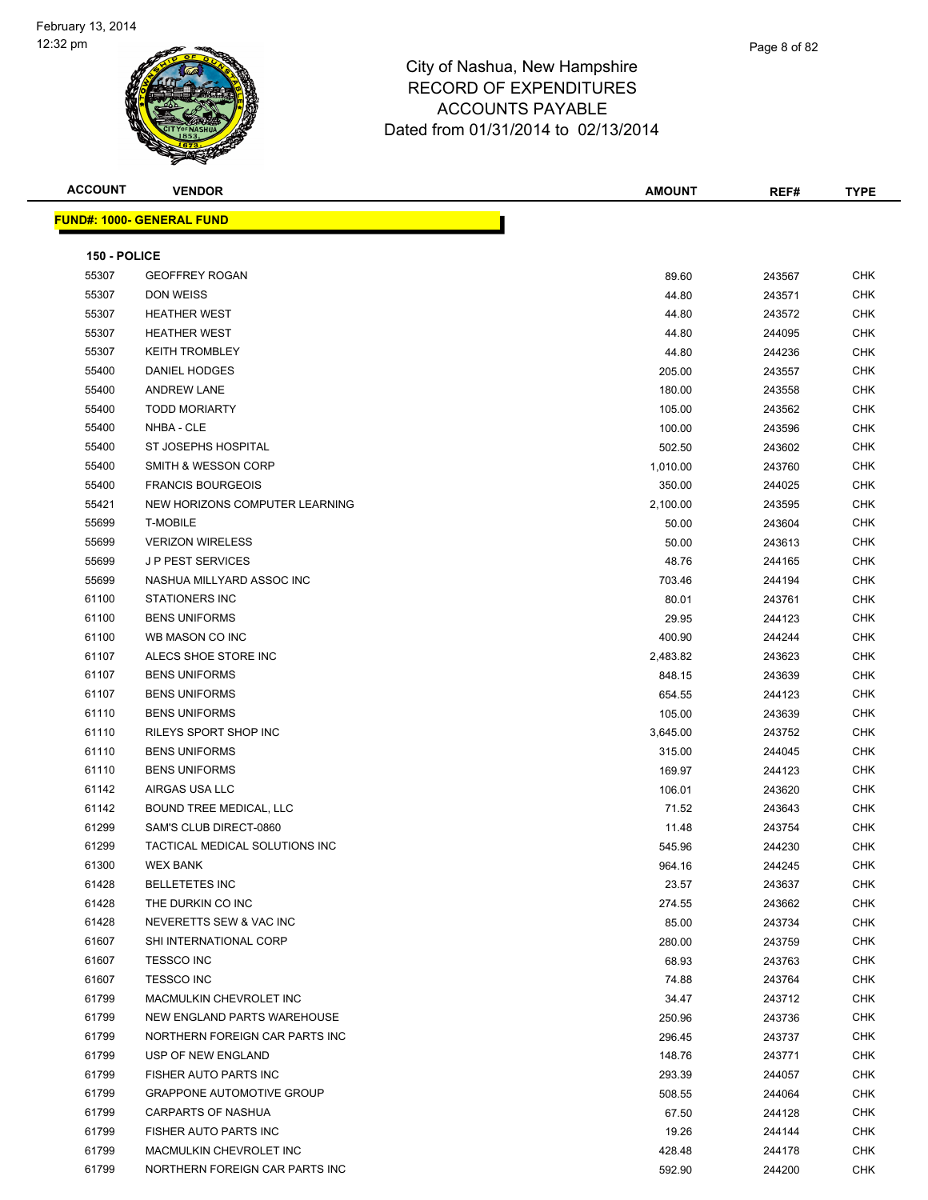City of Nashua, New Hampshire
RECORD OF EXPENDITURES
ACCOUNTS PAYABLE
Dated from 01/31/2014 to 02/13/2014

| ACCOUNT | VENDOR | AMOUNT | REF# | TYPE |
|---|---|---|---|---|

**FUND#: 1000- GENERAL FUND**

**150 - POLICE**

| ACCOUNT | VENDOR | AMOUNT | REF# | TYPE |
|---|---|---|---|---|
| 55307 | GEOFFREY ROGAN | 89.60 | 243567 | CHK |
| 55307 | DON WEISS | 44.80 | 243571 | CHK |
| 55307 | HEATHER WEST | 44.80 | 243572 | CHK |
| 55307 | HEATHER WEST | 44.80 | 244095 | CHK |
| 55307 | KEITH TROMBLEY | 44.80 | 244236 | CHK |
| 55400 | DANIEL HODGES | 205.00 | 243557 | CHK |
| 55400 | ANDREW LANE | 180.00 | 243558 | CHK |
| 55400 | TODD MORIARTY | 105.00 | 243562 | CHK |
| 55400 | NHBA - CLE | 100.00 | 243596 | CHK |
| 55400 | ST JOSEPHS HOSPITAL | 502.50 | 243602 | CHK |
| 55400 | SMITH & WESSON CORP | 1,010.00 | 243760 | CHK |
| 55400 | FRANCIS BOURGEOIS | 350.00 | 244025 | CHK |
| 55421 | NEW HORIZONS COMPUTER LEARNING | 2,100.00 | 243595 | CHK |
| 55699 | T-MOBILE | 50.00 | 243604 | CHK |
| 55699 | VERIZON WIRELESS | 50.00 | 243613 | CHK |
| 55699 | J P PEST SERVICES | 48.76 | 244165 | CHK |
| 55699 | NASHUA MILLYARD ASSOC INC | 703.46 | 244194 | CHK |
| 61100 | STATIONERS INC | 80.01 | 243761 | CHK |
| 61100 | BENS UNIFORMS | 29.95 | 244123 | CHK |
| 61100 | WB MASON CO INC | 400.90 | 244244 | CHK |
| 61107 | ALECS SHOE STORE INC | 2,483.82 | 243623 | CHK |
| 61107 | BENS UNIFORMS | 848.15 | 243639 | CHK |
| 61107 | BENS UNIFORMS | 654.55 | 244123 | CHK |
| 61110 | BENS UNIFORMS | 105.00 | 243639 | CHK |
| 61110 | RILEYS SPORT SHOP INC | 3,645.00 | 243752 | CHK |
| 61110 | BENS UNIFORMS | 315.00 | 244045 | CHK |
| 61110 | BENS UNIFORMS | 169.97 | 244123 | CHK |
| 61142 | AIRGAS USA LLC | 106.01 | 243620 | CHK |
| 61142 | BOUND TREE MEDICAL, LLC | 71.52 | 243643 | CHK |
| 61299 | SAM'S CLUB DIRECT-0860 | 11.48 | 243754 | CHK |
| 61299 | TACTICAL MEDICAL SOLUTIONS INC | 545.96 | 244230 | CHK |
| 61300 | WEX BANK | 964.16 | 244245 | CHK |
| 61428 | BELLETETES INC | 23.57 | 243637 | CHK |
| 61428 | THE DURKIN CO INC | 274.55 | 243662 | CHK |
| 61428 | NEVERETTS SEW & VAC INC | 85.00 | 243734 | CHK |
| 61607 | SHI INTERNATIONAL CORP | 280.00 | 243759 | CHK |
| 61607 | TESSCO INC | 68.93 | 243763 | CHK |
| 61607 | TESSCO INC | 74.88 | 243764 | CHK |
| 61799 | MACMULKIN CHEVROLET INC | 34.47 | 243712 | CHK |
| 61799 | NEW ENGLAND PARTS WAREHOUSE | 250.96 | 243736 | CHK |
| 61799 | NORTHERN FOREIGN CAR PARTS INC | 296.45 | 243737 | CHK |
| 61799 | USP OF NEW ENGLAND | 148.76 | 243771 | CHK |
| 61799 | FISHER AUTO PARTS INC | 293.39 | 244057 | CHK |
| 61799 | GRAPPONE AUTOMOTIVE GROUP | 508.55 | 244064 | CHK |
| 61799 | CARPARTS OF NASHUA | 67.50 | 244128 | CHK |
| 61799 | FISHER AUTO PARTS INC | 19.26 | 244144 | CHK |
| 61799 | MACMULKIN CHEVROLET INC | 428.48 | 244178 | CHK |
| 61799 | NORTHERN FOREIGN CAR PARTS INC | 592.90 | 244200 | CHK |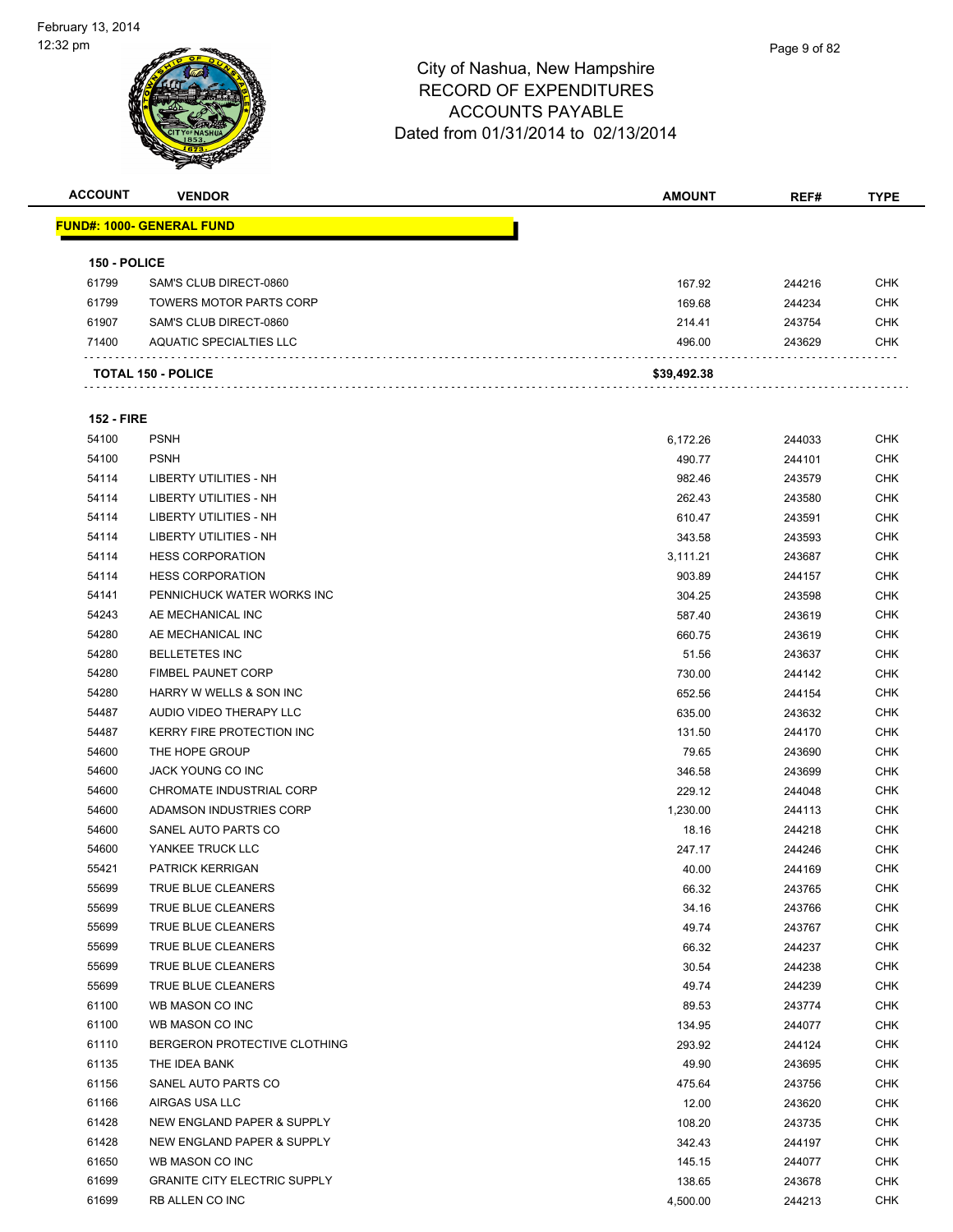City of Nashua, New Hampshire
RECORD OF EXPENDITURES
ACCOUNTS PAYABLE
Dated from 01/31/2014 to 02/13/2014

| ACCOUNT | VENDOR | AMOUNT | REF# | TYPE |
|---|---|---|---|---|
| **FUND#: 1000- GENERAL FUND** | | | | |
| **150 - POLICE** | | | | |
| 61799 | SAM'S CLUB DIRECT-0860 | 167.92 | 244216 | CHK |
| 61799 | TOWERS MOTOR PARTS CORP | 169.68 | 244234 | CHK |
| 61907 | SAM'S CLUB DIRECT-0860 | 214.41 | 243754 | CHK |
| 71400 | AQUATIC SPECIALTIES LLC | 496.00 | 243629 | CHK |
| **TOTAL 150 - POLICE** | | **$39,492.38** | | |
| **152 - FIRE** | | | | |
| 54100 | PSNH | 6,172.26 | 244033 | CHK |
| 54100 | PSNH | 490.77 | 244101 | CHK |
| 54114 | LIBERTY UTILITIES - NH | 982.46 | 243579 | CHK |
| 54114 | LIBERTY UTILITIES - NH | 262.43 | 243580 | CHK |
| 54114 | LIBERTY UTILITIES - NH | 610.47 | 243591 | CHK |
| 54114 | LIBERTY UTILITIES - NH | 343.58 | 243593 | CHK |
| 54114 | HESS CORPORATION | 3,111.21 | 243687 | CHK |
| 54114 | HESS CORPORATION | 903.89 | 244157 | CHK |
| 54141 | PENNICHUCK WATER WORKS INC | 304.25 | 243598 | CHK |
| 54243 | AE MECHANICAL INC | 587.40 | 243619 | CHK |
| 54280 | AE MECHANICAL INC | 660.75 | 243619 | CHK |
| 54280 | BELLETETES INC | 51.56 | 243637 | CHK |
| 54280 | FIMBEL PAUNET CORP | 730.00 | 244142 | CHK |
| 54280 | HARRY W WELLS & SON INC | 652.56 | 244154 | CHK |
| 54487 | AUDIO VIDEO THERAPY LLC | 635.00 | 243632 | CHK |
| 54487 | KERRY FIRE PROTECTION INC | 131.50 | 244170 | CHK |
| 54600 | THE HOPE GROUP | 79.65 | 243690 | CHK |
| 54600 | JACK YOUNG CO INC | 346.58 | 243699 | CHK |
| 54600 | CHROMATE INDUSTRIAL CORP | 229.12 | 244048 | CHK |
| 54600 | ADAMSON INDUSTRIES CORP | 1,230.00 | 244113 | CHK |
| 54600 | SANEL AUTO PARTS CO | 18.16 | 244218 | CHK |
| 54600 | YANKEE TRUCK LLC | 247.17 | 244246 | CHK |
| 55421 | PATRICK KERRIGAN | 40.00 | 244169 | CHK |
| 55699 | TRUE BLUE CLEANERS | 66.32 | 243765 | CHK |
| 55699 | TRUE BLUE CLEANERS | 34.16 | 243766 | CHK |
| 55699 | TRUE BLUE CLEANERS | 49.74 | 243767 | CHK |
| 55699 | TRUE BLUE CLEANERS | 66.32 | 244237 | CHK |
| 55699 | TRUE BLUE CLEANERS | 30.54 | 244238 | CHK |
| 55699 | TRUE BLUE CLEANERS | 49.74 | 244239 | CHK |
| 61100 | WB MASON CO INC | 89.53 | 243774 | CHK |
| 61100 | WB MASON CO INC | 134.95 | 244077 | CHK |
| 61110 | BERGERON PROTECTIVE CLOTHING | 293.92 | 244124 | CHK |
| 61135 | THE IDEA BANK | 49.90 | 243695 | CHK |
| 61156 | SANEL AUTO PARTS CO | 475.64 | 243756 | CHK |
| 61166 | AIRGAS USA LLC | 12.00 | 243620 | CHK |
| 61428 | NEW ENGLAND PAPER & SUPPLY | 108.20 | 243735 | CHK |
| 61428 | NEW ENGLAND PAPER & SUPPLY | 342.43 | 244197 | CHK |
| 61650 | WB MASON CO INC | 145.15 | 244077 | CHK |
| 61699 | GRANITE CITY ELECTRIC SUPPLY | 138.65 | 243678 | CHK |
| 61699 | RB ALLEN CO INC | 4,500.00 | 244213 | CHK |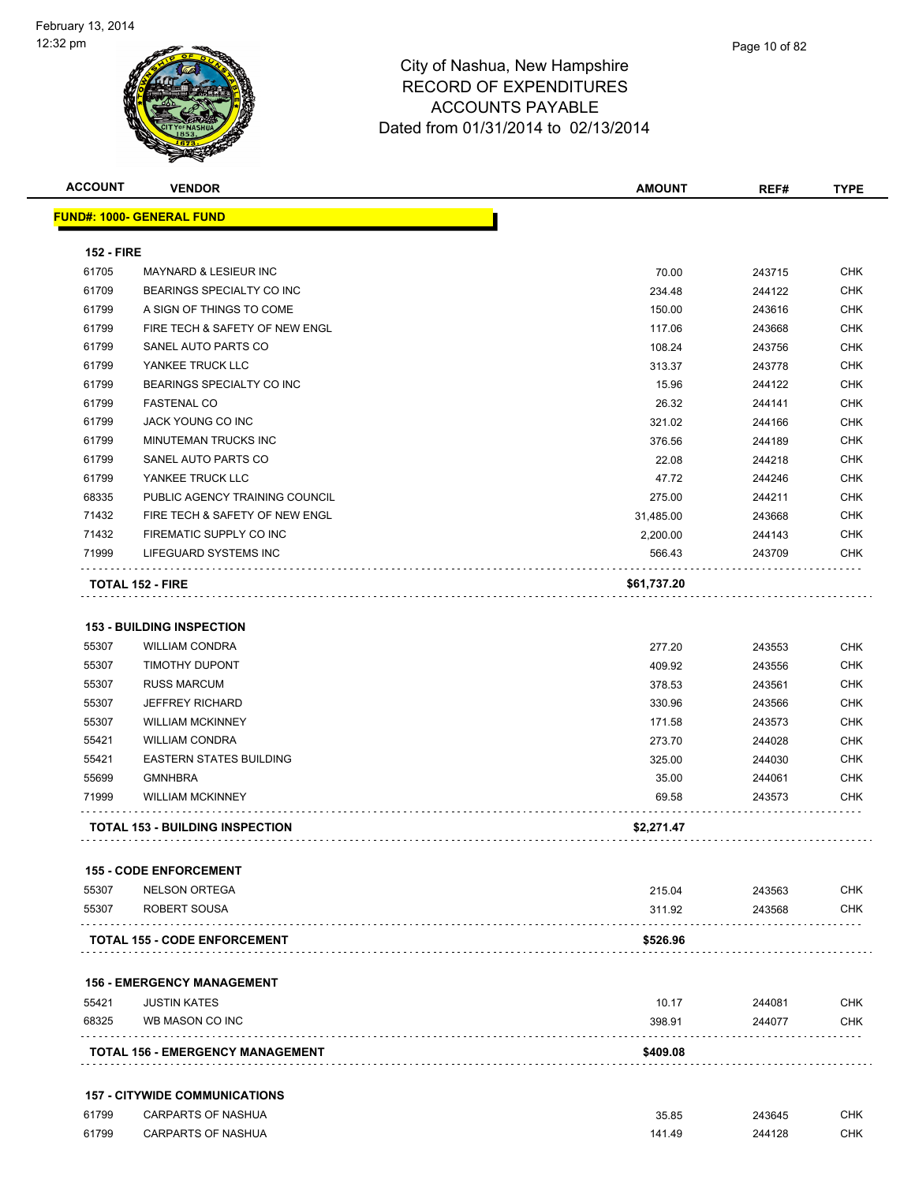# City of Nashua, New Hampshire
## RECORD OF EXPENDITURES
## ACCOUNTS PAYABLE
### Dated from 01/31/2014 to 02/13/2014

| ACCOUNT | VENDOR | AMOUNT | REF# | TYPE |
|---|---|---|---|---|
| **FUND#: 1000- GENERAL FUND** | | | | |
| **152 - FIRE** | | | | |
| 61705 | MAYNARD & LESIEUR INC | 70.00 | 243715 | CHK |
| 61709 | BEARINGS SPECIALTY CO INC | 234.48 | 244122 | CHK |
| 61799 | A SIGN OF THINGS TO COME | 150.00 | 243616 | CHK |
| 61799 | FIRE TECH & SAFETY OF NEW ENGL | 117.06 | 243668 | CHK |
| 61799 | SANEL AUTO PARTS CO | 108.24 | 243756 | CHK |
| 61799 | YANKEE TRUCK LLC | 313.37 | 243778 | CHK |
| 61799 | BEARINGS SPECIALTY CO INC | 15.96 | 244122 | CHK |
| 61799 | FASTENAL CO | 26.32 | 244141 | CHK |
| 61799 | JACK YOUNG CO INC | 321.02 | 244166 | CHK |
| 61799 | MINUTEMAN TRUCKS INC | 376.56 | 244189 | CHK |
| 61799 | SANEL AUTO PARTS CO | 22.08 | 244218 | CHK |
| 61799 | YANKEE TRUCK LLC | 47.72 | 244246 | CHK |
| 68335 | PUBLIC AGENCY TRAINING COUNCIL | 275.00 | 244211 | CHK |
| 71432 | FIRE TECH & SAFETY OF NEW ENGL | 31,485.00 | 243668 | CHK |
| 71432 | FIREMATIC SUPPLY CO INC | 2,200.00 | 244143 | CHK |
| 71999 | LIFEGUARD SYSTEMS INC | 566.43 | 243709 | CHK |
| **TOTAL 152 - FIRE** | | **$61,737.20** | | |
| **153 - BUILDING INSPECTION** | | | | |
| 55307 | WILLIAM CONDRA | 277.20 | 243553 | CHK |
| 55307 | TIMOTHY DUPONT | 409.92 | 243556 | CHK |
| 55307 | RUSS MARCUM | 378.53 | 243561 | CHK |
| 55307 | JEFFREY RICHARD | 330.96 | 243566 | CHK |
| 55307 | WILLIAM MCKINNEY | 171.58 | 243573 | CHK |
| 55421 | WILLIAM CONDRA | 273.70 | 244028 | CHK |
| 55421 | EASTERN STATES BUILDING | 325.00 | 244030 | CHK |
| 55699 | GMNHBRA | 35.00 | 244061 | CHK |
| 71999 | WILLIAM MCKINNEY | 69.58 | 243573 | CHK |
| **TOTAL 153 - BUILDING INSPECTION** | | **$2,271.47** | | |
| **155 - CODE ENFORCEMENT** | | | | |
| 55307 | NELSON ORTEGA | 215.04 | 243563 | CHK |
| 55307 | ROBERT SOUSA | 311.92 | 243568 | CHK |
| **TOTAL 155 - CODE ENFORCEMENT** | | **$526.96** | | |
| **156 - EMERGENCY MANAGEMENT** | | | | |
| 55421 | JUSTIN KATES | 10.17 | 244081 | CHK |
| 68325 | WB MASON CO INC | 398.91 | 244077 | CHK |
| **TOTAL 156 - EMERGENCY MANAGEMENT** | | **$409.08** | | |
| **157 - CITYWIDE COMMUNICATIONS** | | | | |
| 61799 | CARPARTS OF NASHUA | 35.85 | 243645 | CHK |
| 61799 | CARPARTS OF NASHUA | 141.49 | 244128 | CHK |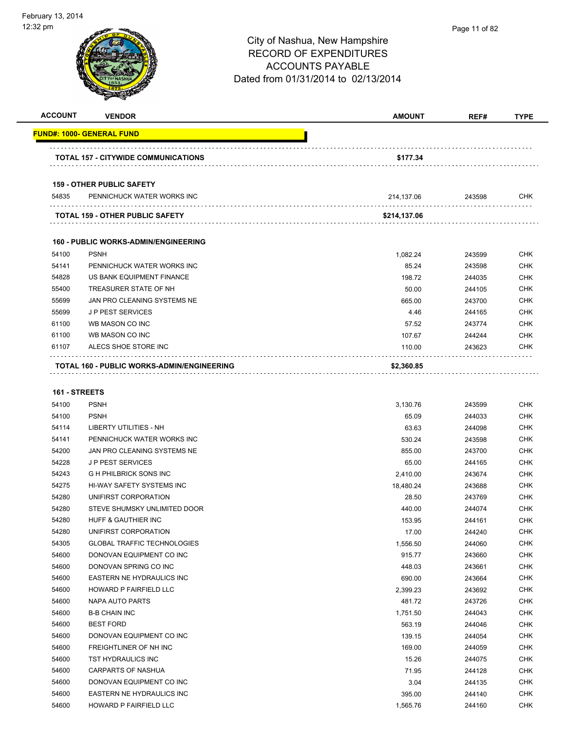City of Nashua, New Hampshire
RECORD OF EXPENDITURES
ACCOUNTS PAYABLE
Dated from 01/31/2014 to 02/13/2014

| ACCOUNT | VENDOR | AMOUNT | REF# | TYPE |
|---|---|---|---|---|
| **FUND#: 1000- GENERAL FUND** | | | | |
| | **TOTAL 157 - CITYWIDE COMMUNICATIONS** | **$177.34** | | |
| **159 - OTHER PUBLIC SAFETY** | | | | |
| 54835 | PENNICHUCK WATER WORKS INC | 214,137.06 | 243598 | CHK |
| | **TOTAL 159 - OTHER PUBLIC SAFETY** | **$214,137.06** | | |
| **160 - PUBLIC WORKS-ADMIN/ENGINEERING** | | | | |
| 54100 | PSNH | 1,082.24 | 243599 | CHK |
| 54141 | PENNICHUCK WATER WORKS INC | 85.24 | 243598 | CHK |
| 54828 | US BANK EQUIPMENT FINANCE | 198.72 | 244035 | CHK |
| 55400 | TREASURER STATE OF NH | 50.00 | 244105 | CHK |
| 55699 | JAN PRO CLEANING SYSTEMS NE | 665.00 | 243700 | CHK |
| 55699 | J P PEST SERVICES | 4.46 | 244165 | CHK |
| 61100 | WB MASON CO INC | 57.52 | 243774 | CHK |
| 61100 | WB MASON CO INC | 107.67 | 244244 | CHK |
| 61107 | ALECS SHOE STORE INC | 110.00 | 243623 | CHK |
| | **TOTAL 160 - PUBLIC WORKS-ADMIN/ENGINEERING** | **$2,360.85** | | |
| **161 - STREETS** | | | | |
| 54100 | PSNH | 3,130.76 | 243599 | CHK |
| 54100 | PSNH | 65.09 | 244033 | CHK |
| 54114 | LIBERTY UTILITIES - NH | 63.63 | 244098 | CHK |
| 54141 | PENNICHUCK WATER WORKS INC | 530.24 | 243598 | CHK |
| 54200 | JAN PRO CLEANING SYSTEMS NE | 855.00 | 243700 | CHK |
| 54228 | J P PEST SERVICES | 65.00 | 244165 | CHK |
| 54243 | G H PHILBRICK SONS INC | 2,410.00 | 243674 | CHK |
| 54275 | HI-WAY SAFETY SYSTEMS INC | 18,480.24 | 243688 | CHK |
| 54280 | UNIFIRST CORPORATION | 28.50 | 243769 | CHK |
| 54280 | STEVE SHUMSKY UNLIMITED DOOR | 440.00 | 244074 | CHK |
| 54280 | HUFF & GAUTHIER INC | 153.95 | 244161 | CHK |
| 54280 | UNIFIRST CORPORATION | 17.00 | 244240 | CHK |
| 54305 | GLOBAL TRAFFIC TECHNOLOGIES | 1,556.50 | 244060 | CHK |
| 54600 | DONOVAN EQUIPMENT CO INC | 915.77 | 243660 | CHK |
| 54600 | DONOVAN SPRING CO INC | 448.03 | 243661 | CHK |
| 54600 | EASTERN NE HYDRAULICS INC | 690.00 | 243664 | CHK |
| 54600 | HOWARD P FAIRFIELD LLC | 2,399.23 | 243692 | CHK |
| 54600 | NAPA AUTO PARTS | 481.72 | 243726 | CHK |
| 54600 | B-B CHAIN INC | 1,751.50 | 244043 | CHK |
| 54600 | BEST FORD | 563.19 | 244046 | CHK |
| 54600 | DONOVAN EQUIPMENT CO INC | 139.15 | 244054 | CHK |
| 54600 | FREIGHTLINER OF NH INC | 169.00 | 244059 | CHK |
| 54600 | TST HYDRAULICS INC | 15.26 | 244075 | CHK |
| 54600 | CARPARTS OF NASHUA | 71.95 | 244128 | CHK |
| 54600 | DONOVAN EQUIPMENT CO INC | 3.04 | 244135 | CHK |
| 54600 | EASTERN NE HYDRAULICS INC | 395.00 | 244140 | CHK |
| 54600 | HOWARD P FAIRFIELD LLC | 1,565.76 | 244160 | CHK |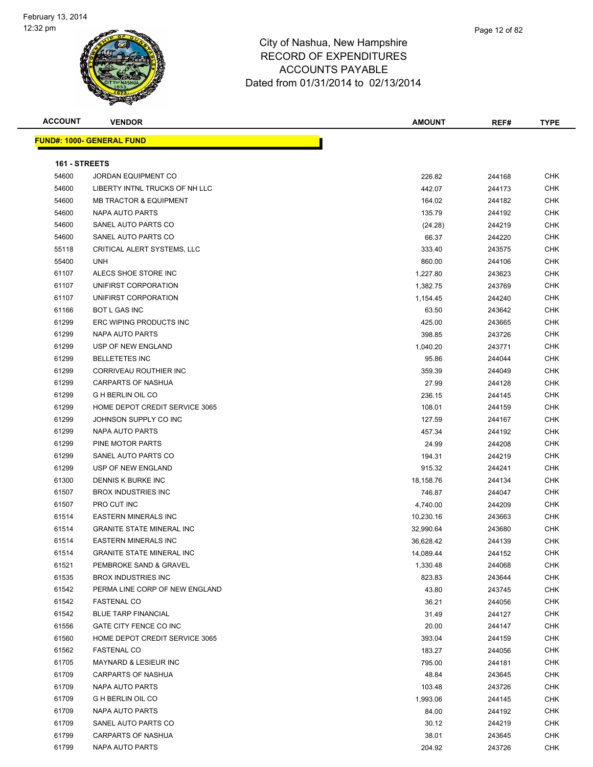# City of Nashua, New Hampshire
## RECORD OF EXPENDITURES
## ACCOUNTS PAYABLE
### Dated from 01/31/2014 to 02/13/2014

| ACCOUNT | VENDOR | AMOUNT | REF# | TYPE |
|---|---|---|---|---|

**FUND#: 1000- GENERAL FUND**

**161 - STREETS**

| ACCOUNT | VENDOR | AMOUNT | REF# | TYPE |
|---|---|---|---|---|
| 54600 | JORDAN EQUIPMENT CO | 226.82 | 244168 | CHK |
| 54600 | LIBERTY INTNL TRUCKS OF NH LLC | 442.07 | 244173 | CHK |
| 54600 | MB TRACTOR & EQUIPMENT | 164.02 | 244182 | CHK |
| 54600 | NAPA AUTO PARTS | 135.79 | 244192 | CHK |
| 54600 | SANEL AUTO PARTS CO | (24.28) | 244219 | CHK |
| 54600 | SANEL AUTO PARTS CO | 66.37 | 244220 | CHK |
| 55118 | CRITICAL ALERT SYSTEMS, LLC | 333.40 | 243575 | CHK |
| 55400 | UNH | 860.00 | 244106 | CHK |
| 61107 | ALECS SHOE STORE INC | 1,227.80 | 243623 | CHK |
| 61107 | UNIFIRST CORPORATION | 1,382.75 | 243769 | CHK |
| 61107 | UNIFIRST CORPORATION | 1,154.45 | 244240 | CHK |
| 61166 | BOT L GAS INC | 63.50 | 243642 | CHK |
| 61299 | ERC WIPING PRODUCTS INC | 425.00 | 243665 | CHK |
| 61299 | NAPA AUTO PARTS | 398.85 | 243726 | CHK |
| 61299 | USP OF NEW ENGLAND | 1,040.20 | 243771 | CHK |
| 61299 | BELLETETES INC | 95.86 | 244044 | CHK |
| 61299 | CORRIVEAU ROUTHIER INC | 359.39 | 244049 | CHK |
| 61299 | CARPARTS OF NASHUA | 27.99 | 244128 | CHK |
| 61299 | G H BERLIN OIL CO | 236.15 | 244145 | CHK |
| 61299 | HOME DEPOT CREDIT SERVICE 3065 | 108.01 | 244159 | CHK |
| 61299 | JOHNSON SUPPLY CO INC | 127.59 | 244167 | CHK |
| 61299 | NAPA AUTO PARTS | 457.34 | 244192 | CHK |
| 61299 | PINE MOTOR PARTS | 24.99 | 244208 | CHK |
| 61299 | SANEL AUTO PARTS CO | 194.31 | 244219 | CHK |
| 61299 | USP OF NEW ENGLAND | 915.32 | 244241 | CHK |
| 61300 | DENNIS K BURKE INC | 18,158.76 | 244134 | CHK |
| 61507 | BROX INDUSTRIES INC | 746.87 | 244047 | CHK |
| 61507 | PRO CUT INC | 4,740.00 | 244209 | CHK |
| 61514 | EASTERN MINERALS INC | 10,230.16 | 243663 | CHK |
| 61514 | GRANITE STATE MINERAL INC | 32,990.64 | 243680 | CHK |
| 61514 | EASTERN MINERALS INC | 36,628.42 | 244139 | CHK |
| 61514 | GRANITE STATE MINERAL INC | 14,089.44 | 244152 | CHK |
| 61521 | PEMBROKE SAND & GRAVEL | 1,330.48 | 244068 | CHK |
| 61535 | BROX INDUSTRIES INC | 823.83 | 243644 | CHK |
| 61542 | PERMA LINE CORP OF NEW ENGLAND | 43.80 | 243745 | CHK |
| 61542 | FASTENAL CO | 36.21 | 244056 | CHK |
| 61542 | BLUE TARP FINANCIAL | 31.49 | 244127 | CHK |
| 61556 | GATE CITY FENCE CO INC | 20.00 | 244147 | CHK |
| 61560 | HOME DEPOT CREDIT SERVICE 3065 | 393.04 | 244159 | CHK |
| 61562 | FASTENAL CO | 183.27 | 244056 | CHK |
| 61705 | MAYNARD & LESIEUR INC | 795.00 | 244181 | CHK |
| 61709 | CARPARTS OF NASHUA | 48.84 | 243645 | CHK |
| 61709 | NAPA AUTO PARTS | 103.48 | 243726 | CHK |
| 61709 | G H BERLIN OIL CO | 1,993.06 | 244145 | CHK |
| 61709 | NAPA AUTO PARTS | 84.00 | 244192 | CHK |
| 61709 | SANEL AUTO PARTS CO | 30.12 | 244219 | CHK |
| 61799 | CARPARTS OF NASHUA | 38.01 | 243645 | CHK |
| 61799 | NAPA AUTO PARTS | 204.92 | 243726 | CHK |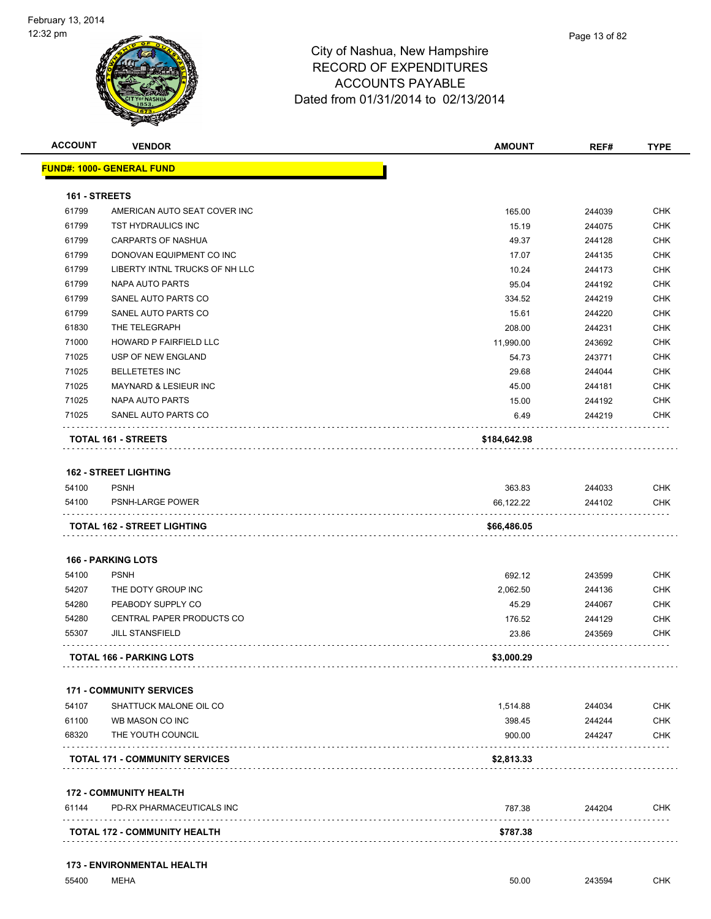# City of Nashua, New Hampshire
## RECORD OF EXPENDITURES
## ACCOUNTS PAYABLE
### Dated from 01/31/2014 to 02/13/2014

| ACCOUNT | VENDOR | AMOUNT | REF# | TYPE |
|---|---|---|---|---|
| **FUND#: 1000- GENERAL FUND** | | | | |
| **161 - STREETS** | | | | |
| 61799 | AMERICAN AUTO SEAT COVER INC | 165.00 | 244039 | CHK |
| 61799 | TST HYDRAULICS INC | 15.19 | 244075 | CHK |
| 61799 | CARPARTS OF NASHUA | 49.37 | 244128 | CHK |
| 61799 | DONOVAN EQUIPMENT CO INC | 17.07 | 244135 | CHK |
| 61799 | LIBERTY INTNL TRUCKS OF NH LLC | 10.24 | 244173 | CHK |
| 61799 | NAPA AUTO PARTS | 95.04 | 244192 | CHK |
| 61799 | SANEL AUTO PARTS CO | 334.52 | 244219 | CHK |
| 61799 | SANEL AUTO PARTS CO | 15.61 | 244220 | CHK |
| 61830 | THE TELEGRAPH | 208.00 | 244231 | CHK |
| 71000 | HOWARD P FAIRFIELD LLC | 11,990.00 | 243692 | CHK |
| 71025 | USP OF NEW ENGLAND | 54.73 | 243771 | CHK |
| 71025 | BELLETETES INC | 29.68 | 244044 | CHK |
| 71025 | MAYNARD & LESIEUR INC | 45.00 | 244181 | CHK |
| 71025 | NAPA AUTO PARTS | 15.00 | 244192 | CHK |
| 71025 | SANEL AUTO PARTS CO | 6.49 | 244219 | CHK |
| **TOTAL 161 - STREETS** | | **$184,642.98** | | |
| **162 - STREET LIGHTING** | | | | |
| 54100 | PSNH | 363.83 | 244033 | CHK |
| 54100 | PSNH-LARGE POWER | 66,122.22 | 244102 | CHK |
| **TOTAL 162 - STREET LIGHTING** | | **$66,486.05** | | |
| **166 - PARKING LOTS** | | | | |
| 54100 | PSNH | 692.12 | 243599 | CHK |
| 54207 | THE DOTY GROUP INC | 2,062.50 | 244136 | CHK |
| 54280 | PEABODY SUPPLY CO | 45.29 | 244067 | CHK |
| 54280 | CENTRAL PAPER PRODUCTS CO | 176.52 | 244129 | CHK |
| 55307 | JILL STANSFIELD | 23.86 | 243569 | CHK |
| **TOTAL 166 - PARKING LOTS** | | **$3,000.29** | | |
| **171 - COMMUNITY SERVICES** | | | | |
| 54107 | SHATTUCK MALONE OIL CO | 1,514.88 | 244034 | CHK |
| 61100 | WB MASON CO INC | 398.45 | 244244 | CHK |
| 68320 | THE YOUTH COUNCIL | 900.00 | 244247 | CHK |
| **TOTAL 171 - COMMUNITY SERVICES** | | **$2,813.33** | | |
| **172 - COMMUNITY HEALTH** | | | | |
| 61144 | PD-RX PHARMACEUTICALS INC | 787.38 | 244204 | CHK |
| **TOTAL 172 - COMMUNITY HEALTH** | | **$787.38** | | |
| **173 - ENVIRONMENTAL HEALTH** | | | | |
| 55400 | MEHA | 50.00 | 243594 | CHK |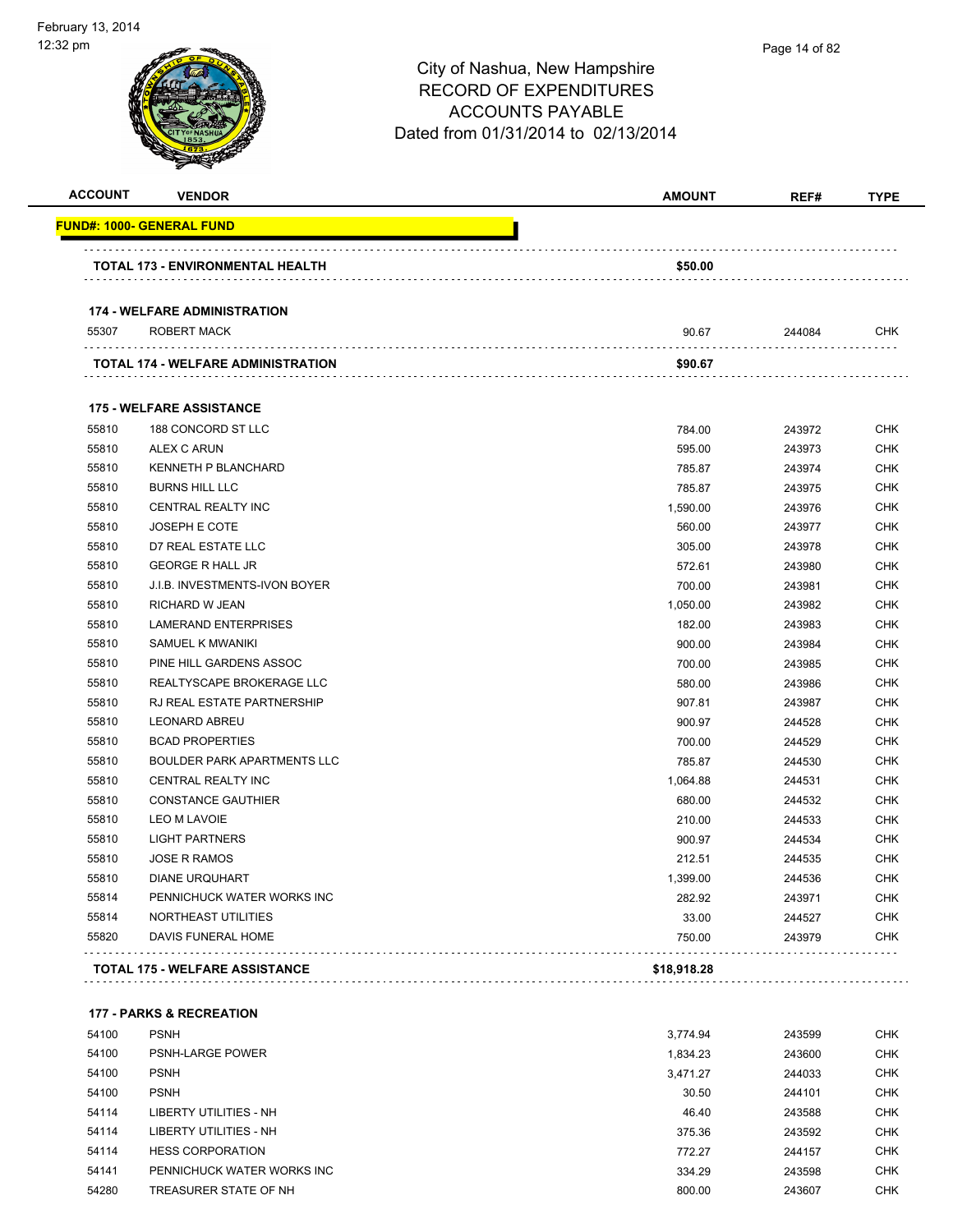City of Nashua, New Hampshire
RECORD OF EXPENDITURES
ACCOUNTS PAYABLE
Dated from 01/31/2014 to 02/13/2014

| ACCOUNT | VENDOR | AMOUNT | REF# | TYPE |
|---|---|---|---|---|
| **FUND#: 1000- GENERAL FUND** | | | | |
| | **TOTAL 173 - ENVIRONMENTAL HEALTH** | **$50.00** | | |
| | **174 - WELFARE ADMINISTRATION** | | | |
| 55307 | ROBERT MACK | 90.67 | 244084 | CHK |
| | **TOTAL 174 - WELFARE ADMINISTRATION** | **$90.67** | | |
| | **175 - WELFARE ASSISTANCE** | | | |
| 55810 | 188 CONCORD ST LLC | 784.00 | 243972 | CHK |
| 55810 | ALEX C ARUN | 595.00 | 243973 | CHK |
| 55810 | KENNETH P BLANCHARD | 785.87 | 243974 | CHK |
| 55810 | BURNS HILL LLC | 785.87 | 243975 | CHK |
| 55810 | CENTRAL REALTY INC | 1,590.00 | 243976 | CHK |
| 55810 | JOSEPH E COTE | 560.00 | 243977 | CHK |
| 55810 | D7 REAL ESTATE LLC | 305.00 | 243978 | CHK |
| 55810 | GEORGE R HALL JR | 572.61 | 243980 | CHK |
| 55810 | J.I.B. INVESTMENTS-IVON BOYER | 700.00 | 243981 | CHK |
| 55810 | RICHARD W JEAN | 1,050.00 | 243982 | CHK |
| 55810 | LAMERAND ENTERPRISES | 182.00 | 243983 | CHK |
| 55810 | SAMUEL K MWANIKI | 900.00 | 243984 | CHK |
| 55810 | PINE HILL GARDENS ASSOC | 700.00 | 243985 | CHK |
| 55810 | REALTYSCAPE BROKERAGE LLC | 580.00 | 243986 | CHK |
| 55810 | RJ REAL ESTATE PARTNERSHIP | 907.81 | 243987 | CHK |
| 55810 | LEONARD ABREU | 900.97 | 244528 | CHK |
| 55810 | BCAD PROPERTIES | 700.00 | 244529 | CHK |
| 55810 | BOULDER PARK APARTMENTS LLC | 785.87 | 244530 | CHK |
| 55810 | CENTRAL REALTY INC | 1,064.88 | 244531 | CHK |
| 55810 | CONSTANCE GAUTHIER | 680.00 | 244532 | CHK |
| 55810 | LEO M LAVOIE | 210.00 | 244533 | CHK |
| 55810 | LIGHT PARTNERS | 900.97 | 244534 | CHK |
| 55810 | JOSE R RAMOS | 212.51 | 244535 | CHK |
| 55810 | DIANE URQUHART | 1,399.00 | 244536 | CHK |
| 55814 | PENNICHUCK WATER WORKS INC | 282.92 | 243971 | CHK |
| 55814 | NORTHEAST UTILITIES | 33.00 | 244527 | CHK |
| 55820 | DAVIS FUNERAL HOME | 750.00 | 243979 | CHK |
| | **TOTAL 175 - WELFARE ASSISTANCE** | **$18,918.28** | | |
| | **177 - PARKS & RECREATION** | | | |
| 54100 | PSNH | 3,774.94 | 243599 | CHK |
| 54100 | PSNH-LARGE POWER | 1,834.23 | 243600 | CHK |
| 54100 | PSNH | 3,471.27 | 244033 | CHK |
| 54100 | PSNH | 30.50 | 244101 | CHK |
| 54114 | LIBERTY UTILITIES - NH | 46.40 | 243588 | CHK |
| 54114 | LIBERTY UTILITIES - NH | 375.36 | 243592 | CHK |
| 54114 | HESS CORPORATION | 772.27 | 244157 | CHK |
| 54141 | PENNICHUCK WATER WORKS INC | 334.29 | 243598 | CHK |
| 54280 | TREASURER STATE OF NH | 800.00 | 243607 | CHK |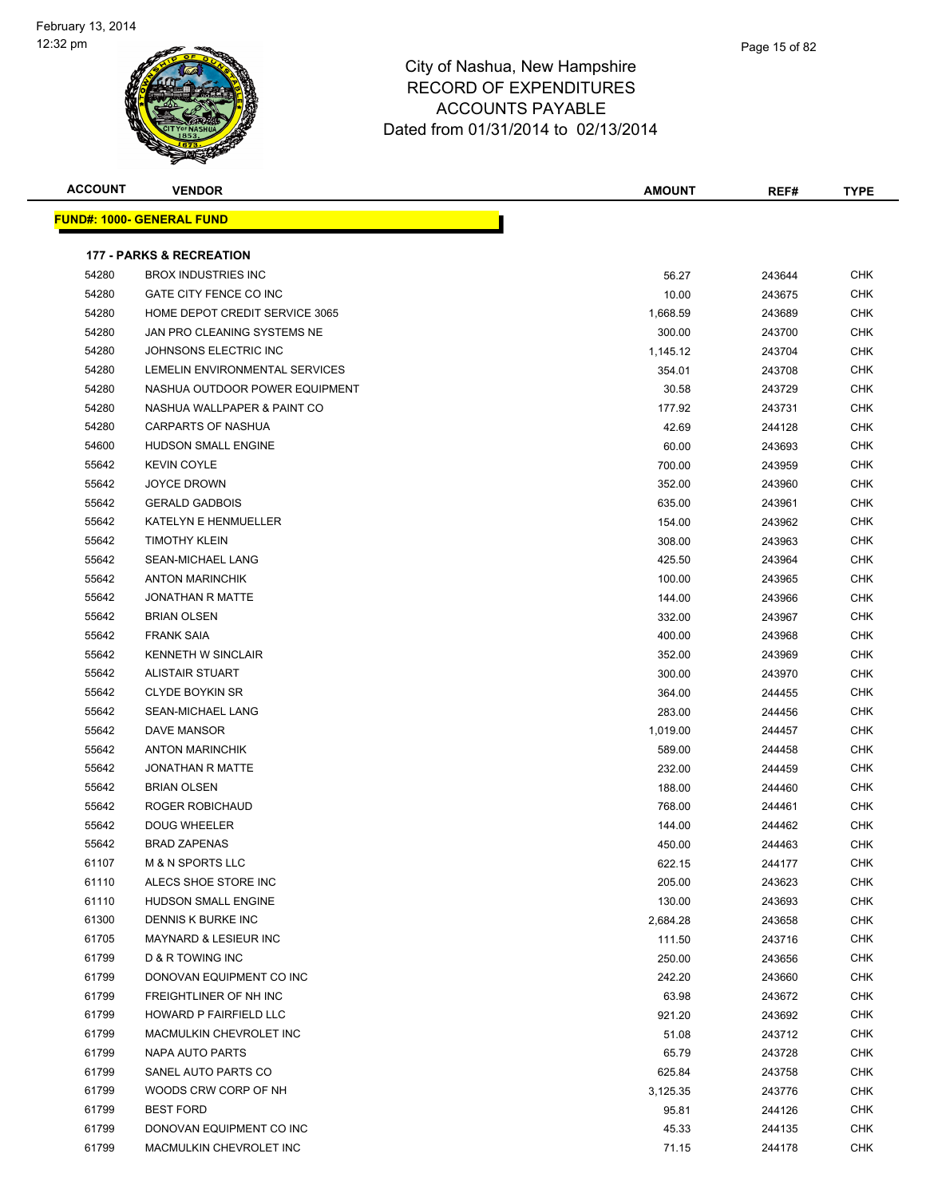# City of Nashua, New Hampshire
## RECORD OF EXPENDITURES
## ACCOUNTS PAYABLE
## Dated from 01/31/2014 to 02/13/2014

| ACCOUNT | VENDOR | AMOUNT | REF# | TYPE |
|---|---|---|---|---|
| **FUND#: 1000- GENERAL FUND** | | | | |
| **177 - PARKS & RECREATION** | | | | |
| 54280 | BROX INDUSTRIES INC | 56.27 | 243644 | CHK |
| 54280 | GATE CITY FENCE CO INC | 10.00 | 243675 | CHK |
| 54280 | HOME DEPOT CREDIT SERVICE 3065 | 1,668.59 | 243689 | CHK |
| 54280 | JAN PRO CLEANING SYSTEMS NE | 300.00 | 243700 | CHK |
| 54280 | JOHNSONS ELECTRIC INC | 1,145.12 | 243704 | CHK |
| 54280 | LEMELIN ENVIRONMENTAL SERVICES | 354.01 | 243708 | CHK |
| 54280 | NASHUA OUTDOOR POWER EQUIPMENT | 30.58 | 243729 | CHK |
| 54280 | NASHUA WALLPAPER & PAINT CO | 177.92 | 243731 | CHK |
| 54280 | CARPARTS OF NASHUA | 42.69 | 244128 | CHK |
| 54600 | HUDSON SMALL ENGINE | 60.00 | 243693 | CHK |
| 55642 | KEVIN COYLE | 700.00 | 243959 | CHK |
| 55642 | JOYCE DROWN | 352.00 | 243960 | CHK |
| 55642 | GERALD GADBOIS | 635.00 | 243961 | CHK |
| 55642 | KATELYN E HENMUELLER | 154.00 | 243962 | CHK |
| 55642 | TIMOTHY KLEIN | 308.00 | 243963 | CHK |
| 55642 | SEAN-MICHAEL LANG | 425.50 | 243964 | CHK |
| 55642 | ANTON MARINCHIK | 100.00 | 243965 | CHK |
| 55642 | JONATHAN R MATTE | 144.00 | 243966 | CHK |
| 55642 | BRIAN OLSEN | 332.00 | 243967 | CHK |
| 55642 | FRANK SAIA | 400.00 | 243968 | CHK |
| 55642 | KENNETH W SINCLAIR | 352.00 | 243969 | CHK |
| 55642 | ALISTAIR STUART | 300.00 | 243970 | CHK |
| 55642 | CLYDE BOYKIN SR | 364.00 | 244455 | CHK |
| 55642 | SEAN-MICHAEL LANG | 283.00 | 244456 | CHK |
| 55642 | DAVE MANSOR | 1,019.00 | 244457 | CHK |
| 55642 | ANTON MARINCHIK | 589.00 | 244458 | CHK |
| 55642 | JONATHAN R MATTE | 232.00 | 244459 | CHK |
| 55642 | BRIAN OLSEN | 188.00 | 244460 | CHK |
| 55642 | ROGER ROBICHAUD | 768.00 | 244461 | CHK |
| 55642 | DOUG WHEELER | 144.00 | 244462 | CHK |
| 55642 | BRAD ZAPENAS | 450.00 | 244463 | CHK |
| 61107 | M & N SPORTS LLC | 622.15 | 244177 | CHK |
| 61110 | ALECS SHOE STORE INC | 205.00 | 243623 | CHK |
| 61110 | HUDSON SMALL ENGINE | 130.00 | 243693 | CHK |
| 61300 | DENNIS K BURKE INC | 2,684.28 | 243658 | CHK |
| 61705 | MAYNARD & LESIEUR INC | 111.50 | 243716 | CHK |
| 61799 | D & R TOWING INC | 250.00 | 243656 | CHK |
| 61799 | DONOVAN EQUIPMENT CO INC | 242.20 | 243660 | CHK |
| 61799 | FREIGHTLINER OF NH INC | 63.98 | 243672 | CHK |
| 61799 | HOWARD P FAIRFIELD LLC | 921.20 | 243692 | CHK |
| 61799 | MACMULKIN CHEVROLET INC | 51.08 | 243712 | CHK |
| 61799 | NAPA AUTO PARTS | 65.79 | 243728 | CHK |
| 61799 | SANEL AUTO PARTS CO | 625.84 | 243758 | CHK |
| 61799 | WOODS CRW CORP OF NH | 3,125.35 | 243776 | CHK |
| 61799 | BEST FORD | 95.81 | 244126 | CHK |
| 61799 | DONOVAN EQUIPMENT CO INC | 45.33 | 244135 | CHK |
| 61799 | MACMULKIN CHEVROLET INC | 71.15 | 244178 | CHK |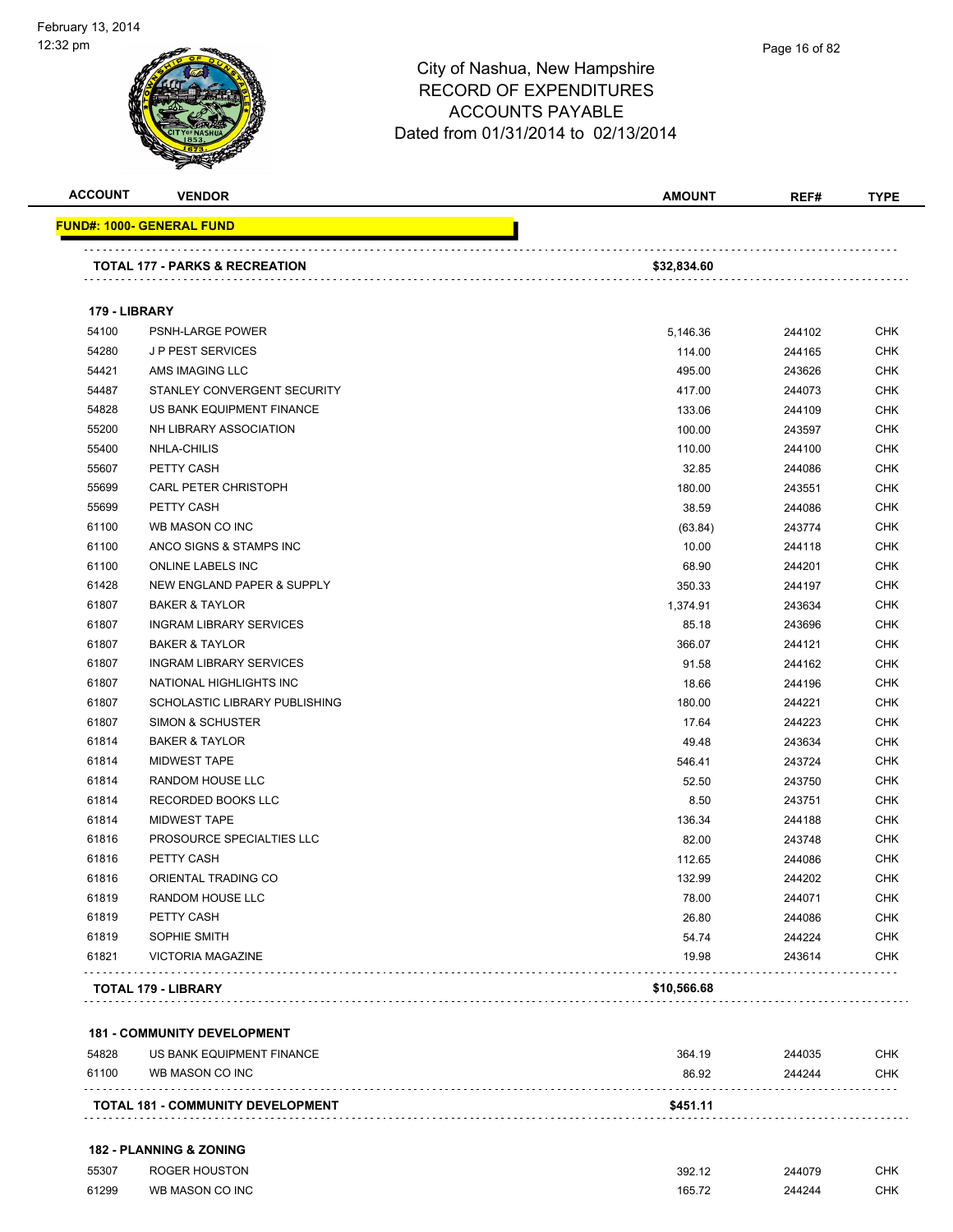# City of Nashua, New Hampshire
## RECORD OF EXPENDITURES
## ACCOUNTS PAYABLE
## Dated from 01/31/2014 to 02/13/2014

| ACCOUNT | VENDOR | AMOUNT | REF# | TYPE |
|---|---|---|---|---|
| **FUND#: 1000- GENERAL FUND** | | | | |
| **TOTAL 177 - PARKS & RECREATION** | | **$32,834.60** | | |
| **179 - LIBRARY** | | | | |
| 54100 | PSNH-LARGE POWER | 5,146.36 | 244102 | CHK |
| 54280 | J P PEST SERVICES | 114.00 | 244165 | CHK |
| 54421 | AMS IMAGING LLC | 495.00 | 243626 | CHK |
| 54487 | STANLEY CONVERGENT SECURITY | 417.00 | 244073 | CHK |
| 54828 | US BANK EQUIPMENT FINANCE | 133.06 | 244109 | CHK |
| 55200 | NH LIBRARY ASSOCIATION | 100.00 | 243597 | CHK |
| 55400 | NHLA-CHILIS | 110.00 | 244100 | CHK |
| 55607 | PETTY CASH | 32.85 | 244086 | CHK |
| 55699 | CARL PETER CHRISTOPH | 180.00 | 243551 | CHK |
| 55699 | PETTY CASH | 38.59 | 244086 | CHK |
| 61100 | WB MASON CO INC | (63.84) | 243774 | CHK |
| 61100 | ANCO SIGNS & STAMPS INC | 10.00 | 244118 | CHK |
| 61100 | ONLINE LABELS INC | 68.90 | 244201 | CHK |
| 61428 | NEW ENGLAND PAPER & SUPPLY | 350.33 | 244197 | CHK |
| 61807 | BAKER & TAYLOR | 1,374.91 | 243634 | CHK |
| 61807 | INGRAM LIBRARY SERVICES | 85.18 | 243696 | CHK |
| 61807 | BAKER & TAYLOR | 366.07 | 244121 | CHK |
| 61807 | INGRAM LIBRARY SERVICES | 91.58 | 244162 | CHK |
| 61807 | NATIONAL HIGHLIGHTS INC | 18.66 | 244196 | CHK |
| 61807 | SCHOLASTIC LIBRARY PUBLISHING | 180.00 | 244221 | CHK |
| 61807 | SIMON & SCHUSTER | 17.64 | 244223 | CHK |
| 61814 | BAKER & TAYLOR | 49.48 | 243634 | CHK |
| 61814 | MIDWEST TAPE | 546.41 | 243724 | CHK |
| 61814 | RANDOM HOUSE LLC | 52.50 | 243750 | CHK |
| 61814 | RECORDED BOOKS LLC | 8.50 | 243751 | CHK |
| 61814 | MIDWEST TAPE | 136.34 | 244188 | CHK |
| 61816 | PROSOURCE SPECIALTIES LLC | 82.00 | 243748 | CHK |
| 61816 | PETTY CASH | 112.65 | 244086 | CHK |
| 61816 | ORIENTAL TRADING CO | 132.99 | 244202 | CHK |
| 61819 | RANDOM HOUSE LLC | 78.00 | 244071 | CHK |
| 61819 | PETTY CASH | 26.80 | 244086 | CHK |
| 61819 | SOPHIE SMITH | 54.74 | 244224 | CHK |
| 61821 | VICTORIA MAGAZINE | 19.98 | 243614 | CHK |
| **TOTAL 179 - LIBRARY** | | **$10,566.68** | | |
| **181 - COMMUNITY DEVELOPMENT** | | | | |
| 54828 | US BANK EQUIPMENT FINANCE | 364.19 | 244035 | CHK |
| 61100 | WB MASON CO INC | 86.92 | 244244 | CHK |
| **TOTAL 181 - COMMUNITY DEVELOPMENT** | | **$451.11** | | |
| **182 - PLANNING & ZONING** | | | | |
| 55307 | ROGER HOUSTON | 392.12 | 244079 | CHK |
| 61299 | WB MASON CO INC | 165.72 | 244244 | CHK |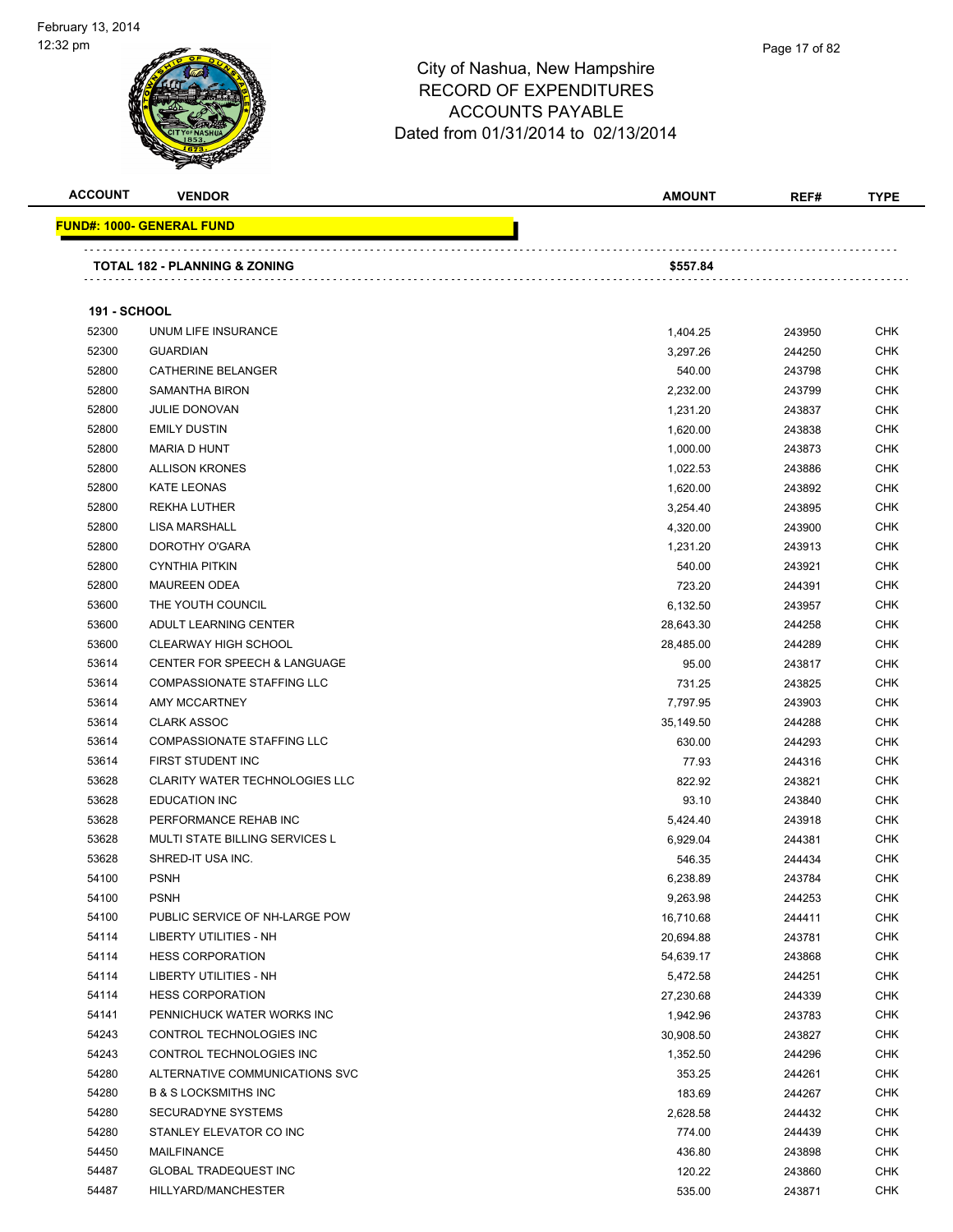City of Nashua, New Hampshire
RECORD OF EXPENDITURES
ACCOUNTS PAYABLE
Dated from 01/31/2014 to 02/13/2014

| ACCOUNT | VENDOR | AMOUNT | REF# | TYPE |
|---|---|---|---|---|
| **FUND#: 1000- GENERAL FUND** | | | | |
| | **TOTAL 182 - PLANNING & ZONING** | **$557.84** | | |
| **191 - SCHOOL** | | | | |
| 52300 | UNUM LIFE INSURANCE | 1,404.25 | 243950 | CHK |
| 52300 | GUARDIAN | 3,297.26 | 244250 | CHK |
| 52800 | CATHERINE BELANGER | 540.00 | 243798 | CHK |
| 52800 | SAMANTHA BIRON | 2,232.00 | 243799 | CHK |
| 52800 | JULIE DONOVAN | 1,231.20 | 243837 | CHK |
| 52800 | EMILY DUSTIN | 1,620.00 | 243838 | CHK |
| 52800 | MARIA D HUNT | 1,000.00 | 243873 | CHK |
| 52800 | ALLISON KRONES | 1,022.53 | 243886 | CHK |
| 52800 | KATE LEONAS | 1,620.00 | 243892 | CHK |
| 52800 | REKHA LUTHER | 3,254.40 | 243895 | CHK |
| 52800 | LISA MARSHALL | 4,320.00 | 243900 | CHK |
| 52800 | DOROTHY O'GARA | 1,231.20 | 243913 | CHK |
| 52800 | CYNTHIA PITKIN | 540.00 | 243921 | CHK |
| 52800 | MAUREEN ODEA | 723.20 | 244391 | CHK |
| 53600 | THE YOUTH COUNCIL | 6,132.50 | 243957 | CHK |
| 53600 | ADULT LEARNING CENTER | 28,643.30 | 244258 | CHK |
| 53600 | CLEARWAY HIGH SCHOOL | 28,485.00 | 244289 | CHK |
| 53614 | CENTER FOR SPEECH & LANGUAGE | 95.00 | 243817 | CHK |
| 53614 | COMPASSIONATE STAFFING LLC | 731.25 | 243825 | CHK |
| 53614 | AMY MCCARTNEY | 7,797.95 | 243903 | CHK |
| 53614 | CLARK ASSOC | 35,149.50 | 244288 | CHK |
| 53614 | COMPASSIONATE STAFFING LLC | 630.00 | 244293 | CHK |
| 53614 | FIRST STUDENT INC | 77.93 | 244316 | CHK |
| 53628 | CLARITY WATER TECHNOLOGIES LLC | 822.92 | 243821 | CHK |
| 53628 | EDUCATION INC | 93.10 | 243840 | CHK |
| 53628 | PERFORMANCE REHAB INC | 5,424.40 | 243918 | CHK |
| 53628 | MULTI STATE BILLING SERVICES L | 6,929.04 | 244381 | CHK |
| 53628 | SHRED-IT USA INC. | 546.35 | 244434 | CHK |
| 54100 | PSNH | 6,238.89 | 243784 | CHK |
| 54100 | PSNH | 9,263.98 | 244253 | CHK |
| 54100 | PUBLIC SERVICE OF NH-LARGE POW | 16,710.68 | 244411 | CHK |
| 54114 | LIBERTY UTILITIES - NH | 20,694.88 | 243781 | CHK |
| 54114 | HESS CORPORATION | 54,639.17 | 243868 | CHK |
| 54114 | LIBERTY UTILITIES - NH | 5,472.58 | 244251 | CHK |
| 54114 | HESS CORPORATION | 27,230.68 | 244339 | CHK |
| 54141 | PENNICHUCK WATER WORKS INC | 1,942.96 | 243783 | CHK |
| 54243 | CONTROL TECHNOLOGIES INC | 30,908.50 | 243827 | CHK |
| 54243 | CONTROL TECHNOLOGIES INC | 1,352.50 | 244296 | CHK |
| 54280 | ALTERNATIVE COMMUNICATIONS SVC | 353.25 | 244261 | CHK |
| 54280 | B & S LOCKSMITHS INC | 183.69 | 244267 | CHK |
| 54280 | SECURADYNE SYSTEMS | 2,628.58 | 244432 | CHK |
| 54280 | STANLEY ELEVATOR CO INC | 774.00 | 244439 | CHK |
| 54450 | MAILFINANCE | 436.80 | 243898 | CHK |
| 54487 | GLOBAL TRADEQUEST INC | 120.22 | 243860 | CHK |
| 54487 | HILLYARD/MANCHESTER | 535.00 | 243871 | CHK |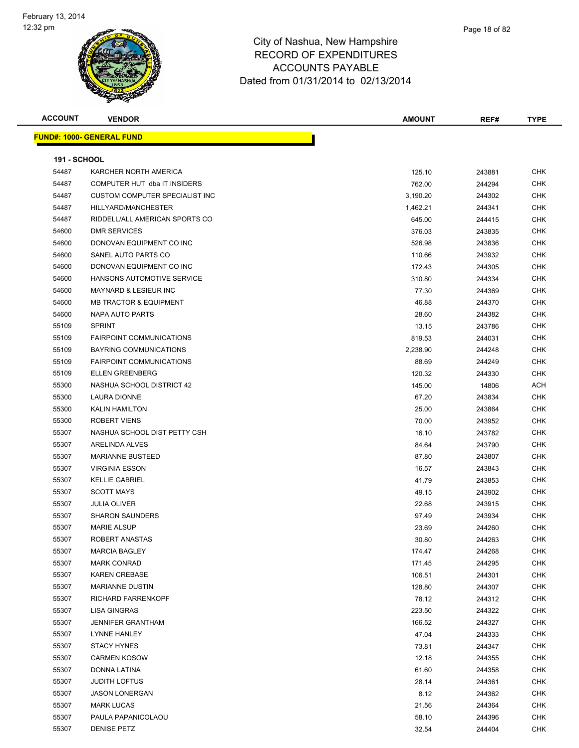City of Nashua, New Hampshire
RECORD OF EXPENDITURES
ACCOUNTS PAYABLE
Dated from 01/31/2014 to 02/13/2014

February 13, 2014
12:32 pm

**FUND#: 1000- GENERAL FUND**

**191 - SCHOOL**

| ACCOUNT | VENDOR | AMOUNT | REF# | TYPE |
|---|---|---|---|---|
| 54487 | KARCHER NORTH AMERICA | 125.10 | 243881 | CHK |
| 54487 | COMPUTER HUT dba IT INSIDERS | 762.00 | 244294 | CHK |
| 54487 | CUSTOM COMPUTER SPECIALIST INC | 3,190.20 | 244302 | CHK |
| 54487 | HILLYARD/MANCHESTER | 1,462.21 | 244341 | CHK |
| 54487 | RIDDELL/ALL AMERICAN SPORTS CO | 645.00 | 244415 | CHK |
| 54600 | DMR SERVICES | 376.03 | 243835 | CHK |
| 54600 | DONOVAN EQUIPMENT CO INC | 526.98 | 243836 | CHK |
| 54600 | SANEL AUTO PARTS CO | 110.66 | 243932 | CHK |
| 54600 | DONOVAN EQUIPMENT CO INC | 172.43 | 244305 | CHK |
| 54600 | HANSONS AUTOMOTIVE SERVICE | 310.80 | 244334 | CHK |
| 54600 | MAYNARD & LESIEUR INC | 77.30 | 244369 | CHK |
| 54600 | MB TRACTOR & EQUIPMENT | 46.88 | 244370 | CHK |
| 54600 | NAPA AUTO PARTS | 28.60 | 244382 | CHK |
| 55109 | SPRINT | 13.15 | 243786 | CHK |
| 55109 | FAIRPOINT COMMUNICATIONS | 819.53 | 244031 | CHK |
| 55109 | BAYRING COMMUNICATIONS | 2,238.90 | 244248 | CHK |
| 55109 | FAIRPOINT COMMUNICATIONS | 88.69 | 244249 | CHK |
| 55109 | ELLEN GREENBERG | 120.32 | 244330 | CHK |
| 55300 | NASHUA SCHOOL DISTRICT 42 | 145.00 | 14806 | ACH |
| 55300 | LAURA DIONNE | 67.20 | 243834 | CHK |
| 55300 | KALIN HAMILTON | 25.00 | 243864 | CHK |
| 55300 | ROBERT VIENS | 70.00 | 243952 | CHK |
| 55307 | NASHUA SCHOOL DIST PETTY CSH | 16.10 | 243782 | CHK |
| 55307 | ARELINDA ALVES | 84.64 | 243790 | CHK |
| 55307 | MARIANNE BUSTEED | 87.80 | 243807 | CHK |
| 55307 | VIRGINIA ESSON | 16.57 | 243843 | CHK |
| 55307 | KELLIE GABRIEL | 41.79 | 243853 | CHK |
| 55307 | SCOTT MAYS | 49.15 | 243902 | CHK |
| 55307 | JULIA OLIVER | 22.68 | 243915 | CHK |
| 55307 | SHARON SAUNDERS | 97.49 | 243934 | CHK |
| 55307 | MARIE ALSUP | 23.69 | 244260 | CHK |
| 55307 | ROBERT ANASTAS | 30.80 | 244263 | CHK |
| 55307 | MARCIA BAGLEY | 174.47 | 244268 | CHK |
| 55307 | MARK CONRAD | 171.45 | 244295 | CHK |
| 55307 | KAREN CREBASE | 106.51 | 244301 | CHK |
| 55307 | MARIANNE DUSTIN | 128.80 | 244307 | CHK |
| 55307 | RICHARD FARRENKOPF | 78.12 | 244312 | CHK |
| 55307 | LISA GINGRAS | 223.50 | 244322 | CHK |
| 55307 | JENNIFER GRANTHAM | 166.52 | 244327 | CHK |
| 55307 | LYNNE HANLEY | 47.04 | 244333 | CHK |
| 55307 | STACY HYNES | 73.81 | 244347 | CHK |
| 55307 | CARMEN KOSOW | 12.18 | 244355 | CHK |
| 55307 | DONNA LATINA | 61.60 | 244358 | CHK |
| 55307 | JUDITH LOFTUS | 28.14 | 244361 | CHK |
| 55307 | JASON LONERGAN | 8.12 | 244362 | CHK |
| 55307 | MARK LUCAS | 21.56 | 244364 | CHK |
| 55307 | PAULA PAPANICOLAOU | 58.10 | 244396 | CHK |
| 55307 | DENISE PETZ | 32.54 | 244404 | CHK |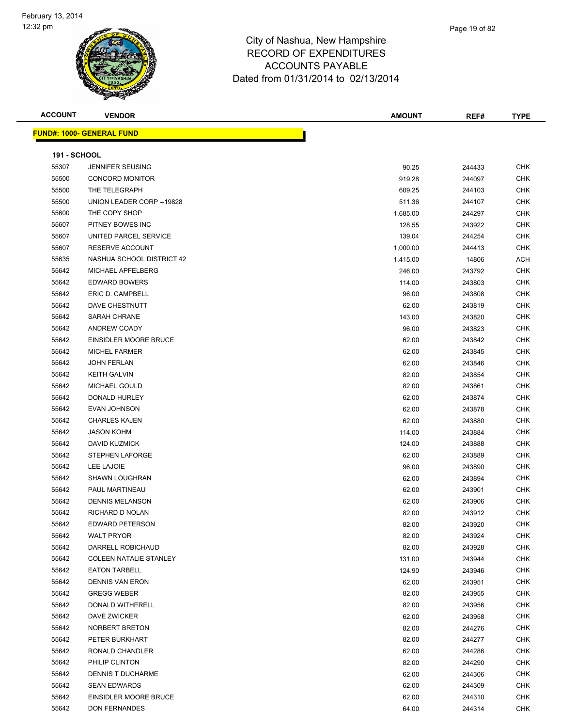# City of Nashua, New Hampshire
## RECORD OF EXPENDITURES
## ACCOUNTS PAYABLE
## Dated from 01/31/2014 to 02/13/2014

**FUND#: 1000- GENERAL FUND**

**191 - SCHOOL**

| ACCOUNT | VENDOR | AMOUNT | REF# | TYPE |
|---|---|---|---|---|
| 55307 | JENNIFER SEUSING | 90.25 | 244433 | CHK |
| 55500 | CONCORD MONITOR | 919.28 | 244097 | CHK |
| 55500 | THE TELEGRAPH | 609.25 | 244103 | CHK |
| 55500 | UNION LEADER CORP --19828 | 511.36 | 244107 | CHK |
| 55600 | THE COPY SHOP | 1,685.00 | 244297 | CHK |
| 55607 | PITNEY BOWES INC | 128.55 | 243922 | CHK |
| 55607 | UNITED PARCEL SERVICE | 139.04 | 244254 | CHK |
| 55607 | RESERVE ACCOUNT | 1,000.00 | 244413 | CHK |
| 55635 | NASHUA SCHOOL DISTRICT 42 | 1,415.00 | 14806 | ACH |
| 55642 | MICHAEL APFELBERG | 246.00 | 243792 | CHK |
| 55642 | EDWARD BOWERS | 114.00 | 243803 | CHK |
| 55642 | ERIC D. CAMPBELL | 96.00 | 243808 | CHK |
| 55642 | DAVE CHESTNUTT | 62.00 | 243819 | CHK |
| 55642 | SARAH CHRANE | 143.00 | 243820 | CHK |
| 55642 | ANDREW COADY | 96.00 | 243823 | CHK |
| 55642 | EINSIDLER MOORE BRUCE | 62.00 | 243842 | CHK |
| 55642 | MICHEL FARMER | 62.00 | 243845 | CHK |
| 55642 | JOHN FERLAN | 62.00 | 243846 | CHK |
| 55642 | KEITH GALVIN | 82.00 | 243854 | CHK |
| 55642 | MICHAEL GOULD | 82.00 | 243861 | CHK |
| 55642 | DONALD HURLEY | 62.00 | 243874 | CHK |
| 55642 | EVAN JOHNSON | 62.00 | 243878 | CHK |
| 55642 | CHARLES KAJEN | 62.00 | 243880 | CHK |
| 55642 | JASON KOHM | 114.00 | 243884 | CHK |
| 55642 | DAVID KUZMICK | 124.00 | 243888 | CHK |
| 55642 | STEPHEN LAFORGE | 62.00 | 243889 | CHK |
| 55642 | LEE LAJOIE | 96.00 | 243890 | CHK |
| 55642 | SHAWN LOUGHRAN | 62.00 | 243894 | CHK |
| 55642 | PAUL MARTINEAU | 62.00 | 243901 | CHK |
| 55642 | DENNIS MELANSON | 62.00 | 243906 | CHK |
| 55642 | RICHARD D NOLAN | 82.00 | 243912 | CHK |
| 55642 | EDWARD PETERSON | 82.00 | 243920 | CHK |
| 55642 | WALT PRYOR | 82.00 | 243924 | CHK |
| 55642 | DARRELL ROBICHAUD | 82.00 | 243928 | CHK |
| 55642 | COLEEN NATALIE STANLEY | 131.00 | 243944 | CHK |
| 55642 | EATON TARBELL | 124.90 | 243946 | CHK |
| 55642 | DENNIS VAN ERON | 62.00 | 243951 | CHK |
| 55642 | GREGG WEBER | 82.00 | 243955 | CHK |
| 55642 | DONALD WITHERELL | 82.00 | 243956 | CHK |
| 55642 | DAVE ZWICKER | 62.00 | 243958 | CHK |
| 55642 | NORBERT BRETON | 82.00 | 244276 | CHK |
| 55642 | PETER BURKHART | 82.00 | 244277 | CHK |
| 55642 | RONALD CHANDLER | 62.00 | 244286 | CHK |
| 55642 | PHILIP CLINTON | 82.00 | 244290 | CHK |
| 55642 | DENNIS T DUCHARME | 62.00 | 244306 | CHK |
| 55642 | SEAN EDWARDS | 62.00 | 244309 | CHK |
| 55642 | EINSIDLER MOORE BRUCE | 62.00 | 244310 | CHK |
| 55642 | DON FERNANDES | 64.00 | 244314 | CHK |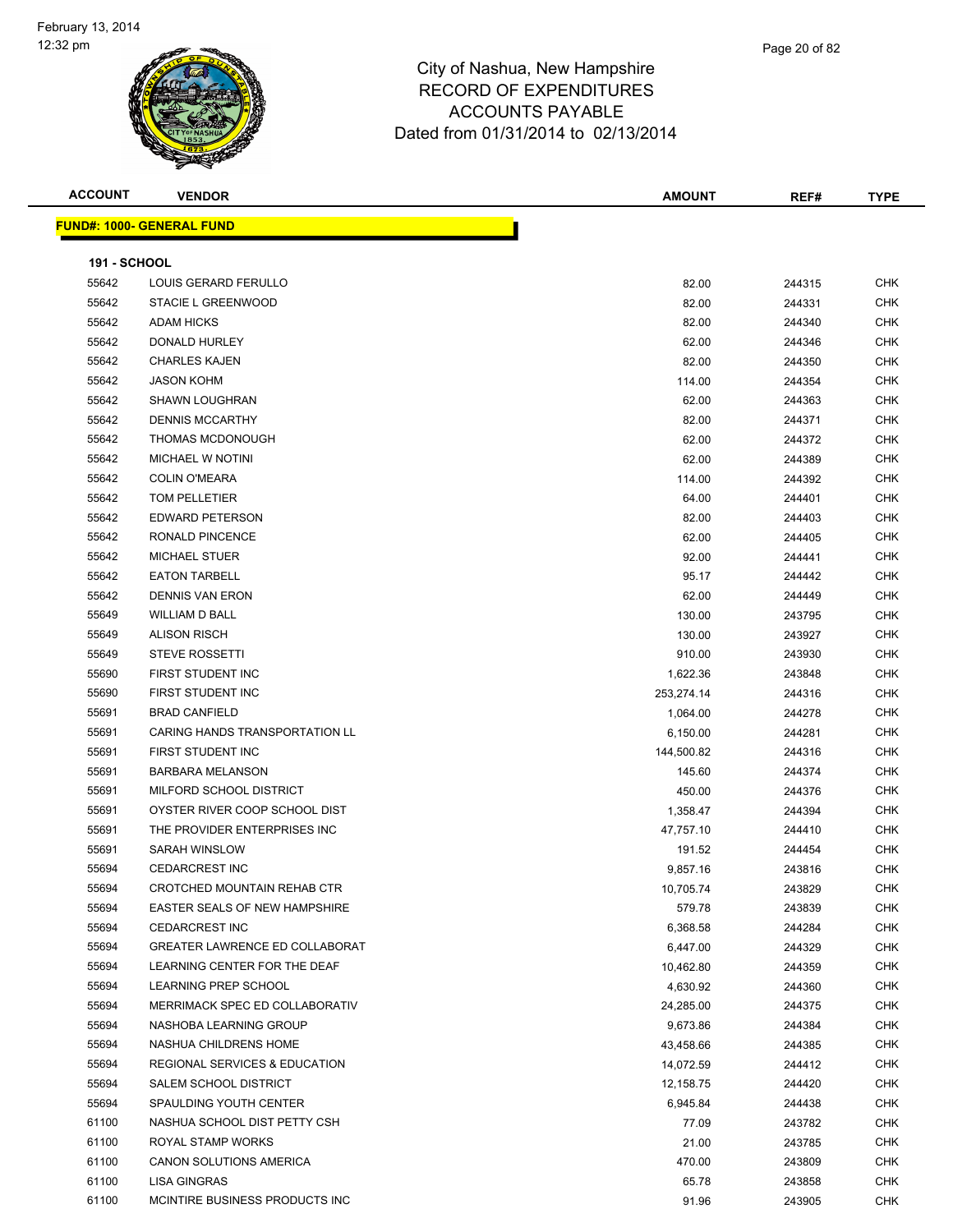# City of Nashua, New Hampshire
## RECORD OF EXPENDITURES
## ACCOUNTS PAYABLE
## Dated from 01/31/2014 to 02/13/2014

| ACCOUNT | VENDOR | AMOUNT | REF# | TYPE |
|---|---|---|---|---|

**FUND#: 1000- GENERAL FUND**

**191 - SCHOOL**

| ACCOUNT | VENDOR | AMOUNT | REF# | TYPE |
|---|---|---|---|---|
| 55642 | LOUIS GERARD FERULLO | 82.00 | 244315 | CHK |
| 55642 | STACIE L GREENWOOD | 82.00 | 244331 | CHK |
| 55642 | ADAM HICKS | 82.00 | 244340 | CHK |
| 55642 | DONALD HURLEY | 62.00 | 244346 | CHK |
| 55642 | CHARLES KAJEN | 82.00 | 244350 | CHK |
| 55642 | JASON KOHM | 114.00 | 244354 | CHK |
| 55642 | SHAWN LOUGHRAN | 62.00 | 244363 | CHK |
| 55642 | DENNIS MCCARTHY | 82.00 | 244371 | CHK |
| 55642 | THOMAS MCDONOUGH | 62.00 | 244372 | CHK |
| 55642 | MICHAEL W NOTINI | 62.00 | 244389 | CHK |
| 55642 | COLIN O'MEARA | 114.00 | 244392 | CHK |
| 55642 | TOM PELLETIER | 64.00 | 244401 | CHK |
| 55642 | EDWARD PETERSON | 82.00 | 244403 | CHK |
| 55642 | RONALD PINCENCE | 62.00 | 244405 | CHK |
| 55642 | MICHAEL STUER | 92.00 | 244441 | CHK |
| 55642 | EATON TARBELL | 95.17 | 244442 | CHK |
| 55642 | DENNIS VAN ERON | 62.00 | 244449 | CHK |
| 55649 | WILLIAM D BALL | 130.00 | 243795 | CHK |
| 55649 | ALISON RISCH | 130.00 | 243927 | CHK |
| 55649 | STEVE ROSSETTI | 910.00 | 243930 | CHK |
| 55690 | FIRST STUDENT INC | 1,622.36 | 243848 | CHK |
| 55690 | FIRST STUDENT INC | 253,274.14 | 244316 | CHK |
| 55691 | BRAD CANFIELD | 1,064.00 | 244278 | CHK |
| 55691 | CARING HANDS TRANSPORTATION LL | 6,150.00 | 244281 | CHK |
| 55691 | FIRST STUDENT INC | 144,500.82 | 244316 | CHK |
| 55691 | BARBARA MELANSON | 145.60 | 244374 | CHK |
| 55691 | MILFORD SCHOOL DISTRICT | 450.00 | 244376 | CHK |
| 55691 | OYSTER RIVER COOP SCHOOL DIST | 1,358.47 | 244394 | CHK |
| 55691 | THE PROVIDER ENTERPRISES INC | 47,757.10 | 244410 | CHK |
| 55691 | SARAH WINSLOW | 191.52 | 244454 | CHK |
| 55694 | CEDARCREST INC | 9,857.16 | 243816 | CHK |
| 55694 | CROTCHED MOUNTAIN REHAB CTR | 10,705.74 | 243829 | CHK |
| 55694 | EASTER SEALS OF NEW HAMPSHIRE | 579.78 | 243839 | CHK |
| 55694 | CEDARCREST INC | 6,368.58 | 244284 | CHK |
| 55694 | GREATER LAWRENCE ED COLLABORAT | 6,447.00 | 244329 | CHK |
| 55694 | LEARNING CENTER FOR THE DEAF | 10,462.80 | 244359 | CHK |
| 55694 | LEARNING PREP SCHOOL | 4,630.92 | 244360 | CHK |
| 55694 | MERRIMACK SPEC ED COLLABORATIV | 24,285.00 | 244375 | CHK |
| 55694 | NASHOBA LEARNING GROUP | 9,673.86 | 244384 | CHK |
| 55694 | NASHUA CHILDRENS HOME | 43,458.66 | 244385 | CHK |
| 55694 | REGIONAL SERVICES & EDUCATION | 14,072.59 | 244412 | CHK |
| 55694 | SALEM SCHOOL DISTRICT | 12,158.75 | 244420 | CHK |
| 55694 | SPAULDING YOUTH CENTER | 6,945.84 | 244438 | CHK |
| 61100 | NASHUA SCHOOL DIST PETTY CSH | 77.09 | 243782 | CHK |
| 61100 | ROYAL STAMP WORKS | 21.00 | 243785 | CHK |
| 61100 | CANON SOLUTIONS AMERICA | 470.00 | 243809 | CHK |
| 61100 | LISA GINGRAS | 65.78 | 243858 | CHK |
| 61100 | MCINTIRE BUSINESS PRODUCTS INC | 91.96 | 243905 | CHK |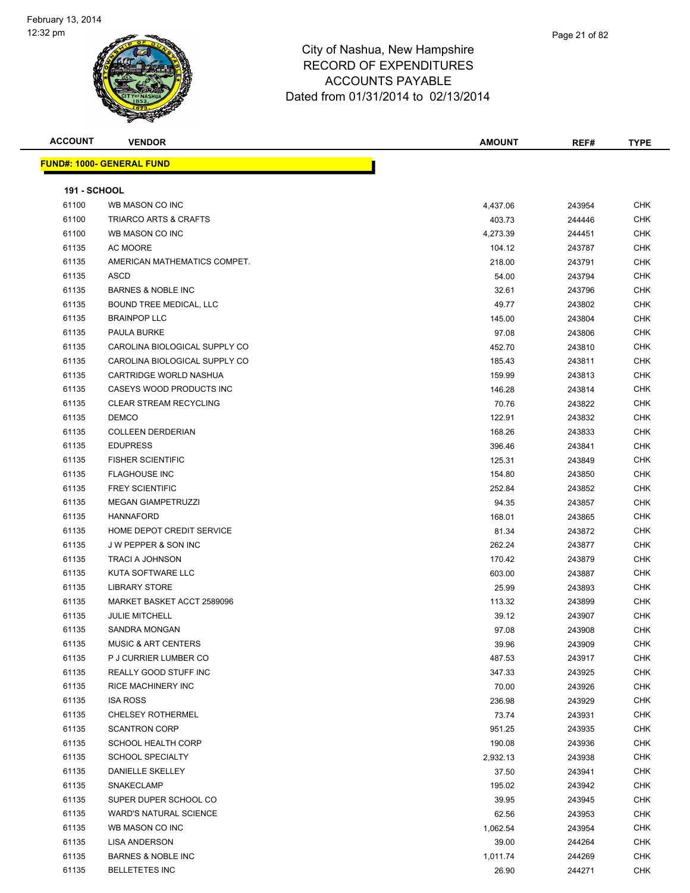# City of Nashua, New Hampshire
# RECORD OF EXPENDITURES
# ACCOUNTS PAYABLE
# Dated from 01/31/2014 to 02/13/2014

February 13, 2014
12:32 pm

| ACCOUNT | VENDOR | AMOUNT | REF# | TYPE |
|---|---|---|---|---|
| **FUND#: 1000- GENERAL FUND** | | | | |
| **191 - SCHOOL** | | | | |
| 61100 | WB MASON CO INC | 4,437.06 | 243954 | CHK |
| 61100 | TRIARCO ARTS & CRAFTS | 403.73 | 244446 | CHK |
| 61100 | WB MASON CO INC | 4,273.39 | 244451 | CHK |
| 61135 | AC MOORE | 104.12 | 243787 | CHK |
| 61135 | AMERICAN MATHEMATICS COMPET. | 218.00 | 243791 | CHK |
| 61135 | ASCD | 54.00 | 243794 | CHK |
| 61135 | BARNES & NOBLE INC | 32.61 | 243796 | CHK |
| 61135 | BOUND TREE MEDICAL, LLC | 49.77 | 243802 | CHK |
| 61135 | BRAINPOP LLC | 145.00 | 243804 | CHK |
| 61135 | PAULA BURKE | 97.08 | 243806 | CHK |
| 61135 | CAROLINA BIOLOGICAL SUPPLY CO | 452.70 | 243810 | CHK |
| 61135 | CAROLINA BIOLOGICAL SUPPLY CO | 185.43 | 243811 | CHK |
| 61135 | CARTRIDGE WORLD NASHUA | 159.99 | 243813 | CHK |
| 61135 | CASEYS WOOD PRODUCTS INC | 146.28 | 243814 | CHK |
| 61135 | CLEAR STREAM RECYCLING | 70.76 | 243822 | CHK |
| 61135 | DEMCO | 122.91 | 243832 | CHK |
| 61135 | COLLEEN DERDERIAN | 168.26 | 243833 | CHK |
| 61135 | EDUPRESS | 396.46 | 243841 | CHK |
| 61135 | FISHER SCIENTIFIC | 125.31 | 243849 | CHK |
| 61135 | FLAGHOUSE INC | 154.80 | 243850 | CHK |
| 61135 | FREY SCIENTIFIC | 252.84 | 243852 | CHK |
| 61135 | MEGAN GIAMPETRUZZI | 94.35 | 243857 | CHK |
| 61135 | HANNAFORD | 168.01 | 243865 | CHK |
| 61135 | HOME DEPOT CREDIT SERVICE | 81.34 | 243872 | CHK |
| 61135 | J W PEPPER & SON INC | 262.24 | 243877 | CHK |
| 61135 | TRACI A JOHNSON | 170.42 | 243879 | CHK |
| 61135 | KUTA SOFTWARE LLC | 603.00 | 243887 | CHK |
| 61135 | LIBRARY STORE | 25.99 | 243893 | CHK |
| 61135 | MARKET BASKET ACCT 2589096 | 113.32 | 243899 | CHK |
| 61135 | JULIE MITCHELL | 39.12 | 243907 | CHK |
| 61135 | SANDRA MONGAN | 97.08 | 243908 | CHK |
| 61135 | MUSIC & ART CENTERS | 39.96 | 243909 | CHK |
| 61135 | P J CURRIER LUMBER CO | 487.53 | 243917 | CHK |
| 61135 | REALLY GOOD STUFF INC | 347.33 | 243925 | CHK |
| 61135 | RICE MACHINERY INC | 70.00 | 243926 | CHK |
| 61135 | ISA ROSS | 236.98 | 243929 | CHK |
| 61135 | CHELSEY ROTHERMEL | 73.74 | 243931 | CHK |
| 61135 | SCANTRON CORP | 951.25 | 243935 | CHK |
| 61135 | SCHOOL HEALTH CORP | 190.08 | 243936 | CHK |
| 61135 | SCHOOL SPECIALTY | 2,932.13 | 243938 | CHK |
| 61135 | DANIELLE SKELLEY | 37.50 | 243941 | CHK |
| 61135 | SNAKECLAMP | 195.02 | 243942 | CHK |
| 61135 | SUPER DUPER SCHOOL CO | 39.95 | 243945 | CHK |
| 61135 | WARD'S NATURAL SCIENCE | 62.56 | 243953 | CHK |
| 61135 | WB MASON CO INC | 1,062.54 | 243954 | CHK |
| 61135 | LISA ANDERSON | 39.00 | 244264 | CHK |
| 61135 | BARNES & NOBLE INC | 1,011.74 | 244269 | CHK |
| 61135 | BELLETETES INC | 26.90 | 244271 | CHK |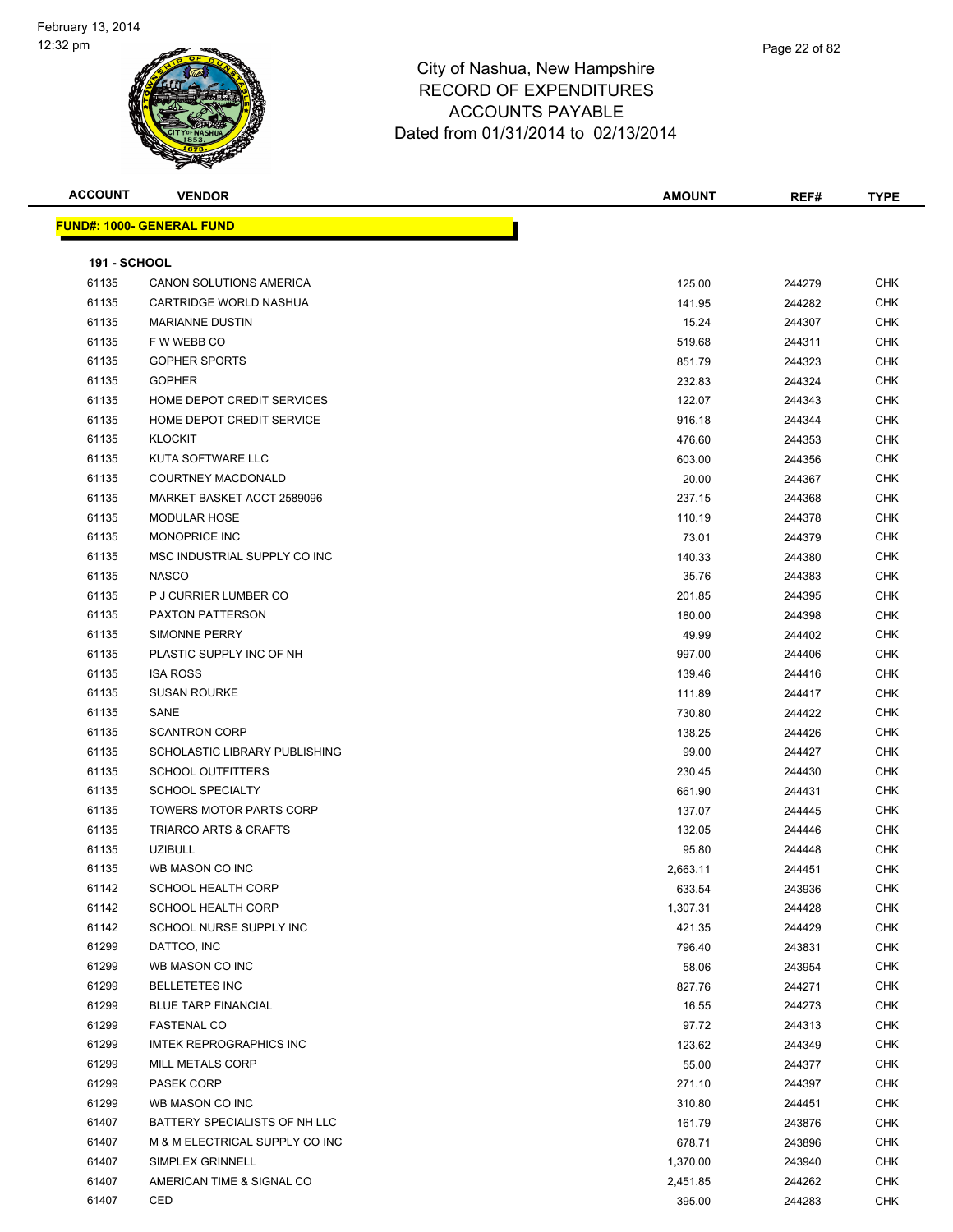# City of Nashua, New Hampshire
# RECORD OF EXPENDITURES
# ACCOUNTS PAYABLE
# Dated from 01/31/2014 to 02/13/2014

February 13, 2014
12:32 pm

## FUND#: 1000- GENERAL FUND

### 191 - SCHOOL

| ACCOUNT | VENDOR | AMOUNT | REF# | TYPE |
|---|---|---|---|---|
| 61135 | CANON SOLUTIONS AMERICA | 125.00 | 244279 | CHK |
| 61135 | CARTRIDGE WORLD NASHUA | 141.95 | 244282 | CHK |
| 61135 | MARIANNE DUSTIN | 15.24 | 244307 | CHK |
| 61135 | F W WEBB CO | 519.68 | 244311 | CHK |
| 61135 | GOPHER SPORTS | 851.79 | 244323 | CHK |
| 61135 | GOPHER | 232.83 | 244324 | CHK |
| 61135 | HOME DEPOT CREDIT SERVICES | 122.07 | 244343 | CHK |
| 61135 | HOME DEPOT CREDIT SERVICE | 916.18 | 244344 | CHK |
| 61135 | KLOCKIT | 476.60 | 244353 | CHK |
| 61135 | KUTA SOFTWARE LLC | 603.00 | 244356 | CHK |
| 61135 | COURTNEY MACDONALD | 20.00 | 244367 | CHK |
| 61135 | MARKET BASKET ACCT 2589096 | 237.15 | 244368 | CHK |
| 61135 | MODULAR HOSE | 110.19 | 244378 | CHK |
| 61135 | MONOPRICE INC | 73.01 | 244379 | CHK |
| 61135 | MSC INDUSTRIAL SUPPLY CO INC | 140.33 | 244380 | CHK |
| 61135 | NASCO | 35.76 | 244383 | CHK |
| 61135 | P J CURRIER LUMBER CO | 201.85 | 244395 | CHK |
| 61135 | PAXTON PATTERSON | 180.00 | 244398 | CHK |
| 61135 | SIMONNE PERRY | 49.99 | 244402 | CHK |
| 61135 | PLASTIC SUPPLY INC OF NH | 997.00 | 244406 | CHK |
| 61135 | ISA ROSS | 139.46 | 244416 | CHK |
| 61135 | SUSAN ROURKE | 111.89 | 244417 | CHK |
| 61135 | SANE | 730.80 | 244422 | CHK |
| 61135 | SCANTRON CORP | 138.25 | 244426 | CHK |
| 61135 | SCHOLASTIC LIBRARY PUBLISHING | 99.00 | 244427 | CHK |
| 61135 | SCHOOL OUTFITTERS | 230.45 | 244430 | CHK |
| 61135 | SCHOOL SPECIALTY | 661.90 | 244431 | CHK |
| 61135 | TOWERS MOTOR PARTS CORP | 137.07 | 244445 | CHK |
| 61135 | TRIARCO ARTS & CRAFTS | 132.05 | 244446 | CHK |
| 61135 | UZIBULL | 95.80 | 244448 | CHK |
| 61135 | WB MASON CO INC | 2,663.11 | 244451 | CHK |
| 61142 | SCHOOL HEALTH CORP | 633.54 | 243936 | CHK |
| 61142 | SCHOOL HEALTH CORP | 1,307.31 | 244428 | CHK |
| 61142 | SCHOOL NURSE SUPPLY INC | 421.35 | 244429 | CHK |
| 61299 | DATTCO, INC | 796.40 | 243831 | CHK |
| 61299 | WB MASON CO INC | 58.06 | 243954 | CHK |
| 61299 | BELLETETES INC | 827.76 | 244271 | CHK |
| 61299 | BLUE TARP FINANCIAL | 16.55 | 244273 | CHK |
| 61299 | FASTENAL CO | 97.72 | 244313 | CHK |
| 61299 | IMTEK REPROGRAPHICS INC | 123.62 | 244349 | CHK |
| 61299 | MILL METALS CORP | 55.00 | 244377 | CHK |
| 61299 | PASEK CORP | 271.10 | 244397 | CHK |
| 61299 | WB MASON CO INC | 310.80 | 244451 | CHK |
| 61407 | BATTERY SPECIALISTS OF NH LLC | 161.79 | 243876 | CHK |
| 61407 | M & M ELECTRICAL SUPPLY CO INC | 678.71 | 243896 | CHK |
| 61407 | SIMPLEX GRINNELL | 1,370.00 | 243940 | CHK |
| 61407 | AMERICAN TIME & SIGNAL CO | 2,451.85 | 244262 | CHK |
| 61407 | CED | 395.00 | 244283 | CHK |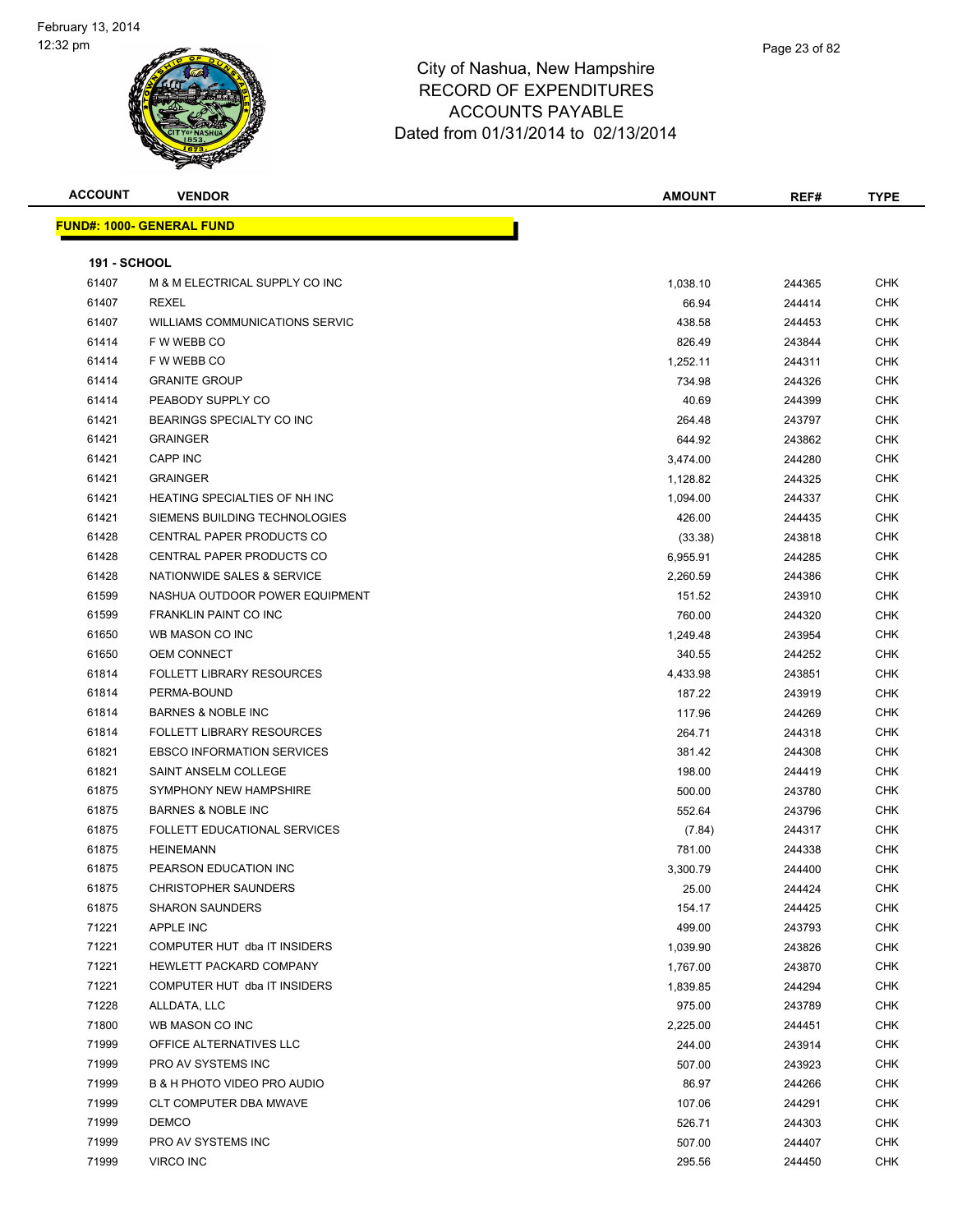City of Nashua, New Hampshire
RECORD OF EXPENDITURES
ACCOUNTS PAYABLE
Dated from 01/31/2014 to 02/13/2014

February 13, 2014
12:32 pm

| ACCOUNT | VENDOR | AMOUNT | REF# | TYPE |
|---|---|---|---|---|

**FUND#: 1000- GENERAL FUND**

**191 - SCHOOL**

| ACCOUNT | VENDOR | AMOUNT | REF# | TYPE |
|---|---|---|---|---|
| 61407 | M & M ELECTRICAL SUPPLY CO INC | 1,038.10 | 244365 | CHK |
| 61407 | REXEL | 66.94 | 244414 | CHK |
| 61407 | WILLIAMS COMMUNICATIONS SERVIC | 438.58 | 244453 | CHK |
| 61414 | F W WEBB CO | 826.49 | 243844 | CHK |
| 61414 | F W WEBB CO | 1,252.11 | 244311 | CHK |
| 61414 | GRANITE GROUP | 734.98 | 244326 | CHK |
| 61414 | PEABODY SUPPLY CO | 40.69 | 244399 | CHK |
| 61421 | BEARINGS SPECIALTY CO INC | 264.48 | 243797 | CHK |
| 61421 | GRAINGER | 644.92 | 243862 | CHK |
| 61421 | CAPP INC | 3,474.00 | 244280 | CHK |
| 61421 | GRAINGER | 1,128.82 | 244325 | CHK |
| 61421 | HEATING SPECIALTIES OF NH INC | 1,094.00 | 244337 | CHK |
| 61421 | SIEMENS BUILDING TECHNOLOGIES | 426.00 | 244435 | CHK |
| 61428 | CENTRAL PAPER PRODUCTS CO | (33.38) | 243818 | CHK |
| 61428 | CENTRAL PAPER PRODUCTS CO | 6,955.91 | 244285 | CHK |
| 61428 | NATIONWIDE SALES & SERVICE | 2,260.59 | 244386 | CHK |
| 61599 | NASHUA OUTDOOR POWER EQUIPMENT | 151.52 | 243910 | CHK |
| 61599 | FRANKLIN PAINT CO INC | 760.00 | 244320 | CHK |
| 61650 | WB MASON CO INC | 1,249.48 | 243954 | CHK |
| 61650 | OEM CONNECT | 340.55 | 244252 | CHK |
| 61814 | FOLLETT LIBRARY RESOURCES | 4,433.98 | 243851 | CHK |
| 61814 | PERMA-BOUND | 187.22 | 243919 | CHK |
| 61814 | BARNES & NOBLE INC | 117.96 | 244269 | CHK |
| 61814 | FOLLETT LIBRARY RESOURCES | 264.71 | 244318 | CHK |
| 61821 | EBSCO INFORMATION SERVICES | 381.42 | 244308 | CHK |
| 61821 | SAINT ANSELM COLLEGE | 198.00 | 244419 | CHK |
| 61875 | SYMPHONY NEW HAMPSHIRE | 500.00 | 243780 | CHK |
| 61875 | BARNES & NOBLE INC | 552.64 | 243796 | CHK |
| 61875 | FOLLETT EDUCATIONAL SERVICES | (7.84) | 244317 | CHK |
| 61875 | HEINEMANN | 781.00 | 244338 | CHK |
| 61875 | PEARSON EDUCATION INC | 3,300.79 | 244400 | CHK |
| 61875 | CHRISTOPHER SAUNDERS | 25.00 | 244424 | CHK |
| 61875 | SHARON SAUNDERS | 154.17 | 244425 | CHK |
| 71221 | APPLE INC | 499.00 | 243793 | CHK |
| 71221 | COMPUTER HUT dba IT INSIDERS | 1,039.90 | 243826 | CHK |
| 71221 | HEWLETT PACKARD COMPANY | 1,767.00 | 243870 | CHK |
| 71221 | COMPUTER HUT dba IT INSIDERS | 1,839.85 | 244294 | CHK |
| 71228 | ALLDATA, LLC | 975.00 | 243789 | CHK |
| 71800 | WB MASON CO INC | 2,225.00 | 244451 | CHK |
| 71999 | OFFICE ALTERNATIVES LLC | 244.00 | 243914 | CHK |
| 71999 | PRO AV SYSTEMS INC | 507.00 | 243923 | CHK |
| 71999 | B & H PHOTO VIDEO PRO AUDIO | 86.97 | 244266 | CHK |
| 71999 | CLT COMPUTER DBA MWAVE | 107.06 | 244291 | CHK |
| 71999 | DEMCO | 526.71 | 244303 | CHK |
| 71999 | PRO AV SYSTEMS INC | 507.00 | 244407 | CHK |
| 71999 | VIRCO INC | 295.56 | 244450 | CHK |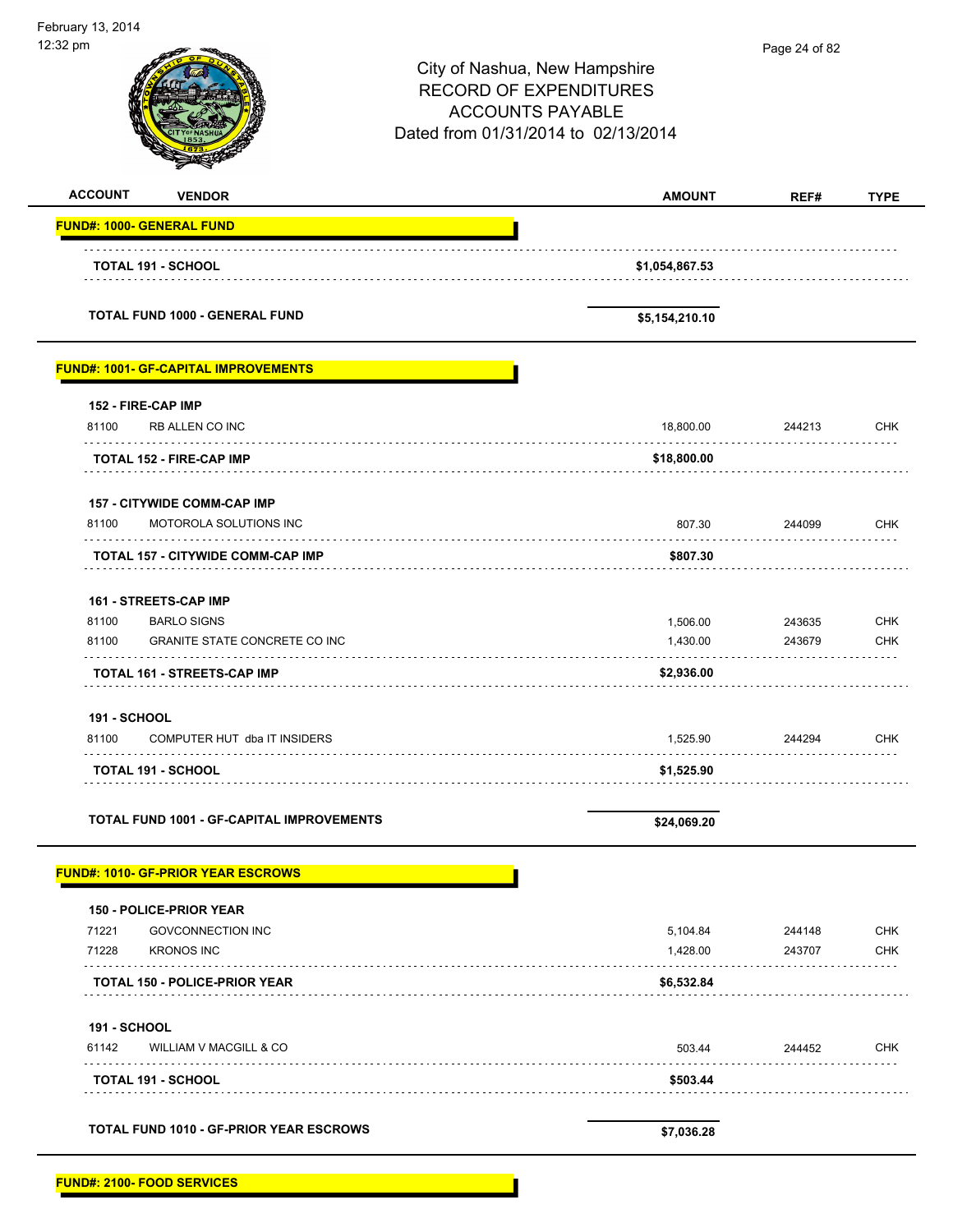City of Nashua, New Hampshire
RECORD OF EXPENDITURES
ACCOUNTS PAYABLE
Dated from 01/31/2014 to 02/13/2014

February 13, 2014
12:32 pm

| ACCOUNT | VENDOR | AMOUNT | REF# | TYPE |
|---|---|---|---|---|
| **FUND#: 1000- GENERAL FUND** | | | | |
| | **TOTAL 191 - SCHOOL** | **$1,054,867.53** | | |
| | **TOTAL FUND 1000 - GENERAL FUND** | **$5,154,210.10** | | |
| **FUND#: 1001- GF-CAPITAL IMPROVEMENTS** | | | | |
| **152 - FIRE-CAP IMP** | | | | |
| 81100 | RB ALLEN CO INC | 18,800.00 | 244213 | CHK |
| | **TOTAL 152 - FIRE-CAP IMP** | **$18,800.00** | | |
| **157 - CITYWIDE COMM-CAP IMP** | | | | |
| 81100 | MOTOROLA SOLUTIONS INC | 807.30 | 244099 | CHK |
| | **TOTAL 157 - CITYWIDE COMM-CAP IMP** | **$807.30** | | |
| **161 - STREETS-CAP IMP** | | | | |
| 81100 | BARLO SIGNS | 1,506.00 | 243635 | CHK |
| 81100 | GRANITE STATE CONCRETE CO INC | 1,430.00 | 243679 | CHK |
| | **TOTAL 161 - STREETS-CAP IMP** | **$2,936.00** | | |
| **191 - SCHOOL** | | | | |
| 81100 | COMPUTER HUT dba IT INSIDERS | 1,525.90 | 244294 | CHK |
| | **TOTAL 191 - SCHOOL** | **$1,525.90** | | |
| | **TOTAL FUND 1001 - GF-CAPITAL IMPROVEMENTS** | **$24,069.20** | | |
| **FUND#: 1010- GF-PRIOR YEAR ESCROWS** | | | | |
| **150 - POLICE-PRIOR YEAR** | | | | |
| 71221 | GOVCONNECTION INC | 5,104.84 | 244148 | CHK |
| 71228 | KRONOS INC | 1,428.00 | 243707 | CHK |
| | **TOTAL 150 - POLICE-PRIOR YEAR** | **$6,532.84** | | |
| **191 - SCHOOL** | | | | |
| 61142 | WILLIAM V MACGILL & CO | 503.44 | 244452 | CHK |
| | **TOTAL 191 - SCHOOL** | **$503.44** | | |
| | **TOTAL FUND 1010 - GF-PRIOR YEAR ESCROWS** | **$7,036.28** | | |
| **FUND#: 2100- FOOD SERVICES** | | | | |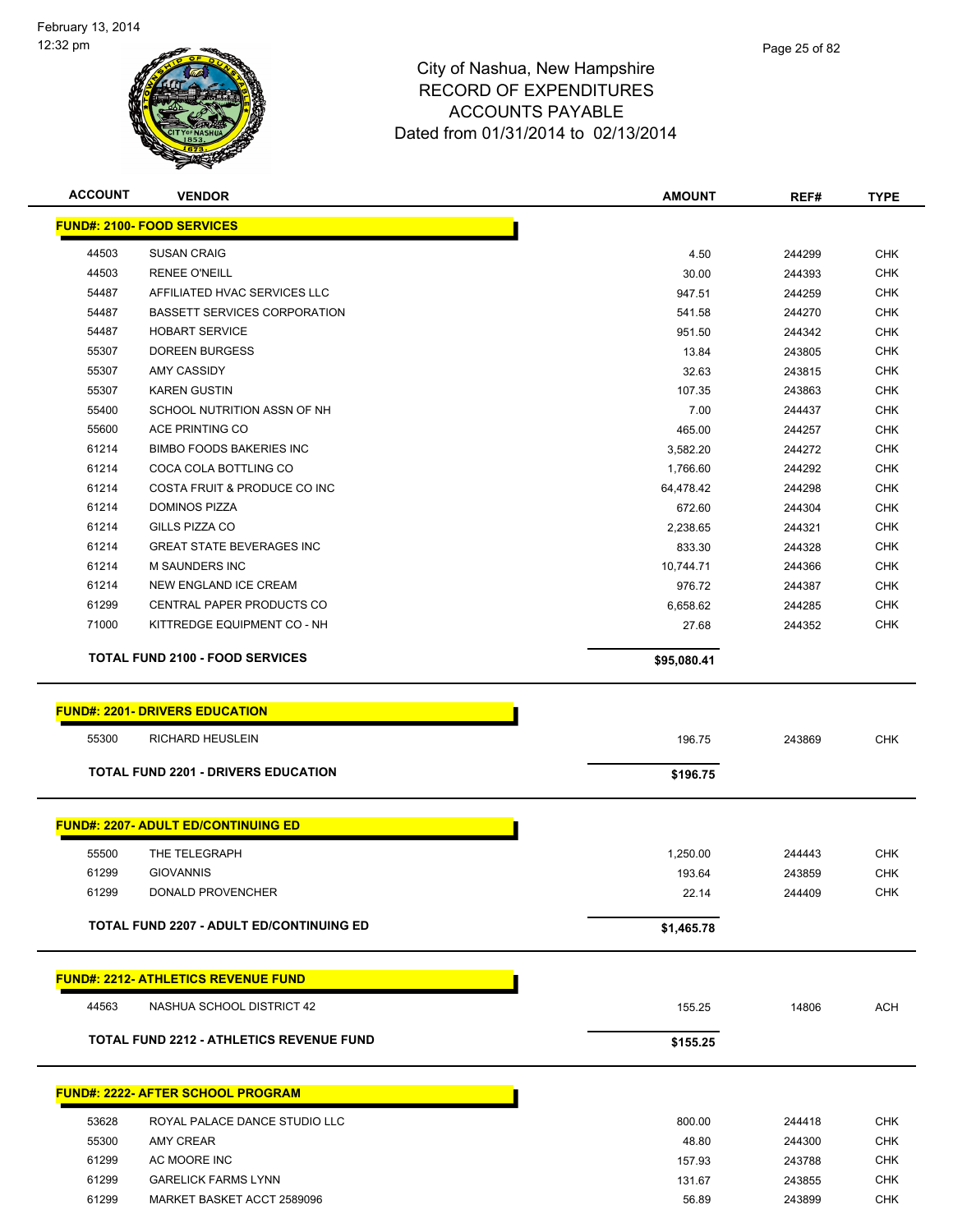February 13, 2014
12:32 pm

# City of Nashua, New Hampshire
## RECORD OF EXPENDITURES
## ACCOUNTS PAYABLE
## Dated from 01/31/2014 to 02/13/2014

| ACCOUNT | VENDOR | AMOUNT | REF# | TYPE |
|---|---|---|---|---|
| **FUND#: 2100- FOOD SERVICES** | | | | |
| 44503 | SUSAN CRAIG | 4.50 | 244299 | CHK |
| 44503 | RENEE O'NEILL | 30.00 | 244393 | CHK |
| 54487 | AFFILIATED HVAC SERVICES LLC | 947.51 | 244259 | CHK |
| 54487 | BASSETT SERVICES CORPORATION | 541.58 | 244270 | CHK |
| 54487 | HOBART SERVICE | 951.50 | 244342 | CHK |
| 55307 | DOREEN BURGESS | 13.84 | 243805 | CHK |
| 55307 | AMY CASSIDY | 32.63 | 243815 | CHK |
| 55307 | KAREN GUSTIN | 107.35 | 243863 | CHK |
| 55400 | SCHOOL NUTRITION ASSN OF NH | 7.00 | 244437 | CHK |
| 55600 | ACE PRINTING CO | 465.00 | 244257 | CHK |
| 61214 | BIMBO FOODS BAKERIES INC | 3,582.20 | 244272 | CHK |
| 61214 | COCA COLA BOTTLING CO | 1,766.60 | 244292 | CHK |
| 61214 | COSTA FRUIT & PRODUCE CO INC | 64,478.42 | 244298 | CHK |
| 61214 | DOMINOS PIZZA | 672.60 | 244304 | CHK |
| 61214 | GILLS PIZZA CO | 2,238.65 | 244321 | CHK |
| 61214 | GREAT STATE BEVERAGES INC | 833.30 | 244328 | CHK |
| 61214 | M SAUNDERS INC | 10,744.71 | 244366 | CHK |
| 61214 | NEW ENGLAND ICE CREAM | 976.72 | 244387 | CHK |
| 61299 | CENTRAL PAPER PRODUCTS CO | 6,658.62 | 244285 | CHK |
| 71000 | KITTREDGE EQUIPMENT CO - NH | 27.68 | 244352 | CHK |
| | **TOTAL FUND 2100 - FOOD SERVICES** | **$95,080.41** | | |
| **FUND#: 2201- DRIVERS EDUCATION** | | | | |
| 55300 | RICHARD HEUSLEIN | 196.75 | 243869 | CHK |
| | **TOTAL FUND 2201 - DRIVERS EDUCATION** | **$196.75** | | |
| **FUND#: 2207- ADULT ED/CONTINUING ED** | | | | |
| 55500 | THE TELEGRAPH | 1,250.00 | 244443 | CHK |
| 61299 | GIOVANNIS | 193.64 | 243859 | CHK |
| 61299 | DONALD PROVENCHER | 22.14 | 244409 | CHK |
| | **TOTAL FUND 2207 - ADULT ED/CONTINUING ED** | **$1,465.78** | | |
| **FUND#: 2212- ATHLETICS REVENUE FUND** | | | | |
| 44563 | NASHUA SCHOOL DISTRICT 42 | 155.25 | 14806 | ACH |
| | **TOTAL FUND 2212 - ATHLETICS REVENUE FUND** | **$155.25** | | |
| **FUND#: 2222- AFTER SCHOOL PROGRAM** | | | | |
| 53628 | ROYAL PALACE DANCE STUDIO LLC | 800.00 | 244418 | CHK |
| 55300 | AMY CREAR | 48.80 | 244300 | CHK |
| 61299 | AC MOORE INC | 157.93 | 243788 | CHK |
| 61299 | GARELICK FARMS LYNN | 131.67 | 243855 | CHK |
| 61299 | MARKET BASKET ACCT 2589096 | 56.89 | 243899 | CHK |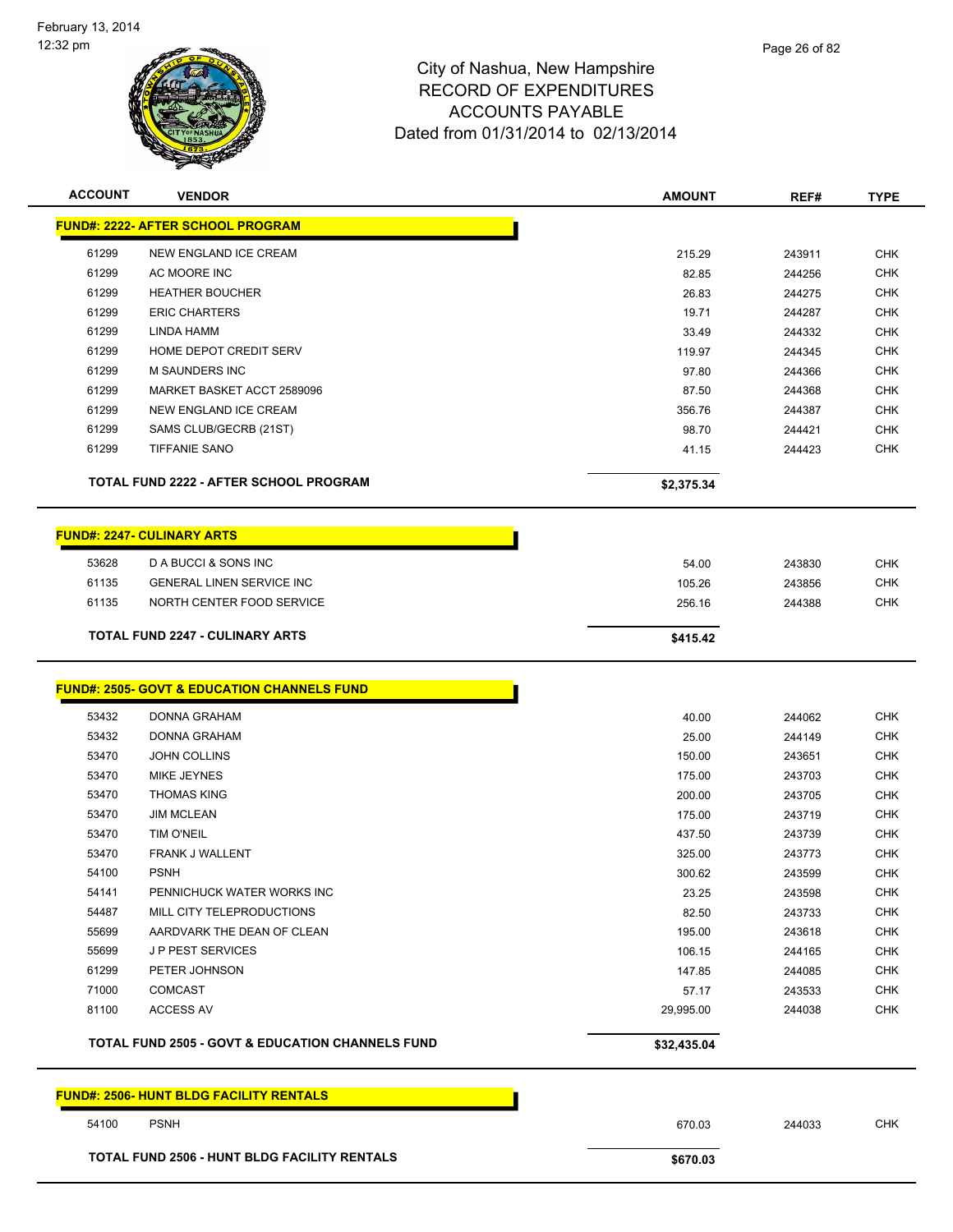# City of Nashua, New Hampshire
## RECORD OF EXPENDITURES
## ACCOUNTS PAYABLE
## Dated from 01/31/2014 to 02/13/2014

| ACCOUNT | VENDOR | AMOUNT | REF# | TYPE |
|---|---|---|---|---|
| **FUND#: 2222- AFTER SCHOOL PROGRAM** | | | | |
| 61299 | NEW ENGLAND ICE CREAM | 215.29 | 243911 | CHK |
| 61299 | AC MOORE INC | 82.85 | 244256 | CHK |
| 61299 | HEATHER BOUCHER | 26.83 | 244275 | CHK |
| 61299 | ERIC CHARTERS | 19.71 | 244287 | CHK |
| 61299 | LINDA HAMM | 33.49 | 244332 | CHK |
| 61299 | HOME DEPOT CREDIT SERV | 119.97 | 244345 | CHK |
| 61299 | M SAUNDERS INC | 97.80 | 244366 | CHK |
| 61299 | MARKET BASKET ACCT 2589096 | 87.50 | 244368 | CHK |
| 61299 | NEW ENGLAND ICE CREAM | 356.76 | 244387 | CHK |
| 61299 | SAMS CLUB/GECRB (21ST) | 98.70 | 244421 | CHK |
| 61299 | TIFFANIE SANO | 41.15 | 244423 | CHK |
| | **TOTAL FUND 2222 - AFTER SCHOOL PROGRAM** | **$2,375.34** | | |
| **FUND#: 2247- CULINARY ARTS** | | | | |
| 53628 | D A BUCCI & SONS INC | 54.00 | 243830 | CHK |
| 61135 | GENERAL LINEN SERVICE INC | 105.26 | 243856 | CHK |
| 61135 | NORTH CENTER FOOD SERVICE | 256.16 | 244388 | CHK |
| | **TOTAL FUND 2247 - CULINARY ARTS** | **$415.42** | | |
| **FUND#: 2505- GOVT & EDUCATION CHANNELS FUND** | | | | |
| 53432 | DONNA GRAHAM | 40.00 | 244062 | CHK |
| 53432 | DONNA GRAHAM | 25.00 | 244149 | CHK |
| 53470 | JOHN COLLINS | 150.00 | 243651 | CHK |
| 53470 | MIKE JEYNES | 175.00 | 243703 | CHK |
| 53470 | THOMAS KING | 200.00 | 243705 | CHK |
| 53470 | JIM MCLEAN | 175.00 | 243719 | CHK |
| 53470 | TIM O'NEIL | 437.50 | 243739 | CHK |
| 53470 | FRANK J WALLENT | 325.00 | 243773 | CHK |
| 54100 | PSNH | 300.62 | 243599 | CHK |
| 54141 | PENNICHUCK WATER WORKS INC | 23.25 | 243598 | CHK |
| 54487 | MILL CITY TELEPRODUCTIONS | 82.50 | 243733 | CHK |
| 55699 | AARDVARK THE DEAN OF CLEAN | 195.00 | 243618 | CHK |
| 55699 | J P PEST SERVICES | 106.15 | 244165 | CHK |
| 61299 | PETER JOHNSON | 147.85 | 244085 | CHK |
| 71000 | COMCAST | 57.17 | 243533 | CHK |
| 81100 | ACCESS AV | 29,995.00 | 244038 | CHK |
| | **TOTAL FUND 2505 - GOVT & EDUCATION CHANNELS FUND** | **$32,435.04** | | |
| **FUND#: 2506- HUNT BLDG FACILITY RENTALS** | | | | |
| 54100 | PSNH | 670.03 | 244033 | CHK |
| | **TOTAL FUND 2506 - HUNT BLDG FACILITY RENTALS** | **$670.03** | | |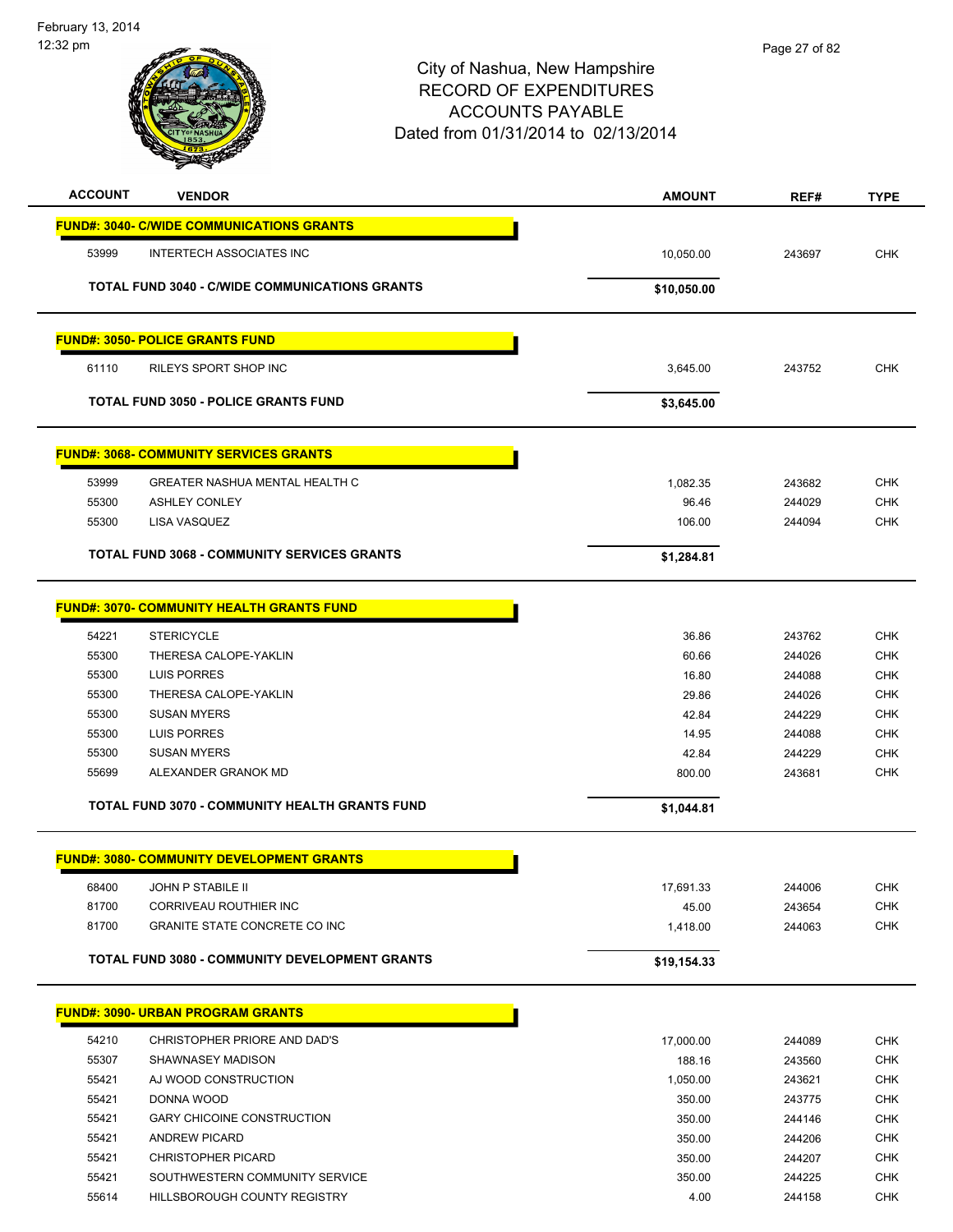# City of Nashua, New Hampshire
## RECORD OF EXPENDITURES
## ACCOUNTS PAYABLE
## Dated from 01/31/2014 to 02/13/2014

February 13, 2014
12:32 pm

| ACCOUNT | VENDOR | AMOUNT | REF# | TYPE |
|---|---|---|---|---|
| **FUND#: 3040- C/WIDE COMMUNICATIONS GRANTS** | | | | |
| 53999 | INTERTECH ASSOCIATES INC | 10,050.00 | 243697 | CHK |
| | **TOTAL FUND 3040 - C/WIDE COMMUNICATIONS GRANTS** | **$10,050.00** | | |
| **FUND#: 3050- POLICE GRANTS FUND** | | | | |
| 61110 | RILEYS SPORT SHOP INC | 3,645.00 | 243752 | CHK |
| | **TOTAL FUND 3050 - POLICE GRANTS FUND** | **$3,645.00** | | |
| **FUND#: 3068- COMMUNITY SERVICES GRANTS** | | | | |
| 53999 | GREATER NASHUA MENTAL HEALTH C | 1,082.35 | 243682 | CHK |
| 55300 | ASHLEY CONLEY | 96.46 | 244029 | CHK |
| 55300 | LISA VASQUEZ | 106.00 | 244094 | CHK |
| | **TOTAL FUND 3068 - COMMUNITY SERVICES GRANTS** | **$1,284.81** | | |
| **FUND#: 3070- COMMUNITY HEALTH GRANTS FUND** | | | | |
| 54221 | STERICYCLE | 36.86 | 243762 | CHK |
| 55300 | THERESA CALOPE-YAKLIN | 60.66 | 244026 | CHK |
| 55300 | LUIS PORRES | 16.80 | 244088 | CHK |
| 55300 | THERESA CALOPE-YAKLIN | 29.86 | 244026 | CHK |
| 55300 | SUSAN MYERS | 42.84 | 244229 | CHK |
| 55300 | LUIS PORRES | 14.95 | 244088 | CHK |
| 55300 | SUSAN MYERS | 42.84 | 244229 | CHK |
| 55699 | ALEXANDER GRANOK MD | 800.00 | 243681 | CHK |
| | **TOTAL FUND 3070 - COMMUNITY HEALTH GRANTS FUND** | **$1,044.81** | | |
| **FUND#: 3080- COMMUNITY DEVELOPMENT GRANTS** | | | | |
| 68400 | JOHN P STABILE II | 17,691.33 | 244006 | CHK |
| 81700 | CORRIVEAU ROUTHIER INC | 45.00 | 243654 | CHK |
| 81700 | GRANITE STATE CONCRETE CO INC | 1,418.00 | 244063 | CHK |
| | **TOTAL FUND 3080 - COMMUNITY DEVELOPMENT GRANTS** | **$19,154.33** | | |
| **FUND#: 3090- URBAN PROGRAM GRANTS** | | | | |
| 54210 | CHRISTOPHER PRIORE AND DAD'S | 17,000.00 | 244089 | CHK |
| 55307 | SHAWNASEY MADISON | 188.16 | 243560 | CHK |
| 55421 | AJ WOOD CONSTRUCTION | 1,050.00 | 243621 | CHK |
| 55421 | DONNA WOOD | 350.00 | 243775 | CHK |
| 55421 | GARY CHICOINE CONSTRUCTION | 350.00 | 244146 | CHK |
| 55421 | ANDREW PICARD | 350.00 | 244206 | CHK |
| 55421 | CHRISTOPHER PICARD | 350.00 | 244207 | CHK |
| 55421 | SOUTHWESTERN COMMUNITY SERVICE | 350.00 | 244225 | CHK |
| 55614 | HILLSBOROUGH COUNTY REGISTRY | 4.00 | 244158 | CHK |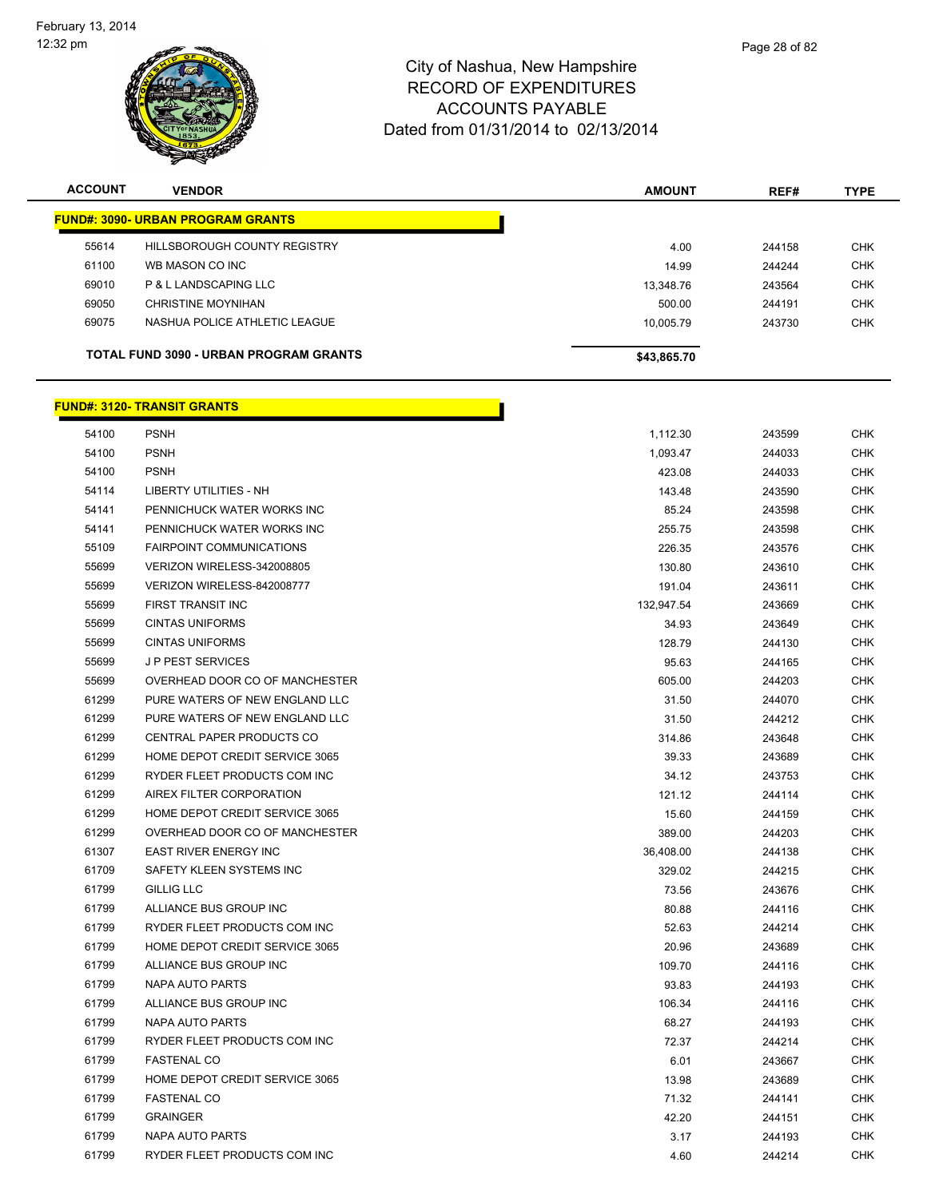City of Nashua, New Hampshire
RECORD OF EXPENDITURES
ACCOUNTS PAYABLE
Dated from 01/31/2014 to 02/13/2014

| ACCOUNT | VENDOR | AMOUNT | REF# | TYPE |
|---|---|---|---|---|
| **FUND#: 3090- URBAN PROGRAM GRANTS** | | | | |
| 55614 | HILLSBOROUGH COUNTY REGISTRY | 4.00 | 244158 | CHK |
| 61100 | WB MASON CO INC | 14.99 | 244244 | CHK |
| 69010 | P & L LANDSCAPING LLC | 13,348.76 | 243564 | CHK |
| 69050 | CHRISTINE MOYNIHAN | 500.00 | 244191 | CHK |
| 69075 | NASHUA POLICE ATHLETIC LEAGUE | 10,005.79 | 243730 | CHK |
| | **TOTAL FUND 3090 - URBAN PROGRAM GRANTS** | **$43,865.70** | | |

| ACCOUNT | VENDOR | AMOUNT | REF# | TYPE |
|---|---|---|---|---|
| **FUND#: 3120- TRANSIT GRANTS** | | | | |
| 54100 | PSNH | 1,112.30 | 243599 | CHK |
| 54100 | PSNH | 1,093.47 | 244033 | CHK |
| 54100 | PSNH | 423.08 | 244033 | CHK |
| 54114 | LIBERTY UTILITIES - NH | 143.48 | 243590 | CHK |
| 54141 | PENNICHUCK WATER WORKS INC | 85.24 | 243598 | CHK |
| 54141 | PENNICHUCK WATER WORKS INC | 255.75 | 243598 | CHK |
| 55109 | FAIRPOINT COMMUNICATIONS | 226.35 | 243576 | CHK |
| 55699 | VERIZON WIRELESS-342008805 | 130.80 | 243610 | CHK |
| 55699 | VERIZON WIRELESS-842008777 | 191.04 | 243611 | CHK |
| 55699 | FIRST TRANSIT INC | 132,947.54 | 243669 | CHK |
| 55699 | CINTAS UNIFORMS | 34.93 | 243649 | CHK |
| 55699 | CINTAS UNIFORMS | 128.79 | 244130 | CHK |
| 55699 | J P PEST SERVICES | 95.63 | 244165 | CHK |
| 55699 | OVERHEAD DOOR CO OF MANCHESTER | 605.00 | 244203 | CHK |
| 61299 | PURE WATERS OF NEW ENGLAND LLC | 31.50 | 244070 | CHK |
| 61299 | PURE WATERS OF NEW ENGLAND LLC | 31.50 | 244212 | CHK |
| 61299 | CENTRAL PAPER PRODUCTS CO | 314.86 | 243648 | CHK |
| 61299 | HOME DEPOT CREDIT SERVICE 3065 | 39.33 | 243689 | CHK |
| 61299 | RYDER FLEET PRODUCTS COM INC | 34.12 | 243753 | CHK |
| 61299 | AIREX FILTER CORPORATION | 121.12 | 244114 | CHK |
| 61299 | HOME DEPOT CREDIT SERVICE 3065 | 15.60 | 244159 | CHK |
| 61299 | OVERHEAD DOOR CO OF MANCHESTER | 389.00 | 244203 | CHK |
| 61307 | EAST RIVER ENERGY INC | 36,408.00 | 244138 | CHK |
| 61709 | SAFETY KLEEN SYSTEMS INC | 329.02 | 244215 | CHK |
| 61799 | GILLIG LLC | 73.56 | 243676 | CHK |
| 61799 | ALLIANCE BUS GROUP INC | 80.88 | 244116 | CHK |
| 61799 | RYDER FLEET PRODUCTS COM INC | 52.63 | 244214 | CHK |
| 61799 | HOME DEPOT CREDIT SERVICE 3065 | 20.96 | 243689 | CHK |
| 61799 | ALLIANCE BUS GROUP INC | 109.70 | 244116 | CHK |
| 61799 | NAPA AUTO PARTS | 93.83 | 244193 | CHK |
| 61799 | ALLIANCE BUS GROUP INC | 106.34 | 244116 | CHK |
| 61799 | NAPA AUTO PARTS | 68.27 | 244193 | CHK |
| 61799 | RYDER FLEET PRODUCTS COM INC | 72.37 | 244214 | CHK |
| 61799 | FASTENAL CO | 6.01 | 243667 | CHK |
| 61799 | HOME DEPOT CREDIT SERVICE 3065 | 13.98 | 243689 | CHK |
| 61799 | FASTENAL CO | 71.32 | 244141 | CHK |
| 61799 | GRAINGER | 42.20 | 244151 | CHK |
| 61799 | NAPA AUTO PARTS | 3.17 | 244193 | CHK |
| 61799 | RYDER FLEET PRODUCTS COM INC | 4.60 | 244214 | CHK |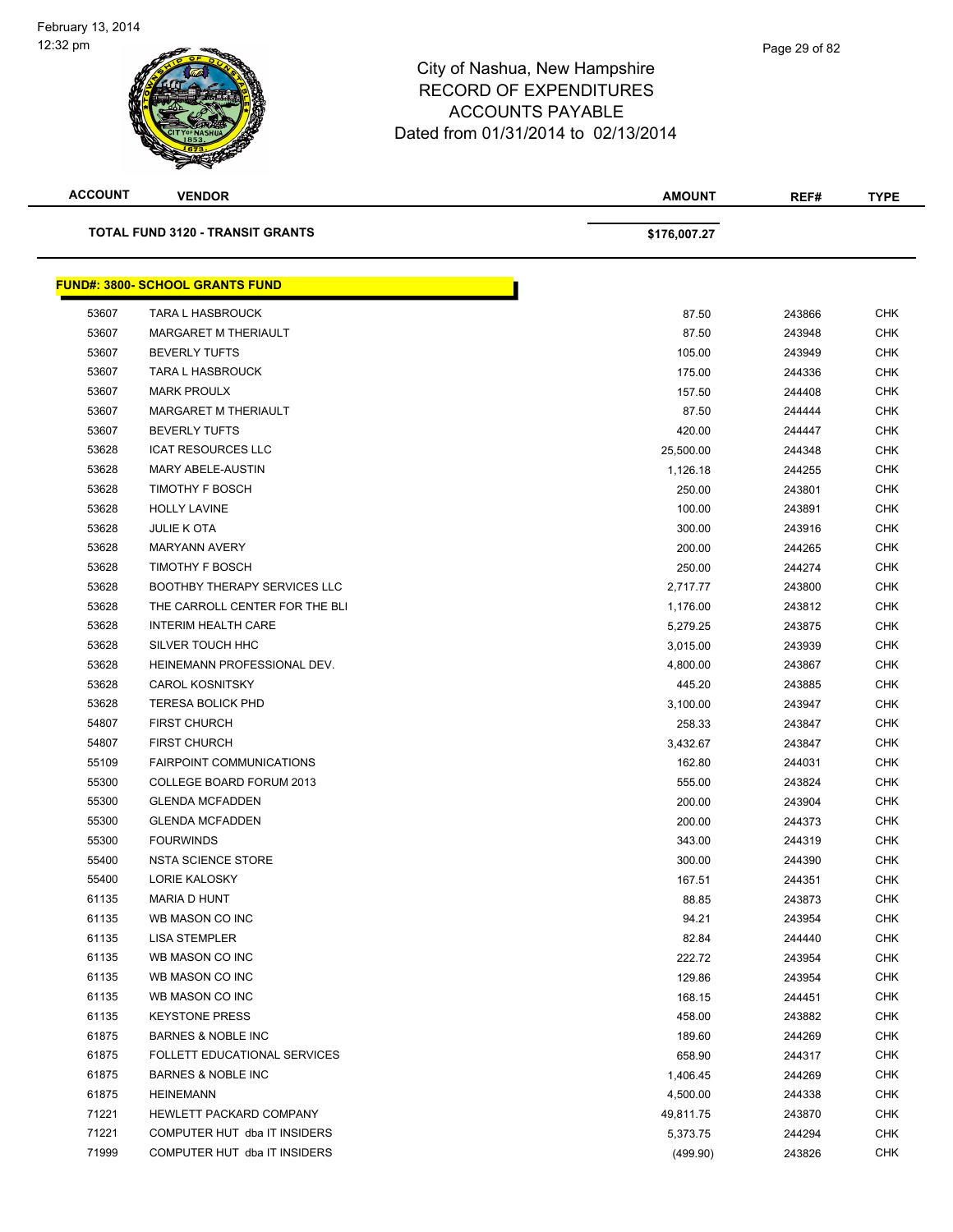# City of Nashua, New Hampshire
## RECORD OF EXPENDITURES
## ACCOUNTS PAYABLE
## Dated from 01/31/2014 to 02/13/2014

| ACCOUNT | VENDOR | AMOUNT | REF# | TYPE |
|---|---|---|---|---|
| | **TOTAL FUND 3120 - TRANSIT GRANTS** | **$176,007.27** | | |

**FUND#: 3800- SCHOOL GRANTS FUND**

| ACCOUNT | VENDOR | AMOUNT | REF# | TYPE |
|---|---|---|---|---|
| 53607 | TARA L HASBROUCK | 87.50 | 243866 | CHK |
| 53607 | MARGARET M THERIAULT | 87.50 | 243948 | CHK |
| 53607 | BEVERLY TUFTS | 105.00 | 243949 | CHK |
| 53607 | TARA L HASBROUCK | 175.00 | 244336 | CHK |
| 53607 | MARK PROULX | 157.50 | 244408 | CHK |
| 53607 | MARGARET M THERIAULT | 87.50 | 244444 | CHK |
| 53607 | BEVERLY TUFTS | 420.00 | 244447 | CHK |
| 53628 | ICAT RESOURCES LLC | 25,500.00 | 244348 | CHK |
| 53628 | MARY ABELE-AUSTIN | 1,126.18 | 244255 | CHK |
| 53628 | TIMOTHY F BOSCH | 250.00 | 243801 | CHK |
| 53628 | HOLLY LAVINE | 100.00 | 243891 | CHK |
| 53628 | JULIE K OTA | 300.00 | 243916 | CHK |
| 53628 | MARYANN AVERY | 200.00 | 244265 | CHK |
| 53628 | TIMOTHY F BOSCH | 250.00 | 244274 | CHK |
| 53628 | BOOTHBY THERAPY SERVICES LLC | 2,717.77 | 243800 | CHK |
| 53628 | THE CARROLL CENTER FOR THE BLI | 1,176.00 | 243812 | CHK |
| 53628 | INTERIM HEALTH CARE | 5,279.25 | 243875 | CHK |
| 53628 | SILVER TOUCH HHC | 3,015.00 | 243939 | CHK |
| 53628 | HEINEMANN PROFESSIONAL DEV. | 4,800.00 | 243867 | CHK |
| 53628 | CAROL KOSNITSKY | 445.20 | 243885 | CHK |
| 53628 | TERESA BOLICK PHD | 3,100.00 | 243947 | CHK |
| 54807 | FIRST CHURCH | 258.33 | 243847 | CHK |
| 54807 | FIRST CHURCH | 3,432.67 | 243847 | CHK |
| 55109 | FAIRPOINT COMMUNICATIONS | 162.80 | 244031 | CHK |
| 55300 | COLLEGE BOARD FORUM 2013 | 555.00 | 243824 | CHK |
| 55300 | GLENDA MCFADDEN | 200.00 | 243904 | CHK |
| 55300 | GLENDA MCFADDEN | 200.00 | 244373 | CHK |
| 55300 | FOURWINDS | 343.00 | 244319 | CHK |
| 55400 | NSTA SCIENCE STORE | 300.00 | 244390 | CHK |
| 55400 | LORIE KALOSKY | 167.51 | 244351 | CHK |
| 61135 | MARIA D HUNT | 88.85 | 243873 | CHK |
| 61135 | WB MASON CO INC | 94.21 | 243954 | CHK |
| 61135 | LISA STEMPLER | 82.84 | 244440 | CHK |
| 61135 | WB MASON CO INC | 222.72 | 243954 | CHK |
| 61135 | WB MASON CO INC | 129.86 | 243954 | CHK |
| 61135 | WB MASON CO INC | 168.15 | 244451 | CHK |
| 61135 | KEYSTONE PRESS | 458.00 | 243882 | CHK |
| 61875 | BARNES & NOBLE INC | 189.60 | 244269 | CHK |
| 61875 | FOLLETT EDUCATIONAL SERVICES | 658.90 | 244317 | CHK |
| 61875 | BARNES & NOBLE INC | 1,406.45 | 244269 | CHK |
| 61875 | HEINEMANN | 4,500.00 | 244338 | CHK |
| 71221 | HEWLETT PACKARD COMPANY | 49,811.75 | 243870 | CHK |
| 71221 | COMPUTER HUT dba IT INSIDERS | 5,373.75 | 244294 | CHK |
| 71999 | COMPUTER HUT dba IT INSIDERS | (499.90) | 243826 | CHK |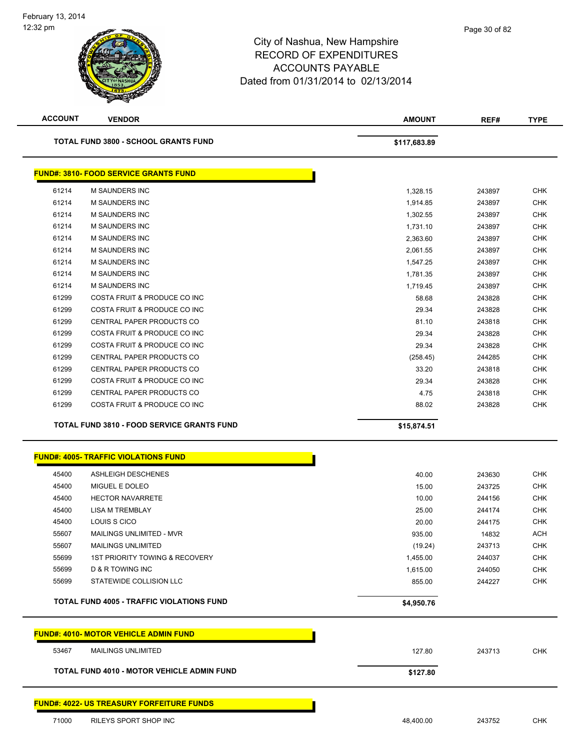# City of Nashua, New Hampshire
## RECORD OF EXPENDITURES
## ACCOUNTS PAYABLE
### Dated from 01/31/2014 to 02/13/2014

| ACCOUNT | VENDOR | AMOUNT | REF# | TYPE |
|---|---|---|---|---|
| | **TOTAL FUND 3800 - SCHOOL GRANTS FUND** | **$117,683.89** | | |

**FUND#: 3810- FOOD SERVICE GRANTS FUND**

| ACCOUNT | VENDOR | AMOUNT | REF# | TYPE |
|---|---|---|---|---|
| 61214 | M SAUNDERS INC | 1,328.15 | 243897 | CHK |
| 61214 | M SAUNDERS INC | 1,914.85 | 243897 | CHK |
| 61214 | M SAUNDERS INC | 1,302.55 | 243897 | CHK |
| 61214 | M SAUNDERS INC | 1,731.10 | 243897 | CHK |
| 61214 | M SAUNDERS INC | 2,363.60 | 243897 | CHK |
| 61214 | M SAUNDERS INC | 2,061.55 | 243897 | CHK |
| 61214 | M SAUNDERS INC | 1,547.25 | 243897 | CHK |
| 61214 | M SAUNDERS INC | 1,781.35 | 243897 | CHK |
| 61214 | M SAUNDERS INC | 1,719.45 | 243897 | CHK |
| 61299 | COSTA FRUIT & PRODUCE CO INC | 58.68 | 243828 | CHK |
| 61299 | COSTA FRUIT & PRODUCE CO INC | 29.34 | 243828 | CHK |
| 61299 | CENTRAL PAPER PRODUCTS CO | 81.10 | 243818 | CHK |
| 61299 | COSTA FRUIT & PRODUCE CO INC | 29.34 | 243828 | CHK |
| 61299 | COSTA FRUIT & PRODUCE CO INC | 29.34 | 243828 | CHK |
| 61299 | CENTRAL PAPER PRODUCTS CO | (258.45) | 244285 | CHK |
| 61299 | CENTRAL PAPER PRODUCTS CO | 33.20 | 243818 | CHK |
| 61299 | COSTA FRUIT & PRODUCE CO INC | 29.34 | 243828 | CHK |
| 61299 | CENTRAL PAPER PRODUCTS CO | 4.75 | 243818 | CHK |
| 61299 | COSTA FRUIT & PRODUCE CO INC | 88.02 | 243828 | CHK |
| | **TOTAL FUND 3810 - FOOD SERVICE GRANTS FUND** | **$15,874.51** | | |

**FUND#: 4005- TRAFFIC VIOLATIONS FUND**

| ACCOUNT | VENDOR | AMOUNT | REF# | TYPE |
|---|---|---|---|---|
| 45400 | ASHLEIGH DESCHENES | 40.00 | 243630 | CHK |
| 45400 | MIGUEL E DOLEO | 15.00 | 243725 | CHK |
| 45400 | HECTOR NAVARRETE | 10.00 | 244156 | CHK |
| 45400 | LISA M TREMBLAY | 25.00 | 244174 | CHK |
| 45400 | LOUIS S CICO | 20.00 | 244175 | CHK |
| 55607 | MAILINGS UNLIMITED - MVR | 935.00 | 14832 | ACH |
| 55607 | MAILINGS UNLIMITED | (19.24) | 243713 | CHK |
| 55699 | 1ST PRIORITY TOWING & RECOVERY | 1,455.00 | 244037 | CHK |
| 55699 | D & R TOWING INC | 1,615.00 | 244050 | CHK |
| 55699 | STATEWIDE COLLISION LLC | 855.00 | 244227 | CHK |
| | **TOTAL FUND 4005 - TRAFFIC VIOLATIONS FUND** | **$4,950.76** | | |

**FUND#: 4010- MOTOR VEHICLE ADMIN FUND**

| ACCOUNT | VENDOR | AMOUNT | REF# | TYPE |
|---|---|---|---|---|
| 53467 | MAILINGS UNLIMITED | 127.80 | 243713 | CHK |
| | **TOTAL FUND 4010 - MOTOR VEHICLE ADMIN FUND** | **$127.80** | | |

**FUND#: 4022- US TREASURY FORFEITURE FUNDS**

| ACCOUNT | VENDOR | AMOUNT | REF# | TYPE |
|---|---|---|---|---|
| 71000 | RILEYS SPORT SHOP INC | 48,400.00 | 243752 | CHK |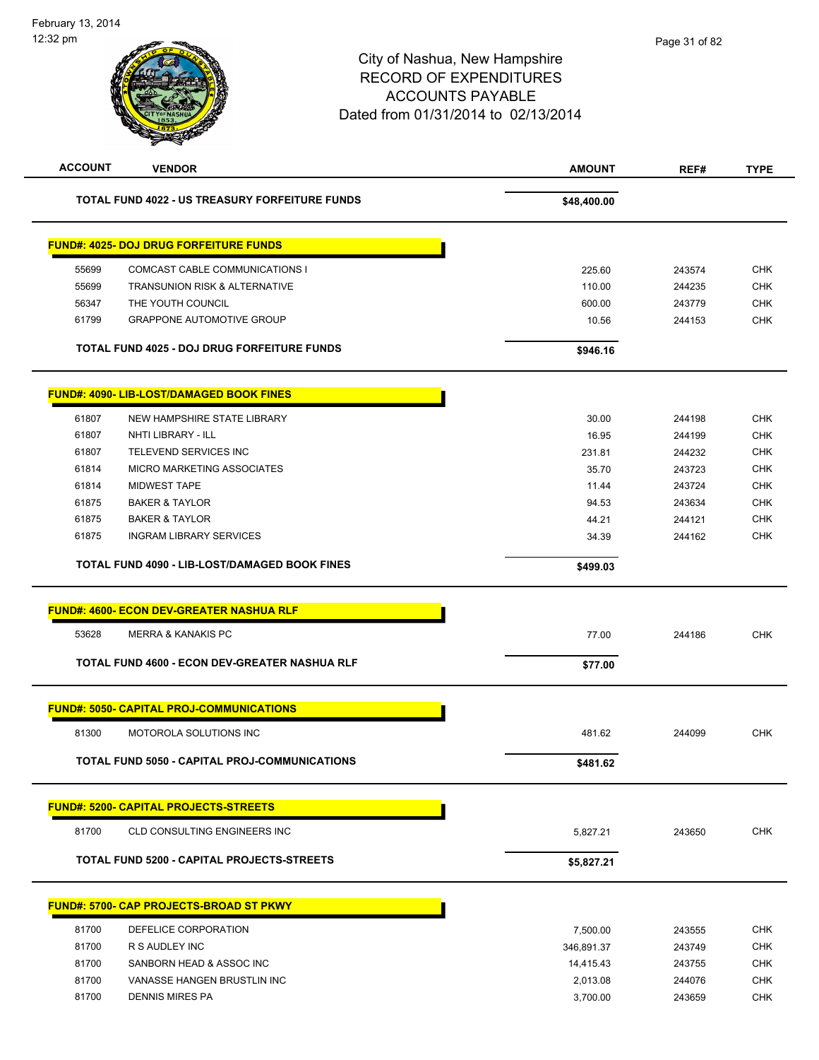# City of Nashua, New Hampshire
## RECORD OF EXPENDITURES
## ACCOUNTS PAYABLE
### Dated from 01/31/2014 to 02/13/2014

February 13, 2014
12:32 pm

| ACCOUNT | VENDOR | AMOUNT | REF# | TYPE |
|---|---|---|---|---|
| | **TOTAL FUND 4022 - US TREASURY FORFEITURE FUNDS** | **$48,400.00** | | |

**FUND#: 4025- DOJ DRUG FORFEITURE FUNDS**

| ACCOUNT | VENDOR | AMOUNT | REF# | TYPE |
|---|---|---|---|---|
| 55699 | COMCAST CABLE COMMUNICATIONS I | 225.60 | 243574 | CHK |
| 55699 | TRANSUNION RISK & ALTERNATIVE | 110.00 | 244235 | CHK |
| 56347 | THE YOUTH COUNCIL | 600.00 | 243779 | CHK |
| 61799 | GRAPPONE AUTOMOTIVE GROUP | 10.56 | 244153 | CHK |
| | **TOTAL FUND 4025 - DOJ DRUG FORFEITURE FUNDS** | **$946.16** | | |

**FUND#: 4090- LIB-LOST/DAMAGED BOOK FINES**

| ACCOUNT | VENDOR | AMOUNT | REF# | TYPE |
|---|---|---|---|---|
| 61807 | NEW HAMPSHIRE STATE LIBRARY | 30.00 | 244198 | CHK |
| 61807 | NHTI LIBRARY - ILL | 16.95 | 244199 | CHK |
| 61807 | TELEVEND SERVICES INC | 231.81 | 244232 | CHK |
| 61814 | MICRO MARKETING ASSOCIATES | 35.70 | 243723 | CHK |
| 61814 | MIDWEST TAPE | 11.44 | 243724 | CHK |
| 61875 | BAKER & TAYLOR | 94.53 | 243634 | CHK |
| 61875 | BAKER & TAYLOR | 44.21 | 244121 | CHK |
| 61875 | INGRAM LIBRARY SERVICES | 34.39 | 244162 | CHK |
| | **TOTAL FUND 4090 - LIB-LOST/DAMAGED BOOK FINES** | **$499.03** | | |

**FUND#: 4600- ECON DEV-GREATER NASHUA RLF**

| ACCOUNT | VENDOR | AMOUNT | REF# | TYPE |
|---|---|---|---|---|
| 53628 | MERRA & KANAKIS PC | 77.00 | 244186 | CHK |
| | **TOTAL FUND 4600 - ECON DEV-GREATER NASHUA RLF** | **$77.00** | | |

**FUND#: 5050- CAPITAL PROJ-COMMUNICATIONS**

| ACCOUNT | VENDOR | AMOUNT | REF# | TYPE |
|---|---|---|---|---|
| 81300 | MOTOROLA SOLUTIONS INC | 481.62 | 244099 | CHK |
| | **TOTAL FUND 5050 - CAPITAL PROJ-COMMUNICATIONS** | **$481.62** | | |

**FUND#: 5200- CAPITAL PROJECTS-STREETS**

| ACCOUNT | VENDOR | AMOUNT | REF# | TYPE |
|---|---|---|---|---|
| 81700 | CLD CONSULTING ENGINEERS INC | 5,827.21 | 243650 | CHK |
| | **TOTAL FUND 5200 - CAPITAL PROJECTS-STREETS** | **$5,827.21** | | |

**FUND#: 5700- CAP PROJECTS-BROAD ST PKWY**

| ACCOUNT | VENDOR | AMOUNT | REF# | TYPE |
|---|---|---|---|---|
| 81700 | DEFELICE CORPORATION | 7,500.00 | 243555 | CHK |
| 81700 | R S AUDLEY INC | 346,891.37 | 243749 | CHK |
| 81700 | SANBORN HEAD & ASSOC INC | 14,415.43 | 243755 | CHK |
| 81700 | VANASSE HANGEN BRUSTLIN INC | 2,013.08 | 244076 | CHK |
| 81700 | DENNIS MIRES PA | 3,700.00 | 243659 | CHK |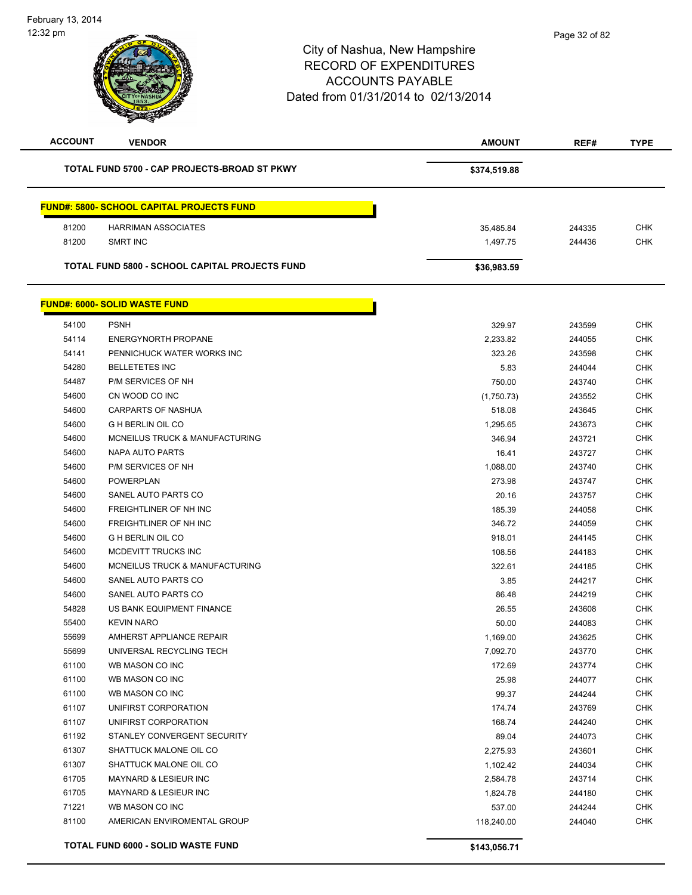City of Nashua, New Hampshire
RECORD OF EXPENDITURES
ACCOUNTS PAYABLE
Dated from 01/31/2014 to 02/13/2014

| ACCOUNT | VENDOR | AMOUNT | REF# | TYPE |
|---|---|---|---|---|
| | **TOTAL FUND 5700 - CAP PROJECTS-BROAD ST PKWY** | **$374,519.88** | | |
| | **FUND#: 5800- SCHOOL CAPITAL PROJECTS FUND** | | | |
| 81200 | HARRIMAN ASSOCIATES | 35,485.84 | 244335 | CHK |
| 81200 | SMRT INC | 1,497.75 | 244436 | CHK |
| | **TOTAL FUND 5800 - SCHOOL CAPITAL PROJECTS FUND** | **$36,983.59** | | |
| | **FUND#: 6000- SOLID WASTE FUND** | | | |
| 54100 | PSNH | 329.97 | 243599 | CHK |
| 54114 | ENERGYNORTH PROPANE | 2,233.82 | 244055 | CHK |
| 54141 | PENNICHUCK WATER WORKS INC | 323.26 | 243598 | CHK |
| 54280 | BELLETETES INC | 5.83 | 244044 | CHK |
| 54487 | P/M SERVICES OF NH | 750.00 | 243740 | CHK |
| 54600 | CN WOOD CO INC | (1,750.73) | 243552 | CHK |
| 54600 | CARPARTS OF NASHUA | 518.08 | 243645 | CHK |
| 54600 | G H BERLIN OIL CO | 1,295.65 | 243673 | CHK |
| 54600 | MCNEILUS TRUCK & MANUFACTURING | 346.94 | 243721 | CHK |
| 54600 | NAPA AUTO PARTS | 16.41 | 243727 | CHK |
| 54600 | P/M SERVICES OF NH | 1,088.00 | 243740 | CHK |
| 54600 | POWERPLAN | 273.98 | 243747 | CHK |
| 54600 | SANEL AUTO PARTS CO | 20.16 | 243757 | CHK |
| 54600 | FREIGHTLINER OF NH INC | 185.39 | 244058 | CHK |
| 54600 | FREIGHTLINER OF NH INC | 346.72 | 244059 | CHK |
| 54600 | G H BERLIN OIL CO | 918.01 | 244145 | CHK |
| 54600 | MCDEVITT TRUCKS INC | 108.56 | 244183 | CHK |
| 54600 | MCNEILUS TRUCK & MANUFACTURING | 322.61 | 244185 | CHK |
| 54600 | SANEL AUTO PARTS CO | 3.85 | 244217 | CHK |
| 54600 | SANEL AUTO PARTS CO | 86.48 | 244219 | CHK |
| 54828 | US BANK EQUIPMENT FINANCE | 26.55 | 243608 | CHK |
| 55400 | KEVIN NARO | 50.00 | 244083 | CHK |
| 55699 | AMHERST APPLIANCE REPAIR | 1,169.00 | 243625 | CHK |
| 55699 | UNIVERSAL RECYCLING TECH | 7,092.70 | 243770 | CHK |
| 61100 | WB MASON CO INC | 172.69 | 243774 | CHK |
| 61100 | WB MASON CO INC | 25.98 | 244077 | CHK |
| 61100 | WB MASON CO INC | 99.37 | 244244 | CHK |
| 61107 | UNIFIRST CORPORATION | 174.74 | 243769 | CHK |
| 61107 | UNIFIRST CORPORATION | 168.74 | 244240 | CHK |
| 61192 | STANLEY CONVERGENT SECURITY | 89.04 | 244073 | CHK |
| 61307 | SHATTUCK MALONE OIL CO | 2,275.93 | 243601 | CHK |
| 61307 | SHATTUCK MALONE OIL CO | 1,102.42 | 244034 | CHK |
| 61705 | MAYNARD & LESIEUR INC | 2,584.78 | 243714 | CHK |
| 61705 | MAYNARD & LESIEUR INC | 1,824.78 | 244180 | CHK |
| 71221 | WB MASON CO INC | 537.00 | 244244 | CHK |
| 81100 | AMERICAN ENVIROMENTAL GROUP | 118,240.00 | 244040 | CHK |
| | **TOTAL FUND 6000 - SOLID WASTE FUND** | **$143,056.71** | | |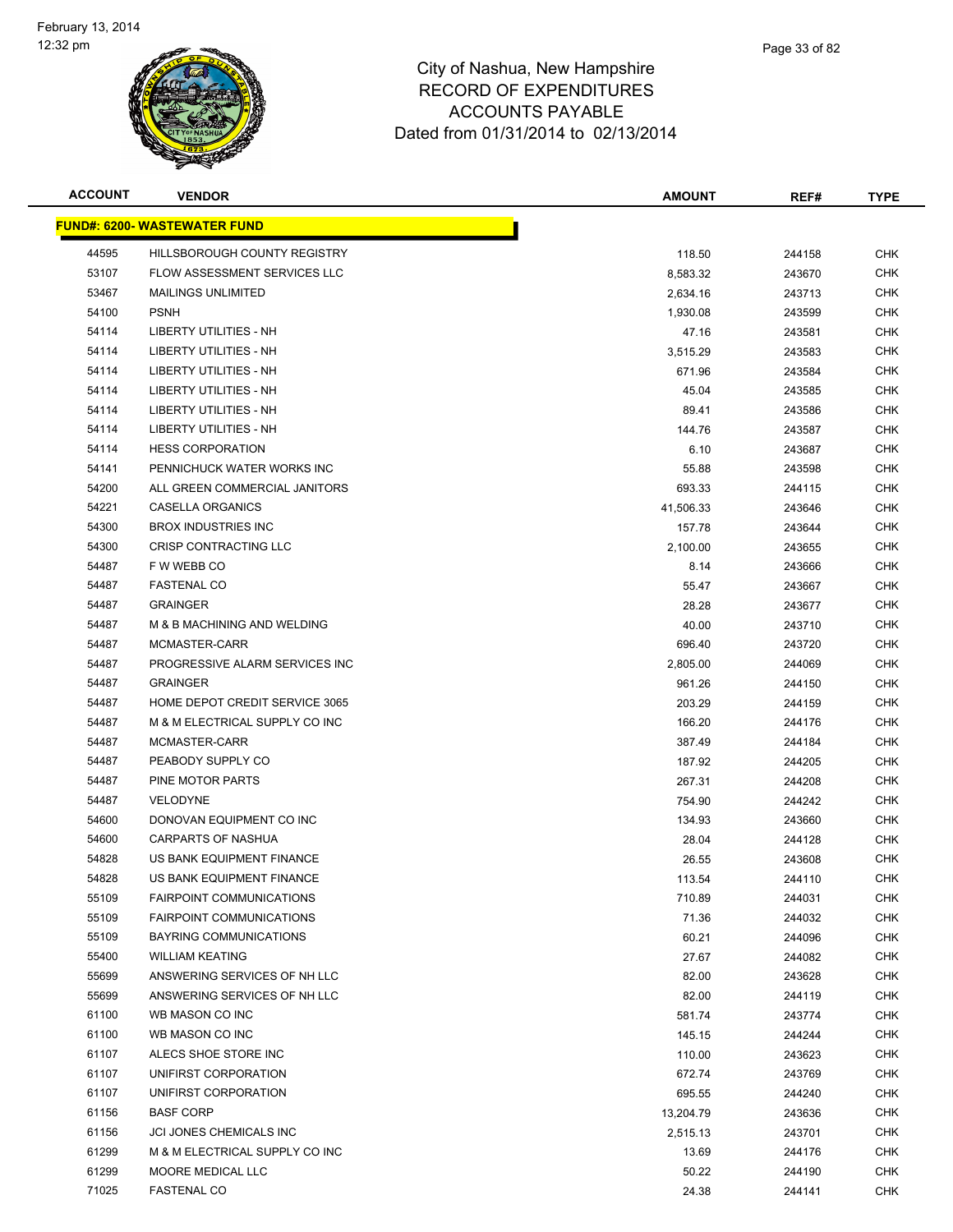February 13, 2014
12:32 pm

# City of Nashua, New Hampshire
## RECORD OF EXPENDITURES
## ACCOUNTS PAYABLE
## Dated from 01/31/2014 to 02/13/2014

| ACCOUNT | VENDOR | AMOUNT | REF# | TYPE |
|---|---|---|---|---|
| **FUND#: 6200- WASTEWATER FUND** | | | | |
| 44595 | HILLSBOROUGH COUNTY REGISTRY | 118.50 | 244158 | CHK |
| 53107 | FLOW ASSESSMENT SERVICES LLC | 8,583.32 | 243670 | CHK |
| 53467 | MAILINGS UNLIMITED | 2,634.16 | 243713 | CHK |
| 54100 | PSNH | 1,930.08 | 243599 | CHK |
| 54114 | LIBERTY UTILITIES - NH | 47.16 | 243581 | CHK |
| 54114 | LIBERTY UTILITIES - NH | 3,515.29 | 243583 | CHK |
| 54114 | LIBERTY UTILITIES - NH | 671.96 | 243584 | CHK |
| 54114 | LIBERTY UTILITIES - NH | 45.04 | 243585 | CHK |
| 54114 | LIBERTY UTILITIES - NH | 89.41 | 243586 | CHK |
| 54114 | LIBERTY UTILITIES - NH | 144.76 | 243587 | CHK |
| 54114 | HESS CORPORATION | 6.10 | 243687 | CHK |
| 54141 | PENNICHUCK WATER WORKS INC | 55.88 | 243598 | CHK |
| 54200 | ALL GREEN COMMERCIAL JANITORS | 693.33 | 244115 | CHK |
| 54221 | CASELLA ORGANICS | 41,506.33 | 243646 | CHK |
| 54300 | BROX INDUSTRIES INC | 157.78 | 243644 | CHK |
| 54300 | CRISP CONTRACTING LLC | 2,100.00 | 243655 | CHK |
| 54487 | F W WEBB CO | 8.14 | 243666 | CHK |
| 54487 | FASTENAL CO | 55.47 | 243667 | CHK |
| 54487 | GRAINGER | 28.28 | 243677 | CHK |
| 54487 | M & B MACHINING AND WELDING | 40.00 | 243710 | CHK |
| 54487 | MCMASTER-CARR | 696.40 | 243720 | CHK |
| 54487 | PROGRESSIVE ALARM SERVICES INC | 2,805.00 | 244069 | CHK |
| 54487 | GRAINGER | 961.26 | 244150 | CHK |
| 54487 | HOME DEPOT CREDIT SERVICE 3065 | 203.29 | 244159 | CHK |
| 54487 | M & M ELECTRICAL SUPPLY CO INC | 166.20 | 244176 | CHK |
| 54487 | MCMASTER-CARR | 387.49 | 244184 | CHK |
| 54487 | PEABODY SUPPLY CO | 187.92 | 244205 | CHK |
| 54487 | PINE MOTOR PARTS | 267.31 | 244208 | CHK |
| 54487 | VELODYNE | 754.90 | 244242 | CHK |
| 54600 | DONOVAN EQUIPMENT CO INC | 134.93 | 243660 | CHK |
| 54600 | CARPARTS OF NASHUA | 28.04 | 244128 | CHK |
| 54828 | US BANK EQUIPMENT FINANCE | 26.55 | 243608 | CHK |
| 54828 | US BANK EQUIPMENT FINANCE | 113.54 | 244110 | CHK |
| 55109 | FAIRPOINT COMMUNICATIONS | 710.89 | 244031 | CHK |
| 55109 | FAIRPOINT COMMUNICATIONS | 71.36 | 244032 | CHK |
| 55109 | BAYRING COMMUNICATIONS | 60.21 | 244096 | CHK |
| 55400 | WILLIAM KEATING | 27.67 | 244082 | CHK |
| 55699 | ANSWERING SERVICES OF NH LLC | 82.00 | 243628 | CHK |
| 55699 | ANSWERING SERVICES OF NH LLC | 82.00 | 244119 | CHK |
| 61100 | WB MASON CO INC | 581.74 | 243774 | CHK |
| 61100 | WB MASON CO INC | 145.15 | 244244 | CHK |
| 61107 | ALECS SHOE STORE INC | 110.00 | 243623 | CHK |
| 61107 | UNIFIRST CORPORATION | 672.74 | 243769 | CHK |
| 61107 | UNIFIRST CORPORATION | 695.55 | 244240 | CHK |
| 61156 | BASF CORP | 13,204.79 | 243636 | CHK |
| 61156 | JCI JONES CHEMICALS INC | 2,515.13 | 243701 | CHK |
| 61299 | M & M ELECTRICAL SUPPLY CO INC | 13.69 | 244176 | CHK |
| 61299 | MOORE MEDICAL LLC | 50.22 | 244190 | CHK |
| 71025 | FASTENAL CO | 24.38 | 244141 | CHK |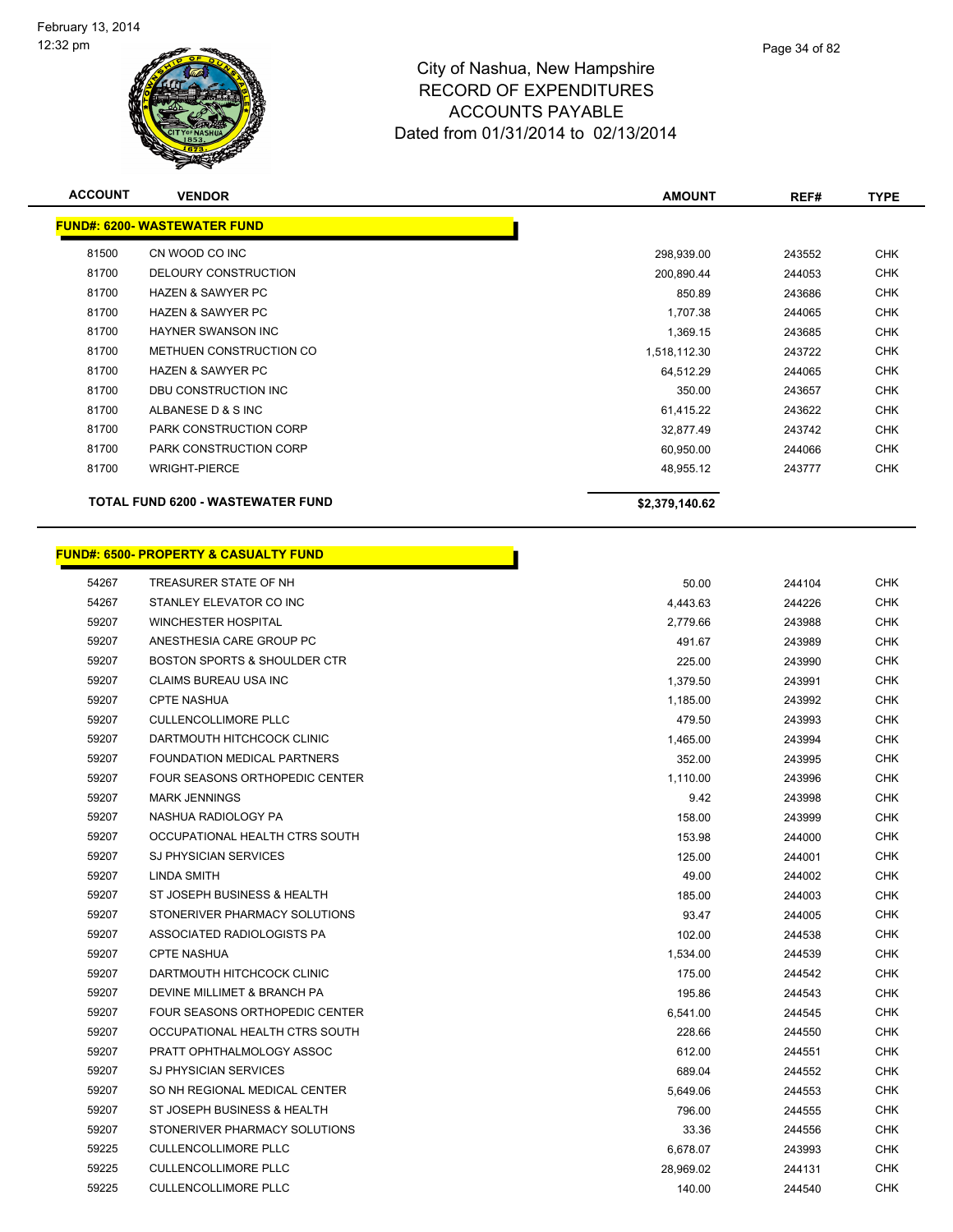City of Nashua, New Hampshire
RECORD OF EXPENDITURES
ACCOUNTS PAYABLE
Dated from 01/31/2014 to 02/13/2014

February 13, 2014
12:32 pm

| ACCOUNT | VENDOR | AMOUNT | REF# | TYPE |
|---|---|---|---|---|
| **FUND#: 6200- WASTEWATER FUND** | | | | |
| 81500 | CN WOOD CO INC | 298,939.00 | 243552 | CHK |
| 81700 | DELOURY CONSTRUCTION | 200,890.44 | 244053 | CHK |
| 81700 | HAZEN & SAWYER PC | 850.89 | 243686 | CHK |
| 81700 | HAZEN & SAWYER PC | 1,707.38 | 244065 | CHK |
| 81700 | HAYNER SWANSON INC | 1,369.15 | 243685 | CHK |
| 81700 | METHUEN CONSTRUCTION CO | 1,518,112.30 | 243722 | CHK |
| 81700 | HAZEN & SAWYER PC | 64,512.29 | 244065 | CHK |
| 81700 | DBU CONSTRUCTION INC | 350.00 | 243657 | CHK |
| 81700 | ALBANESE D & S INC | 61,415.22 | 243622 | CHK |
| 81700 | PARK CONSTRUCTION CORP | 32,877.49 | 243742 | CHK |
| 81700 | PARK CONSTRUCTION CORP | 60,950.00 | 244066 | CHK |
| 81700 | WRIGHT-PIERCE | 48,955.12 | 243777 | CHK |
| | **TOTAL FUND 6200 - WASTEWATER FUND** | **$2,379,140.62** | | |

| ACCOUNT | VENDOR | AMOUNT | REF# | TYPE |
|---|---|---|---|---|
| **FUND#: 6500- PROPERTY & CASUALTY FUND** | | | | |
| 54267 | TREASURER STATE OF NH | 50.00 | 244104 | CHK |
| 54267 | STANLEY ELEVATOR CO INC | 4,443.63 | 244226 | CHK |
| 59207 | WINCHESTER HOSPITAL | 2,779.66 | 243988 | CHK |
| 59207 | ANESTHESIA CARE GROUP PC | 491.67 | 243989 | CHK |
| 59207 | BOSTON SPORTS & SHOULDER CTR | 225.00 | 243990 | CHK |
| 59207 | CLAIMS BUREAU USA INC | 1,379.50 | 243991 | CHK |
| 59207 | CPTE NASHUA | 1,185.00 | 243992 | CHK |
| 59207 | CULLENCOLLIMORE PLLC | 479.50 | 243993 | CHK |
| 59207 | DARTMOUTH HITCHCOCK CLINIC | 1,465.00 | 243994 | CHK |
| 59207 | FOUNDATION MEDICAL PARTNERS | 352.00 | 243995 | CHK |
| 59207 | FOUR SEASONS ORTHOPEDIC CENTER | 1,110.00 | 243996 | CHK |
| 59207 | MARK JENNINGS | 9.42 | 243998 | CHK |
| 59207 | NASHUA RADIOLOGY PA | 158.00 | 243999 | CHK |
| 59207 | OCCUPATIONAL HEALTH CTRS SOUTH | 153.98 | 244000 | CHK |
| 59207 | SJ PHYSICIAN SERVICES | 125.00 | 244001 | CHK |
| 59207 | LINDA SMITH | 49.00 | 244002 | CHK |
| 59207 | ST JOSEPH BUSINESS & HEALTH | 185.00 | 244003 | CHK |
| 59207 | STONERIVER PHARMACY SOLUTIONS | 93.47 | 244005 | CHK |
| 59207 | ASSOCIATED RADIOLOGISTS PA | 102.00 | 244538 | CHK |
| 59207 | CPTE NASHUA | 1,534.00 | 244539 | CHK |
| 59207 | DARTMOUTH HITCHCOCK CLINIC | 175.00 | 244542 | CHK |
| 59207 | DEVINE MILLIMET & BRANCH PA | 195.86 | 244543 | CHK |
| 59207 | FOUR SEASONS ORTHOPEDIC CENTER | 6,541.00 | 244545 | CHK |
| 59207 | OCCUPATIONAL HEALTH CTRS SOUTH | 228.66 | 244550 | CHK |
| 59207 | PRATT OPHTHALMOLOGY ASSOC | 612.00 | 244551 | CHK |
| 59207 | SJ PHYSICIAN SERVICES | 689.04 | 244552 | CHK |
| 59207 | SO NH REGIONAL MEDICAL CENTER | 5,649.06 | 244553 | CHK |
| 59207 | ST JOSEPH BUSINESS & HEALTH | 796.00 | 244555 | CHK |
| 59207 | STONERIVER PHARMACY SOLUTIONS | 33.36 | 244556 | CHK |
| 59225 | CULLENCOLLIMORE PLLC | 6,678.07 | 243993 | CHK |
| 59225 | CULLENCOLLIMORE PLLC | 28,969.02 | 244131 | CHK |
| 59225 | CULLENCOLLIMORE PLLC | 140.00 | 244540 | CHK |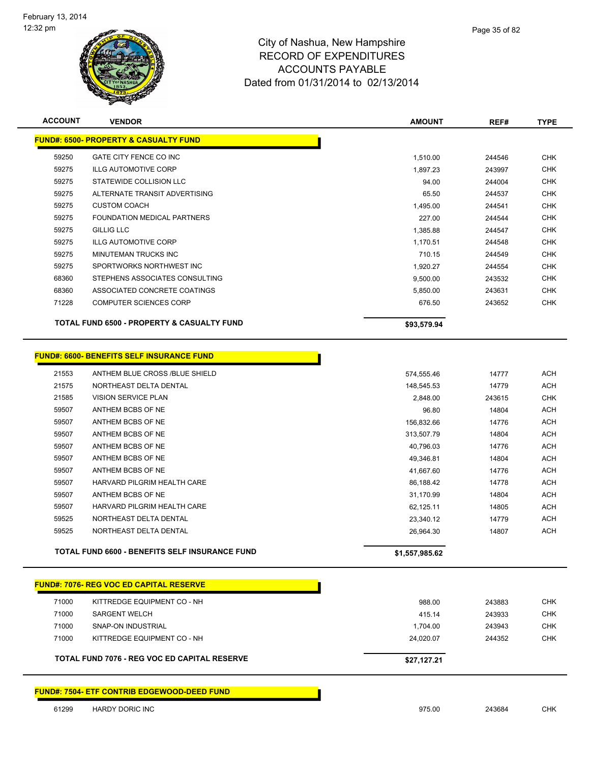City of Nashua, New Hampshire
RECORD OF EXPENDITURES
ACCOUNTS PAYABLE
Dated from 01/31/2014 to 02/13/2014

| ACCOUNT | VENDOR | AMOUNT | REF# | TYPE |
|---|---|---|---|---|
| **FUND#: 6500- PROPERTY & CASUALTY FUND** | | | | |
| 59250 | GATE CITY FENCE CO INC | 1,510.00 | 244546 | CHK |
| 59275 | ILLG AUTOMOTIVE CORP | 1,897.23 | 243997 | CHK |
| 59275 | STATEWIDE COLLISION LLC | 94.00 | 244004 | CHK |
| 59275 | ALTERNATE TRANSIT ADVERTISING | 65.50 | 244537 | CHK |
| 59275 | CUSTOM COACH | 1,495.00 | 244541 | CHK |
| 59275 | FOUNDATION MEDICAL PARTNERS | 227.00 | 244544 | CHK |
| 59275 | GILLIG LLC | 1,385.88 | 244547 | CHK |
| 59275 | ILLG AUTOMOTIVE CORP | 1,170.51 | 244548 | CHK |
| 59275 | MINUTEMAN TRUCKS INC | 710.15 | 244549 | CHK |
| 59275 | SPORTWORKS NORTHWEST INC | 1,920.27 | 244554 | CHK |
| 68360 | STEPHENS ASSOCIATES CONSULTING | 9,500.00 | 243532 | CHK |
| 68360 | ASSOCIATED CONCRETE COATINGS | 5,850.00 | 243631 | CHK |
| 71228 | COMPUTER SCIENCES CORP | 676.50 | 243652 | CHK |
| | **TOTAL FUND 6500 - PROPERTY & CASUALTY FUND** | **$93,579.94** | | |
| **FUND#: 6600- BENEFITS SELF INSURANCE FUND** | | | | |
| 21553 | ANTHEM BLUE CROSS /BLUE SHIELD | 574,555.46 | 14777 | ACH |
| 21575 | NORTHEAST DELTA DENTAL | 148,545.53 | 14779 | ACH |
| 21585 | VISION SERVICE PLAN | 2,848.00 | 243615 | CHK |
| 59507 | ANTHEM BCBS OF NE | 96.80 | 14804 | ACH |
| 59507 | ANTHEM BCBS OF NE | 156,832.66 | 14776 | ACH |
| 59507 | ANTHEM BCBS OF NE | 313,507.79 | 14804 | ACH |
| 59507 | ANTHEM BCBS OF NE | 40,796.03 | 14776 | ACH |
| 59507 | ANTHEM BCBS OF NE | 49,346.81 | 14804 | ACH |
| 59507 | ANTHEM BCBS OF NE | 41,667.60 | 14776 | ACH |
| 59507 | HARVARD PILGRIM HEALTH CARE | 86,188.42 | 14778 | ACH |
| 59507 | ANTHEM BCBS OF NE | 31,170.99 | 14804 | ACH |
| 59507 | HARVARD PILGRIM HEALTH CARE | 62,125.11 | 14805 | ACH |
| 59525 | NORTHEAST DELTA DENTAL | 23,340.12 | 14779 | ACH |
| 59525 | NORTHEAST DELTA DENTAL | 26,964.30 | 14807 | ACH |
| | **TOTAL FUND 6600 - BENEFITS SELF INSURANCE FUND** | **$1,557,985.62** | | |
| **FUND#: 7076- REG VOC ED CAPITAL RESERVE** | | | | |
| 71000 | KITTREDGE EQUIPMENT CO - NH | 988.00 | 243883 | CHK |
| 71000 | SARGENT WELCH | 415.14 | 243933 | CHK |
| 71000 | SNAP-ON INDUSTRIAL | 1,704.00 | 243943 | CHK |
| 71000 | KITTREDGE EQUIPMENT CO - NH | 24,020.07 | 244352 | CHK |
| | **TOTAL FUND 7076 - REG VOC ED CAPITAL RESERVE** | **$27,127.21** | | |
| **FUND#: 7504- ETF CONTRIB EDGEWOOD-DEED FUND** | | | | |
| 61299 | HARDY DORIC INC | 975.00 | 243684 | CHK |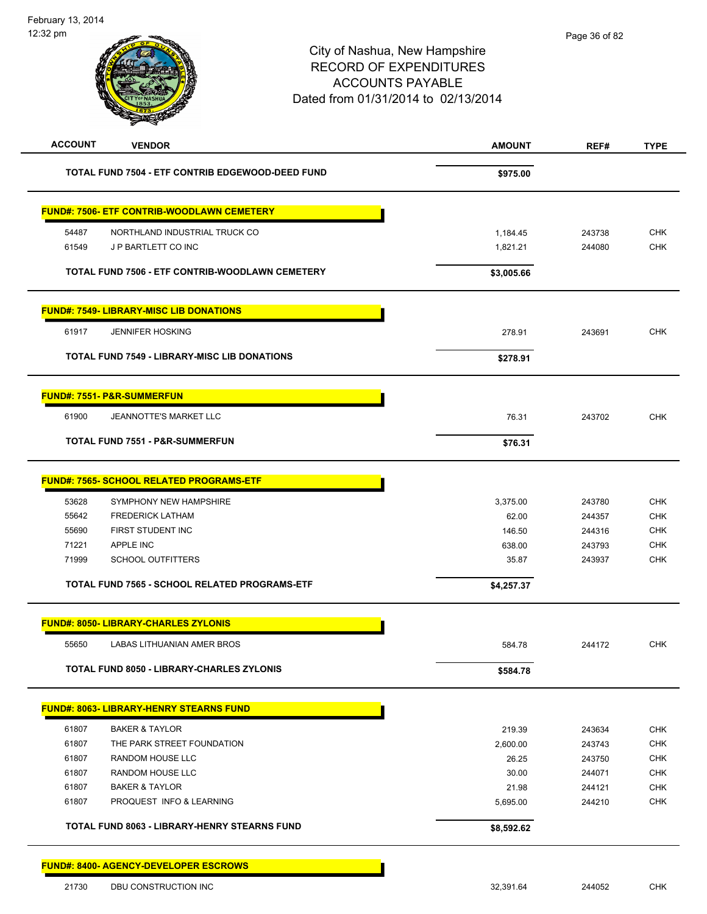City of Nashua, New Hampshire
RECORD OF EXPENDITURES
ACCOUNTS PAYABLE
Dated from 01/31/2014 to 02/13/2014

| ACCOUNT | VENDOR | AMOUNT | REF# | TYPE |
|---|---|---|---|---|
| | **TOTAL FUND 7504 - ETF CONTRIB EDGEWOOD-DEED FUND** | **$975.00** | | |
| | **FUND#: 7506- ETF CONTRIB-WOODLAWN CEMETERY** | | | |
| 54487 | NORTHLAND INDUSTRIAL TRUCK CO | 1,184.45 | 243738 | CHK |
| 61549 | J P BARTLETT CO INC | 1,821.21 | 244080 | CHK |
| | **TOTAL FUND 7506 - ETF CONTRIB-WOODLAWN CEMETERY** | **$3,005.66** | | |
| | **FUND#: 7549- LIBRARY-MISC LIB DONATIONS** | | | |
| 61917 | JENNIFER HOSKING | 278.91 | 243691 | CHK |
| | **TOTAL FUND 7549 - LIBRARY-MISC LIB DONATIONS** | **$278.91** | | |
| | **FUND#: 7551- P&R-SUMMERFUN** | | | |
| 61900 | JEANNOTTE'S MARKET LLC | 76.31 | 243702 | CHK |
| | **TOTAL FUND 7551 - P&R-SUMMERFUN** | **$76.31** | | |
| | **FUND#: 7565- SCHOOL RELATED PROGRAMS-ETF** | | | |
| 53628 | SYMPHONY NEW HAMPSHIRE | 3,375.00 | 243780 | CHK |
| 55642 | FREDERICK LATHAM | 62.00 | 244357 | CHK |
| 55690 | FIRST STUDENT INC | 146.50 | 244316 | CHK |
| 71221 | APPLE INC | 638.00 | 243793 | CHK |
| 71999 | SCHOOL OUTFITTERS | 35.87 | 243937 | CHK |
| | **TOTAL FUND 7565 - SCHOOL RELATED PROGRAMS-ETF** | **$4,257.37** | | |
| | **FUND#: 8050- LIBRARY-CHARLES ZYLONIS** | | | |
| 55650 | LABAS LITHUANIAN AMER BROS | 584.78 | 244172 | CHK |
| | **TOTAL FUND 8050 - LIBRARY-CHARLES ZYLONIS** | **$584.78** | | |
| | **FUND#: 8063- LIBRARY-HENRY STEARNS FUND** | | | |
| 61807 | BAKER & TAYLOR | 219.39 | 243634 | CHK |
| 61807 | THE PARK STREET FOUNDATION | 2,600.00 | 243743 | CHK |
| 61807 | RANDOM HOUSE LLC | 26.25 | 243750 | CHK |
| 61807 | RANDOM HOUSE LLC | 30.00 | 244071 | CHK |
| 61807 | BAKER & TAYLOR | 21.98 | 244121 | CHK |
| 61807 | PROQUEST INFO & LEARNING | 5,695.00 | 244210 | CHK |
| | **TOTAL FUND 8063 - LIBRARY-HENRY STEARNS FUND** | **$8,592.62** | | |
| | **FUND#: 8400- AGENCY-DEVELOPER ESCROWS** | | | |
| 21730 | DBU CONSTRUCTION INC | 32,391.64 | 244052 | CHK |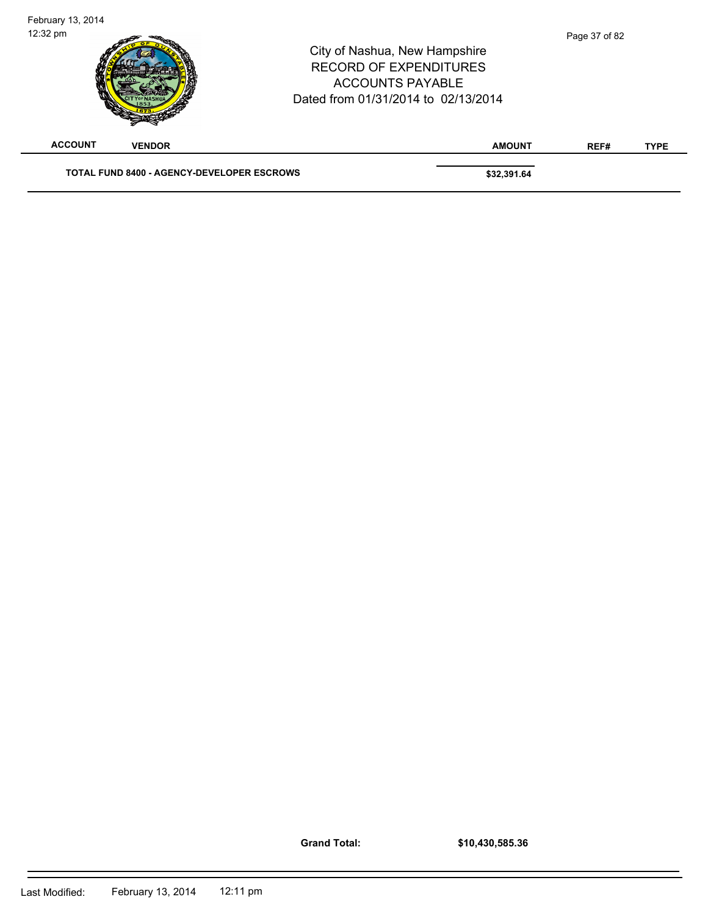| ACCOUNT | VENDOR | AMOUNT | REF# | TYPE |
|---|---|---|---|---|
| | **TOTAL FUND 8400 - AGENCY-DEVELOPER ESCROWS** | **$32,391.64** | | |

**Grand Total:** **$10,430,585.36**

Last Modified: February 13, 2014 12:11 pm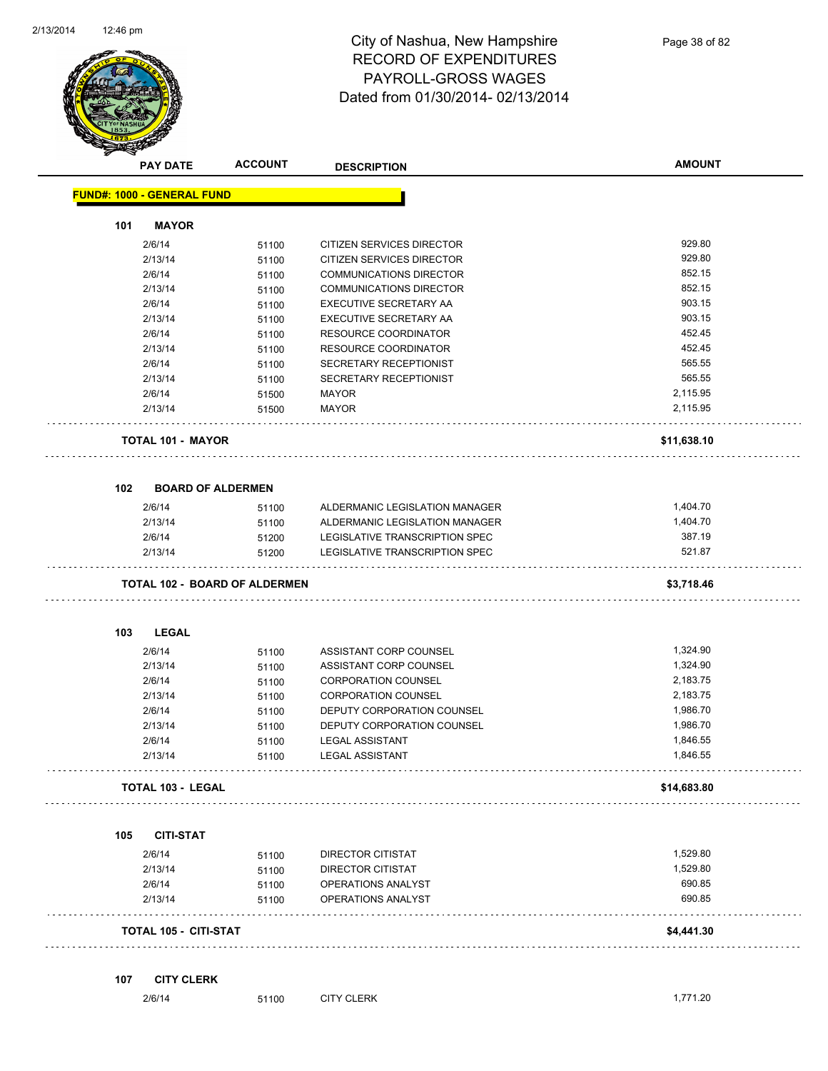# City of Nashua, New Hampshire
## RECORD OF EXPENDITURES
## PAYROLL-GROSS WAGES
## Dated from 01/30/2014- 02/13/2014

| PAY DATE | ACCOUNT | DESCRIPTION | AMOUNT |
|---|---|---|---|

**FUND#: 1000 - GENERAL FUND**

### 101 MAYOR

| PAY DATE | ACCOUNT | DESCRIPTION | AMOUNT |
|---|---|---|---|
| 2/6/14 | 51100 | CITIZEN SERVICES DIRECTOR | 929.80 |
| 2/13/14 | 51100 | CITIZEN SERVICES DIRECTOR | 929.80 |
| 2/6/14 | 51100 | COMMUNICATIONS DIRECTOR | 852.15 |
| 2/13/14 | 51100 | COMMUNICATIONS DIRECTOR | 852.15 |
| 2/6/14 | 51100 | EXECUTIVE SECRETARY AA | 903.15 |
| 2/13/14 | 51100 | EXECUTIVE SECRETARY AA | 903.15 |
| 2/6/14 | 51100 | RESOURCE COORDINATOR | 452.45 |
| 2/13/14 | 51100 | RESOURCE COORDINATOR | 452.45 |
| 2/6/14 | 51100 | SECRETARY RECEPTIONIST | 565.55 |
| 2/13/14 | 51100 | SECRETARY RECEPTIONIST | 565.55 |
| 2/6/14 | 51500 | MAYOR | 2,115.95 |
| 2/13/14 | 51500 | MAYOR | 2,115.95 |

**TOTAL 101 - MAYOR** **$11,638.10**

### 102 BOARD OF ALDERMEN

| PAY DATE | ACCOUNT | DESCRIPTION | AMOUNT |
|---|---|---|---|
| 2/6/14 | 51100 | ALDERMANIC LEGISLATION MANAGER | 1,404.70 |
| 2/13/14 | 51100 | ALDERMANIC LEGISLATION MANAGER | 1,404.70 |
| 2/6/14 | 51200 | LEGISLATIVE TRANSCRIPTION SPEC | 387.19 |
| 2/13/14 | 51200 | LEGISLATIVE TRANSCRIPTION SPEC | 521.87 |

**TOTAL 102 - BOARD OF ALDERMEN** **$3,718.46**

### 103 LEGAL

| PAY DATE | ACCOUNT | DESCRIPTION | AMOUNT |
|---|---|---|---|
| 2/6/14 | 51100 | ASSISTANT CORP COUNSEL | 1,324.90 |
| 2/13/14 | 51100 | ASSISTANT CORP COUNSEL | 1,324.90 |
| 2/6/14 | 51100 | CORPORATION COUNSEL | 2,183.75 |
| 2/13/14 | 51100 | CORPORATION COUNSEL | 2,183.75 |
| 2/6/14 | 51100 | DEPUTY CORPORATION COUNSEL | 1,986.70 |
| 2/13/14 | 51100 | DEPUTY CORPORATION COUNSEL | 1,986.70 |
| 2/6/14 | 51100 | LEGAL ASSISTANT | 1,846.55 |
| 2/13/14 | 51100 | LEGAL ASSISTANT | 1,846.55 |

**TOTAL 103 - LEGAL** **$14,683.80**

### 105 CITI-STAT

| PAY DATE | ACCOUNT | DESCRIPTION | AMOUNT |
|---|---|---|---|
| 2/6/14 | 51100 | DIRECTOR CITISTAT | 1,529.80 |
| 2/13/14 | 51100 | DIRECTOR CITISTAT | 1,529.80 |
| 2/6/14 | 51100 | OPERATIONS ANALYST | 690.85 |
| 2/13/14 | 51100 | OPERATIONS ANALYST | 690.85 |

**TOTAL 105 - CITI-STAT** **$4,441.30**

### 107 CITY CLERK

| PAY DATE | ACCOUNT | DESCRIPTION | AMOUNT |
|---|---|---|---|
| 2/6/14 | 51100 | CITY CLERK | 1,771.20 |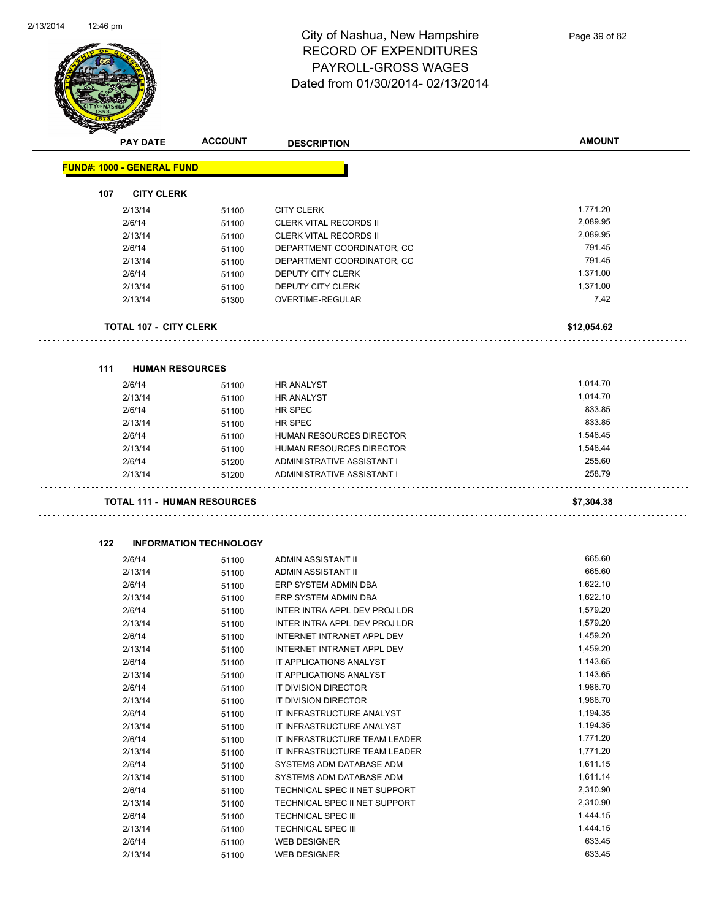# City of Nashua, New Hampshire
## RECORD OF EXPENDITURES
## PAYROLL-GROSS WAGES
## Dated from 01/30/2014- 02/13/2014

| PAY DATE | ACCOUNT | DESCRIPTION | AMOUNT |
|---|---|---|---|

**FUND#: 1000 - GENERAL FUND**

### 107 CITY CLERK

| PAY DATE | ACCOUNT | DESCRIPTION | AMOUNT |
|---|---|---|---|
| 2/13/14 | 51100 | CITY CLERK | 1,771.20 |
| 2/6/14 | 51100 | CLERK VITAL RECORDS II | 2,089.95 |
| 2/13/14 | 51100 | CLERK VITAL RECORDS II | 2,089.95 |
| 2/6/14 | 51100 | DEPARTMENT COORDINATOR, CC | 791.45 |
| 2/13/14 | 51100 | DEPARTMENT COORDINATOR, CC | 791.45 |
| 2/6/14 | 51100 | DEPUTY CITY CLERK | 1,371.00 |
| 2/13/14 | 51100 | DEPUTY CITY CLERK | 1,371.00 |
| 2/13/14 | 51300 | OVERTIME-REGULAR | 7.42 |

**TOTAL 107 - CITY CLERK** **$12,054.62**

### 111 HUMAN RESOURCES

| PAY DATE | ACCOUNT | DESCRIPTION | AMOUNT |
|---|---|---|---|
| 2/6/14 | 51100 | HR ANALYST | 1,014.70 |
| 2/13/14 | 51100 | HR ANALYST | 1,014.70 |
| 2/6/14 | 51100 | HR SPEC | 833.85 |
| 2/13/14 | 51100 | HR SPEC | 833.85 |
| 2/6/14 | 51100 | HUMAN RESOURCES DIRECTOR | 1,546.45 |
| 2/13/14 | 51100 | HUMAN RESOURCES DIRECTOR | 1,546.44 |
| 2/6/14 | 51200 | ADMINISTRATIVE ASSISTANT I | 255.60 |
| 2/13/14 | 51200 | ADMINISTRATIVE ASSISTANT I | 258.79 |

**TOTAL 111 - HUMAN RESOURCES** **$7,304.38**

### 122 INFORMATION TECHNOLOGY

| PAY DATE | ACCOUNT | DESCRIPTION | AMOUNT |
|---|---|---|---|
| 2/6/14 | 51100 | ADMIN ASSISTANT II | 665.60 |
| 2/13/14 | 51100 | ADMIN ASSISTANT II | 665.60 |
| 2/6/14 | 51100 | ERP SYSTEM ADMIN DBA | 1,622.10 |
| 2/13/14 | 51100 | ERP SYSTEM ADMIN DBA | 1,622.10 |
| 2/6/14 | 51100 | INTER INTRA APPL DEV PROJ LDR | 1,579.20 |
| 2/13/14 | 51100 | INTER INTRA APPL DEV PROJ LDR | 1,579.20 |
| 2/6/14 | 51100 | INTERNET INTRANET APPL DEV | 1,459.20 |
| 2/13/14 | 51100 | INTERNET INTRANET APPL DEV | 1,459.20 |
| 2/6/14 | 51100 | IT APPLICATIONS ANALYST | 1,143.65 |
| 2/13/14 | 51100 | IT APPLICATIONS ANALYST | 1,143.65 |
| 2/6/14 | 51100 | IT DIVISION DIRECTOR | 1,986.70 |
| 2/13/14 | 51100 | IT DIVISION DIRECTOR | 1,986.70 |
| 2/6/14 | 51100 | IT INFRASTRUCTURE ANALYST | 1,194.35 |
| 2/13/14 | 51100 | IT INFRASTRUCTURE ANALYST | 1,194.35 |
| 2/6/14 | 51100 | IT INFRASTRUCTURE TEAM LEADER | 1,771.20 |
| 2/13/14 | 51100 | IT INFRASTRUCTURE TEAM LEADER | 1,771.20 |
| 2/6/14 | 51100 | SYSTEMS ADM DATABASE ADM | 1,611.15 |
| 2/13/14 | 51100 | SYSTEMS ADM DATABASE ADM | 1,611.14 |
| 2/6/14 | 51100 | TECHNICAL SPEC II NET SUPPORT | 2,310.90 |
| 2/13/14 | 51100 | TECHNICAL SPEC II NET SUPPORT | 2,310.90 |
| 2/6/14 | 51100 | TECHNICAL SPEC III | 1,444.15 |
| 2/13/14 | 51100 | TECHNICAL SPEC III | 1,444.15 |
| 2/6/14 | 51100 | WEB DESIGNER | 633.45 |
| 2/13/14 | 51100 | WEB DESIGNER | 633.45 |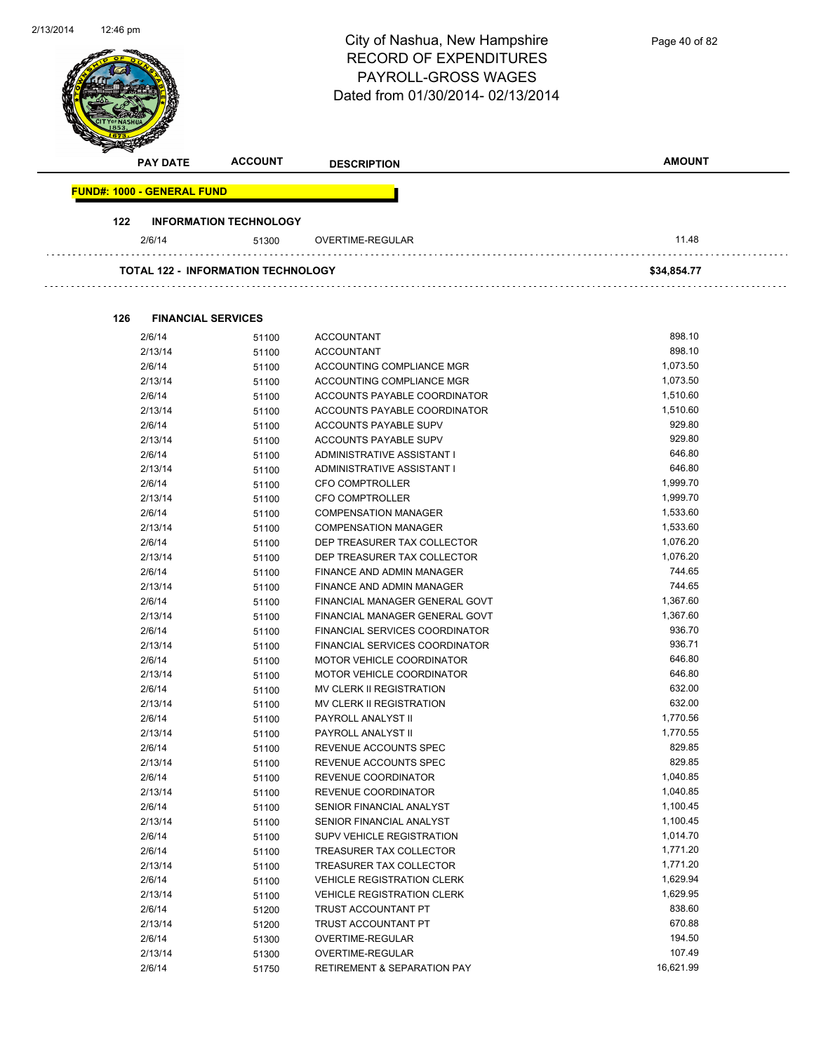# City of Nashua, New Hampshire
## RECORD OF EXPENDITURES
## PAYROLL-GROSS WAGES
Dated from 01/30/2014- 02/13/2014

| PAY DATE | ACCOUNT | DESCRIPTION | AMOUNT |
|---|---|---|---|

**FUND#: 1000 - GENERAL FUND**

**122 INFORMATION TECHNOLOGY**

| PAY DATE | ACCOUNT | DESCRIPTION | AMOUNT |
|---|---|---|---|
| 2/6/14 | 51300 | OVERTIME-REGULAR | 11.48 |
| **TOTAL 122 - INFORMATION TECHNOLOGY** | | | **$34,854.77** |

**126 FINANCIAL SERVICES**

| PAY DATE | ACCOUNT | DESCRIPTION | AMOUNT |
|---|---|---|---|
| 2/6/14 | 51100 | ACCOUNTANT | 898.10 |
| 2/13/14 | 51100 | ACCOUNTANT | 898.10 |
| 2/6/14 | 51100 | ACCOUNTING COMPLIANCE MGR | 1,073.50 |
| 2/13/14 | 51100 | ACCOUNTING COMPLIANCE MGR | 1,073.50 |
| 2/6/14 | 51100 | ACCOUNTS PAYABLE COORDINATOR | 1,510.60 |
| 2/13/14 | 51100 | ACCOUNTS PAYABLE COORDINATOR | 1,510.60 |
| 2/6/14 | 51100 | ACCOUNTS PAYABLE SUPV | 929.80 |
| 2/13/14 | 51100 | ACCOUNTS PAYABLE SUPV | 929.80 |
| 2/6/14 | 51100 | ADMINISTRATIVE ASSISTANT I | 646.80 |
| 2/13/14 | 51100 | ADMINISTRATIVE ASSISTANT I | 646.80 |
| 2/6/14 | 51100 | CFO COMPTROLLER | 1,999.70 |
| 2/13/14 | 51100 | CFO COMPTROLLER | 1,999.70 |
| 2/6/14 | 51100 | COMPENSATION MANAGER | 1,533.60 |
| 2/13/14 | 51100 | COMPENSATION MANAGER | 1,533.60 |
| 2/6/14 | 51100 | DEP TREASURER TAX COLLECTOR | 1,076.20 |
| 2/13/14 | 51100 | DEP TREASURER TAX COLLECTOR | 1,076.20 |
| 2/6/14 | 51100 | FINANCE AND ADMIN MANAGER | 744.65 |
| 2/13/14 | 51100 | FINANCE AND ADMIN MANAGER | 744.65 |
| 2/6/14 | 51100 | FINANCIAL MANAGER GENERAL GOVT | 1,367.60 |
| 2/13/14 | 51100 | FINANCIAL MANAGER GENERAL GOVT | 1,367.60 |
| 2/6/14 | 51100 | FINANCIAL SERVICES COORDINATOR | 936.70 |
| 2/13/14 | 51100 | FINANCIAL SERVICES COORDINATOR | 936.71 |
| 2/6/14 | 51100 | MOTOR VEHICLE COORDINATOR | 646.80 |
| 2/13/14 | 51100 | MOTOR VEHICLE COORDINATOR | 646.80 |
| 2/6/14 | 51100 | MV CLERK II REGISTRATION | 632.00 |
| 2/13/14 | 51100 | MV CLERK II REGISTRATION | 632.00 |
| 2/6/14 | 51100 | PAYROLL ANALYST II | 1,770.56 |
| 2/13/14 | 51100 | PAYROLL ANALYST II | 1,770.55 |
| 2/6/14 | 51100 | REVENUE ACCOUNTS SPEC | 829.85 |
| 2/13/14 | 51100 | REVENUE ACCOUNTS SPEC | 829.85 |
| 2/6/14 | 51100 | REVENUE COORDINATOR | 1,040.85 |
| 2/13/14 | 51100 | REVENUE COORDINATOR | 1,040.85 |
| 2/6/14 | 51100 | SENIOR FINANCIAL ANALYST | 1,100.45 |
| 2/13/14 | 51100 | SENIOR FINANCIAL ANALYST | 1,100.45 |
| 2/6/14 | 51100 | SUPV VEHICLE REGISTRATION | 1,014.70 |
| 2/6/14 | 51100 | TREASURER TAX COLLECTOR | 1,771.20 |
| 2/13/14 | 51100 | TREASURER TAX COLLECTOR | 1,771.20 |
| 2/6/14 | 51100 | VEHICLE REGISTRATION CLERK | 1,629.94 |
| 2/13/14 | 51100 | VEHICLE REGISTRATION CLERK | 1,629.95 |
| 2/6/14 | 51200 | TRUST ACCOUNTANT PT | 838.60 |
| 2/13/14 | 51200 | TRUST ACCOUNTANT PT | 670.88 |
| 2/6/14 | 51300 | OVERTIME-REGULAR | 194.50 |
| 2/13/14 | 51300 | OVERTIME-REGULAR | 107.49 |
| 2/6/14 | 51750 | RETIREMENT & SEPARATION PAY | 16,621.99 |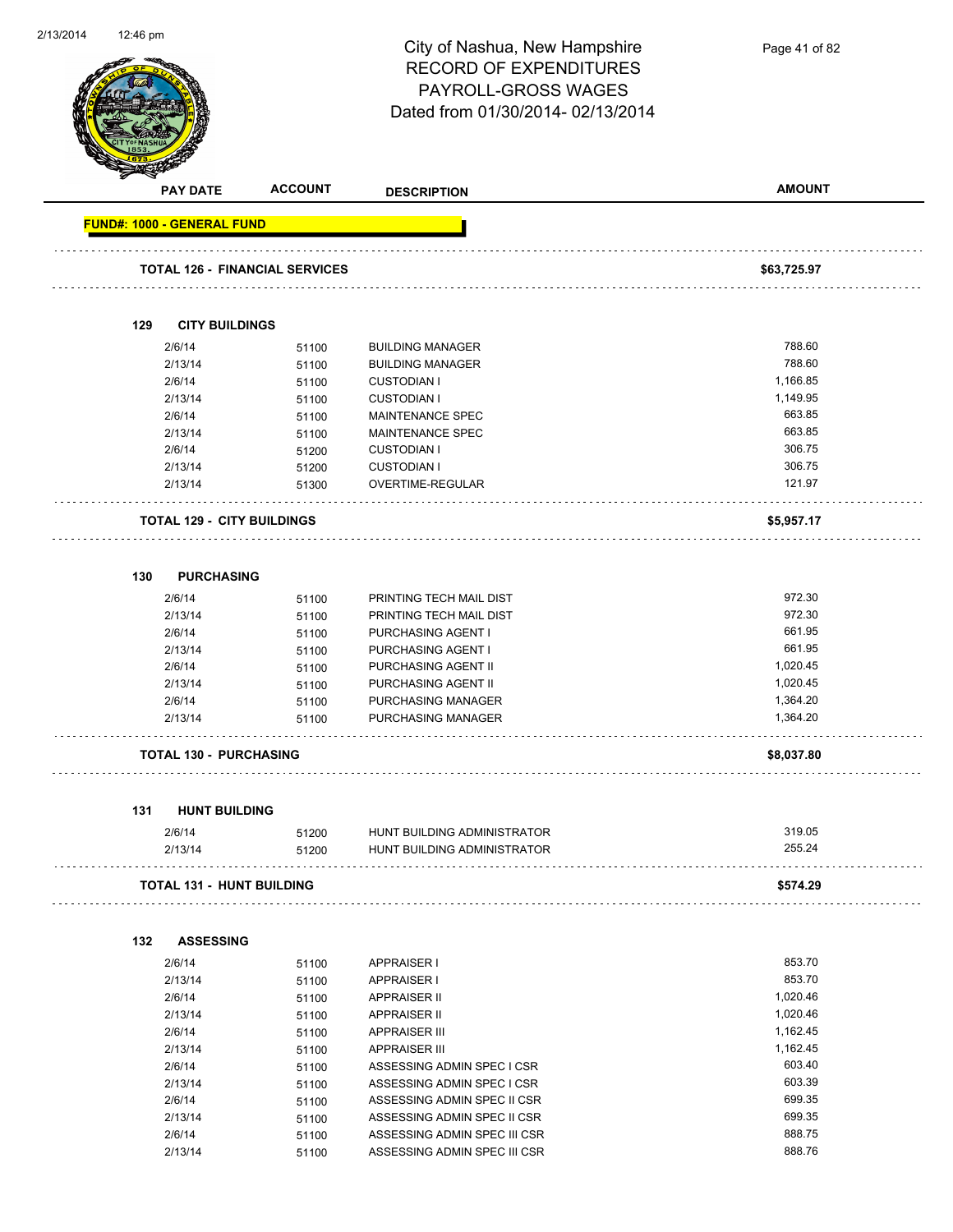# City of Nashua, New Hampshire
## RECORD OF EXPENDITURES
## PAYROLL-GROSS WAGES
## Dated from 01/30/2014- 02/13/2014

| PAY DATE | ACCOUNT | DESCRIPTION | AMOUNT |
|---|---|---|---|
| **FUND#: 1000 - GENERAL FUND** | | | |
| **TOTAL 126 - FINANCIAL SERVICES** | | | **$63,725.97** |
| **129 CITY BUILDINGS** | | | |
| 2/6/14 | 51100 | BUILDING MANAGER | 788.60 |
| 2/13/14 | 51100 | BUILDING MANAGER | 788.60 |
| 2/6/14 | 51100 | CUSTODIAN I | 1,166.85 |
| 2/13/14 | 51100 | CUSTODIAN I | 1,149.95 |
| 2/6/14 | 51100 | MAINTENANCE SPEC | 663.85 |
| 2/13/14 | 51100 | MAINTENANCE SPEC | 663.85 |
| 2/6/14 | 51200 | CUSTODIAN I | 306.75 |
| 2/13/14 | 51200 | CUSTODIAN I | 306.75 |
| 2/13/14 | 51300 | OVERTIME-REGULAR | 121.97 |
| **TOTAL 129 - CITY BUILDINGS** | | | **$5,957.17** |
| **130 PURCHASING** | | | |
| 2/6/14 | 51100 | PRINTING TECH MAIL DIST | 972.30 |
| 2/13/14 | 51100 | PRINTING TECH MAIL DIST | 972.30 |
| 2/6/14 | 51100 | PURCHASING AGENT I | 661.95 |
| 2/13/14 | 51100 | PURCHASING AGENT I | 661.95 |
| 2/6/14 | 51100 | PURCHASING AGENT II | 1,020.45 |
| 2/13/14 | 51100 | PURCHASING AGENT II | 1,020.45 |
| 2/6/14 | 51100 | PURCHASING MANAGER | 1,364.20 |
| 2/13/14 | 51100 | PURCHASING MANAGER | 1,364.20 |
| **TOTAL 130 - PURCHASING** | | | **$8,037.80** |
| **131 HUNT BUILDING** | | | |
| 2/6/14 | 51200 | HUNT BUILDING ADMINISTRATOR | 319.05 |
| 2/13/14 | 51200 | HUNT BUILDING ADMINISTRATOR | 255.24 |
| **TOTAL 131 - HUNT BUILDING** | | | **$574.29** |
| **132 ASSESSING** | | | |
| 2/6/14 | 51100 | APPRAISER I | 853.70 |
| 2/13/14 | 51100 | APPRAISER I | 853.70 |
| 2/6/14 | 51100 | APPRAISER II | 1,020.46 |
| 2/13/14 | 51100 | APPRAISER II | 1,020.46 |
| 2/6/14 | 51100 | APPRAISER III | 1,162.45 |
| 2/13/14 | 51100 | APPRAISER III | 1,162.45 |
| 2/6/14 | 51100 | ASSESSING ADMIN SPEC I CSR | 603.40 |
| 2/13/14 | 51100 | ASSESSING ADMIN SPEC I CSR | 603.39 |
| 2/6/14 | 51100 | ASSESSING ADMIN SPEC II CSR | 699.35 |
| 2/13/14 | 51100 | ASSESSING ADMIN SPEC II CSR | 699.35 |
| 2/6/14 | 51100 | ASSESSING ADMIN SPEC III CSR | 888.75 |
| 2/13/14 | 51100 | ASSESSING ADMIN SPEC III CSR | 888.76 |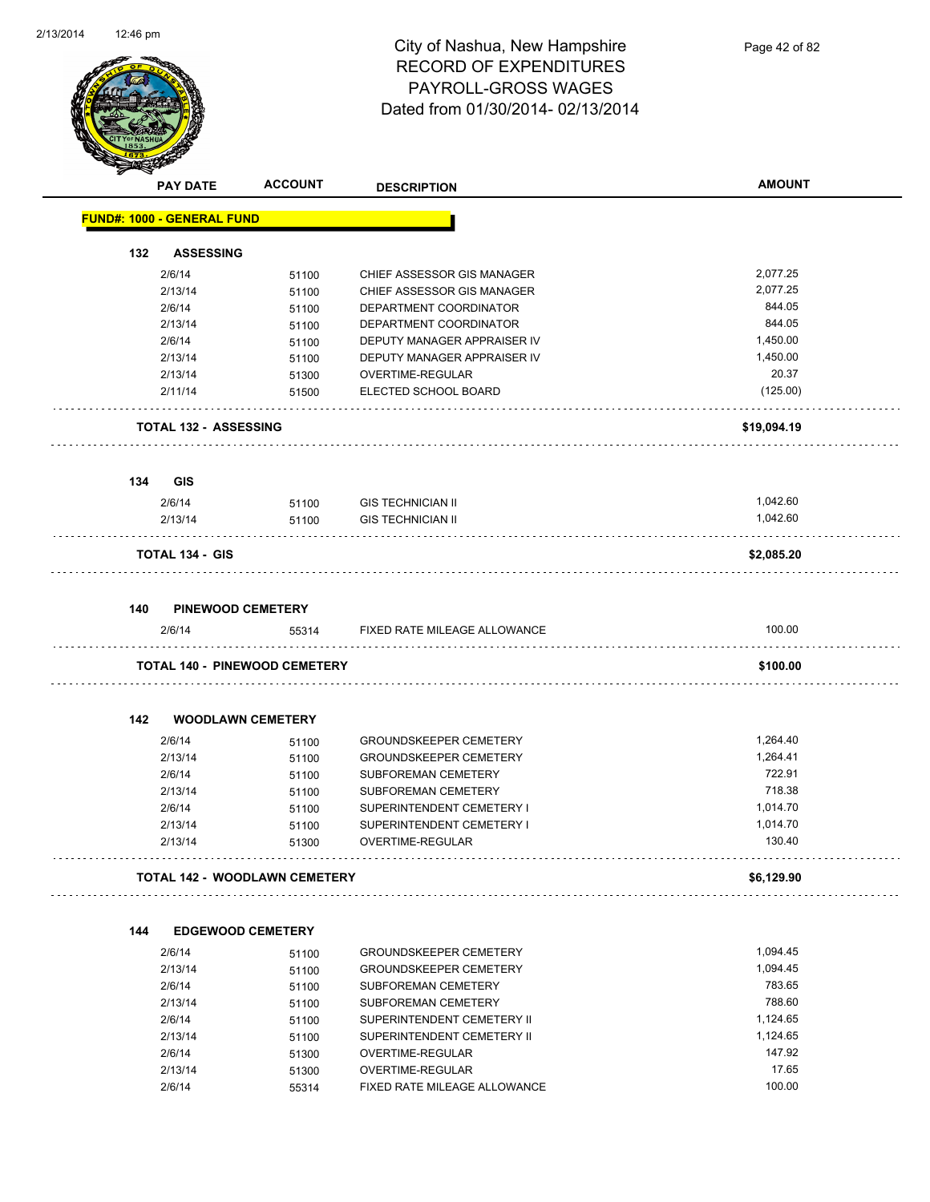# City of Nashua, New Hampshire
## RECORD OF EXPENDITURES
## PAYROLL-GROSS WAGES
### Dated from 01/30/2014- 02/13/2014

| PAY DATE | ACCOUNT | DESCRIPTION | AMOUNT |
|---|---|---|---|
| **FUND#: 1000 - GENERAL FUND** | | | |
| **132 ASSESSING** | | | |
| 2/6/14 | 51100 | CHIEF ASSESSOR GIS MANAGER | 2,077.25 |
| 2/13/14 | 51100 | CHIEF ASSESSOR GIS MANAGER | 2,077.25 |
| 2/6/14 | 51100 | DEPARTMENT COORDINATOR | 844.05 |
| 2/13/14 | 51100 | DEPARTMENT COORDINATOR | 844.05 |
| 2/6/14 | 51100 | DEPUTY MANAGER APPRAISER IV | 1,450.00 |
| 2/13/14 | 51100 | DEPUTY MANAGER APPRAISER IV | 1,450.00 |
| 2/13/14 | 51300 | OVERTIME-REGULAR | 20.37 |
| 2/11/14 | 51500 | ELECTED SCHOOL BOARD | (125.00) |
| **TOTAL 132 - ASSESSING** | | | **$19,094.19** |
| **134 GIS** | | | |
| 2/6/14 | 51100 | GIS TECHNICIAN II | 1,042.60 |
| 2/13/14 | 51100 | GIS TECHNICIAN II | 1,042.60 |
| **TOTAL 134 - GIS** | | | **$2,085.20** |
| **140 PINEWOOD CEMETERY** | | | |
| 2/6/14 | 55314 | FIXED RATE MILEAGE ALLOWANCE | 100.00 |
| **TOTAL 140 - PINEWOOD CEMETERY** | | | **$100.00** |
| **142 WOODLAWN CEMETERY** | | | |
| 2/6/14 | 51100 | GROUNDSKEEPER CEMETERY | 1,264.40 |
| 2/13/14 | 51100 | GROUNDSKEEPER CEMETERY | 1,264.41 |
| 2/6/14 | 51100 | SUBFOREMAN CEMETERY | 722.91 |
| 2/13/14 | 51100 | SUBFOREMAN CEMETERY | 718.38 |
| 2/6/14 | 51100 | SUPERINTENDENT CEMETERY I | 1,014.70 |
| 2/13/14 | 51100 | SUPERINTENDENT CEMETERY I | 1,014.70 |
| 2/13/14 | 51300 | OVERTIME-REGULAR | 130.40 |
| **TOTAL 142 - WOODLAWN CEMETERY** | | | **$6,129.90** |
| **144 EDGEWOOD CEMETERY** | | | |
| 2/6/14 | 51100 | GROUNDSKEEPER CEMETERY | 1,094.45 |
| 2/13/14 | 51100 | GROUNDSKEEPER CEMETERY | 1,094.45 |
| 2/6/14 | 51100 | SUBFOREMAN CEMETERY | 783.65 |
| 2/13/14 | 51100 | SUBFOREMAN CEMETERY | 788.60 |
| 2/6/14 | 51100 | SUPERINTENDENT CEMETERY II | 1,124.65 |
| 2/13/14 | 51100 | SUPERINTENDENT CEMETERY II | 1,124.65 |
| 2/6/14 | 51300 | OVERTIME-REGULAR | 147.92 |
| 2/13/14 | 51300 | OVERTIME-REGULAR | 17.65 |
| 2/6/14 | 55314 | FIXED RATE MILEAGE ALLOWANCE | 100.00 |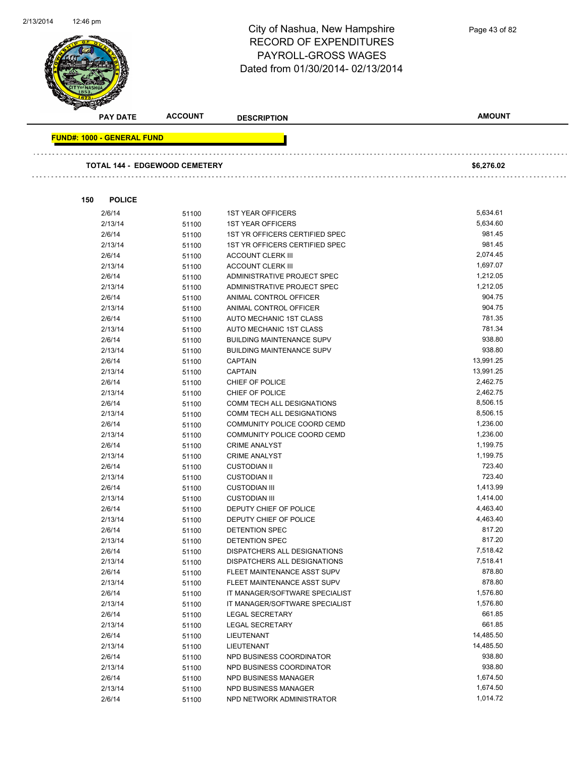# City of Nashua, New Hampshire
# RECORD OF EXPENDITURES
# PAYROLL-GROSS WAGES
## Dated from 01/30/2014- 02/13/2014

| PAY DATE | ACCOUNT | DESCRIPTION | AMOUNT |
|---|---|---|---|

**FUND#: 1000 - GENERAL FUND**

| | | | |
|---|---|---|---|
| **TOTAL 144 - EDGEWOOD CEMETERY** | | | **$6,276.02** |

**150 POLICE**

| PAY DATE | ACCOUNT | DESCRIPTION | AMOUNT |
|---|---|---|---|
| 2/6/14 | 51100 | 1ST YEAR OFFICERS | 5,634.61 |
| 2/13/14 | 51100 | 1ST YEAR OFFICERS | 5,634.60 |
| 2/6/14 | 51100 | 1ST YR OFFICERS CERTIFIED SPEC | 981.45 |
| 2/13/14 | 51100 | 1ST YR OFFICERS CERTIFIED SPEC | 981.45 |
| 2/6/14 | 51100 | ACCOUNT CLERK III | 2,074.45 |
| 2/13/14 | 51100 | ACCOUNT CLERK III | 1,697.07 |
| 2/6/14 | 51100 | ADMINISTRATIVE PROJECT SPEC | 1,212.05 |
| 2/13/14 | 51100 | ADMINISTRATIVE PROJECT SPEC | 1,212.05 |
| 2/6/14 | 51100 | ANIMAL CONTROL OFFICER | 904.75 |
| 2/13/14 | 51100 | ANIMAL CONTROL OFFICER | 904.75 |
| 2/6/14 | 51100 | AUTO MECHANIC 1ST CLASS | 781.35 |
| 2/13/14 | 51100 | AUTO MECHANIC 1ST CLASS | 781.34 |
| 2/6/14 | 51100 | BUILDING MAINTENANCE SUPV | 938.80 |
| 2/13/14 | 51100 | BUILDING MAINTENANCE SUPV | 938.80 |
| 2/6/14 | 51100 | CAPTAIN | 13,991.25 |
| 2/13/14 | 51100 | CAPTAIN | 13,991.25 |
| 2/6/14 | 51100 | CHIEF OF POLICE | 2,462.75 |
| 2/13/14 | 51100 | CHIEF OF POLICE | 2,462.75 |
| 2/6/14 | 51100 | COMM TECH ALL DESIGNATIONS | 8,506.15 |
| 2/13/14 | 51100 | COMM TECH ALL DESIGNATIONS | 8,506.15 |
| 2/6/14 | 51100 | COMMUNITY POLICE COORD CEMD | 1,236.00 |
| 2/13/14 | 51100 | COMMUNITY POLICE COORD CEMD | 1,236.00 |
| 2/6/14 | 51100 | CRIME ANALYST | 1,199.75 |
| 2/13/14 | 51100 | CRIME ANALYST | 1,199.75 |
| 2/6/14 | 51100 | CUSTODIAN II | 723.40 |
| 2/13/14 | 51100 | CUSTODIAN II | 723.40 |
| 2/6/14 | 51100 | CUSTODIAN III | 1,413.99 |
| 2/13/14 | 51100 | CUSTODIAN III | 1,414.00 |
| 2/6/14 | 51100 | DEPUTY CHIEF OF POLICE | 4,463.40 |
| 2/13/14 | 51100 | DEPUTY CHIEF OF POLICE | 4,463.40 |
| 2/6/14 | 51100 | DETENTION SPEC | 817.20 |
| 2/13/14 | 51100 | DETENTION SPEC | 817.20 |
| 2/6/14 | 51100 | DISPATCHERS ALL DESIGNATIONS | 7,518.42 |
| 2/13/14 | 51100 | DISPATCHERS ALL DESIGNATIONS | 7,518.41 |
| 2/6/14 | 51100 | FLEET MAINTENANCE ASST SUPV | 878.80 |
| 2/13/14 | 51100 | FLEET MAINTENANCE ASST SUPV | 878.80 |
| 2/6/14 | 51100 | IT MANAGER/SOFTWARE SPECIALIST | 1,576.80 |
| 2/13/14 | 51100 | IT MANAGER/SOFTWARE SPECIALIST | 1,576.80 |
| 2/6/14 | 51100 | LEGAL SECRETARY | 661.85 |
| 2/13/14 | 51100 | LEGAL SECRETARY | 661.85 |
| 2/6/14 | 51100 | LIEUTENANT | 14,485.50 |
| 2/13/14 | 51100 | LIEUTENANT | 14,485.50 |
| 2/6/14 | 51100 | NPD BUSINESS COORDINATOR | 938.80 |
| 2/13/14 | 51100 | NPD BUSINESS COORDINATOR | 938.80 |
| 2/6/14 | 51100 | NPD BUSINESS MANAGER | 1,674.50 |
| 2/13/14 | 51100 | NPD BUSINESS MANAGER | 1,674.50 |
| 2/6/14 | 51100 | NPD NETWORK ADMINISTRATOR | 1,014.72 |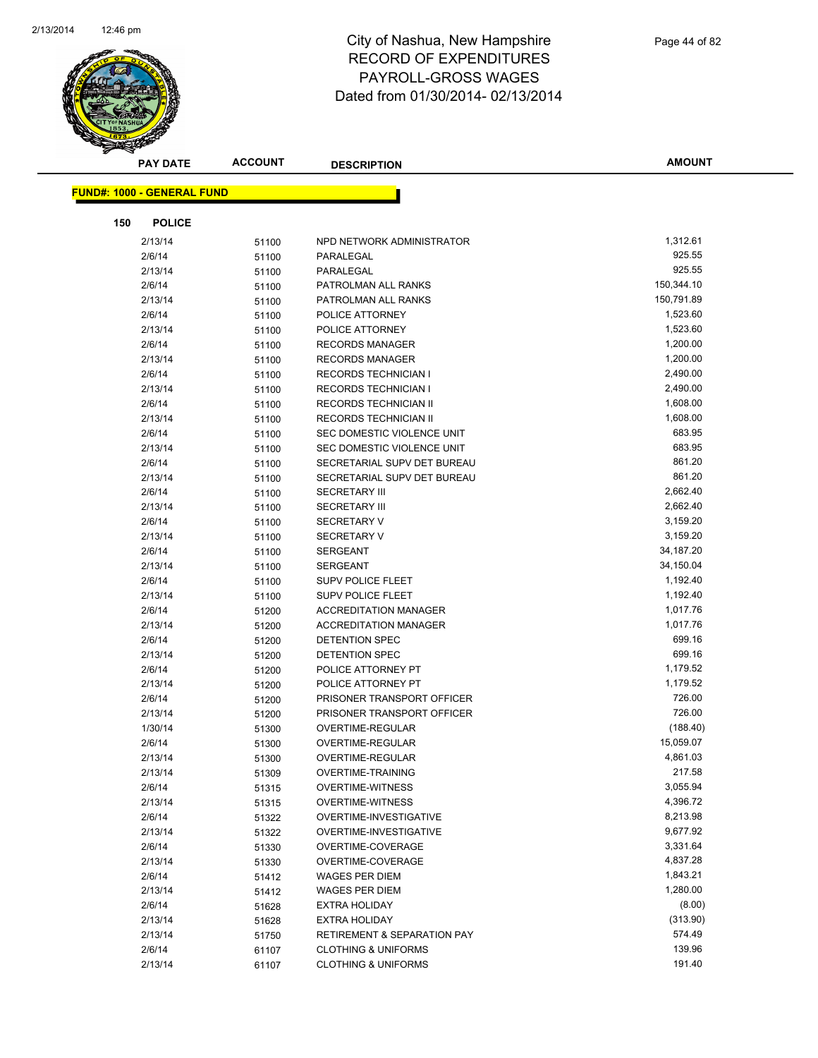# City of Nashua, New Hampshire
# RECORD OF EXPENDITURES
# PAYROLL-GROSS WAGES
# Dated from 01/30/2014- 02/13/2014

**FUND#: 1000 - GENERAL FUND**

**150 POLICE**

| PAY DATE | ACCOUNT | DESCRIPTION | AMOUNT |
|---|---|---|---|
| 2/13/14 | 51100 | NPD NETWORK ADMINISTRATOR | 1,312.61 |
| 2/6/14 | 51100 | PARALEGAL | 925.55 |
| 2/13/14 | 51100 | PARALEGAL | 925.55 |
| 2/6/14 | 51100 | PATROLMAN ALL RANKS | 150,344.10 |
| 2/13/14 | 51100 | PATROLMAN ALL RANKS | 150,791.89 |
| 2/6/14 | 51100 | POLICE ATTORNEY | 1,523.60 |
| 2/13/14 | 51100 | POLICE ATTORNEY | 1,523.60 |
| 2/6/14 | 51100 | RECORDS MANAGER | 1,200.00 |
| 2/13/14 | 51100 | RECORDS MANAGER | 1,200.00 |
| 2/6/14 | 51100 | RECORDS TECHNICIAN I | 2,490.00 |
| 2/13/14 | 51100 | RECORDS TECHNICIAN I | 2,490.00 |
| 2/6/14 | 51100 | RECORDS TECHNICIAN II | 1,608.00 |
| 2/13/14 | 51100 | RECORDS TECHNICIAN II | 1,608.00 |
| 2/6/14 | 51100 | SEC DOMESTIC VIOLENCE UNIT | 683.95 |
| 2/13/14 | 51100 | SEC DOMESTIC VIOLENCE UNIT | 683.95 |
| 2/6/14 | 51100 | SECRETARIAL SUPV DET BUREAU | 861.20 |
| 2/13/14 | 51100 | SECRETARIAL SUPV DET BUREAU | 861.20 |
| 2/6/14 | 51100 | SECRETARY III | 2,662.40 |
| 2/13/14 | 51100 | SECRETARY III | 2,662.40 |
| 2/6/14 | 51100 | SECRETARY V | 3,159.20 |
| 2/13/14 | 51100 | SECRETARY V | 3,159.20 |
| 2/6/14 | 51100 | SERGEANT | 34,187.20 |
| 2/13/14 | 51100 | SERGEANT | 34,150.04 |
| 2/6/14 | 51100 | SUPV POLICE FLEET | 1,192.40 |
| 2/13/14 | 51100 | SUPV POLICE FLEET | 1,192.40 |
| 2/6/14 | 51200 | ACCREDITATION MANAGER | 1,017.76 |
| 2/13/14 | 51200 | ACCREDITATION MANAGER | 1,017.76 |
| 2/6/14 | 51200 | DETENTION SPEC | 699.16 |
| 2/13/14 | 51200 | DETENTION SPEC | 699.16 |
| 2/6/14 | 51200 | POLICE ATTORNEY PT | 1,179.52 |
| 2/13/14 | 51200 | POLICE ATTORNEY PT | 1,179.52 |
| 2/6/14 | 51200 | PRISONER TRANSPORT OFFICER | 726.00 |
| 2/13/14 | 51200 | PRISONER TRANSPORT OFFICER | 726.00 |
| 1/30/14 | 51300 | OVERTIME-REGULAR | (188.40) |
| 2/6/14 | 51300 | OVERTIME-REGULAR | 15,059.07 |
| 2/13/14 | 51300 | OVERTIME-REGULAR | 4,861.03 |
| 2/13/14 | 51309 | OVERTIME-TRAINING | 217.58 |
| 2/6/14 | 51315 | OVERTIME-WITNESS | 3,055.94 |
| 2/13/14 | 51315 | OVERTIME-WITNESS | 4,396.72 |
| 2/6/14 | 51322 | OVERTIME-INVESTIGATIVE | 8,213.98 |
| 2/13/14 | 51322 | OVERTIME-INVESTIGATIVE | 9,677.92 |
| 2/6/14 | 51330 | OVERTIME-COVERAGE | 3,331.64 |
| 2/13/14 | 51330 | OVERTIME-COVERAGE | 4,837.28 |
| 2/6/14 | 51412 | WAGES PER DIEM | 1,843.21 |
| 2/13/14 | 51412 | WAGES PER DIEM | 1,280.00 |
| 2/6/14 | 51628 | EXTRA HOLIDAY | (8.00) |
| 2/13/14 | 51628 | EXTRA HOLIDAY | (313.90) |
| 2/13/14 | 51750 | RETIREMENT & SEPARATION PAY | 574.49 |
| 2/6/14 | 61107 | CLOTHING & UNIFORMS | 139.96 |
| 2/13/14 | 61107 | CLOTHING & UNIFORMS | 191.40 |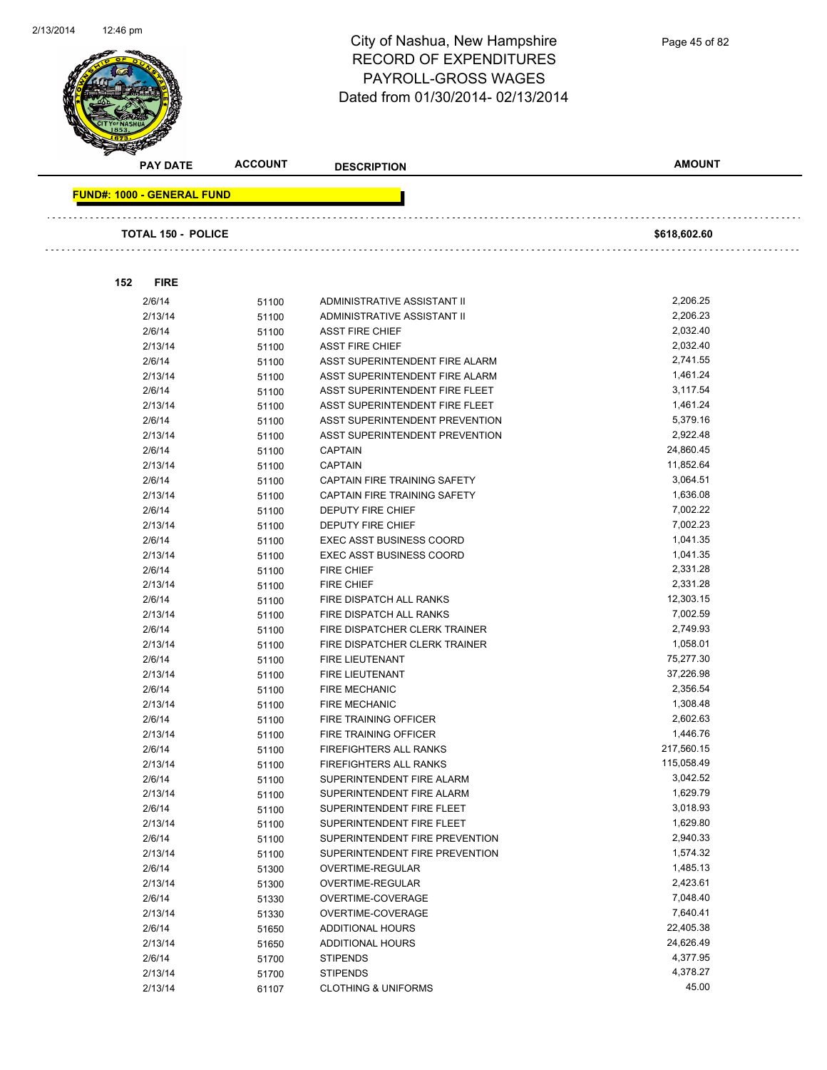# City of Nashua, New Hampshire
## RECORD OF EXPENDITURES
## PAYROLL-GROSS WAGES
Dated from 01/30/2014- 02/13/2014

| PAY DATE | ACCOUNT | DESCRIPTION | AMOUNT |
|---|---|---|---|
| **FUND#: 1000 - GENERAL FUND** | | | |
| **TOTAL 150 - POLICE** | | | **$618,602.60** |
| **152 FIRE** | | | |
| 2/6/14 | 51100 | ADMINISTRATIVE ASSISTANT II | 2,206.25 |
| 2/13/14 | 51100 | ADMINISTRATIVE ASSISTANT II | 2,206.23 |
| 2/6/14 | 51100 | ASST FIRE CHIEF | 2,032.40 |
| 2/13/14 | 51100 | ASST FIRE CHIEF | 2,032.40 |
| 2/6/14 | 51100 | ASST SUPERINTENDENT FIRE ALARM | 2,741.55 |
| 2/13/14 | 51100 | ASST SUPERINTENDENT FIRE ALARM | 1,461.24 |
| 2/6/14 | 51100 | ASST SUPERINTENDENT FIRE FLEET | 3,117.54 |
| 2/13/14 | 51100 | ASST SUPERINTENDENT FIRE FLEET | 1,461.24 |
| 2/6/14 | 51100 | ASST SUPERINTENDENT PREVENTION | 5,379.16 |
| 2/13/14 | 51100 | ASST SUPERINTENDENT PREVENTION | 2,922.48 |
| 2/6/14 | 51100 | CAPTAIN | 24,860.45 |
| 2/13/14 | 51100 | CAPTAIN | 11,852.64 |
| 2/6/14 | 51100 | CAPTAIN FIRE TRAINING SAFETY | 3,064.51 |
| 2/13/14 | 51100 | CAPTAIN FIRE TRAINING SAFETY | 1,636.08 |
| 2/6/14 | 51100 | DEPUTY FIRE CHIEF | 7,002.22 |
| 2/13/14 | 51100 | DEPUTY FIRE CHIEF | 7,002.23 |
| 2/6/14 | 51100 | EXEC ASST BUSINESS COORD | 1,041.35 |
| 2/13/14 | 51100 | EXEC ASST BUSINESS COORD | 1,041.35 |
| 2/6/14 | 51100 | FIRE CHIEF | 2,331.28 |
| 2/13/14 | 51100 | FIRE CHIEF | 2,331.28 |
| 2/6/14 | 51100 | FIRE DISPATCH ALL RANKS | 12,303.15 |
| 2/13/14 | 51100 | FIRE DISPATCH ALL RANKS | 7,002.59 |
| 2/6/14 | 51100 | FIRE DISPATCHER CLERK TRAINER | 2,749.93 |
| 2/13/14 | 51100 | FIRE DISPATCHER CLERK TRAINER | 1,058.01 |
| 2/6/14 | 51100 | FIRE LIEUTENANT | 75,277.30 |
| 2/13/14 | 51100 | FIRE LIEUTENANT | 37,226.98 |
| 2/6/14 | 51100 | FIRE MECHANIC | 2,356.54 |
| 2/13/14 | 51100 | FIRE MECHANIC | 1,308.48 |
| 2/6/14 | 51100 | FIRE TRAINING OFFICER | 2,602.63 |
| 2/13/14 | 51100 | FIRE TRAINING OFFICER | 1,446.76 |
| 2/6/14 | 51100 | FIREFIGHTERS ALL RANKS | 217,560.15 |
| 2/13/14 | 51100 | FIREFIGHTERS ALL RANKS | 115,058.49 |
| 2/6/14 | 51100 | SUPERINTENDENT FIRE ALARM | 3,042.52 |
| 2/13/14 | 51100 | SUPERINTENDENT FIRE ALARM | 1,629.79 |
| 2/6/14 | 51100 | SUPERINTENDENT FIRE FLEET | 3,018.93 |
| 2/13/14 | 51100 | SUPERINTENDENT FIRE FLEET | 1,629.80 |
| 2/6/14 | 51100 | SUPERINTENDENT FIRE PREVENTION | 2,940.33 |
| 2/13/14 | 51100 | SUPERINTENDENT FIRE PREVENTION | 1,574.32 |
| 2/6/14 | 51300 | OVERTIME-REGULAR | 1,485.13 |
| 2/13/14 | 51300 | OVERTIME-REGULAR | 2,423.61 |
| 2/6/14 | 51330 | OVERTIME-COVERAGE | 7,048.40 |
| 2/13/14 | 51330 | OVERTIME-COVERAGE | 7,640.41 |
| 2/6/14 | 51650 | ADDITIONAL HOURS | 22,405.38 |
| 2/13/14 | 51650 | ADDITIONAL HOURS | 24,626.49 |
| 2/6/14 | 51700 | STIPENDS | 4,377.95 |
| 2/13/14 | 51700 | STIPENDS | 4,378.27 |
| 2/13/14 | 61107 | CLOTHING & UNIFORMS | 45.00 |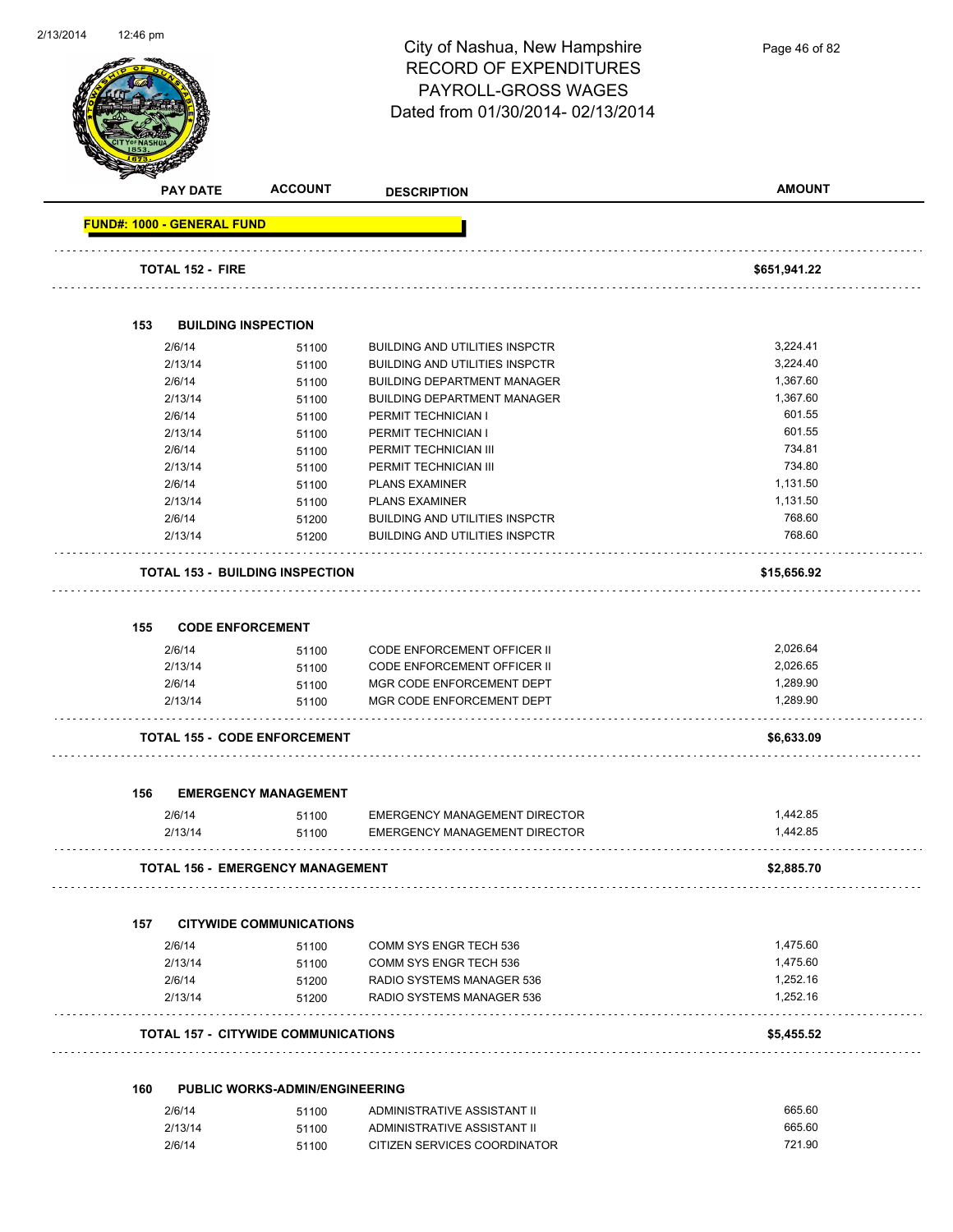# City of Nashua, New Hampshire
## RECORD OF EXPENDITURES
## PAYROLL-GROSS WAGES
## Dated from 01/30/2014- 02/13/2014

| PAY DATE | ACCOUNT | DESCRIPTION | AMOUNT |
|---|---|---|---|
| **FUND#: 1000 - GENERAL FUND** | | | |
| **TOTAL 152 - FIRE** | | | **$651,941.22** |
| **153 BUILDING INSPECTION** | | | |
| 2/6/14 | 51100 | BUILDING AND UTILITIES INSPCTR | 3,224.41 |
| 2/13/14 | 51100 | BUILDING AND UTILITIES INSPCTR | 3,224.40 |
| 2/6/14 | 51100 | BUILDING DEPARTMENT MANAGER | 1,367.60 |
| 2/13/14 | 51100 | BUILDING DEPARTMENT MANAGER | 1,367.60 |
| 2/6/14 | 51100 | PERMIT TECHNICIAN I | 601.55 |
| 2/13/14 | 51100 | PERMIT TECHNICIAN I | 601.55 |
| 2/6/14 | 51100 | PERMIT TECHNICIAN III | 734.81 |
| 2/13/14 | 51100 | PERMIT TECHNICIAN III | 734.80 |
| 2/6/14 | 51100 | PLANS EXAMINER | 1,131.50 |
| 2/13/14 | 51100 | PLANS EXAMINER | 1,131.50 |
| 2/6/14 | 51200 | BUILDING AND UTILITIES INSPCTR | 768.60 |
| 2/13/14 | 51200 | BUILDING AND UTILITIES INSPCTR | 768.60 |
| **TOTAL 153 - BUILDING INSPECTION** | | | **$15,656.92** |
| **155 CODE ENFORCEMENT** | | | |
| 2/6/14 | 51100 | CODE ENFORCEMENT OFFICER II | 2,026.64 |
| 2/13/14 | 51100 | CODE ENFORCEMENT OFFICER II | 2,026.65 |
| 2/6/14 | 51100 | MGR CODE ENFORCEMENT DEPT | 1,289.90 |
| 2/13/14 | 51100 | MGR CODE ENFORCEMENT DEPT | 1,289.90 |
| **TOTAL 155 - CODE ENFORCEMENT** | | | **$6,633.09** |
| **156 EMERGENCY MANAGEMENT** | | | |
| 2/6/14 | 51100 | EMERGENCY MANAGEMENT DIRECTOR | 1,442.85 |
| 2/13/14 | 51100 | EMERGENCY MANAGEMENT DIRECTOR | 1,442.85 |
| **TOTAL 156 - EMERGENCY MANAGEMENT** | | | **$2,885.70** |
| **157 CITYWIDE COMMUNICATIONS** | | | |
| 2/6/14 | 51100 | COMM SYS ENGR TECH 536 | 1,475.60 |
| 2/13/14 | 51100 | COMM SYS ENGR TECH 536 | 1,475.60 |
| 2/6/14 | 51200 | RADIO SYSTEMS MANAGER 536 | 1,252.16 |
| 2/13/14 | 51200 | RADIO SYSTEMS MANAGER 536 | 1,252.16 |
| **TOTAL 157 - CITYWIDE COMMUNICATIONS** | | | **$5,455.52** |
| **160 PUBLIC WORKS-ADMIN/ENGINEERING** | | | |
| 2/6/14 | 51100 | ADMINISTRATIVE ASSISTANT II | 665.60 |
| 2/13/14 | 51100 | ADMINISTRATIVE ASSISTANT II | 665.60 |
| 2/6/14 | 51100 | CITIZEN SERVICES COORDINATOR | 721.90 |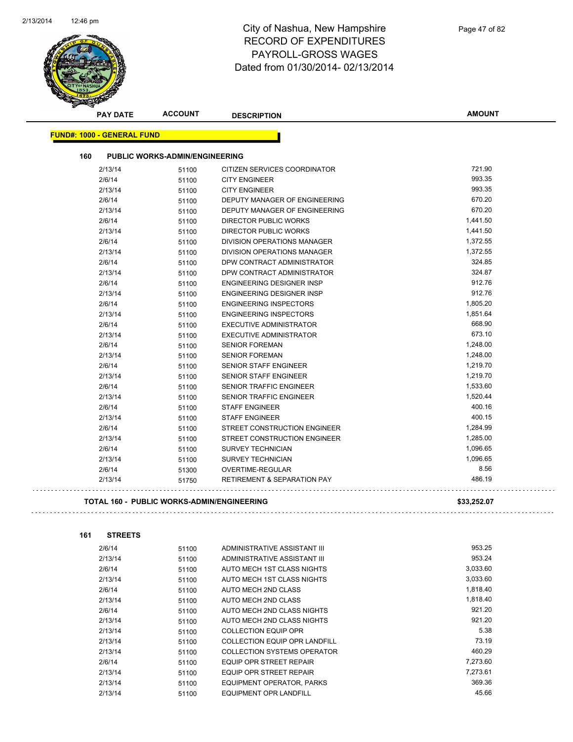# City of Nashua, New Hampshire
## RECORD OF EXPENDITURES
## PAYROLL-GROSS WAGES
## Dated from 01/30/2014- 02/13/2014

**FUND#: 1000 - GENERAL FUND**

### 160 PUBLIC WORKS-ADMIN/ENGINEERING

| PAY DATE | ACCOUNT | DESCRIPTION | AMOUNT |
|---|---|---|---|
| 2/13/14 | 51100 | CITIZEN SERVICES COORDINATOR | 721.90 |
| 2/6/14 | 51100 | CITY ENGINEER | 993.35 |
| 2/13/14 | 51100 | CITY ENGINEER | 993.35 |
| 2/6/14 | 51100 | DEPUTY MANAGER OF ENGINEERING | 670.20 |
| 2/13/14 | 51100 | DEPUTY MANAGER OF ENGINEERING | 670.20 |
| 2/6/14 | 51100 | DIRECTOR PUBLIC WORKS | 1,441.50 |
| 2/13/14 | 51100 | DIRECTOR PUBLIC WORKS | 1,441.50 |
| 2/6/14 | 51100 | DIVISION OPERATIONS MANAGER | 1,372.55 |
| 2/13/14 | 51100 | DIVISION OPERATIONS MANAGER | 1,372.55 |
| 2/6/14 | 51100 | DPW CONTRACT ADMINISTRATOR | 324.85 |
| 2/13/14 | 51100 | DPW CONTRACT ADMINISTRATOR | 324.87 |
| 2/6/14 | 51100 | ENGINEERING DESIGNER INSP | 912.76 |
| 2/13/14 | 51100 | ENGINEERING DESIGNER INSP | 912.76 |
| 2/6/14 | 51100 | ENGINEERING INSPECTORS | 1,805.20 |
| 2/13/14 | 51100 | ENGINEERING INSPECTORS | 1,851.64 |
| 2/6/14 | 51100 | EXECUTIVE ADMINISTRATOR | 668.90 |
| 2/13/14 | 51100 | EXECUTIVE ADMINISTRATOR | 673.10 |
| 2/6/14 | 51100 | SENIOR FOREMAN | 1,248.00 |
| 2/13/14 | 51100 | SENIOR FOREMAN | 1,248.00 |
| 2/6/14 | 51100 | SENIOR STAFF ENGINEER | 1,219.70 |
| 2/13/14 | 51100 | SENIOR STAFF ENGINEER | 1,219.70 |
| 2/6/14 | 51100 | SENIOR TRAFFIC ENGINEER | 1,533.60 |
| 2/13/14 | 51100 | SENIOR TRAFFIC ENGINEER | 1,520.44 |
| 2/6/14 | 51100 | STAFF ENGINEER | 400.16 |
| 2/13/14 | 51100 | STAFF ENGINEER | 400.15 |
| 2/6/14 | 51100 | STREET CONSTRUCTION ENGINEER | 1,284.99 |
| 2/13/14 | 51100 | STREET CONSTRUCTION ENGINEER | 1,285.00 |
| 2/6/14 | 51100 | SURVEY TECHNICIAN | 1,096.65 |
| 2/13/14 | 51100 | SURVEY TECHNICIAN | 1,096.65 |
| 2/6/14 | 51300 | OVERTIME-REGULAR | 8.56 |
| 2/13/14 | 51750 | RETIREMENT & SEPARATION PAY | 486.19 |

**TOTAL 160 - PUBLIC WORKS-ADMIN/ENGINEERING** **$33,252.07**

### 161 STREETS

| PAY DATE | ACCOUNT | DESCRIPTION | AMOUNT |
|---|---|---|---|
| 2/6/14 | 51100 | ADMINISTRATIVE ASSISTANT III | 953.25 |
| 2/13/14 | 51100 | ADMINISTRATIVE ASSISTANT III | 953.24 |
| 2/6/14 | 51100 | AUTO MECH 1ST CLASS NIGHTS | 3,033.60 |
| 2/13/14 | 51100 | AUTO MECH 1ST CLASS NIGHTS | 3,033.60 |
| 2/6/14 | 51100 | AUTO MECH 2ND CLASS | 1,818.40 |
| 2/13/14 | 51100 | AUTO MECH 2ND CLASS | 1,818.40 |
| 2/6/14 | 51100 | AUTO MECH 2ND CLASS NIGHTS | 921.20 |
| 2/13/14 | 51100 | AUTO MECH 2ND CLASS NIGHTS | 921.20 |
| 2/13/14 | 51100 | COLLECTION EQUIP OPR | 5.38 |
| 2/13/14 | 51100 | COLLECTION EQUIP OPR LANDFILL | 73.19 |
| 2/13/14 | 51100 | COLLECTION SYSTEMS OPERATOR | 460.29 |
| 2/6/14 | 51100 | EQUIP OPR STREET REPAIR | 7,273.60 |
| 2/13/14 | 51100 | EQUIP OPR STREET REPAIR | 7,273.61 |
| 2/13/14 | 51100 | EQUIPMENT OPERATOR, PARKS | 369.36 |
| 2/13/14 | 51100 | EQUIPMENT OPR LANDFILL | 45.66 |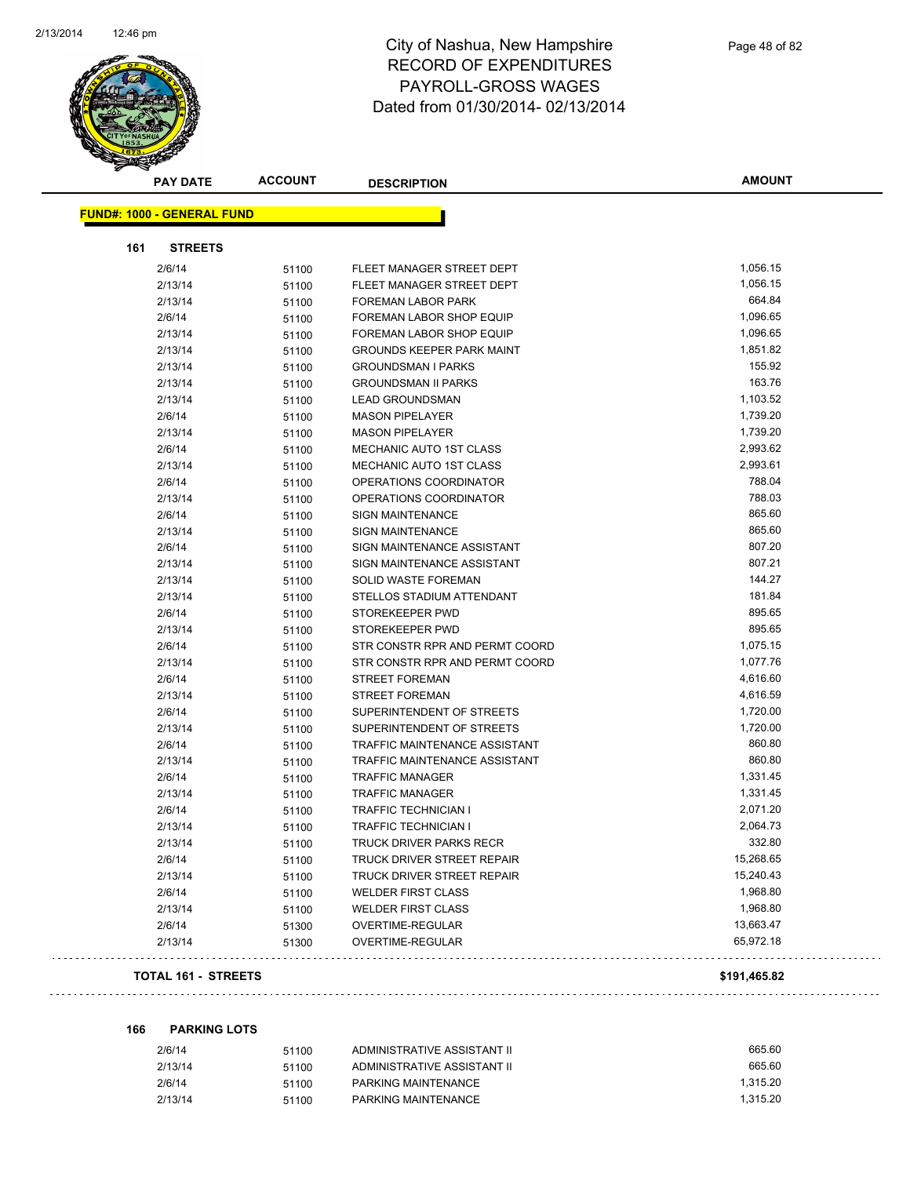# City of Nashua, New Hampshire
## RECORD OF EXPENDITURES
## PAYROLL-GROSS WAGES
### Dated from 01/30/2014- 02/13/2014

| PAY DATE | ACCOUNT | DESCRIPTION | AMOUNT |
|---|---|---|---|

**FUND#: 1000 - GENERAL FUND**

**161 STREETS**

| PAY DATE | ACCOUNT | DESCRIPTION | AMOUNT |
|---|---|---|---|
| 2/6/14 | 51100 | FLEET MANAGER STREET DEPT | 1,056.15 |
| 2/13/14 | 51100 | FLEET MANAGER STREET DEPT | 1,056.15 |
| 2/13/14 | 51100 | FOREMAN LABOR PARK | 664.84 |
| 2/6/14 | 51100 | FOREMAN LABOR SHOP EQUIP | 1,096.65 |
| 2/13/14 | 51100 | FOREMAN LABOR SHOP EQUIP | 1,096.65 |
| 2/13/14 | 51100 | GROUNDS KEEPER PARK MAINT | 1,851.82 |
| 2/13/14 | 51100 | GROUNDSMAN I PARKS | 155.92 |
| 2/13/14 | 51100 | GROUNDSMAN II PARKS | 163.76 |
| 2/13/14 | 51100 | LEAD GROUNDSMAN | 1,103.52 |
| 2/6/14 | 51100 | MASON PIPELAYER | 1,739.20 |
| 2/13/14 | 51100 | MASON PIPELAYER | 1,739.20 |
| 2/6/14 | 51100 | MECHANIC AUTO 1ST CLASS | 2,993.62 |
| 2/13/14 | 51100 | MECHANIC AUTO 1ST CLASS | 2,993.61 |
| 2/6/14 | 51100 | OPERATIONS COORDINATOR | 788.04 |
| 2/13/14 | 51100 | OPERATIONS COORDINATOR | 788.03 |
| 2/6/14 | 51100 | SIGN MAINTENANCE | 865.60 |
| 2/13/14 | 51100 | SIGN MAINTENANCE | 865.60 |
| 2/6/14 | 51100 | SIGN MAINTENANCE ASSISTANT | 807.20 |
| 2/13/14 | 51100 | SIGN MAINTENANCE ASSISTANT | 807.21 |
| 2/13/14 | 51100 | SOLID WASTE FOREMAN | 144.27 |
| 2/13/14 | 51100 | STELLOS STADIUM ATTENDANT | 181.84 |
| 2/6/14 | 51100 | STOREKEEPER PWD | 895.65 |
| 2/13/14 | 51100 | STOREKEEPER PWD | 895.65 |
| 2/6/14 | 51100 | STR CONSTR RPR AND PERMT COORD | 1,075.15 |
| 2/13/14 | 51100 | STR CONSTR RPR AND PERMT COORD | 1,077.76 |
| 2/6/14 | 51100 | STREET FOREMAN | 4,616.60 |
| 2/13/14 | 51100 | STREET FOREMAN | 4,616.59 |
| 2/6/14 | 51100 | SUPERINTENDENT OF STREETS | 1,720.00 |
| 2/13/14 | 51100 | SUPERINTENDENT OF STREETS | 1,720.00 |
| 2/6/14 | 51100 | TRAFFIC MAINTENANCE ASSISTANT | 860.80 |
| 2/13/14 | 51100 | TRAFFIC MAINTENANCE ASSISTANT | 860.80 |
| 2/6/14 | 51100 | TRAFFIC MANAGER | 1,331.45 |
| 2/13/14 | 51100 | TRAFFIC MANAGER | 1,331.45 |
| 2/6/14 | 51100 | TRAFFIC TECHNICIAN I | 2,071.20 |
| 2/13/14 | 51100 | TRAFFIC TECHNICIAN I | 2,064.73 |
| 2/13/14 | 51100 | TRUCK DRIVER PARKS RECR | 332.80 |
| 2/6/14 | 51100 | TRUCK DRIVER STREET REPAIR | 15,268.65 |
| 2/13/14 | 51100 | TRUCK DRIVER STREET REPAIR | 15,240.43 |
| 2/6/14 | 51100 | WELDER FIRST CLASS | 1,968.80 |
| 2/13/14 | 51100 | WELDER FIRST CLASS | 1,968.80 |
| 2/6/14 | 51300 | OVERTIME-REGULAR | 13,663.47 |
| 2/13/14 | 51300 | OVERTIME-REGULAR | 65,972.18 |

**TOTAL 161 - STREETS** **$191,465.82**

**166 PARKING LOTS**

| PAY DATE | ACCOUNT | DESCRIPTION | AMOUNT |
|---|---|---|---|
| 2/6/14 | 51100 | ADMINISTRATIVE ASSISTANT II | 665.60 |
| 2/13/14 | 51100 | ADMINISTRATIVE ASSISTANT II | 665.60 |
| 2/6/14 | 51100 | PARKING MAINTENANCE | 1,315.20 |
| 2/13/14 | 51100 | PARKING MAINTENANCE | 1,315.20 |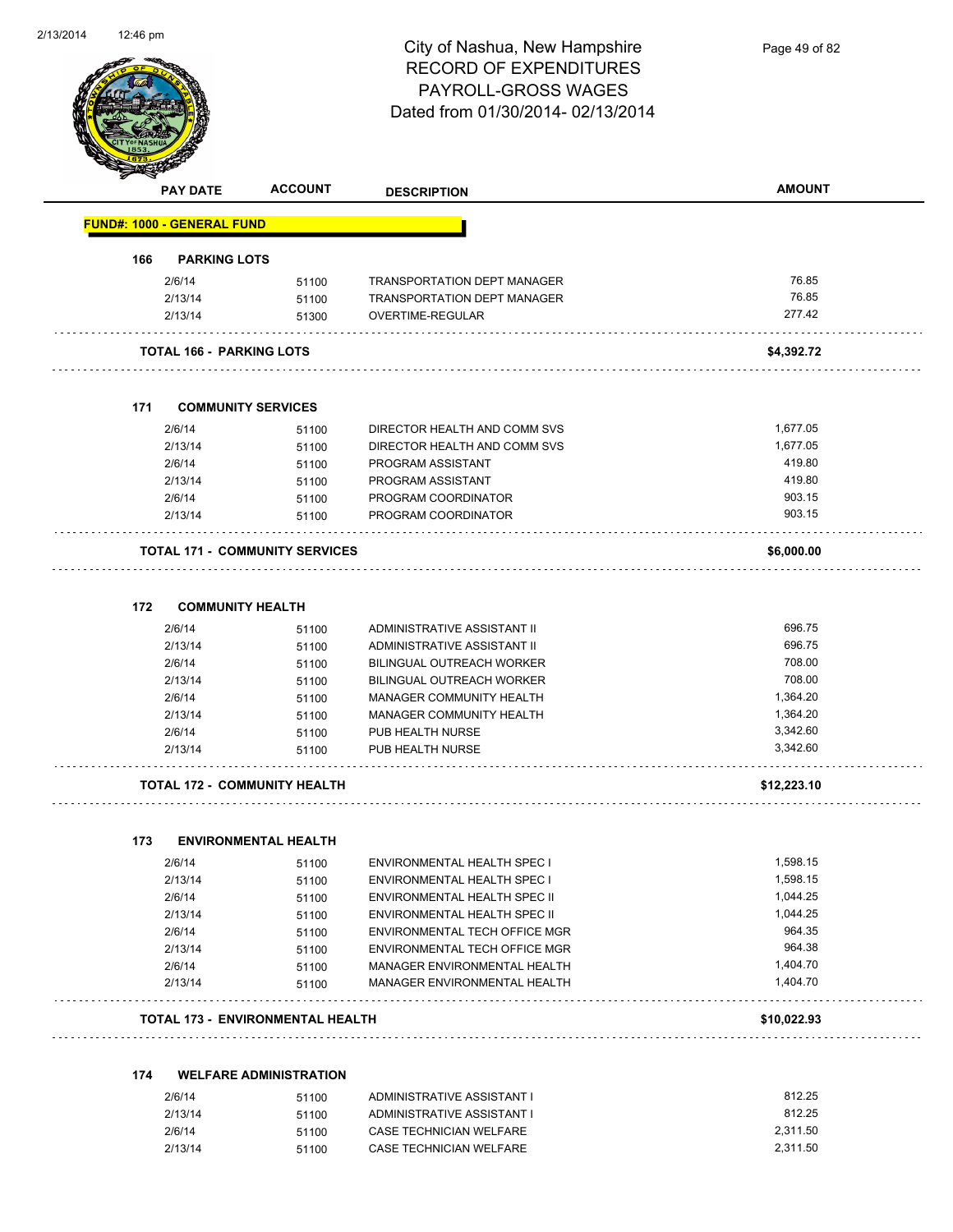# City of Nashua, New Hampshire
## RECORD OF EXPENDITURES
## PAYROLL-GROSS WAGES
## Dated from 01/30/2014- 02/13/2014

| PAY DATE | ACCOUNT | DESCRIPTION | AMOUNT |
|---|---|---|---|
| **FUND#: 1000 - GENERAL FUND** | | | |
| **166 PARKING LOTS** | | | |
| 2/6/14 | 51100 | TRANSPORTATION DEPT MANAGER | 76.85 |
| 2/13/14 | 51100 | TRANSPORTATION DEPT MANAGER | 76.85 |
| 2/13/14 | 51300 | OVERTIME-REGULAR | 277.42 |
| **TOTAL 166 - PARKING LOTS** | | | **$4,392.72** |
| **171 COMMUNITY SERVICES** | | | |
| 2/6/14 | 51100 | DIRECTOR HEALTH AND COMM SVS | 1,677.05 |
| 2/13/14 | 51100 | DIRECTOR HEALTH AND COMM SVS | 1,677.05 |
| 2/6/14 | 51100 | PROGRAM ASSISTANT | 419.80 |
| 2/13/14 | 51100 | PROGRAM ASSISTANT | 419.80 |
| 2/6/14 | 51100 | PROGRAM COORDINATOR | 903.15 |
| 2/13/14 | 51100 | PROGRAM COORDINATOR | 903.15 |
| **TOTAL 171 - COMMUNITY SERVICES** | | | **$6,000.00** |
| **172 COMMUNITY HEALTH** | | | |
| 2/6/14 | 51100 | ADMINISTRATIVE ASSISTANT II | 696.75 |
| 2/13/14 | 51100 | ADMINISTRATIVE ASSISTANT II | 696.75 |
| 2/6/14 | 51100 | BILINGUAL OUTREACH WORKER | 708.00 |
| 2/13/14 | 51100 | BILINGUAL OUTREACH WORKER | 708.00 |
| 2/6/14 | 51100 | MANAGER COMMUNITY HEALTH | 1,364.20 |
| 2/13/14 | 51100 | MANAGER COMMUNITY HEALTH | 1,364.20 |
| 2/6/14 | 51100 | PUB HEALTH NURSE | 3,342.60 |
| 2/13/14 | 51100 | PUB HEALTH NURSE | 3,342.60 |
| **TOTAL 172 - COMMUNITY HEALTH** | | | **$12,223.10** |
| **173 ENVIRONMENTAL HEALTH** | | | |
| 2/6/14 | 51100 | ENVIRONMENTAL HEALTH SPEC I | 1,598.15 |
| 2/13/14 | 51100 | ENVIRONMENTAL HEALTH SPEC I | 1,598.15 |
| 2/6/14 | 51100 | ENVIRONMENTAL HEALTH SPEC II | 1,044.25 |
| 2/13/14 | 51100 | ENVIRONMENTAL HEALTH SPEC II | 1,044.25 |
| 2/6/14 | 51100 | ENVIRONMENTAL TECH OFFICE MGR | 964.35 |
| 2/13/14 | 51100 | ENVIRONMENTAL TECH OFFICE MGR | 964.38 |
| 2/6/14 | 51100 | MANAGER ENVIRONMENTAL HEALTH | 1,404.70 |
| 2/13/14 | 51100 | MANAGER ENVIRONMENTAL HEALTH | 1,404.70 |
| **TOTAL 173 - ENVIRONMENTAL HEALTH** | | | **$10,022.93** |
| **174 WELFARE ADMINISTRATION** | | | |
| 2/6/14 | 51100 | ADMINISTRATIVE ASSISTANT I | 812.25 |
| 2/13/14 | 51100 | ADMINISTRATIVE ASSISTANT I | 812.25 |
| 2/6/14 | 51100 | CASE TECHNICIAN WELFARE | 2,311.50 |
| 2/13/14 | 51100 | CASE TECHNICIAN WELFARE | 2,311.50 |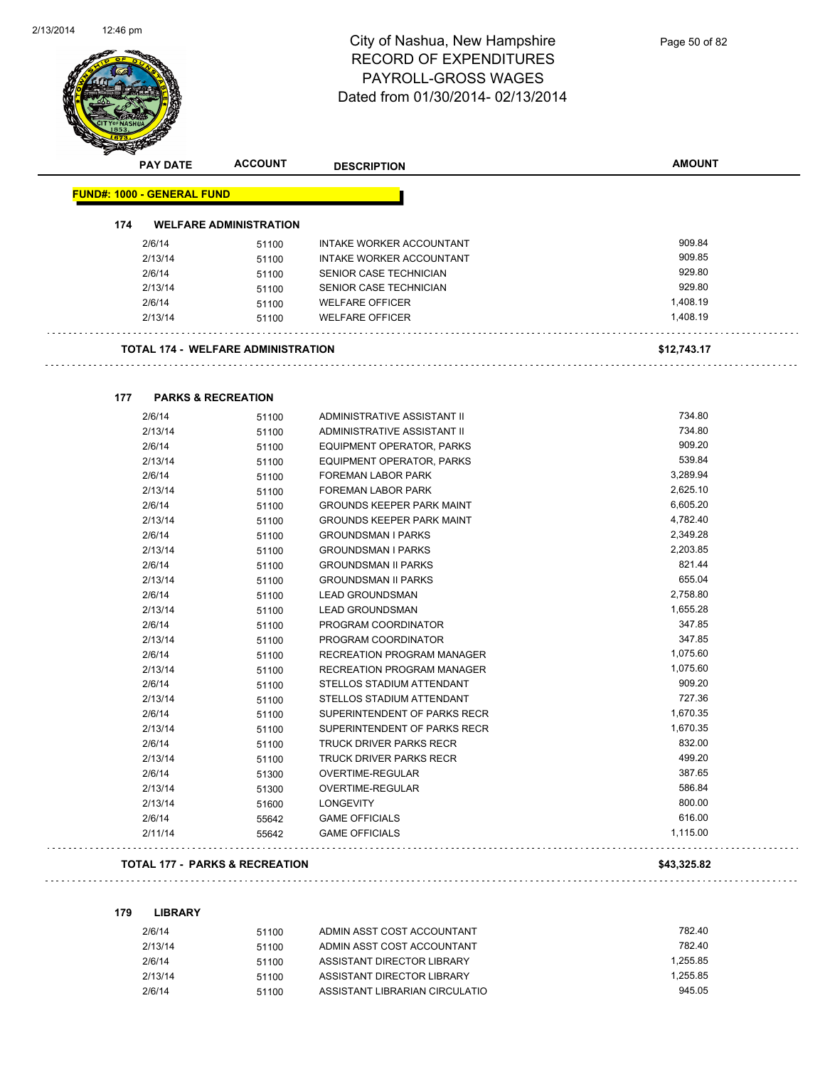# City of Nashua, New Hampshire
## RECORD OF EXPENDITURES
## PAYROLL-GROSS WAGES
## Dated from 01/30/2014- 02/13/2014

| PAY DATE | ACCOUNT | DESCRIPTION | AMOUNT |
|---|---|---|---|

**FUND#: 1000 - GENERAL FUND**

### 174 WELFARE ADMINISTRATION

| PAY DATE | ACCOUNT | DESCRIPTION | AMOUNT |
|---|---|---|---|
| 2/6/14 | 51100 | INTAKE WORKER ACCOUNTANT | 909.84 |
| 2/13/14 | 51100 | INTAKE WORKER ACCOUNTANT | 909.85 |
| 2/6/14 | 51100 | SENIOR CASE TECHNICIAN | 929.80 |
| 2/13/14 | 51100 | SENIOR CASE TECHNICIAN | 929.80 |
| 2/6/14 | 51100 | WELFARE OFFICER | 1,408.19 |
| 2/13/14 | 51100 | WELFARE OFFICER | 1,408.19 |

**TOTAL 174 - WELFARE ADMINISTRATION** **$12,743.17**

### 177 PARKS & RECREATION

| PAY DATE | ACCOUNT | DESCRIPTION | AMOUNT |
|---|---|---|---|
| 2/6/14 | 51100 | ADMINISTRATIVE ASSISTANT II | 734.80 |
| 2/13/14 | 51100 | ADMINISTRATIVE ASSISTANT II | 734.80 |
| 2/6/14 | 51100 | EQUIPMENT OPERATOR, PARKS | 909.20 |
| 2/13/14 | 51100 | EQUIPMENT OPERATOR, PARKS | 539.84 |
| 2/6/14 | 51100 | FOREMAN LABOR PARK | 3,289.94 |
| 2/13/14 | 51100 | FOREMAN LABOR PARK | 2,625.10 |
| 2/6/14 | 51100 | GROUNDS KEEPER PARK MAINT | 6,605.20 |
| 2/13/14 | 51100 | GROUNDS KEEPER PARK MAINT | 4,782.40 |
| 2/6/14 | 51100 | GROUNDSMAN I PARKS | 2,349.28 |
| 2/13/14 | 51100 | GROUNDSMAN I PARKS | 2,203.85 |
| 2/6/14 | 51100 | GROUNDSMAN II PARKS | 821.44 |
| 2/13/14 | 51100 | GROUNDSMAN II PARKS | 655.04 |
| 2/6/14 | 51100 | LEAD GROUNDSMAN | 2,758.80 |
| 2/13/14 | 51100 | LEAD GROUNDSMAN | 1,655.28 |
| 2/6/14 | 51100 | PROGRAM COORDINATOR | 347.85 |
| 2/13/14 | 51100 | PROGRAM COORDINATOR | 347.85 |
| 2/6/14 | 51100 | RECREATION PROGRAM MANAGER | 1,075.60 |
| 2/13/14 | 51100 | RECREATION PROGRAM MANAGER | 1,075.60 |
| 2/6/14 | 51100 | STELLOS STADIUM ATTENDANT | 909.20 |
| 2/13/14 | 51100 | STELLOS STADIUM ATTENDANT | 727.36 |
| 2/6/14 | 51100 | SUPERINTENDENT OF PARKS RECR | 1,670.35 |
| 2/13/14 | 51100 | SUPERINTENDENT OF PARKS RECR | 1,670.35 |
| 2/6/14 | 51100 | TRUCK DRIVER PARKS RECR | 832.00 |
| 2/13/14 | 51100 | TRUCK DRIVER PARKS RECR | 499.20 |
| 2/6/14 | 51300 | OVERTIME-REGULAR | 387.65 |
| 2/13/14 | 51300 | OVERTIME-REGULAR | 586.84 |
| 2/13/14 | 51600 | LONGEVITY | 800.00 |
| 2/6/14 | 55642 | GAME OFFICIALS | 616.00 |
| 2/11/14 | 55642 | GAME OFFICIALS | 1,115.00 |

**TOTAL 177 - PARKS & RECREATION** **$43,325.82**

### 179 LIBRARY

| PAY DATE | ACCOUNT | DESCRIPTION | AMOUNT |
|---|---|---|---|
| 2/6/14 | 51100 | ADMIN ASST COST ACCOUNTANT | 782.40 |
| 2/13/14 | 51100 | ADMIN ASST COST ACCOUNTANT | 782.40 |
| 2/6/14 | 51100 | ASSISTANT DIRECTOR LIBRARY | 1,255.85 |
| 2/13/14 | 51100 | ASSISTANT DIRECTOR LIBRARY | 1,255.85 |
| 2/6/14 | 51100 | ASSISTANT LIBRARIAN CIRCULATIO | 945.05 |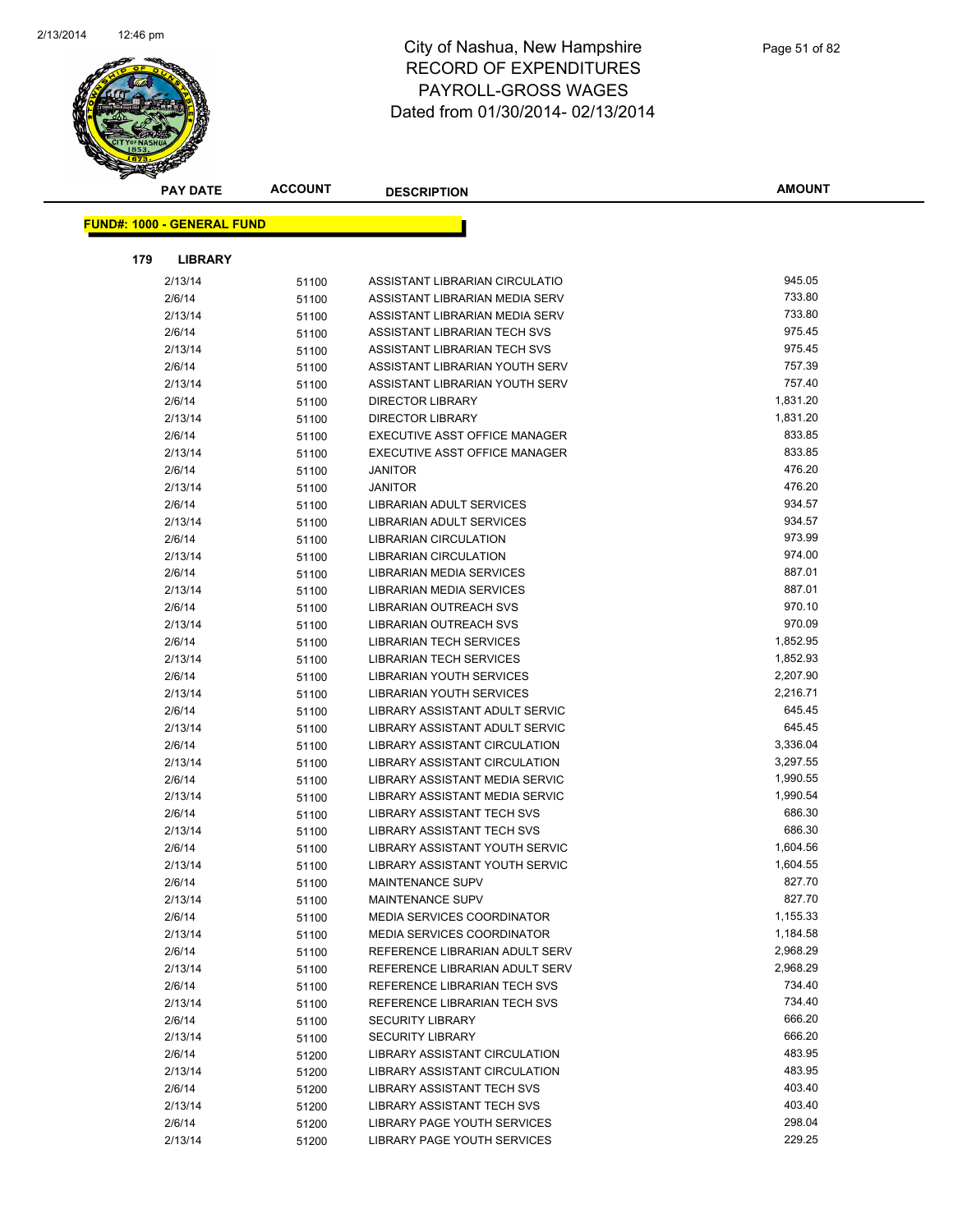# City of Nashua, New Hampshire
## RECORD OF EXPENDITURES
## PAYROLL-GROSS WAGES
Dated from 01/30/2014- 02/13/2014

| PAY DATE | ACCOUNT | DESCRIPTION | AMOUNT |
|---|---|---|---|

**FUND#: 1000 - GENERAL FUND**

**179 LIBRARY**

| PAY DATE | ACCOUNT | DESCRIPTION | AMOUNT |
|---|---|---|---|
| 2/13/14 | 51100 | ASSISTANT LIBRARIAN CIRCULATIO | 945.05 |
| 2/6/14 | 51100 | ASSISTANT LIBRARIAN MEDIA SERV | 733.80 |
| 2/13/14 | 51100 | ASSISTANT LIBRARIAN MEDIA SERV | 733.80 |
| 2/6/14 | 51100 | ASSISTANT LIBRARIAN TECH SVS | 975.45 |
| 2/13/14 | 51100 | ASSISTANT LIBRARIAN TECH SVS | 975.45 |
| 2/6/14 | 51100 | ASSISTANT LIBRARIAN YOUTH SERV | 757.39 |
| 2/13/14 | 51100 | ASSISTANT LIBRARIAN YOUTH SERV | 757.40 |
| 2/6/14 | 51100 | DIRECTOR LIBRARY | 1,831.20 |
| 2/13/14 | 51100 | DIRECTOR LIBRARY | 1,831.20 |
| 2/6/14 | 51100 | EXECUTIVE ASST OFFICE MANAGER | 833.85 |
| 2/13/14 | 51100 | EXECUTIVE ASST OFFICE MANAGER | 833.85 |
| 2/6/14 | 51100 | JANITOR | 476.20 |
| 2/13/14 | 51100 | JANITOR | 476.20 |
| 2/6/14 | 51100 | LIBRARIAN ADULT SERVICES | 934.57 |
| 2/13/14 | 51100 | LIBRARIAN ADULT SERVICES | 934.57 |
| 2/6/14 | 51100 | LIBRARIAN CIRCULATION | 973.99 |
| 2/13/14 | 51100 | LIBRARIAN CIRCULATION | 974.00 |
| 2/6/14 | 51100 | LIBRARIAN MEDIA SERVICES | 887.01 |
| 2/13/14 | 51100 | LIBRARIAN MEDIA SERVICES | 887.01 |
| 2/6/14 | 51100 | LIBRARIAN OUTREACH SVS | 970.10 |
| 2/13/14 | 51100 | LIBRARIAN OUTREACH SVS | 970.09 |
| 2/6/14 | 51100 | LIBRARIAN TECH SERVICES | 1,852.95 |
| 2/13/14 | 51100 | LIBRARIAN TECH SERVICES | 1,852.93 |
| 2/6/14 | 51100 | LIBRARIAN YOUTH SERVICES | 2,207.90 |
| 2/13/14 | 51100 | LIBRARIAN YOUTH SERVICES | 2,216.71 |
| 2/6/14 | 51100 | LIBRARY ASSISTANT ADULT SERVIC | 645.45 |
| 2/13/14 | 51100 | LIBRARY ASSISTANT ADULT SERVIC | 645.45 |
| 2/6/14 | 51100 | LIBRARY ASSISTANT CIRCULATION | 3,336.04 |
| 2/13/14 | 51100 | LIBRARY ASSISTANT CIRCULATION | 3,297.55 |
| 2/6/14 | 51100 | LIBRARY ASSISTANT MEDIA SERVIC | 1,990.55 |
| 2/13/14 | 51100 | LIBRARY ASSISTANT MEDIA SERVIC | 1,990.54 |
| 2/6/14 | 51100 | LIBRARY ASSISTANT TECH SVS | 686.30 |
| 2/13/14 | 51100 | LIBRARY ASSISTANT TECH SVS | 686.30 |
| 2/6/14 | 51100 | LIBRARY ASSISTANT YOUTH SERVIC | 1,604.56 |
| 2/13/14 | 51100 | LIBRARY ASSISTANT YOUTH SERVIC | 1,604.55 |
| 2/6/14 | 51100 | MAINTENANCE SUPV | 827.70 |
| 2/13/14 | 51100 | MAINTENANCE SUPV | 827.70 |
| 2/6/14 | 51100 | MEDIA SERVICES COORDINATOR | 1,155.33 |
| 2/13/14 | 51100 | MEDIA SERVICES COORDINATOR | 1,184.58 |
| 2/6/14 | 51100 | REFERENCE LIBRARIAN ADULT SERV | 2,968.29 |
| 2/13/14 | 51100 | REFERENCE LIBRARIAN ADULT SERV | 2,968.29 |
| 2/6/14 | 51100 | REFERENCE LIBRARIAN TECH SVS | 734.40 |
| 2/13/14 | 51100 | REFERENCE LIBRARIAN TECH SVS | 734.40 |
| 2/6/14 | 51100 | SECURITY LIBRARY | 666.20 |
| 2/13/14 | 51100 | SECURITY LIBRARY | 666.20 |
| 2/6/14 | 51200 | LIBRARY ASSISTANT CIRCULATION | 483.95 |
| 2/13/14 | 51200 | LIBRARY ASSISTANT CIRCULATION | 483.95 |
| 2/6/14 | 51200 | LIBRARY ASSISTANT TECH SVS | 403.40 |
| 2/13/14 | 51200 | LIBRARY ASSISTANT TECH SVS | 403.40 |
| 2/6/14 | 51200 | LIBRARY PAGE YOUTH SERVICES | 298.04 |
| 2/13/14 | 51200 | LIBRARY PAGE YOUTH SERVICES | 229.25 |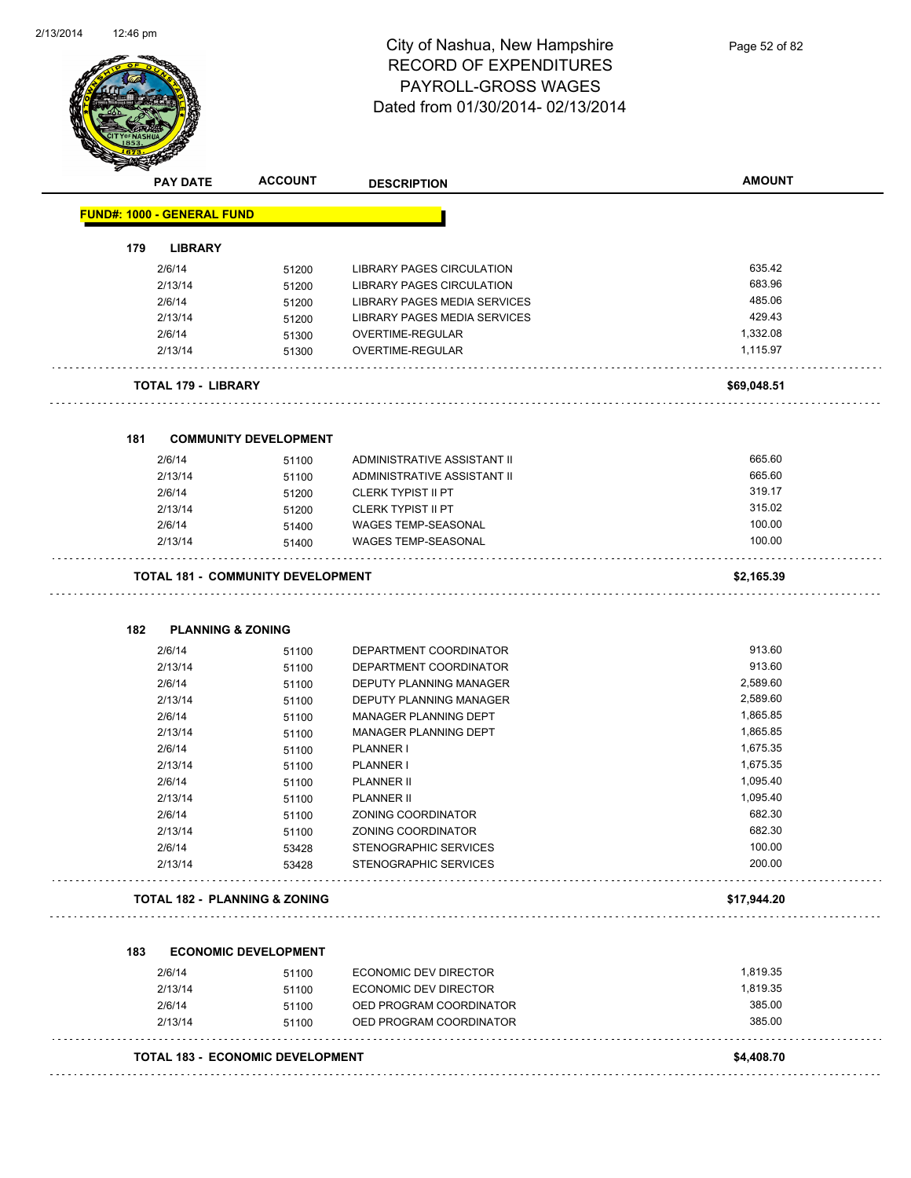# City of Nashua, New Hampshire
## RECORD OF EXPENDITURES
## PAYROLL-GROSS WAGES
## Dated from 01/30/2014- 02/13/2014

**FUND#: 1000 - GENERAL FUND**

### 179 LIBRARY

| PAY DATE | ACCOUNT | DESCRIPTION | AMOUNT |
|---|---|---|---|
| 2/6/14 | 51200 | LIBRARY PAGES CIRCULATION | 635.42 |
| 2/13/14 | 51200 | LIBRARY PAGES CIRCULATION | 683.96 |
| 2/6/14 | 51200 | LIBRARY PAGES MEDIA SERVICES | 485.06 |
| 2/13/14 | 51200 | LIBRARY PAGES MEDIA SERVICES | 429.43 |
| 2/6/14 | 51300 | OVERTIME-REGULAR | 1,332.08 |
| 2/13/14 | 51300 | OVERTIME-REGULAR | 1,115.97 |
| **TOTAL 179 - LIBRARY** | | | **$69,048.51** |

### 181 COMMUNITY DEVELOPMENT

| PAY DATE | ACCOUNT | DESCRIPTION | AMOUNT |
|---|---|---|---|
| 2/6/14 | 51100 | ADMINISTRATIVE ASSISTANT II | 665.60 |
| 2/13/14 | 51100 | ADMINISTRATIVE ASSISTANT II | 665.60 |
| 2/6/14 | 51200 | CLERK TYPIST II PT | 319.17 |
| 2/13/14 | 51200 | CLERK TYPIST II PT | 315.02 |
| 2/6/14 | 51400 | WAGES TEMP-SEASONAL | 100.00 |
| 2/13/14 | 51400 | WAGES TEMP-SEASONAL | 100.00 |
| **TOTAL 181 - COMMUNITY DEVELOPMENT** | | | **$2,165.39** |

### 182 PLANNING & ZONING

| PAY DATE | ACCOUNT | DESCRIPTION | AMOUNT |
|---|---|---|---|
| 2/6/14 | 51100 | DEPARTMENT COORDINATOR | 913.60 |
| 2/13/14 | 51100 | DEPARTMENT COORDINATOR | 913.60 |
| 2/6/14 | 51100 | DEPUTY PLANNING MANAGER | 2,589.60 |
| 2/13/14 | 51100 | DEPUTY PLANNING MANAGER | 2,589.60 |
| 2/6/14 | 51100 | MANAGER PLANNING DEPT | 1,865.85 |
| 2/13/14 | 51100 | MANAGER PLANNING DEPT | 1,865.85 |
| 2/6/14 | 51100 | PLANNER I | 1,675.35 |
| 2/13/14 | 51100 | PLANNER I | 1,675.35 |
| 2/6/14 | 51100 | PLANNER II | 1,095.40 |
| 2/13/14 | 51100 | PLANNER II | 1,095.40 |
| 2/6/14 | 51100 | ZONING COORDINATOR | 682.30 |
| 2/13/14 | 51100 | ZONING COORDINATOR | 682.30 |
| 2/6/14 | 53428 | STENOGRAPHIC SERVICES | 100.00 |
| 2/13/14 | 53428 | STENOGRAPHIC SERVICES | 200.00 |
| **TOTAL 182 - PLANNING & ZONING** | | | **$17,944.20** |

### 183 ECONOMIC DEVELOPMENT

| PAY DATE | ACCOUNT | DESCRIPTION | AMOUNT |
|---|---|---|---|
| 2/6/14 | 51100 | ECONOMIC DEV DIRECTOR | 1,819.35 |
| 2/13/14 | 51100 | ECONOMIC DEV DIRECTOR | 1,819.35 |
| 2/6/14 | 51100 | OED PROGRAM COORDINATOR | 385.00 |
| 2/13/14 | 51100 | OED PROGRAM COORDINATOR | 385.00 |
| **TOTAL 183 - ECONOMIC DEVELOPMENT** | | | **$4,408.70** |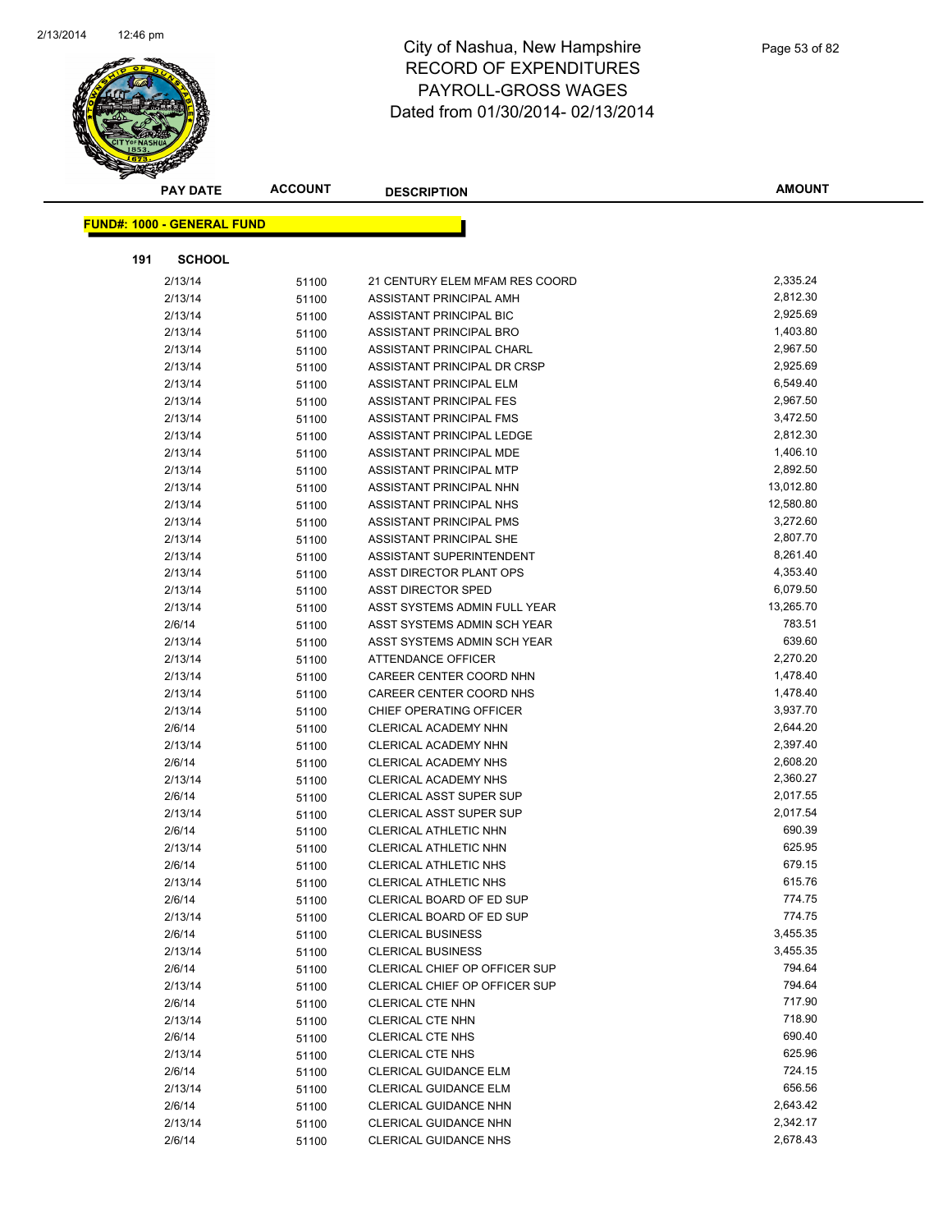# City of Nashua, New Hampshire
# RECORD OF EXPENDITURES
# PAYROLL-GROSS WAGES
# Dated from 01/30/2014- 02/13/2014

**FUND#: 1000 - GENERAL FUND**

**191 SCHOOL**

| PAY DATE | ACCOUNT | DESCRIPTION | AMOUNT |
|---|---|---|---|
| 2/13/14 | 51100 | 21 CENTURY ELEM MFAM RES COORD | 2,335.24 |
| 2/13/14 | 51100 | ASSISTANT PRINCIPAL AMH | 2,812.30 |
| 2/13/14 | 51100 | ASSISTANT PRINCIPAL BIC | 2,925.69 |
| 2/13/14 | 51100 | ASSISTANT PRINCIPAL BRO | 1,403.80 |
| 2/13/14 | 51100 | ASSISTANT PRINCIPAL CHARL | 2,967.50 |
| 2/13/14 | 51100 | ASSISTANT PRINCIPAL DR CRSP | 2,925.69 |
| 2/13/14 | 51100 | ASSISTANT PRINCIPAL ELM | 6,549.40 |
| 2/13/14 | 51100 | ASSISTANT PRINCIPAL FES | 2,967.50 |
| 2/13/14 | 51100 | ASSISTANT PRINCIPAL FMS | 3,472.50 |
| 2/13/14 | 51100 | ASSISTANT PRINCIPAL LEDGE | 2,812.30 |
| 2/13/14 | 51100 | ASSISTANT PRINCIPAL MDE | 1,406.10 |
| 2/13/14 | 51100 | ASSISTANT PRINCIPAL MTP | 2,892.50 |
| 2/13/14 | 51100 | ASSISTANT PRINCIPAL NHN | 13,012.80 |
| 2/13/14 | 51100 | ASSISTANT PRINCIPAL NHS | 12,580.80 |
| 2/13/14 | 51100 | ASSISTANT PRINCIPAL PMS | 3,272.60 |
| 2/13/14 | 51100 | ASSISTANT PRINCIPAL SHE | 2,807.70 |
| 2/13/14 | 51100 | ASSISTANT SUPERINTENDENT | 8,261.40 |
| 2/13/14 | 51100 | ASST DIRECTOR PLANT OPS | 4,353.40 |
| 2/13/14 | 51100 | ASST DIRECTOR SPED | 6,079.50 |
| 2/13/14 | 51100 | ASST SYSTEMS ADMIN FULL YEAR | 13,265.70 |
| 2/6/14 | 51100 | ASST SYSTEMS ADMIN SCH YEAR | 783.51 |
| 2/13/14 | 51100 | ASST SYSTEMS ADMIN SCH YEAR | 639.60 |
| 2/13/14 | 51100 | ATTENDANCE OFFICER | 2,270.20 |
| 2/13/14 | 51100 | CAREER CENTER COORD NHN | 1,478.40 |
| 2/13/14 | 51100 | CAREER CENTER COORD NHS | 1,478.40 |
| 2/13/14 | 51100 | CHIEF OPERATING OFFICER | 3,937.70 |
| 2/6/14 | 51100 | CLERICAL ACADEMY NHN | 2,644.20 |
| 2/13/14 | 51100 | CLERICAL ACADEMY NHN | 2,397.40 |
| 2/6/14 | 51100 | CLERICAL ACADEMY NHS | 2,608.20 |
| 2/13/14 | 51100 | CLERICAL ACADEMY NHS | 2,360.27 |
| 2/6/14 | 51100 | CLERICAL ASST SUPER SUP | 2,017.55 |
| 2/13/14 | 51100 | CLERICAL ASST SUPER SUP | 2,017.54 |
| 2/6/14 | 51100 | CLERICAL ATHLETIC NHN | 690.39 |
| 2/13/14 | 51100 | CLERICAL ATHLETIC NHN | 625.95 |
| 2/6/14 | 51100 | CLERICAL ATHLETIC NHS | 679.15 |
| 2/13/14 | 51100 | CLERICAL ATHLETIC NHS | 615.76 |
| 2/6/14 | 51100 | CLERICAL BOARD OF ED SUP | 774.75 |
| 2/13/14 | 51100 | CLERICAL BOARD OF ED SUP | 774.75 |
| 2/6/14 | 51100 | CLERICAL BUSINESS | 3,455.35 |
| 2/13/14 | 51100 | CLERICAL BUSINESS | 3,455.35 |
| 2/6/14 | 51100 | CLERICAL CHIEF OP OFFICER SUP | 794.64 |
| 2/13/14 | 51100 | CLERICAL CHIEF OP OFFICER SUP | 794.64 |
| 2/6/14 | 51100 | CLERICAL CTE NHN | 717.90 |
| 2/13/14 | 51100 | CLERICAL CTE NHN | 718.90 |
| 2/6/14 | 51100 | CLERICAL CTE NHS | 690.40 |
| 2/13/14 | 51100 | CLERICAL CTE NHS | 625.96 |
| 2/6/14 | 51100 | CLERICAL GUIDANCE ELM | 724.15 |
| 2/13/14 | 51100 | CLERICAL GUIDANCE ELM | 656.56 |
| 2/6/14 | 51100 | CLERICAL GUIDANCE NHN | 2,643.42 |
| 2/13/14 | 51100 | CLERICAL GUIDANCE NHN | 2,342.17 |
| 2/6/14 | 51100 | CLERICAL GUIDANCE NHS | 2,678.43 |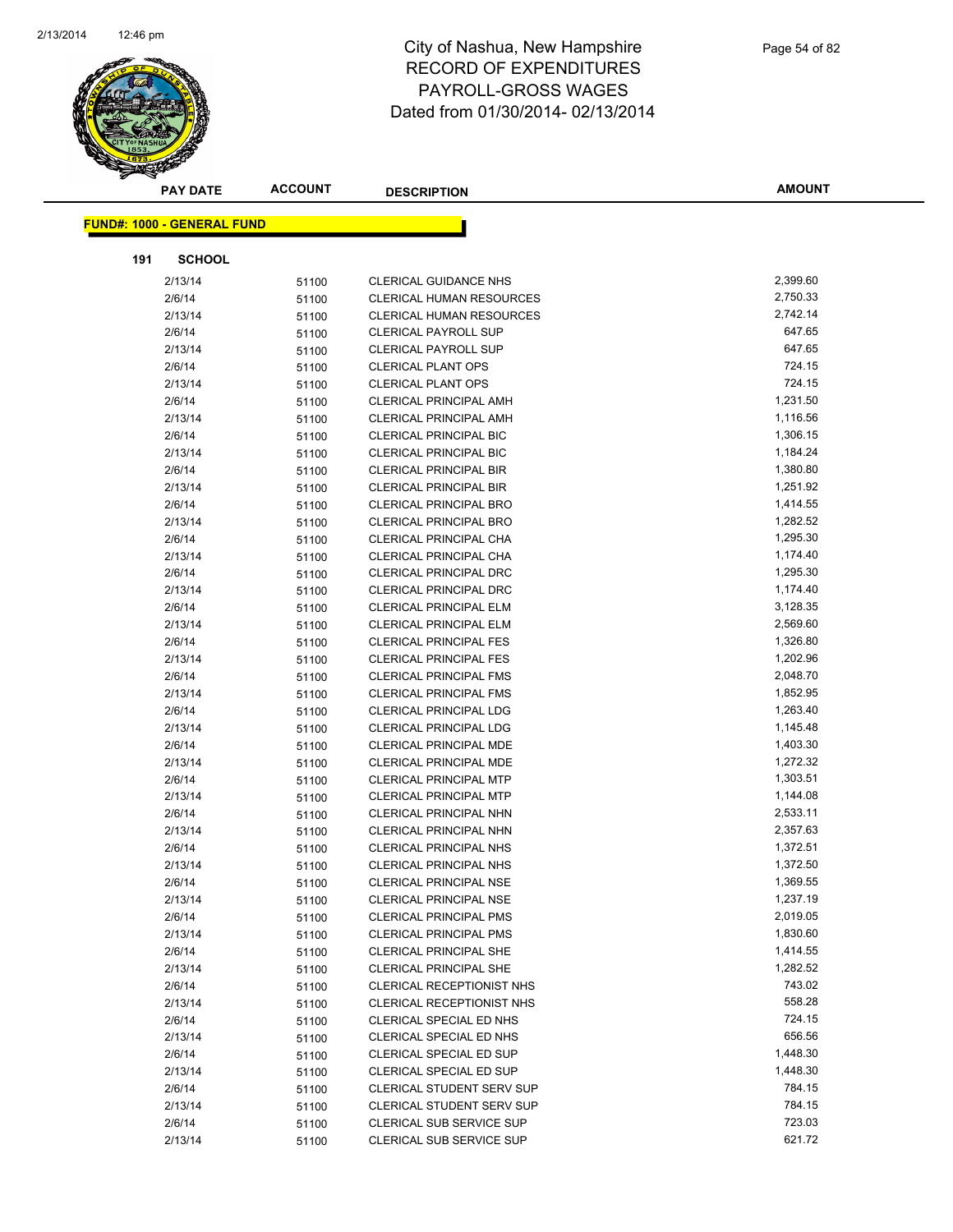# City of Nashua, New Hampshire
# RECORD OF EXPENDITURES
# PAYROLL-GROSS WAGES
# Dated from 01/30/2014- 02/13/2014

| PAY DATE | ACCOUNT | DESCRIPTION | AMOUNT |
|---|---|---|---|

**FUND#: 1000 - GENERAL FUND**

**191 SCHOOL**

| PAY DATE | ACCOUNT | DESCRIPTION | AMOUNT |
|---|---|---|---|
| 2/13/14 | 51100 | CLERICAL GUIDANCE NHS | 2,399.60 |
| 2/6/14 | 51100 | CLERICAL HUMAN RESOURCES | 2,750.33 |
| 2/13/14 | 51100 | CLERICAL HUMAN RESOURCES | 2,742.14 |
| 2/6/14 | 51100 | CLERICAL PAYROLL SUP | 647.65 |
| 2/13/14 | 51100 | CLERICAL PAYROLL SUP | 647.65 |
| 2/6/14 | 51100 | CLERICAL PLANT OPS | 724.15 |
| 2/13/14 | 51100 | CLERICAL PLANT OPS | 724.15 |
| 2/6/14 | 51100 | CLERICAL PRINCIPAL AMH | 1,231.50 |
| 2/13/14 | 51100 | CLERICAL PRINCIPAL AMH | 1,116.56 |
| 2/6/14 | 51100 | CLERICAL PRINCIPAL BIC | 1,306.15 |
| 2/13/14 | 51100 | CLERICAL PRINCIPAL BIC | 1,184.24 |
| 2/6/14 | 51100 | CLERICAL PRINCIPAL BIR | 1,380.80 |
| 2/13/14 | 51100 | CLERICAL PRINCIPAL BIR | 1,251.92 |
| 2/6/14 | 51100 | CLERICAL PRINCIPAL BRO | 1,414.55 |
| 2/13/14 | 51100 | CLERICAL PRINCIPAL BRO | 1,282.52 |
| 2/6/14 | 51100 | CLERICAL PRINCIPAL CHA | 1,295.30 |
| 2/13/14 | 51100 | CLERICAL PRINCIPAL CHA | 1,174.40 |
| 2/6/14 | 51100 | CLERICAL PRINCIPAL DRC | 1,295.30 |
| 2/13/14 | 51100 | CLERICAL PRINCIPAL DRC | 1,174.40 |
| 2/6/14 | 51100 | CLERICAL PRINCIPAL ELM | 3,128.35 |
| 2/13/14 | 51100 | CLERICAL PRINCIPAL ELM | 2,569.60 |
| 2/6/14 | 51100 | CLERICAL PRINCIPAL FES | 1,326.80 |
| 2/13/14 | 51100 | CLERICAL PRINCIPAL FES | 1,202.96 |
| 2/6/14 | 51100 | CLERICAL PRINCIPAL FMS | 2,048.70 |
| 2/13/14 | 51100 | CLERICAL PRINCIPAL FMS | 1,852.95 |
| 2/6/14 | 51100 | CLERICAL PRINCIPAL LDG | 1,263.40 |
| 2/13/14 | 51100 | CLERICAL PRINCIPAL LDG | 1,145.48 |
| 2/6/14 | 51100 | CLERICAL PRINCIPAL MDE | 1,403.30 |
| 2/13/14 | 51100 | CLERICAL PRINCIPAL MDE | 1,272.32 |
| 2/6/14 | 51100 | CLERICAL PRINCIPAL MTP | 1,303.51 |
| 2/13/14 | 51100 | CLERICAL PRINCIPAL MTP | 1,144.08 |
| 2/6/14 | 51100 | CLERICAL PRINCIPAL NHN | 2,533.11 |
| 2/13/14 | 51100 | CLERICAL PRINCIPAL NHN | 2,357.63 |
| 2/6/14 | 51100 | CLERICAL PRINCIPAL NHS | 1,372.51 |
| 2/13/14 | 51100 | CLERICAL PRINCIPAL NHS | 1,372.50 |
| 2/6/14 | 51100 | CLERICAL PRINCIPAL NSE | 1,369.55 |
| 2/13/14 | 51100 | CLERICAL PRINCIPAL NSE | 1,237.19 |
| 2/6/14 | 51100 | CLERICAL PRINCIPAL PMS | 2,019.05 |
| 2/13/14 | 51100 | CLERICAL PRINCIPAL PMS | 1,830.60 |
| 2/6/14 | 51100 | CLERICAL PRINCIPAL SHE | 1,414.55 |
| 2/13/14 | 51100 | CLERICAL PRINCIPAL SHE | 1,282.52 |
| 2/6/14 | 51100 | CLERICAL RECEPTIONIST NHS | 743.02 |
| 2/13/14 | 51100 | CLERICAL RECEPTIONIST NHS | 558.28 |
| 2/6/14 | 51100 | CLERICAL SPECIAL ED NHS | 724.15 |
| 2/13/14 | 51100 | CLERICAL SPECIAL ED NHS | 656.56 |
| 2/6/14 | 51100 | CLERICAL SPECIAL ED SUP | 1,448.30 |
| 2/13/14 | 51100 | CLERICAL SPECIAL ED SUP | 1,448.30 |
| 2/6/14 | 51100 | CLERICAL STUDENT SERV SUP | 784.15 |
| 2/13/14 | 51100 | CLERICAL STUDENT SERV SUP | 784.15 |
| 2/6/14 | 51100 | CLERICAL SUB SERVICE SUP | 723.03 |
| 2/13/14 | 51100 | CLERICAL SUB SERVICE SUP | 621.72 |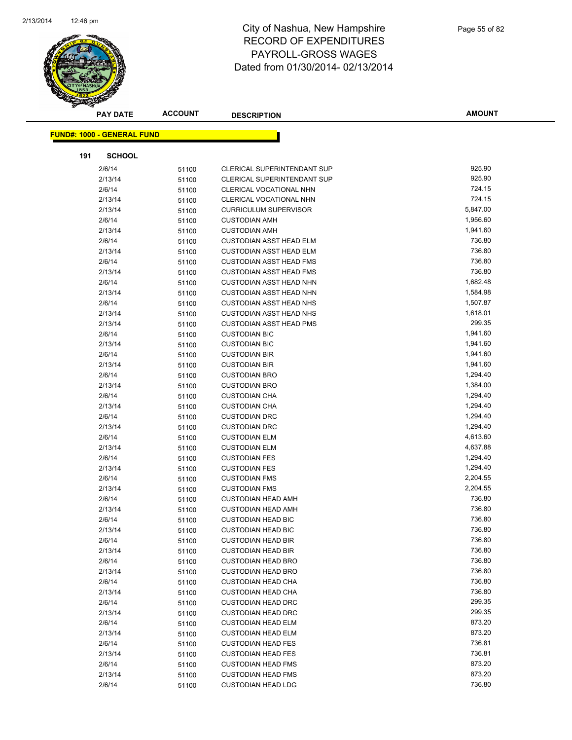# City of Nashua, New Hampshire
## RECORD OF EXPENDITURES
## PAYROLL-GROSS WAGES
## Dated from 01/30/2014- 02/13/2014

| PAY DATE | ACCOUNT | DESCRIPTION | AMOUNT |
|---|---|---|---|

**FUND#: 1000 - GENERAL FUND**

**191 SCHOOL**

| PAY DATE | ACCOUNT | DESCRIPTION | AMOUNT |
|---|---|---|---|
| 2/6/14 | 51100 | CLERICAL SUPERINTENDANT SUP | 925.90 |
| 2/13/14 | 51100 | CLERICAL SUPERINTENDANT SUP | 925.90 |
| 2/6/14 | 51100 | CLERICAL VOCATIONAL NHN | 724.15 |
| 2/13/14 | 51100 | CLERICAL VOCATIONAL NHN | 724.15 |
| 2/13/14 | 51100 | CURRICULUM SUPERVISOR | 5,847.00 |
| 2/6/14 | 51100 | CUSTODIAN AMH | 1,956.60 |
| 2/13/14 | 51100 | CUSTODIAN AMH | 1,941.60 |
| 2/6/14 | 51100 | CUSTODIAN ASST HEAD ELM | 736.80 |
| 2/13/14 | 51100 | CUSTODIAN ASST HEAD ELM | 736.80 |
| 2/6/14 | 51100 | CUSTODIAN ASST HEAD FMS | 736.80 |
| 2/13/14 | 51100 | CUSTODIAN ASST HEAD FMS | 736.80 |
| 2/6/14 | 51100 | CUSTODIAN ASST HEAD NHN | 1,682.48 |
| 2/13/14 | 51100 | CUSTODIAN ASST HEAD NHN | 1,584.98 |
| 2/6/14 | 51100 | CUSTODIAN ASST HEAD NHS | 1,507.87 |
| 2/13/14 | 51100 | CUSTODIAN ASST HEAD NHS | 1,618.01 |
| 2/13/14 | 51100 | CUSTODIAN ASST HEAD PMS | 299.35 |
| 2/6/14 | 51100 | CUSTODIAN BIC | 1,941.60 |
| 2/13/14 | 51100 | CUSTODIAN BIC | 1,941.60 |
| 2/6/14 | 51100 | CUSTODIAN BIR | 1,941.60 |
| 2/13/14 | 51100 | CUSTODIAN BIR | 1,941.60 |
| 2/6/14 | 51100 | CUSTODIAN BRO | 1,294.40 |
| 2/13/14 | 51100 | CUSTODIAN BRO | 1,384.00 |
| 2/6/14 | 51100 | CUSTODIAN CHA | 1,294.40 |
| 2/13/14 | 51100 | CUSTODIAN CHA | 1,294.40 |
| 2/6/14 | 51100 | CUSTODIAN DRC | 1,294.40 |
| 2/13/14 | 51100 | CUSTODIAN DRC | 1,294.40 |
| 2/6/14 | 51100 | CUSTODIAN ELM | 4,613.60 |
| 2/13/14 | 51100 | CUSTODIAN ELM | 4,637.88 |
| 2/6/14 | 51100 | CUSTODIAN FES | 1,294.40 |
| 2/13/14 | 51100 | CUSTODIAN FES | 1,294.40 |
| 2/6/14 | 51100 | CUSTODIAN FMS | 2,204.55 |
| 2/13/14 | 51100 | CUSTODIAN FMS | 2,204.55 |
| 2/6/14 | 51100 | CUSTODIAN HEAD AMH | 736.80 |
| 2/13/14 | 51100 | CUSTODIAN HEAD AMH | 736.80 |
| 2/6/14 | 51100 | CUSTODIAN HEAD BIC | 736.80 |
| 2/13/14 | 51100 | CUSTODIAN HEAD BIC | 736.80 |
| 2/6/14 | 51100 | CUSTODIAN HEAD BIR | 736.80 |
| 2/13/14 | 51100 | CUSTODIAN HEAD BIR | 736.80 |
| 2/6/14 | 51100 | CUSTODIAN HEAD BRO | 736.80 |
| 2/13/14 | 51100 | CUSTODIAN HEAD BRO | 736.80 |
| 2/6/14 | 51100 | CUSTODIAN HEAD CHA | 736.80 |
| 2/13/14 | 51100 | CUSTODIAN HEAD CHA | 736.80 |
| 2/6/14 | 51100 | CUSTODIAN HEAD DRC | 299.35 |
| 2/13/14 | 51100 | CUSTODIAN HEAD DRC | 299.35 |
| 2/6/14 | 51100 | CUSTODIAN HEAD ELM | 873.20 |
| 2/13/14 | 51100 | CUSTODIAN HEAD ELM | 873.20 |
| 2/6/14 | 51100 | CUSTODIAN HEAD FES | 736.81 |
| 2/13/14 | 51100 | CUSTODIAN HEAD FES | 736.81 |
| 2/6/14 | 51100 | CUSTODIAN HEAD FMS | 873.20 |
| 2/13/14 | 51100 | CUSTODIAN HEAD FMS | 873.20 |
| 2/6/14 | 51100 | CUSTODIAN HEAD LDG | 736.80 |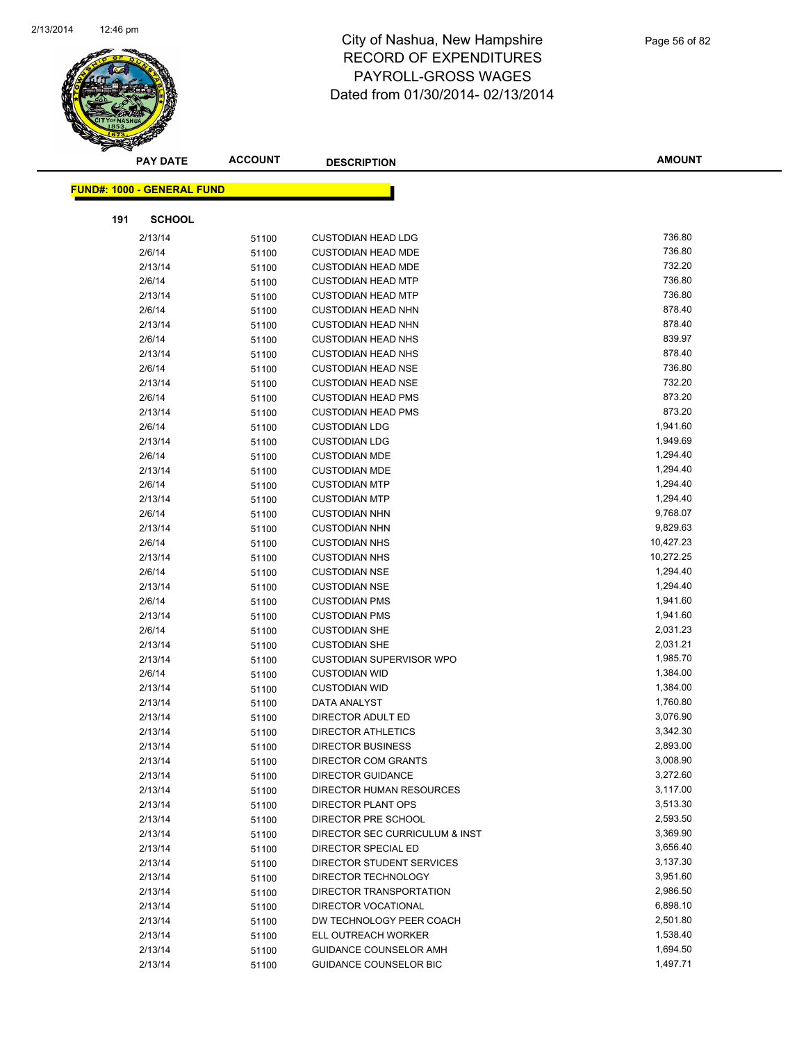# City of Nashua, New Hampshire
## RECORD OF EXPENDITURES
## PAYROLL-GROSS WAGES
Dated from 01/30/2014- 02/13/2014

**FUND#: 1000 - GENERAL FUND**

**191 SCHOOL**

| PAY DATE | ACCOUNT | DESCRIPTION | AMOUNT |
|---|---|---|---|
| 2/13/14 | 51100 | CUSTODIAN HEAD LDG | 736.80 |
| 2/6/14 | 51100 | CUSTODIAN HEAD MDE | 736.80 |
| 2/13/14 | 51100 | CUSTODIAN HEAD MDE | 732.20 |
| 2/6/14 | 51100 | CUSTODIAN HEAD MTP | 736.80 |
| 2/13/14 | 51100 | CUSTODIAN HEAD MTP | 736.80 |
| 2/6/14 | 51100 | CUSTODIAN HEAD NHN | 878.40 |
| 2/13/14 | 51100 | CUSTODIAN HEAD NHN | 878.40 |
| 2/6/14 | 51100 | CUSTODIAN HEAD NHS | 839.97 |
| 2/13/14 | 51100 | CUSTODIAN HEAD NHS | 878.40 |
| 2/6/14 | 51100 | CUSTODIAN HEAD NSE | 736.80 |
| 2/13/14 | 51100 | CUSTODIAN HEAD NSE | 732.20 |
| 2/6/14 | 51100 | CUSTODIAN HEAD PMS | 873.20 |
| 2/13/14 | 51100 | CUSTODIAN HEAD PMS | 873.20 |
| 2/6/14 | 51100 | CUSTODIAN LDG | 1,941.60 |
| 2/13/14 | 51100 | CUSTODIAN LDG | 1,949.69 |
| 2/6/14 | 51100 | CUSTODIAN MDE | 1,294.40 |
| 2/13/14 | 51100 | CUSTODIAN MDE | 1,294.40 |
| 2/6/14 | 51100 | CUSTODIAN MTP | 1,294.40 |
| 2/13/14 | 51100 | CUSTODIAN MTP | 1,294.40 |
| 2/6/14 | 51100 | CUSTODIAN NHN | 9,768.07 |
| 2/13/14 | 51100 | CUSTODIAN NHN | 9,829.63 |
| 2/6/14 | 51100 | CUSTODIAN NHS | 10,427.23 |
| 2/13/14 | 51100 | CUSTODIAN NHS | 10,272.25 |
| 2/6/14 | 51100 | CUSTODIAN NSE | 1,294.40 |
| 2/13/14 | 51100 | CUSTODIAN NSE | 1,294.40 |
| 2/6/14 | 51100 | CUSTODIAN PMS | 1,941.60 |
| 2/13/14 | 51100 | CUSTODIAN PMS | 1,941.60 |
| 2/6/14 | 51100 | CUSTODIAN SHE | 2,031.23 |
| 2/13/14 | 51100 | CUSTODIAN SHE | 2,031.21 |
| 2/13/14 | 51100 | CUSTODIAN SUPERVISOR WPO | 1,985.70 |
| 2/6/14 | 51100 | CUSTODIAN WID | 1,384.00 |
| 2/13/14 | 51100 | CUSTODIAN WID | 1,384.00 |
| 2/13/14 | 51100 | DATA ANALYST | 1,760.80 |
| 2/13/14 | 51100 | DIRECTOR ADULT ED | 3,076.90 |
| 2/13/14 | 51100 | DIRECTOR ATHLETICS | 3,342.30 |
| 2/13/14 | 51100 | DIRECTOR BUSINESS | 2,893.00 |
| 2/13/14 | 51100 | DIRECTOR COM GRANTS | 3,008.90 |
| 2/13/14 | 51100 | DIRECTOR GUIDANCE | 3,272.60 |
| 2/13/14 | 51100 | DIRECTOR HUMAN RESOURCES | 3,117.00 |
| 2/13/14 | 51100 | DIRECTOR PLANT OPS | 3,513.30 |
| 2/13/14 | 51100 | DIRECTOR PRE SCHOOL | 2,593.50 |
| 2/13/14 | 51100 | DIRECTOR SEC CURRICULUM & INST | 3,369.90 |
| 2/13/14 | 51100 | DIRECTOR SPECIAL ED | 3,656.40 |
| 2/13/14 | 51100 | DIRECTOR STUDENT SERVICES | 3,137.30 |
| 2/13/14 | 51100 | DIRECTOR TECHNOLOGY | 3,951.60 |
| 2/13/14 | 51100 | DIRECTOR TRANSPORTATION | 2,986.50 |
| 2/13/14 | 51100 | DIRECTOR VOCATIONAL | 6,898.10 |
| 2/13/14 | 51100 | DW TECHNOLOGY PEER COACH | 2,501.80 |
| 2/13/14 | 51100 | ELL OUTREACH WORKER | 1,538.40 |
| 2/13/14 | 51100 | GUIDANCE COUNSELOR AMH | 1,694.50 |
| 2/13/14 | 51100 | GUIDANCE COUNSELOR BIC | 1,497.71 |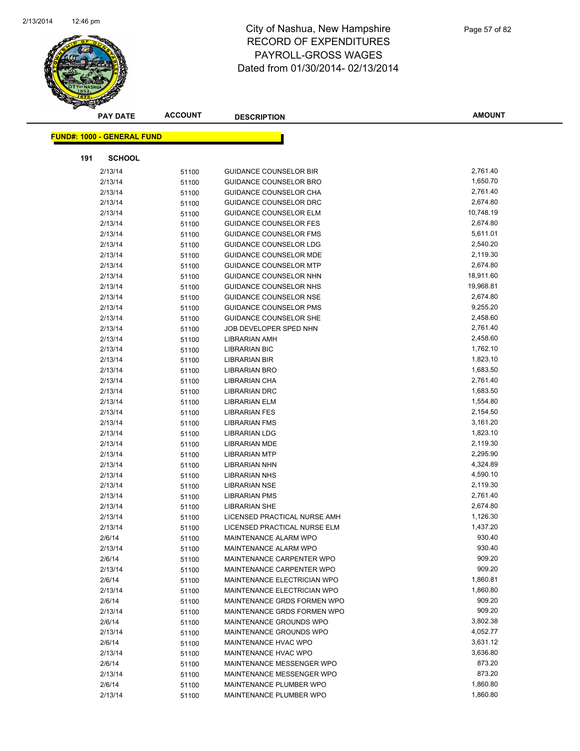# City of Nashua, New Hampshire
# RECORD OF EXPENDITURES
# PAYROLL-GROSS WAGES
# Dated from 01/30/2014- 02/13/2014

**FUND#: 1000 - GENERAL FUND**

**191 SCHOOL**

| PAY DATE | ACCOUNT | DESCRIPTION | AMOUNT |
|---|---|---|---|
| 2/13/14 | 51100 | GUIDANCE COUNSELOR BIR | 2,761.40 |
| 2/13/14 | 51100 | GUIDANCE COUNSELOR BRO | 1,650.70 |
| 2/13/14 | 51100 | GUIDANCE COUNSELOR CHA | 2,761.40 |
| 2/13/14 | 51100 | GUIDANCE COUNSELOR DRC | 2,674.80 |
| 2/13/14 | 51100 | GUIDANCE COUNSELOR ELM | 10,748.19 |
| 2/13/14 | 51100 | GUIDANCE COUNSELOR FES | 2,674.80 |
| 2/13/14 | 51100 | GUIDANCE COUNSELOR FMS | 5,611.01 |
| 2/13/14 | 51100 | GUIDANCE COUNSELOR LDG | 2,540.20 |
| 2/13/14 | 51100 | GUIDANCE COUNSELOR MDE | 2,119.30 |
| 2/13/14 | 51100 | GUIDANCE COUNSELOR MTP | 2,674.80 |
| 2/13/14 | 51100 | GUIDANCE COUNSELOR NHN | 18,911.60 |
| 2/13/14 | 51100 | GUIDANCE COUNSELOR NHS | 19,968.81 |
| 2/13/14 | 51100 | GUIDANCE COUNSELOR NSE | 2,674.80 |
| 2/13/14 | 51100 | GUIDANCE COUNSELOR PMS | 9,255.20 |
| 2/13/14 | 51100 | GUIDANCE COUNSELOR SHE | 2,458.60 |
| 2/13/14 | 51100 | JOB DEVELOPER SPED NHN | 2,761.40 |
| 2/13/14 | 51100 | LIBRARIAN AMH | 2,458.60 |
| 2/13/14 | 51100 | LIBRARIAN BIC | 1,762.10 |
| 2/13/14 | 51100 | LIBRARIAN BIR | 1,823.10 |
| 2/13/14 | 51100 | LIBRARIAN BRO | 1,683.50 |
| 2/13/14 | 51100 | LIBRARIAN CHA | 2,761.40 |
| 2/13/14 | 51100 | LIBRARIAN DRC | 1,683.50 |
| 2/13/14 | 51100 | LIBRARIAN ELM | 1,554.80 |
| 2/13/14 | 51100 | LIBRARIAN FES | 2,154.50 |
| 2/13/14 | 51100 | LIBRARIAN FMS | 3,161.20 |
| 2/13/14 | 51100 | LIBRARIAN LDG | 1,823.10 |
| 2/13/14 | 51100 | LIBRARIAN MDE | 2,119.30 |
| 2/13/14 | 51100 | LIBRARIAN MTP | 2,295.90 |
| 2/13/14 | 51100 | LIBRARIAN NHN | 4,324.89 |
| 2/13/14 | 51100 | LIBRARIAN NHS | 4,590.10 |
| 2/13/14 | 51100 | LIBRARIAN NSE | 2,119.30 |
| 2/13/14 | 51100 | LIBRARIAN PMS | 2,761.40 |
| 2/13/14 | 51100 | LIBRARIAN SHE | 2,674.80 |
| 2/13/14 | 51100 | LICENSED PRACTICAL NURSE AMH | 1,126.30 |
| 2/13/14 | 51100 | LICENSED PRACTICAL NURSE ELM | 1,437.20 |
| 2/6/14 | 51100 | MAINTENANCE ALARM WPO | 930.40 |
| 2/13/14 | 51100 | MAINTENANCE ALARM WPO | 930.40 |
| 2/6/14 | 51100 | MAINTENANCE CARPENTER WPO | 909.20 |
| 2/13/14 | 51100 | MAINTENANCE CARPENTER WPO | 909.20 |
| 2/6/14 | 51100 | MAINTENANCE ELECTRICIAN WPO | 1,860.81 |
| 2/13/14 | 51100 | MAINTENANCE ELECTRICIAN WPO | 1,860.80 |
| 2/6/14 | 51100 | MAINTENANCE GRDS FORMEN WPO | 909.20 |
| 2/13/14 | 51100 | MAINTENANCE GRDS FORMEN WPO | 909.20 |
| 2/6/14 | 51100 | MAINTENANCE GROUNDS WPO | 3,802.38 |
| 2/13/14 | 51100 | MAINTENANCE GROUNDS WPO | 4,052.77 |
| 2/6/14 | 51100 | MAINTENANCE HVAC WPO | 3,631.12 |
| 2/13/14 | 51100 | MAINTENANCE HVAC WPO | 3,636.80 |
| 2/6/14 | 51100 | MAINTENANCE MESSENGER WPO | 873.20 |
| 2/13/14 | 51100 | MAINTENANCE MESSENGER WPO | 873.20 |
| 2/6/14 | 51100 | MAINTENANCE PLUMBER WPO | 1,860.80 |
| 2/13/14 | 51100 | MAINTENANCE PLUMBER WPO | 1,860.80 |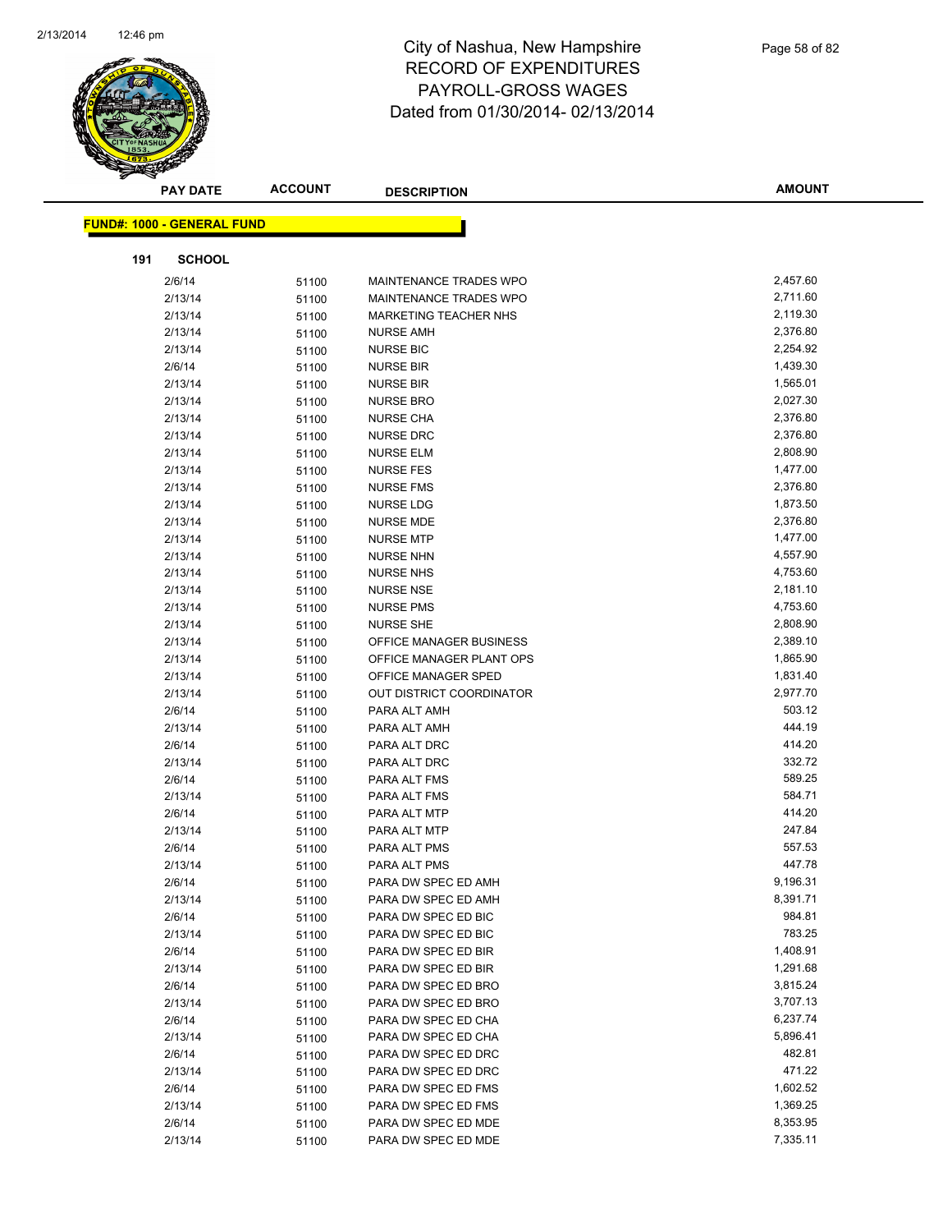# City of Nashua, New Hampshire
## RECORD OF EXPENDITURES
## PAYROLL-GROSS WAGES
### Dated from 01/30/2014- 02/13/2014

**FUND#: 1000 - GENERAL FUND**

**191 SCHOOL**

| PAY DATE | ACCOUNT | DESCRIPTION | AMOUNT |
|---|---|---|---|
| 2/6/14 | 51100 | MAINTENANCE TRADES WPO | 2,457.60 |
| 2/13/14 | 51100 | MAINTENANCE TRADES WPO | 2,711.60 |
| 2/13/14 | 51100 | MARKETING TEACHER NHS | 2,119.30 |
| 2/13/14 | 51100 | NURSE AMH | 2,376.80 |
| 2/13/14 | 51100 | NURSE BIC | 2,254.92 |
| 2/6/14 | 51100 | NURSE BIR | 1,439.30 |
| 2/13/14 | 51100 | NURSE BIR | 1,565.01 |
| 2/13/14 | 51100 | NURSE BRO | 2,027.30 |
| 2/13/14 | 51100 | NURSE CHA | 2,376.80 |
| 2/13/14 | 51100 | NURSE DRC | 2,376.80 |
| 2/13/14 | 51100 | NURSE ELM | 2,808.90 |
| 2/13/14 | 51100 | NURSE FES | 1,477.00 |
| 2/13/14 | 51100 | NURSE FMS | 2,376.80 |
| 2/13/14 | 51100 | NURSE LDG | 1,873.50 |
| 2/13/14 | 51100 | NURSE MDE | 2,376.80 |
| 2/13/14 | 51100 | NURSE MTP | 1,477.00 |
| 2/13/14 | 51100 | NURSE NHN | 4,557.90 |
| 2/13/14 | 51100 | NURSE NHS | 4,753.60 |
| 2/13/14 | 51100 | NURSE NSE | 2,181.10 |
| 2/13/14 | 51100 | NURSE PMS | 4,753.60 |
| 2/13/14 | 51100 | NURSE SHE | 2,808.90 |
| 2/13/14 | 51100 | OFFICE MANAGER BUSINESS | 2,389.10 |
| 2/13/14 | 51100 | OFFICE MANAGER PLANT OPS | 1,865.90 |
| 2/13/14 | 51100 | OFFICE MANAGER SPED | 1,831.40 |
| 2/13/14 | 51100 | OUT DISTRICT COORDINATOR | 2,977.70 |
| 2/6/14 | 51100 | PARA ALT AMH | 503.12 |
| 2/13/14 | 51100 | PARA ALT AMH | 444.19 |
| 2/6/14 | 51100 | PARA ALT DRC | 414.20 |
| 2/13/14 | 51100 | PARA ALT DRC | 332.72 |
| 2/6/14 | 51100 | PARA ALT FMS | 589.25 |
| 2/13/14 | 51100 | PARA ALT FMS | 584.71 |
| 2/6/14 | 51100 | PARA ALT MTP | 414.20 |
| 2/13/14 | 51100 | PARA ALT MTP | 247.84 |
| 2/6/14 | 51100 | PARA ALT PMS | 557.53 |
| 2/13/14 | 51100 | PARA ALT PMS | 447.78 |
| 2/6/14 | 51100 | PARA DW SPEC ED AMH | 9,196.31 |
| 2/13/14 | 51100 | PARA DW SPEC ED AMH | 8,391.71 |
| 2/6/14 | 51100 | PARA DW SPEC ED BIC | 984.81 |
| 2/13/14 | 51100 | PARA DW SPEC ED BIC | 783.25 |
| 2/6/14 | 51100 | PARA DW SPEC ED BIR | 1,408.91 |
| 2/13/14 | 51100 | PARA DW SPEC ED BIR | 1,291.68 |
| 2/6/14 | 51100 | PARA DW SPEC ED BRO | 3,815.24 |
| 2/13/14 | 51100 | PARA DW SPEC ED BRO | 3,707.13 |
| 2/6/14 | 51100 | PARA DW SPEC ED CHA | 6,237.74 |
| 2/13/14 | 51100 | PARA DW SPEC ED CHA | 5,896.41 |
| 2/6/14 | 51100 | PARA DW SPEC ED DRC | 482.81 |
| 2/13/14 | 51100 | PARA DW SPEC ED DRC | 471.22 |
| 2/6/14 | 51100 | PARA DW SPEC ED FMS | 1,602.52 |
| 2/13/14 | 51100 | PARA DW SPEC ED FMS | 1,369.25 |
| 2/6/14 | 51100 | PARA DW SPEC ED MDE | 8,353.95 |
| 2/13/14 | 51100 | PARA DW SPEC ED MDE | 7,335.11 |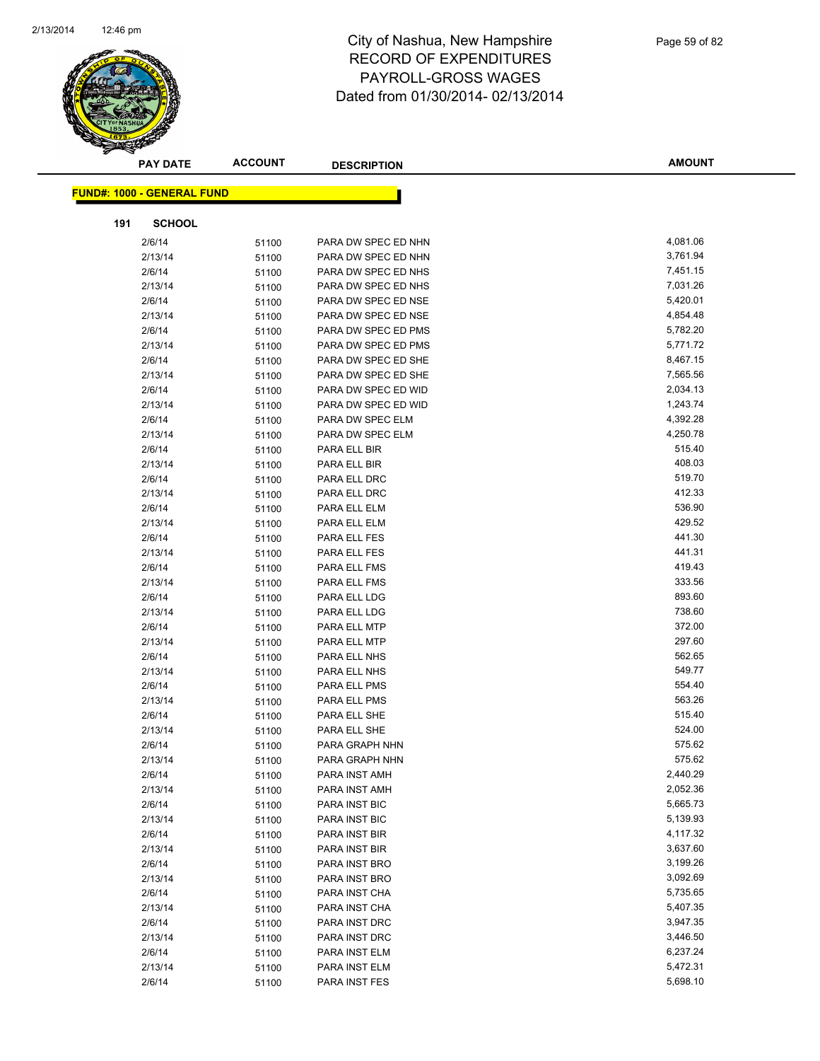# City of Nashua, New Hampshire
## RECORD OF EXPENDITURES
## PAYROLL-GROSS WAGES
## Dated from 01/30/2014- 02/13/2014

**FUND#: 1000 - GENERAL FUND**

**191 SCHOOL**

| PAY DATE | ACCOUNT | DESCRIPTION | AMOUNT |
|---|---|---|---|
| 2/6/14 | 51100 | PARA DW SPEC ED NHN | 4,081.06 |
| 2/13/14 | 51100 | PARA DW SPEC ED NHN | 3,761.94 |
| 2/6/14 | 51100 | PARA DW SPEC ED NHS | 7,451.15 |
| 2/13/14 | 51100 | PARA DW SPEC ED NHS | 7,031.26 |
| 2/6/14 | 51100 | PARA DW SPEC ED NSE | 5,420.01 |
| 2/13/14 | 51100 | PARA DW SPEC ED NSE | 4,854.48 |
| 2/6/14 | 51100 | PARA DW SPEC ED PMS | 5,782.20 |
| 2/13/14 | 51100 | PARA DW SPEC ED PMS | 5,771.72 |
| 2/6/14 | 51100 | PARA DW SPEC ED SHE | 8,467.15 |
| 2/13/14 | 51100 | PARA DW SPEC ED SHE | 7,565.56 |
| 2/6/14 | 51100 | PARA DW SPEC ED WID | 2,034.13 |
| 2/13/14 | 51100 | PARA DW SPEC ED WID | 1,243.74 |
| 2/6/14 | 51100 | PARA DW SPEC ELM | 4,392.28 |
| 2/13/14 | 51100 | PARA DW SPEC ELM | 4,250.78 |
| 2/6/14 | 51100 | PARA ELL BIR | 515.40 |
| 2/13/14 | 51100 | PARA ELL BIR | 408.03 |
| 2/6/14 | 51100 | PARA ELL DRC | 519.70 |
| 2/13/14 | 51100 | PARA ELL DRC | 412.33 |
| 2/6/14 | 51100 | PARA ELL ELM | 536.90 |
| 2/13/14 | 51100 | PARA ELL ELM | 429.52 |
| 2/6/14 | 51100 | PARA ELL FES | 441.30 |
| 2/13/14 | 51100 | PARA ELL FES | 441.31 |
| 2/6/14 | 51100 | PARA ELL FMS | 419.43 |
| 2/13/14 | 51100 | PARA ELL FMS | 333.56 |
| 2/6/14 | 51100 | PARA ELL LDG | 893.60 |
| 2/13/14 | 51100 | PARA ELL LDG | 738.60 |
| 2/6/14 | 51100 | PARA ELL MTP | 372.00 |
| 2/13/14 | 51100 | PARA ELL MTP | 297.60 |
| 2/6/14 | 51100 | PARA ELL NHS | 562.65 |
| 2/13/14 | 51100 | PARA ELL NHS | 549.77 |
| 2/6/14 | 51100 | PARA ELL PMS | 554.40 |
| 2/13/14 | 51100 | PARA ELL PMS | 563.26 |
| 2/6/14 | 51100 | PARA ELL SHE | 515.40 |
| 2/13/14 | 51100 | PARA ELL SHE | 524.00 |
| 2/6/14 | 51100 | PARA GRAPH NHN | 575.62 |
| 2/13/14 | 51100 | PARA GRAPH NHN | 575.62 |
| 2/6/14 | 51100 | PARA INST AMH | 2,440.29 |
| 2/13/14 | 51100 | PARA INST AMH | 2,052.36 |
| 2/6/14 | 51100 | PARA INST BIC | 5,665.73 |
| 2/13/14 | 51100 | PARA INST BIC | 5,139.93 |
| 2/6/14 | 51100 | PARA INST BIR | 4,117.32 |
| 2/13/14 | 51100 | PARA INST BIR | 3,637.60 |
| 2/6/14 | 51100 | PARA INST BRO | 3,199.26 |
| 2/13/14 | 51100 | PARA INST BRO | 3,092.69 |
| 2/6/14 | 51100 | PARA INST CHA | 5,735.65 |
| 2/13/14 | 51100 | PARA INST CHA | 5,407.35 |
| 2/6/14 | 51100 | PARA INST DRC | 3,947.35 |
| 2/13/14 | 51100 | PARA INST DRC | 3,446.50 |
| 2/6/14 | 51100 | PARA INST ELM | 6,237.24 |
| 2/13/14 | 51100 | PARA INST ELM | 5,472.31 |
| 2/6/14 | 51100 | PARA INST FES | 5,698.10 |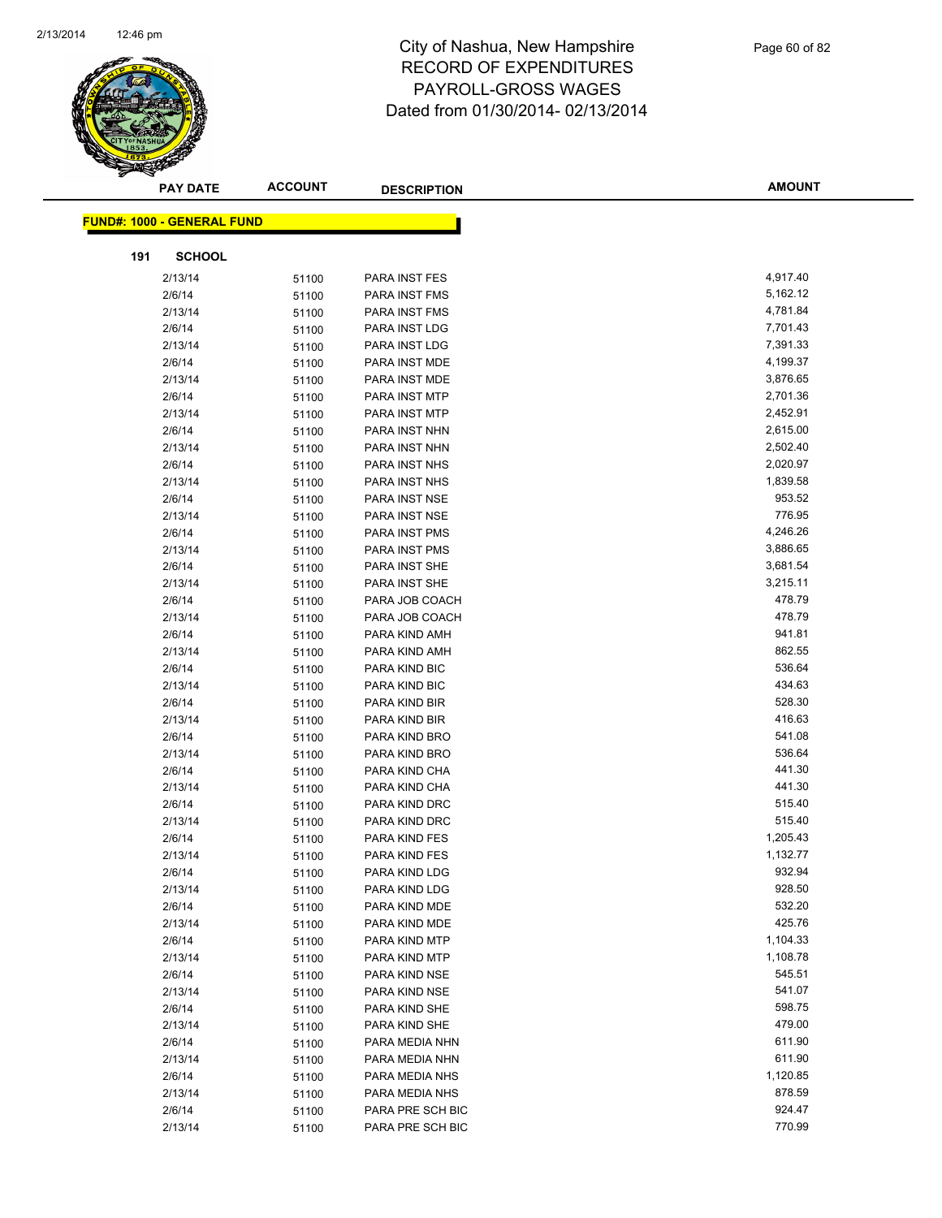# City of Nashua, New Hampshire
# RECORD OF EXPENDITURES
# PAYROLL-GROSS WAGES
# Dated from 01/30/2014- 02/13/2014

| PAY DATE | ACCOUNT | DESCRIPTION | AMOUNT |
|---|---|---|---|

**FUND#: 1000 - GENERAL FUND**

**191 SCHOOL**

| PAY DATE | ACCOUNT | DESCRIPTION | AMOUNT |
|---|---|---|---|
| 2/13/14 | 51100 | PARA INST FES | 4,917.40 |
| 2/6/14 | 51100 | PARA INST FMS | 5,162.12 |
| 2/13/14 | 51100 | PARA INST FMS | 4,781.84 |
| 2/6/14 | 51100 | PARA INST LDG | 7,701.43 |
| 2/13/14 | 51100 | PARA INST LDG | 7,391.33 |
| 2/6/14 | 51100 | PARA INST MDE | 4,199.37 |
| 2/13/14 | 51100 | PARA INST MDE | 3,876.65 |
| 2/6/14 | 51100 | PARA INST MTP | 2,701.36 |
| 2/13/14 | 51100 | PARA INST MTP | 2,452.91 |
| 2/6/14 | 51100 | PARA INST NHN | 2,615.00 |
| 2/13/14 | 51100 | PARA INST NHN | 2,502.40 |
| 2/6/14 | 51100 | PARA INST NHS | 2,020.97 |
| 2/13/14 | 51100 | PARA INST NHS | 1,839.58 |
| 2/6/14 | 51100 | PARA INST NSE | 953.52 |
| 2/13/14 | 51100 | PARA INST NSE | 776.95 |
| 2/6/14 | 51100 | PARA INST PMS | 4,246.26 |
| 2/13/14 | 51100 | PARA INST PMS | 3,886.65 |
| 2/6/14 | 51100 | PARA INST SHE | 3,681.54 |
| 2/13/14 | 51100 | PARA INST SHE | 3,215.11 |
| 2/6/14 | 51100 | PARA JOB COACH | 478.79 |
| 2/13/14 | 51100 | PARA JOB COACH | 478.79 |
| 2/6/14 | 51100 | PARA KIND AMH | 941.81 |
| 2/13/14 | 51100 | PARA KIND AMH | 862.55 |
| 2/6/14 | 51100 | PARA KIND BIC | 536.64 |
| 2/13/14 | 51100 | PARA KIND BIC | 434.63 |
| 2/6/14 | 51100 | PARA KIND BIR | 528.30 |
| 2/13/14 | 51100 | PARA KIND BIR | 416.63 |
| 2/6/14 | 51100 | PARA KIND BRO | 541.08 |
| 2/13/14 | 51100 | PARA KIND BRO | 536.64 |
| 2/6/14 | 51100 | PARA KIND CHA | 441.30 |
| 2/13/14 | 51100 | PARA KIND CHA | 441.30 |
| 2/6/14 | 51100 | PARA KIND DRC | 515.40 |
| 2/13/14 | 51100 | PARA KIND DRC | 515.40 |
| 2/6/14 | 51100 | PARA KIND FES | 1,205.43 |
| 2/13/14 | 51100 | PARA KIND FES | 1,132.77 |
| 2/6/14 | 51100 | PARA KIND LDG | 932.94 |
| 2/13/14 | 51100 | PARA KIND LDG | 928.50 |
| 2/6/14 | 51100 | PARA KIND MDE | 532.20 |
| 2/13/14 | 51100 | PARA KIND MDE | 425.76 |
| 2/6/14 | 51100 | PARA KIND MTP | 1,104.33 |
| 2/13/14 | 51100 | PARA KIND MTP | 1,108.78 |
| 2/6/14 | 51100 | PARA KIND NSE | 545.51 |
| 2/13/14 | 51100 | PARA KIND NSE | 541.07 |
| 2/6/14 | 51100 | PARA KIND SHE | 598.75 |
| 2/13/14 | 51100 | PARA KIND SHE | 479.00 |
| 2/6/14 | 51100 | PARA MEDIA NHN | 611.90 |
| 2/13/14 | 51100 | PARA MEDIA NHN | 611.90 |
| 2/6/14 | 51100 | PARA MEDIA NHS | 1,120.85 |
| 2/13/14 | 51100 | PARA MEDIA NHS | 878.59 |
| 2/6/14 | 51100 | PARA PRE SCH BIC | 924.47 |
| 2/13/14 | 51100 | PARA PRE SCH BIC | 770.99 |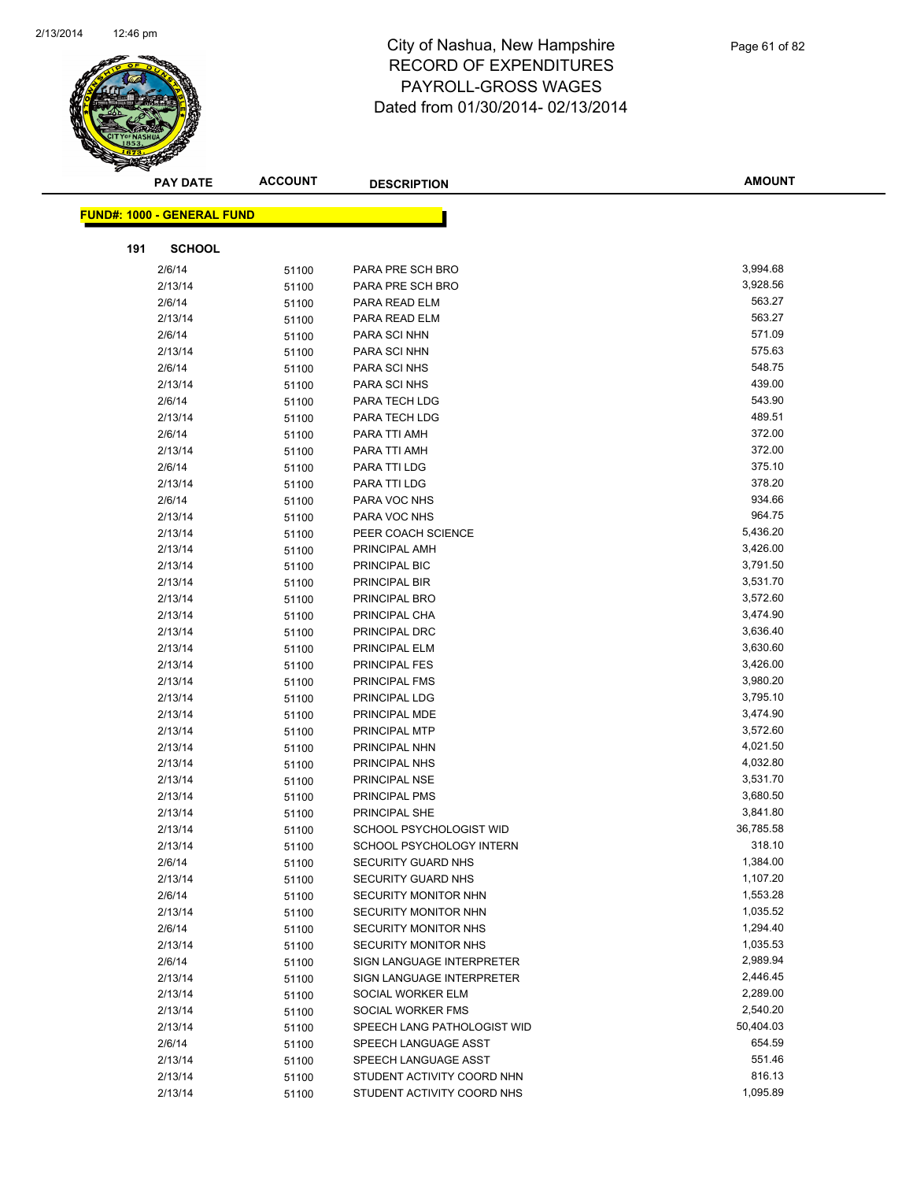# City of Nashua, New Hampshire
## RECORD OF EXPENDITURES
## PAYROLL-GROSS WAGES
## Dated from 01/30/2014- 02/13/2014

| PAY DATE | ACCOUNT | DESCRIPTION | AMOUNT |
|---|---|---|---|

**FUND#: 1000 - GENERAL FUND**

**191 SCHOOL**

| PAY DATE | ACCOUNT | DESCRIPTION | AMOUNT |
|---|---|---|---|
| 2/6/14 | 51100 | PARA PRE SCH BRO | 3,994.68 |
| 2/13/14 | 51100 | PARA PRE SCH BRO | 3,928.56 |
| 2/6/14 | 51100 | PARA READ ELM | 563.27 |
| 2/13/14 | 51100 | PARA READ ELM | 563.27 |
| 2/6/14 | 51100 | PARA SCI NHN | 571.09 |
| 2/13/14 | 51100 | PARA SCI NHN | 575.63 |
| 2/6/14 | 51100 | PARA SCI NHS | 548.75 |
| 2/13/14 | 51100 | PARA SCI NHS | 439.00 |
| 2/6/14 | 51100 | PARA TECH LDG | 543.90 |
| 2/13/14 | 51100 | PARA TECH LDG | 489.51 |
| 2/6/14 | 51100 | PARA TTI AMH | 372.00 |
| 2/13/14 | 51100 | PARA TTI AMH | 372.00 |
| 2/6/14 | 51100 | PARA TTI LDG | 375.10 |
| 2/13/14 | 51100 | PARA TTI LDG | 378.20 |
| 2/6/14 | 51100 | PARA VOC NHS | 934.66 |
| 2/13/14 | 51100 | PARA VOC NHS | 964.75 |
| 2/13/14 | 51100 | PEER COACH SCIENCE | 5,436.20 |
| 2/13/14 | 51100 | PRINCIPAL AMH | 3,426.00 |
| 2/13/14 | 51100 | PRINCIPAL BIC | 3,791.50 |
| 2/13/14 | 51100 | PRINCIPAL BIR | 3,531.70 |
| 2/13/14 | 51100 | PRINCIPAL BRO | 3,572.60 |
| 2/13/14 | 51100 | PRINCIPAL CHA | 3,474.90 |
| 2/13/14 | 51100 | PRINCIPAL DRC | 3,636.40 |
| 2/13/14 | 51100 | PRINCIPAL ELM | 3,630.60 |
| 2/13/14 | 51100 | PRINCIPAL FES | 3,426.00 |
| 2/13/14 | 51100 | PRINCIPAL FMS | 3,980.20 |
| 2/13/14 | 51100 | PRINCIPAL LDG | 3,795.10 |
| 2/13/14 | 51100 | PRINCIPAL MDE | 3,474.90 |
| 2/13/14 | 51100 | PRINCIPAL MTP | 3,572.60 |
| 2/13/14 | 51100 | PRINCIPAL NHN | 4,021.50 |
| 2/13/14 | 51100 | PRINCIPAL NHS | 4,032.80 |
| 2/13/14 | 51100 | PRINCIPAL NSE | 3,531.70 |
| 2/13/14 | 51100 | PRINCIPAL PMS | 3,680.50 |
| 2/13/14 | 51100 | PRINCIPAL SHE | 3,841.80 |
| 2/13/14 | 51100 | SCHOOL PSYCHOLOGIST WID | 36,785.58 |
| 2/13/14 | 51100 | SCHOOL PSYCHOLOGY INTERN | 318.10 |
| 2/6/14 | 51100 | SECURITY GUARD NHS | 1,384.00 |
| 2/13/14 | 51100 | SECURITY GUARD NHS | 1,107.20 |
| 2/6/14 | 51100 | SECURITY MONITOR NHN | 1,553.28 |
| 2/13/14 | 51100 | SECURITY MONITOR NHN | 1,035.52 |
| 2/6/14 | 51100 | SECURITY MONITOR NHS | 1,294.40 |
| 2/13/14 | 51100 | SECURITY MONITOR NHS | 1,035.53 |
| 2/6/14 | 51100 | SIGN LANGUAGE INTERPRETER | 2,989.94 |
| 2/13/14 | 51100 | SIGN LANGUAGE INTERPRETER | 2,446.45 |
| 2/13/14 | 51100 | SOCIAL WORKER ELM | 2,289.00 |
| 2/13/14 | 51100 | SOCIAL WORKER FMS | 2,540.20 |
| 2/13/14 | 51100 | SPEECH LANG PATHOLOGIST WID | 50,404.03 |
| 2/6/14 | 51100 | SPEECH LANGUAGE ASST | 654.59 |
| 2/13/14 | 51100 | SPEECH LANGUAGE ASST | 551.46 |
| 2/13/14 | 51100 | STUDENT ACTIVITY COORD NHN | 816.13 |
| 2/13/14 | 51100 | STUDENT ACTIVITY COORD NHS | 1,095.89 |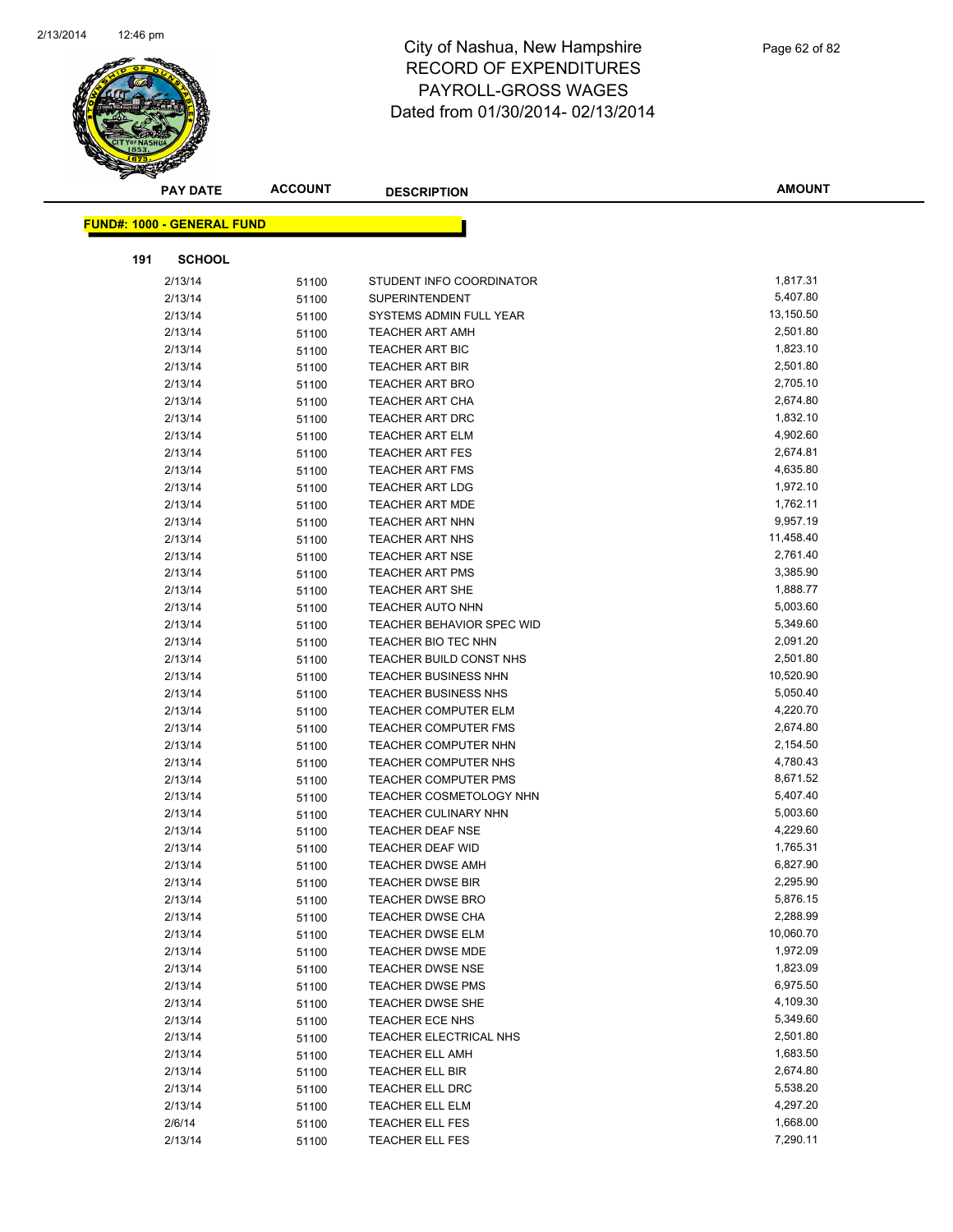# City of Nashua, New Hampshire
## RECORD OF EXPENDITURES
## PAYROLL-GROSS WAGES
## Dated from 01/30/2014- 02/13/2014

| PAY DATE | ACCOUNT | DESCRIPTION | AMOUNT |
|---|---|---|---|

**FUND#: 1000 - GENERAL FUND**

**191 SCHOOL**

| PAY DATE | ACCOUNT | DESCRIPTION | AMOUNT |
|---|---|---|---|
| 2/13/14 | 51100 | STUDENT INFO COORDINATOR | 1,817.31 |
| 2/13/14 | 51100 | SUPERINTENDENT | 5,407.80 |
| 2/13/14 | 51100 | SYSTEMS ADMIN FULL YEAR | 13,150.50 |
| 2/13/14 | 51100 | TEACHER ART AMH | 2,501.80 |
| 2/13/14 | 51100 | TEACHER ART BIC | 1,823.10 |
| 2/13/14 | 51100 | TEACHER ART BIR | 2,501.80 |
| 2/13/14 | 51100 | TEACHER ART BRO | 2,705.10 |
| 2/13/14 | 51100 | TEACHER ART CHA | 2,674.80 |
| 2/13/14 | 51100 | TEACHER ART DRC | 1,832.10 |
| 2/13/14 | 51100 | TEACHER ART ELM | 4,902.60 |
| 2/13/14 | 51100 | TEACHER ART FES | 2,674.81 |
| 2/13/14 | 51100 | TEACHER ART FMS | 4,635.80 |
| 2/13/14 | 51100 | TEACHER ART LDG | 1,972.10 |
| 2/13/14 | 51100 | TEACHER ART MDE | 1,762.11 |
| 2/13/14 | 51100 | TEACHER ART NHN | 9,957.19 |
| 2/13/14 | 51100 | TEACHER ART NHS | 11,458.40 |
| 2/13/14 | 51100 | TEACHER ART NSE | 2,761.40 |
| 2/13/14 | 51100 | TEACHER ART PMS | 3,385.90 |
| 2/13/14 | 51100 | TEACHER ART SHE | 1,888.77 |
| 2/13/14 | 51100 | TEACHER AUTO NHN | 5,003.60 |
| 2/13/14 | 51100 | TEACHER BEHAVIOR SPEC WID | 5,349.60 |
| 2/13/14 | 51100 | TEACHER BIO TEC NHN | 2,091.20 |
| 2/13/14 | 51100 | TEACHER BUILD CONST NHS | 2,501.80 |
| 2/13/14 | 51100 | TEACHER BUSINESS NHN | 10,520.90 |
| 2/13/14 | 51100 | TEACHER BUSINESS NHS | 5,050.40 |
| 2/13/14 | 51100 | TEACHER COMPUTER ELM | 4,220.70 |
| 2/13/14 | 51100 | TEACHER COMPUTER FMS | 2,674.80 |
| 2/13/14 | 51100 | TEACHER COMPUTER NHN | 2,154.50 |
| 2/13/14 | 51100 | TEACHER COMPUTER NHS | 4,780.43 |
| 2/13/14 | 51100 | TEACHER COMPUTER PMS | 8,671.52 |
| 2/13/14 | 51100 | TEACHER COSMETOLOGY NHN | 5,407.40 |
| 2/13/14 | 51100 | TEACHER CULINARY NHN | 5,003.60 |
| 2/13/14 | 51100 | TEACHER DEAF NSE | 4,229.60 |
| 2/13/14 | 51100 | TEACHER DEAF WID | 1,765.31 |
| 2/13/14 | 51100 | TEACHER DWSE AMH | 6,827.90 |
| 2/13/14 | 51100 | TEACHER DWSE BIR | 2,295.90 |
| 2/13/14 | 51100 | TEACHER DWSE BRO | 5,876.15 |
| 2/13/14 | 51100 | TEACHER DWSE CHA | 2,288.99 |
| 2/13/14 | 51100 | TEACHER DWSE ELM | 10,060.70 |
| 2/13/14 | 51100 | TEACHER DWSE MDE | 1,972.09 |
| 2/13/14 | 51100 | TEACHER DWSE NSE | 1,823.09 |
| 2/13/14 | 51100 | TEACHER DWSE PMS | 6,975.50 |
| 2/13/14 | 51100 | TEACHER DWSE SHE | 4,109.30 |
| 2/13/14 | 51100 | TEACHER ECE NHS | 5,349.60 |
| 2/13/14 | 51100 | TEACHER ELECTRICAL NHS | 2,501.80 |
| 2/13/14 | 51100 | TEACHER ELL AMH | 1,683.50 |
| 2/13/14 | 51100 | TEACHER ELL BIR | 2,674.80 |
| 2/13/14 | 51100 | TEACHER ELL DRC | 5,538.20 |
| 2/13/14 | 51100 | TEACHER ELL ELM | 4,297.20 |
| 2/6/14 | 51100 | TEACHER ELL FES | 1,668.00 |
| 2/13/14 | 51100 | TEACHER ELL FES | 7,290.11 |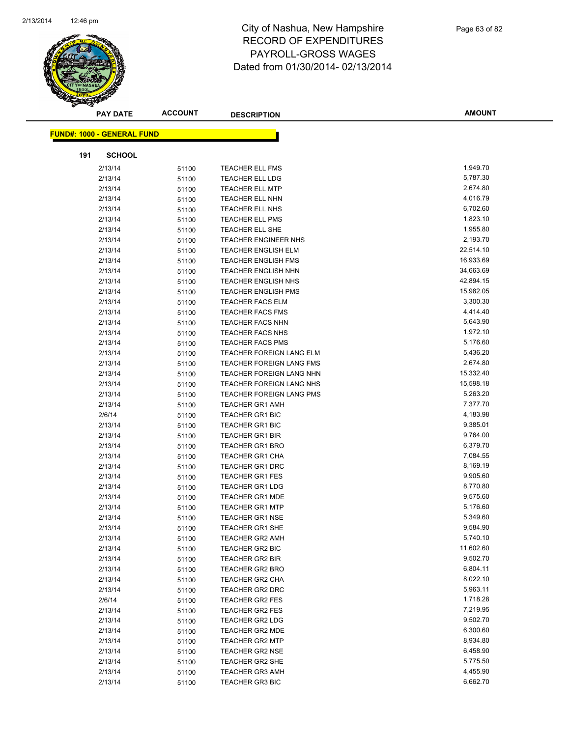# City of Nashua, New Hampshire
## RECORD OF EXPENDITURES
## PAYROLL-GROSS WAGES
## Dated from 01/30/2014- 02/13/2014

**FUND#: 1000 - GENERAL FUND**

**191 SCHOOL**

| PAY DATE | ACCOUNT | DESCRIPTION | AMOUNT |
|---|---|---|---|
| 2/13/14 | 51100 | TEACHER ELL FMS | 1,949.70 |
| 2/13/14 | 51100 | TEACHER ELL LDG | 5,787.30 |
| 2/13/14 | 51100 | TEACHER ELL MTP | 2,674.80 |
| 2/13/14 | 51100 | TEACHER ELL NHN | 4,016.79 |
| 2/13/14 | 51100 | TEACHER ELL NHS | 6,702.60 |
| 2/13/14 | 51100 | TEACHER ELL PMS | 1,823.10 |
| 2/13/14 | 51100 | TEACHER ELL SHE | 1,955.80 |
| 2/13/14 | 51100 | TEACHER ENGINEER NHS | 2,193.70 |
| 2/13/14 | 51100 | TEACHER ENGLISH ELM | 22,514.10 |
| 2/13/14 | 51100 | TEACHER ENGLISH FMS | 16,933.69 |
| 2/13/14 | 51100 | TEACHER ENGLISH NHN | 34,663.69 |
| 2/13/14 | 51100 | TEACHER ENGLISH NHS | 42,894.15 |
| 2/13/14 | 51100 | TEACHER ENGLISH PMS | 15,982.05 |
| 2/13/14 | 51100 | TEACHER FACS ELM | 3,300.30 |
| 2/13/14 | 51100 | TEACHER FACS FMS | 4,414.40 |
| 2/13/14 | 51100 | TEACHER FACS NHN | 5,643.90 |
| 2/13/14 | 51100 | TEACHER FACS NHS | 1,972.10 |
| 2/13/14 | 51100 | TEACHER FACS PMS | 5,176.60 |
| 2/13/14 | 51100 | TEACHER FOREIGN LANG ELM | 5,436.20 |
| 2/13/14 | 51100 | TEACHER FOREIGN LANG FMS | 2,674.80 |
| 2/13/14 | 51100 | TEACHER FOREIGN LANG NHN | 15,332.40 |
| 2/13/14 | 51100 | TEACHER FOREIGN LANG NHS | 15,598.18 |
| 2/13/14 | 51100 | TEACHER FOREIGN LANG PMS | 5,263.20 |
| 2/13/14 | 51100 | TEACHER GR1 AMH | 7,377.70 |
| 2/6/14 | 51100 | TEACHER GR1 BIC | 4,183.98 |
| 2/13/14 | 51100 | TEACHER GR1 BIC | 9,385.01 |
| 2/13/14 | 51100 | TEACHER GR1 BIR | 9,764.00 |
| 2/13/14 | 51100 | TEACHER GR1 BRO | 6,379.70 |
| 2/13/14 | 51100 | TEACHER GR1 CHA | 7,084.55 |
| 2/13/14 | 51100 | TEACHER GR1 DRC | 8,169.19 |
| 2/13/14 | 51100 | TEACHER GR1 FES | 9,905.60 |
| 2/13/14 | 51100 | TEACHER GR1 LDG | 8,770.80 |
| 2/13/14 | 51100 | TEACHER GR1 MDE | 9,575.60 |
| 2/13/14 | 51100 | TEACHER GR1 MTP | 5,176.60 |
| 2/13/14 | 51100 | TEACHER GR1 NSE | 5,349.60 |
| 2/13/14 | 51100 | TEACHER GR1 SHE | 9,584.90 |
| 2/13/14 | 51100 | TEACHER GR2 AMH | 5,740.10 |
| 2/13/14 | 51100 | TEACHER GR2 BIC | 11,602.60 |
| 2/13/14 | 51100 | TEACHER GR2 BIR | 9,502.70 |
| 2/13/14 | 51100 | TEACHER GR2 BRO | 6,804.11 |
| 2/13/14 | 51100 | TEACHER GR2 CHA | 8,022.10 |
| 2/13/14 | 51100 | TEACHER GR2 DRC | 5,963.11 |
| 2/6/14 | 51100 | TEACHER GR2 FES | 1,718.28 |
| 2/13/14 | 51100 | TEACHER GR2 FES | 7,219.95 |
| 2/13/14 | 51100 | TEACHER GR2 LDG | 9,502.70 |
| 2/13/14 | 51100 | TEACHER GR2 MDE | 6,300.60 |
| 2/13/14 | 51100 | TEACHER GR2 MTP | 8,934.80 |
| 2/13/14 | 51100 | TEACHER GR2 NSE | 6,458.90 |
| 2/13/14 | 51100 | TEACHER GR2 SHE | 5,775.50 |
| 2/13/14 | 51100 | TEACHER GR3 AMH | 4,455.90 |
| 2/13/14 | 51100 | TEACHER GR3 BIC | 6,662.70 |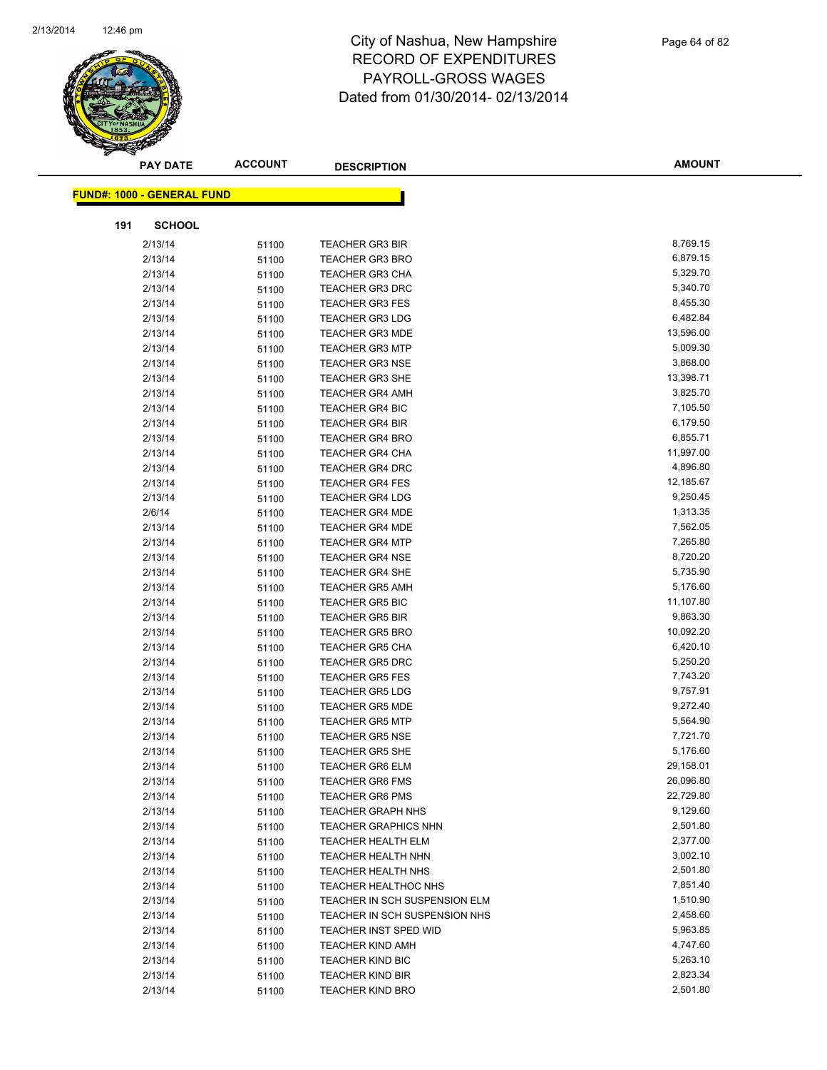# City of Nashua, New Hampshire
# RECORD OF EXPENDITURES
# PAYROLL-GROSS WAGES
# Dated from 01/30/2014- 02/13/2014

| PAY DATE | ACCOUNT | DESCRIPTION | AMOUNT |
|---|---|---|---|

**FUND#: 1000 - GENERAL FUND**

**191 SCHOOL**

| PAY DATE | ACCOUNT | DESCRIPTION | AMOUNT |
|---|---|---|---|
| 2/13/14 | 51100 | TEACHER GR3 BIR | 8,769.15 |
| 2/13/14 | 51100 | TEACHER GR3 BRO | 6,879.15 |
| 2/13/14 | 51100 | TEACHER GR3 CHA | 5,329.70 |
| 2/13/14 | 51100 | TEACHER GR3 DRC | 5,340.70 |
| 2/13/14 | 51100 | TEACHER GR3 FES | 8,455.30 |
| 2/13/14 | 51100 | TEACHER GR3 LDG | 6,482.84 |
| 2/13/14 | 51100 | TEACHER GR3 MDE | 13,596.00 |
| 2/13/14 | 51100 | TEACHER GR3 MTP | 5,009.30 |
| 2/13/14 | 51100 | TEACHER GR3 NSE | 3,868.00 |
| 2/13/14 | 51100 | TEACHER GR3 SHE | 13,398.71 |
| 2/13/14 | 51100 | TEACHER GR4 AMH | 3,825.70 |
| 2/13/14 | 51100 | TEACHER GR4 BIC | 7,105.50 |
| 2/13/14 | 51100 | TEACHER GR4 BIR | 6,179.50 |
| 2/13/14 | 51100 | TEACHER GR4 BRO | 6,855.71 |
| 2/13/14 | 51100 | TEACHER GR4 CHA | 11,997.00 |
| 2/13/14 | 51100 | TEACHER GR4 DRC | 4,896.80 |
| 2/13/14 | 51100 | TEACHER GR4 FES | 12,185.67 |
| 2/13/14 | 51100 | TEACHER GR4 LDG | 9,250.45 |
| 2/6/14 | 51100 | TEACHER GR4 MDE | 1,313.35 |
| 2/13/14 | 51100 | TEACHER GR4 MDE | 7,562.05 |
| 2/13/14 | 51100 | TEACHER GR4 MTP | 7,265.80 |
| 2/13/14 | 51100 | TEACHER GR4 NSE | 8,720.20 |
| 2/13/14 | 51100 | TEACHER GR4 SHE | 5,735.90 |
| 2/13/14 | 51100 | TEACHER GR5 AMH | 5,176.60 |
| 2/13/14 | 51100 | TEACHER GR5 BIC | 11,107.80 |
| 2/13/14 | 51100 | TEACHER GR5 BIR | 9,863.30 |
| 2/13/14 | 51100 | TEACHER GR5 BRO | 10,092.20 |
| 2/13/14 | 51100 | TEACHER GR5 CHA | 6,420.10 |
| 2/13/14 | 51100 | TEACHER GR5 DRC | 5,250.20 |
| 2/13/14 | 51100 | TEACHER GR5 FES | 7,743.20 |
| 2/13/14 | 51100 | TEACHER GR5 LDG | 9,757.91 |
| 2/13/14 | 51100 | TEACHER GR5 MDE | 9,272.40 |
| 2/13/14 | 51100 | TEACHER GR5 MTP | 5,564.90 |
| 2/13/14 | 51100 | TEACHER GR5 NSE | 7,721.70 |
| 2/13/14 | 51100 | TEACHER GR5 SHE | 5,176.60 |
| 2/13/14 | 51100 | TEACHER GR6 ELM | 29,158.01 |
| 2/13/14 | 51100 | TEACHER GR6 FMS | 26,096.80 |
| 2/13/14 | 51100 | TEACHER GR6 PMS | 22,729.80 |
| 2/13/14 | 51100 | TEACHER GRAPH NHS | 9,129.60 |
| 2/13/14 | 51100 | TEACHER GRAPHICS NHN | 2,501.80 |
| 2/13/14 | 51100 | TEACHER HEALTH ELM | 2,377.00 |
| 2/13/14 | 51100 | TEACHER HEALTH NHN | 3,002.10 |
| 2/13/14 | 51100 | TEACHER HEALTH NHS | 2,501.80 |
| 2/13/14 | 51100 | TEACHER HEALTHOC NHS | 7,851.40 |
| 2/13/14 | 51100 | TEACHER IN SCH SUSPENSION ELM | 1,510.90 |
| 2/13/14 | 51100 | TEACHER IN SCH SUSPENSION NHS | 2,458.60 |
| 2/13/14 | 51100 | TEACHER INST SPED WID | 5,963.85 |
| 2/13/14 | 51100 | TEACHER KIND AMH | 4,747.60 |
| 2/13/14 | 51100 | TEACHER KIND BIC | 5,263.10 |
| 2/13/14 | 51100 | TEACHER KIND BIR | 2,823.34 |
| 2/13/14 | 51100 | TEACHER KIND BRO | 2,501.80 |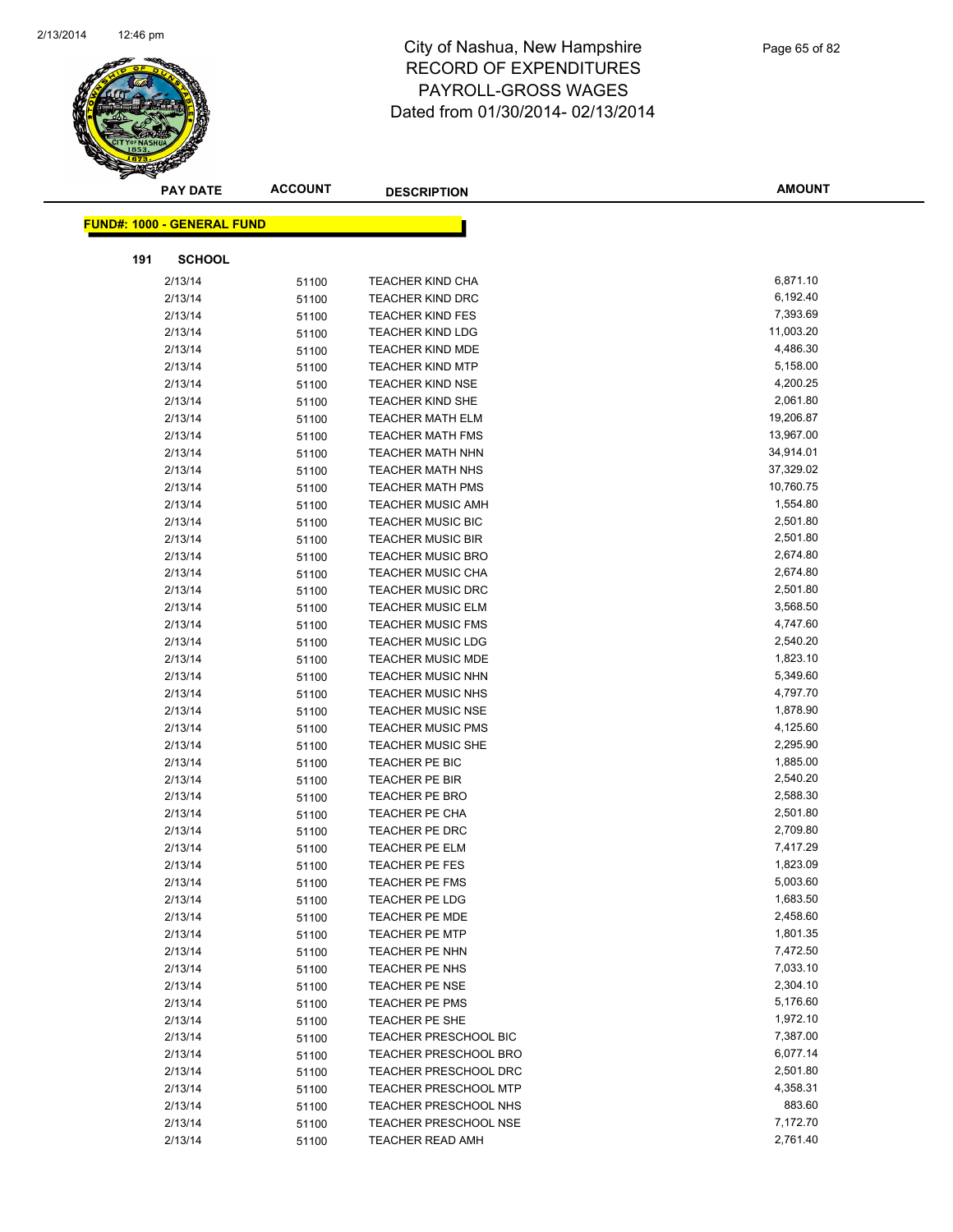# City of Nashua, New Hampshire
## RECORD OF EXPENDITURES
## PAYROLL-GROSS WAGES
## Dated from 01/30/2014- 02/13/2014

| PAY DATE | ACCOUNT | DESCRIPTION | AMOUNT |
|---|---|---|---|

**FUND#: 1000 - GENERAL FUND**

**191 SCHOOL**

| PAY DATE | ACCOUNT | DESCRIPTION | AMOUNT |
|---|---|---|---|
| 2/13/14 | 51100 | TEACHER KIND CHA | 6,871.10 |
| 2/13/14 | 51100 | TEACHER KIND DRC | 6,192.40 |
| 2/13/14 | 51100 | TEACHER KIND FES | 7,393.69 |
| 2/13/14 | 51100 | TEACHER KIND LDG | 11,003.20 |
| 2/13/14 | 51100 | TEACHER KIND MDE | 4,486.30 |
| 2/13/14 | 51100 | TEACHER KIND MTP | 5,158.00 |
| 2/13/14 | 51100 | TEACHER KIND NSE | 4,200.25 |
| 2/13/14 | 51100 | TEACHER KIND SHE | 2,061.80 |
| 2/13/14 | 51100 | TEACHER MATH ELM | 19,206.87 |
| 2/13/14 | 51100 | TEACHER MATH FMS | 13,967.00 |
| 2/13/14 | 51100 | TEACHER MATH NHN | 34,914.01 |
| 2/13/14 | 51100 | TEACHER MATH NHS | 37,329.02 |
| 2/13/14 | 51100 | TEACHER MATH PMS | 10,760.75 |
| 2/13/14 | 51100 | TEACHER MUSIC AMH | 1,554.80 |
| 2/13/14 | 51100 | TEACHER MUSIC BIC | 2,501.80 |
| 2/13/14 | 51100 | TEACHER MUSIC BIR | 2,501.80 |
| 2/13/14 | 51100 | TEACHER MUSIC BRO | 2,674.80 |
| 2/13/14 | 51100 | TEACHER MUSIC CHA | 2,674.80 |
| 2/13/14 | 51100 | TEACHER MUSIC DRC | 2,501.80 |
| 2/13/14 | 51100 | TEACHER MUSIC ELM | 3,568.50 |
| 2/13/14 | 51100 | TEACHER MUSIC FMS | 4,747.60 |
| 2/13/14 | 51100 | TEACHER MUSIC LDG | 2,540.20 |
| 2/13/14 | 51100 | TEACHER MUSIC MDE | 1,823.10 |
| 2/13/14 | 51100 | TEACHER MUSIC NHN | 5,349.60 |
| 2/13/14 | 51100 | TEACHER MUSIC NHS | 4,797.70 |
| 2/13/14 | 51100 | TEACHER MUSIC NSE | 1,878.90 |
| 2/13/14 | 51100 | TEACHER MUSIC PMS | 4,125.60 |
| 2/13/14 | 51100 | TEACHER MUSIC SHE | 2,295.90 |
| 2/13/14 | 51100 | TEACHER PE BIC | 1,885.00 |
| 2/13/14 | 51100 | TEACHER PE BIR | 2,540.20 |
| 2/13/14 | 51100 | TEACHER PE BRO | 2,588.30 |
| 2/13/14 | 51100 | TEACHER PE CHA | 2,501.80 |
| 2/13/14 | 51100 | TEACHER PE DRC | 2,709.80 |
| 2/13/14 | 51100 | TEACHER PE ELM | 7,417.29 |
| 2/13/14 | 51100 | TEACHER PE FES | 1,823.09 |
| 2/13/14 | 51100 | TEACHER PE FMS | 5,003.60 |
| 2/13/14 | 51100 | TEACHER PE LDG | 1,683.50 |
| 2/13/14 | 51100 | TEACHER PE MDE | 2,458.60 |
| 2/13/14 | 51100 | TEACHER PE MTP | 1,801.35 |
| 2/13/14 | 51100 | TEACHER PE NHN | 7,472.50 |
| 2/13/14 | 51100 | TEACHER PE NHS | 7,033.10 |
| 2/13/14 | 51100 | TEACHER PE NSE | 2,304.10 |
| 2/13/14 | 51100 | TEACHER PE PMS | 5,176.60 |
| 2/13/14 | 51100 | TEACHER PE SHE | 1,972.10 |
| 2/13/14 | 51100 | TEACHER PRESCHOOL BIC | 7,387.00 |
| 2/13/14 | 51100 | TEACHER PRESCHOOL BRO | 6,077.14 |
| 2/13/14 | 51100 | TEACHER PRESCHOOL DRC | 2,501.80 |
| 2/13/14 | 51100 | TEACHER PRESCHOOL MTP | 4,358.31 |
| 2/13/14 | 51100 | TEACHER PRESCHOOL NHS | 883.60 |
| 2/13/14 | 51100 | TEACHER PRESCHOOL NSE | 7,172.70 |
| 2/13/14 | 51100 | TEACHER READ AMH | 2,761.40 |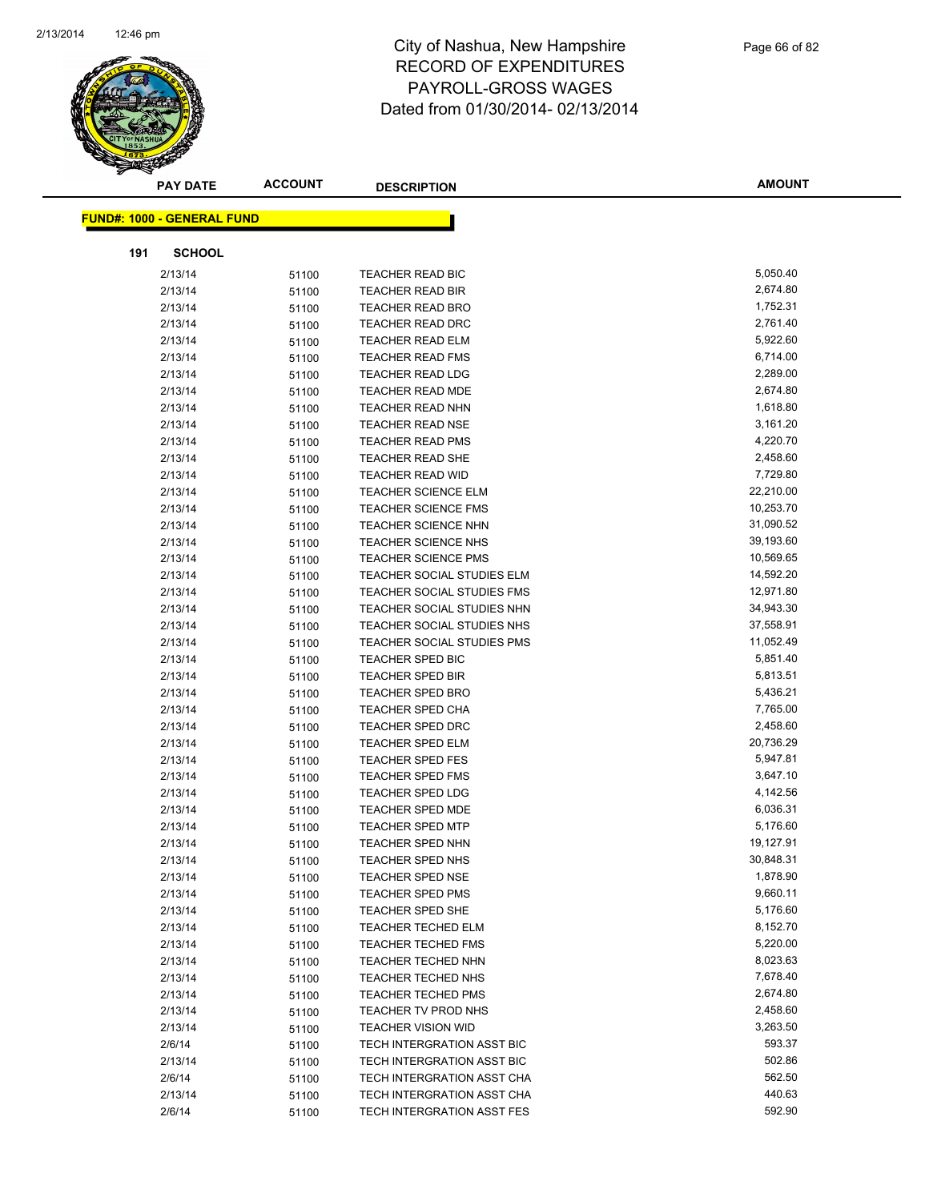# City of Nashua, New Hampshire
# RECORD OF EXPENDITURES
# PAYROLL-GROSS WAGES
Dated from 01/30/2014- 02/13/2014

| PAY DATE | ACCOUNT | DESCRIPTION | AMOUNT |
|---|---|---|---|

**FUND#: 1000 - GENERAL FUND**

**191 SCHOOL**

| PAY DATE | ACCOUNT | DESCRIPTION | AMOUNT |
|---|---|---|---|
| 2/13/14 | 51100 | TEACHER READ BIC | 5,050.40 |
| 2/13/14 | 51100 | TEACHER READ BIR | 2,674.80 |
| 2/13/14 | 51100 | TEACHER READ BRO | 1,752.31 |
| 2/13/14 | 51100 | TEACHER READ DRC | 2,761.40 |
| 2/13/14 | 51100 | TEACHER READ ELM | 5,922.60 |
| 2/13/14 | 51100 | TEACHER READ FMS | 6,714.00 |
| 2/13/14 | 51100 | TEACHER READ LDG | 2,289.00 |
| 2/13/14 | 51100 | TEACHER READ MDE | 2,674.80 |
| 2/13/14 | 51100 | TEACHER READ NHN | 1,618.80 |
| 2/13/14 | 51100 | TEACHER READ NSE | 3,161.20 |
| 2/13/14 | 51100 | TEACHER READ PMS | 4,220.70 |
| 2/13/14 | 51100 | TEACHER READ SHE | 2,458.60 |
| 2/13/14 | 51100 | TEACHER READ WID | 7,729.80 |
| 2/13/14 | 51100 | TEACHER SCIENCE ELM | 22,210.00 |
| 2/13/14 | 51100 | TEACHER SCIENCE FMS | 10,253.70 |
| 2/13/14 | 51100 | TEACHER SCIENCE NHN | 31,090.52 |
| 2/13/14 | 51100 | TEACHER SCIENCE NHS | 39,193.60 |
| 2/13/14 | 51100 | TEACHER SCIENCE PMS | 10,569.65 |
| 2/13/14 | 51100 | TEACHER SOCIAL STUDIES ELM | 14,592.20 |
| 2/13/14 | 51100 | TEACHER SOCIAL STUDIES FMS | 12,971.80 |
| 2/13/14 | 51100 | TEACHER SOCIAL STUDIES NHN | 34,943.30 |
| 2/13/14 | 51100 | TEACHER SOCIAL STUDIES NHS | 37,558.91 |
| 2/13/14 | 51100 | TEACHER SOCIAL STUDIES PMS | 11,052.49 |
| 2/13/14 | 51100 | TEACHER SPED BIC | 5,851.40 |
| 2/13/14 | 51100 | TEACHER SPED BIR | 5,813.51 |
| 2/13/14 | 51100 | TEACHER SPED BRO | 5,436.21 |
| 2/13/14 | 51100 | TEACHER SPED CHA | 7,765.00 |
| 2/13/14 | 51100 | TEACHER SPED DRC | 2,458.60 |
| 2/13/14 | 51100 | TEACHER SPED ELM | 20,736.29 |
| 2/13/14 | 51100 | TEACHER SPED FES | 5,947.81 |
| 2/13/14 | 51100 | TEACHER SPED FMS | 3,647.10 |
| 2/13/14 | 51100 | TEACHER SPED LDG | 4,142.56 |
| 2/13/14 | 51100 | TEACHER SPED MDE | 6,036.31 |
| 2/13/14 | 51100 | TEACHER SPED MTP | 5,176.60 |
| 2/13/14 | 51100 | TEACHER SPED NHN | 19,127.91 |
| 2/13/14 | 51100 | TEACHER SPED NHS | 30,848.31 |
| 2/13/14 | 51100 | TEACHER SPED NSE | 1,878.90 |
| 2/13/14 | 51100 | TEACHER SPED PMS | 9,660.11 |
| 2/13/14 | 51100 | TEACHER SPED SHE | 5,176.60 |
| 2/13/14 | 51100 | TEACHER TECHED ELM | 8,152.70 |
| 2/13/14 | 51100 | TEACHER TECHED FMS | 5,220.00 |
| 2/13/14 | 51100 | TEACHER TECHED NHN | 8,023.63 |
| 2/13/14 | 51100 | TEACHER TECHED NHS | 7,678.40 |
| 2/13/14 | 51100 | TEACHER TECHED PMS | 2,674.80 |
| 2/13/14 | 51100 | TEACHER TV PROD NHS | 2,458.60 |
| 2/13/14 | 51100 | TEACHER VISION WID | 3,263.50 |
| 2/6/14 | 51100 | TECH INTERGRATION ASST BIC | 593.37 |
| 2/13/14 | 51100 | TECH INTERGRATION ASST BIC | 502.86 |
| 2/6/14 | 51100 | TECH INTERGRATION ASST CHA | 562.50 |
| 2/13/14 | 51100 | TECH INTERGRATION ASST CHA | 440.63 |
| 2/6/14 | 51100 | TECH INTERGRATION ASST FES | 592.90 |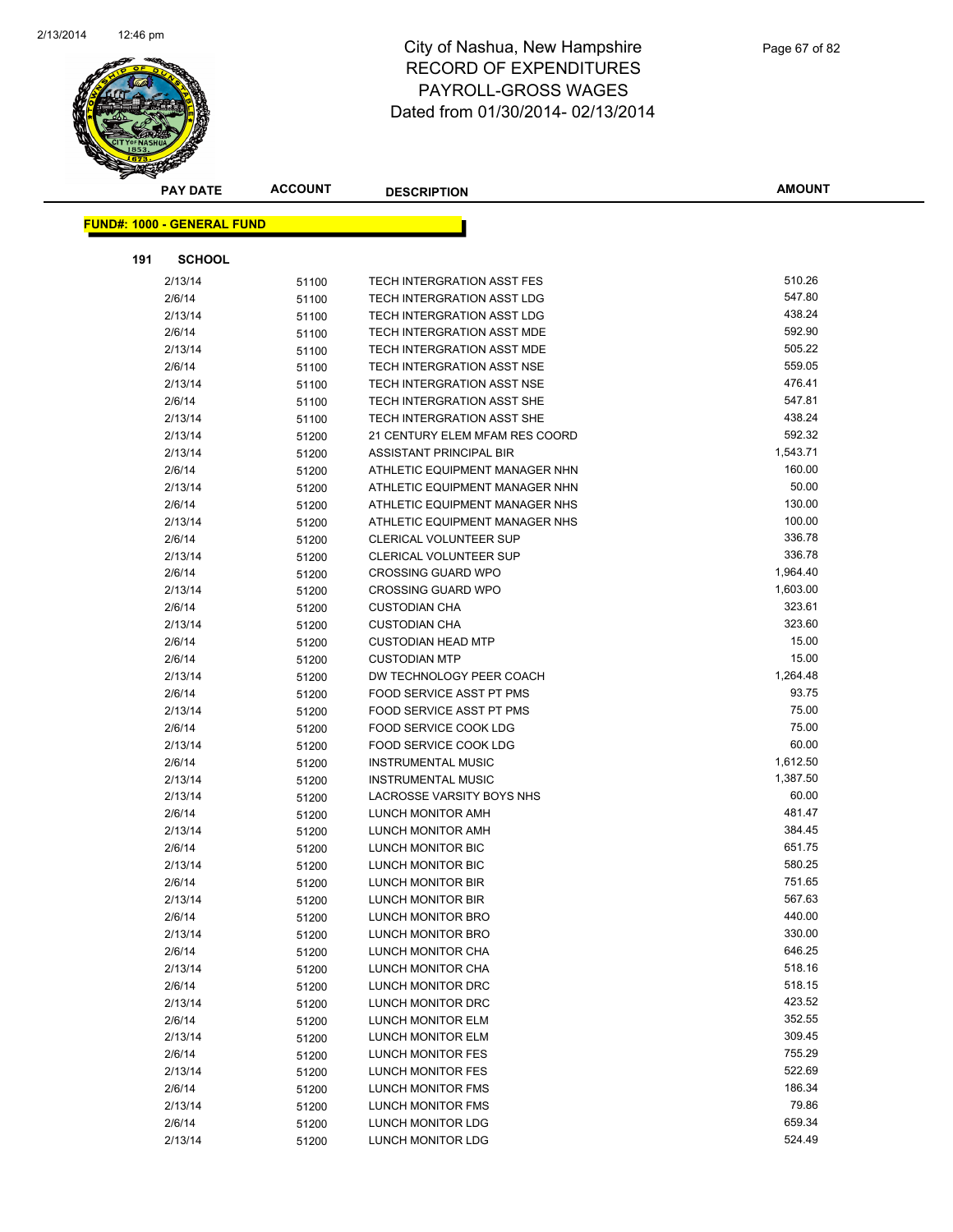# City of Nashua, New Hampshire
## RECORD OF EXPENDITURES
## PAYROLL-GROSS WAGES
### Dated from 01/30/2014- 02/13/2014

**FUND#: 1000 - GENERAL FUND**

**191 SCHOOL**

| PAY DATE | ACCOUNT | DESCRIPTION | AMOUNT |
|---|---|---|---|
| 2/13/14 | 51100 | TECH INTERGRATION ASST FES | 510.26 |
| 2/6/14 | 51100 | TECH INTERGRATION ASST LDG | 547.80 |
| 2/13/14 | 51100 | TECH INTERGRATION ASST LDG | 438.24 |
| 2/6/14 | 51100 | TECH INTERGRATION ASST MDE | 592.90 |
| 2/13/14 | 51100 | TECH INTERGRATION ASST MDE | 505.22 |
| 2/6/14 | 51100 | TECH INTERGRATION ASST NSE | 559.05 |
| 2/13/14 | 51100 | TECH INTERGRATION ASST NSE | 476.41 |
| 2/6/14 | 51100 | TECH INTERGRATION ASST SHE | 547.81 |
| 2/13/14 | 51100 | TECH INTERGRATION ASST SHE | 438.24 |
| 2/13/14 | 51200 | 21 CENTURY ELEM MFAM RES COORD | 592.32 |
| 2/13/14 | 51200 | ASSISTANT PRINCIPAL BIR | 1,543.71 |
| 2/6/14 | 51200 | ATHLETIC EQUIPMENT MANAGER NHN | 160.00 |
| 2/13/14 | 51200 | ATHLETIC EQUIPMENT MANAGER NHN | 50.00 |
| 2/6/14 | 51200 | ATHLETIC EQUIPMENT MANAGER NHS | 130.00 |
| 2/13/14 | 51200 | ATHLETIC EQUIPMENT MANAGER NHS | 100.00 |
| 2/6/14 | 51200 | CLERICAL VOLUNTEER SUP | 336.78 |
| 2/13/14 | 51200 | CLERICAL VOLUNTEER SUP | 336.78 |
| 2/6/14 | 51200 | CROSSING GUARD WPO | 1,964.40 |
| 2/13/14 | 51200 | CROSSING GUARD WPO | 1,603.00 |
| 2/6/14 | 51200 | CUSTODIAN CHA | 323.61 |
| 2/13/14 | 51200 | CUSTODIAN CHA | 323.60 |
| 2/6/14 | 51200 | CUSTODIAN HEAD MTP | 15.00 |
| 2/6/14 | 51200 | CUSTODIAN MTP | 15.00 |
| 2/13/14 | 51200 | DW TECHNOLOGY PEER COACH | 1,264.48 |
| 2/6/14 | 51200 | FOOD SERVICE ASST PT PMS | 93.75 |
| 2/13/14 | 51200 | FOOD SERVICE ASST PT PMS | 75.00 |
| 2/6/14 | 51200 | FOOD SERVICE COOK LDG | 75.00 |
| 2/13/14 | 51200 | FOOD SERVICE COOK LDG | 60.00 |
| 2/6/14 | 51200 | INSTRUMENTAL MUSIC | 1,612.50 |
| 2/13/14 | 51200 | INSTRUMENTAL MUSIC | 1,387.50 |
| 2/13/14 | 51200 | LACROSSE VARSITY BOYS NHS | 60.00 |
| 2/6/14 | 51200 | LUNCH MONITOR AMH | 481.47 |
| 2/13/14 | 51200 | LUNCH MONITOR AMH | 384.45 |
| 2/6/14 | 51200 | LUNCH MONITOR BIC | 651.75 |
| 2/13/14 | 51200 | LUNCH MONITOR BIC | 580.25 |
| 2/6/14 | 51200 | LUNCH MONITOR BIR | 751.65 |
| 2/13/14 | 51200 | LUNCH MONITOR BIR | 567.63 |
| 2/6/14 | 51200 | LUNCH MONITOR BRO | 440.00 |
| 2/13/14 | 51200 | LUNCH MONITOR BRO | 330.00 |
| 2/6/14 | 51200 | LUNCH MONITOR CHA | 646.25 |
| 2/13/14 | 51200 | LUNCH MONITOR CHA | 518.16 |
| 2/6/14 | 51200 | LUNCH MONITOR DRC | 518.15 |
| 2/13/14 | 51200 | LUNCH MONITOR DRC | 423.52 |
| 2/6/14 | 51200 | LUNCH MONITOR ELM | 352.55 |
| 2/13/14 | 51200 | LUNCH MONITOR ELM | 309.45 |
| 2/6/14 | 51200 | LUNCH MONITOR FES | 755.29 |
| 2/13/14 | 51200 | LUNCH MONITOR FES | 522.69 |
| 2/6/14 | 51200 | LUNCH MONITOR FMS | 186.34 |
| 2/13/14 | 51200 | LUNCH MONITOR FMS | 79.86 |
| 2/6/14 | 51200 | LUNCH MONITOR LDG | 659.34 |
| 2/13/14 | 51200 | LUNCH MONITOR LDG | 524.49 |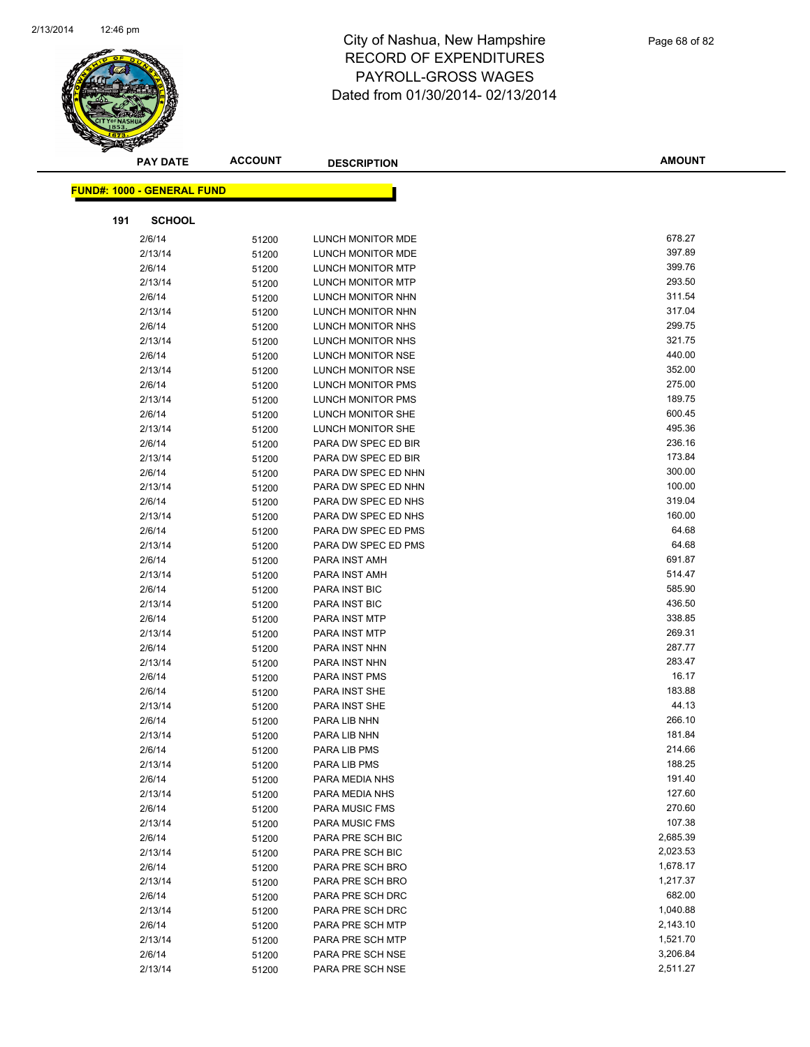# City of Nashua, New Hampshire
# RECORD OF EXPENDITURES
# PAYROLL-GROSS WAGES
# Dated from 01/30/2014- 02/13/2014

| PAY DATE | ACCOUNT | DESCRIPTION | AMOUNT |
|---|---|---|---|

**FUND#: 1000 - GENERAL FUND**

**191 SCHOOL**

| PAY DATE | ACCOUNT | DESCRIPTION | AMOUNT |
|---|---|---|---|
| 2/6/14 | 51200 | LUNCH MONITOR MDE | 678.27 |
| 2/13/14 | 51200 | LUNCH MONITOR MDE | 397.89 |
| 2/6/14 | 51200 | LUNCH MONITOR MTP | 399.76 |
| 2/13/14 | 51200 | LUNCH MONITOR MTP | 293.50 |
| 2/6/14 | 51200 | LUNCH MONITOR NHN | 311.54 |
| 2/13/14 | 51200 | LUNCH MONITOR NHN | 317.04 |
| 2/6/14 | 51200 | LUNCH MONITOR NHS | 299.75 |
| 2/13/14 | 51200 | LUNCH MONITOR NHS | 321.75 |
| 2/6/14 | 51200 | LUNCH MONITOR NSE | 440.00 |
| 2/13/14 | 51200 | LUNCH MONITOR NSE | 352.00 |
| 2/6/14 | 51200 | LUNCH MONITOR PMS | 275.00 |
| 2/13/14 | 51200 | LUNCH MONITOR PMS | 189.75 |
| 2/6/14 | 51200 | LUNCH MONITOR SHE | 600.45 |
| 2/13/14 | 51200 | LUNCH MONITOR SHE | 495.36 |
| 2/6/14 | 51200 | PARA DW SPEC ED BIR | 236.16 |
| 2/13/14 | 51200 | PARA DW SPEC ED BIR | 173.84 |
| 2/6/14 | 51200 | PARA DW SPEC ED NHN | 300.00 |
| 2/13/14 | 51200 | PARA DW SPEC ED NHN | 100.00 |
| 2/6/14 | 51200 | PARA DW SPEC ED NHS | 319.04 |
| 2/13/14 | 51200 | PARA DW SPEC ED NHS | 160.00 |
| 2/6/14 | 51200 | PARA DW SPEC ED PMS | 64.68 |
| 2/13/14 | 51200 | PARA DW SPEC ED PMS | 64.68 |
| 2/6/14 | 51200 | PARA INST AMH | 691.87 |
| 2/13/14 | 51200 | PARA INST AMH | 514.47 |
| 2/6/14 | 51200 | PARA INST BIC | 585.90 |
| 2/13/14 | 51200 | PARA INST BIC | 436.50 |
| 2/6/14 | 51200 | PARA INST MTP | 338.85 |
| 2/13/14 | 51200 | PARA INST MTP | 269.31 |
| 2/6/14 | 51200 | PARA INST NHN | 287.77 |
| 2/13/14 | 51200 | PARA INST NHN | 283.47 |
| 2/6/14 | 51200 | PARA INST PMS | 16.17 |
| 2/6/14 | 51200 | PARA INST SHE | 183.88 |
| 2/13/14 | 51200 | PARA INST SHE | 44.13 |
| 2/6/14 | 51200 | PARA LIB NHN | 266.10 |
| 2/13/14 | 51200 | PARA LIB NHN | 181.84 |
| 2/6/14 | 51200 | PARA LIB PMS | 214.66 |
| 2/13/14 | 51200 | PARA LIB PMS | 188.25 |
| 2/6/14 | 51200 | PARA MEDIA NHS | 191.40 |
| 2/13/14 | 51200 | PARA MEDIA NHS | 127.60 |
| 2/6/14 | 51200 | PARA MUSIC FMS | 270.60 |
| 2/13/14 | 51200 | PARA MUSIC FMS | 107.38 |
| 2/6/14 | 51200 | PARA PRE SCH BIC | 2,685.39 |
| 2/13/14 | 51200 | PARA PRE SCH BIC | 2,023.53 |
| 2/6/14 | 51200 | PARA PRE SCH BRO | 1,678.17 |
| 2/13/14 | 51200 | PARA PRE SCH BRO | 1,217.37 |
| 2/6/14 | 51200 | PARA PRE SCH DRC | 682.00 |
| 2/13/14 | 51200 | PARA PRE SCH DRC | 1,040.88 |
| 2/6/14 | 51200 | PARA PRE SCH MTP | 2,143.10 |
| 2/13/14 | 51200 | PARA PRE SCH MTP | 1,521.70 |
| 2/6/14 | 51200 | PARA PRE SCH NSE | 3,206.84 |
| 2/13/14 | 51200 | PARA PRE SCH NSE | 2,511.27 |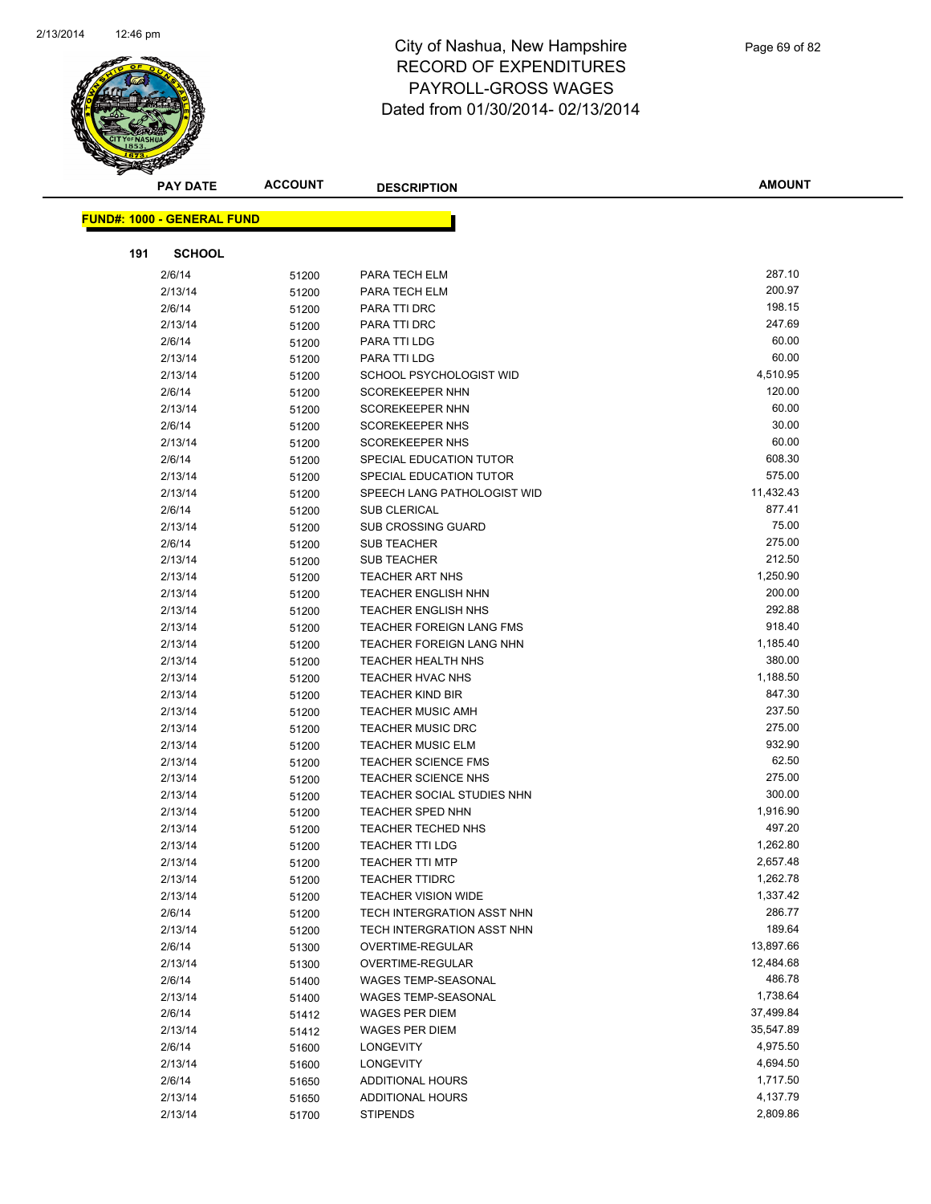# City of Nashua, New Hampshire
# RECORD OF EXPENDITURES
# PAYROLL-GROSS WAGES
# Dated from 01/30/2014- 02/13/2014

**FUND#: 1000 - GENERAL FUND**

**191 SCHOOL**

| PAY DATE | ACCOUNT | DESCRIPTION | AMOUNT |
|---|---|---|---|
| 2/6/14 | 51200 | PARA TECH ELM | 287.10 |
| 2/13/14 | 51200 | PARA TECH ELM | 200.97 |
| 2/6/14 | 51200 | PARA TTI DRC | 198.15 |
| 2/13/14 | 51200 | PARA TTI DRC | 247.69 |
| 2/6/14 | 51200 | PARA TTI LDG | 60.00 |
| 2/13/14 | 51200 | PARA TTI LDG | 60.00 |
| 2/13/14 | 51200 | SCHOOL PSYCHOLOGIST WID | 4,510.95 |
| 2/6/14 | 51200 | SCOREKEEPER NHN | 120.00 |
| 2/13/14 | 51200 | SCOREKEEPER NHN | 60.00 |
| 2/6/14 | 51200 | SCOREKEEPER NHS | 30.00 |
| 2/13/14 | 51200 | SCOREKEEPER NHS | 60.00 |
| 2/6/14 | 51200 | SPECIAL EDUCATION TUTOR | 608.30 |
| 2/13/14 | 51200 | SPECIAL EDUCATION TUTOR | 575.00 |
| 2/13/14 | 51200 | SPEECH LANG PATHOLOGIST WID | 11,432.43 |
| 2/6/14 | 51200 | SUB CLERICAL | 877.41 |
| 2/13/14 | 51200 | SUB CROSSING GUARD | 75.00 |
| 2/6/14 | 51200 | SUB TEACHER | 275.00 |
| 2/13/14 | 51200 | SUB TEACHER | 212.50 |
| 2/13/14 | 51200 | TEACHER ART NHS | 1,250.90 |
| 2/13/14 | 51200 | TEACHER ENGLISH NHN | 200.00 |
| 2/13/14 | 51200 | TEACHER ENGLISH NHS | 292.88 |
| 2/13/14 | 51200 | TEACHER FOREIGN LANG FMS | 918.40 |
| 2/13/14 | 51200 | TEACHER FOREIGN LANG NHN | 1,185.40 |
| 2/13/14 | 51200 | TEACHER HEALTH NHS | 380.00 |
| 2/13/14 | 51200 | TEACHER HVAC NHS | 1,188.50 |
| 2/13/14 | 51200 | TEACHER KIND BIR | 847.30 |
| 2/13/14 | 51200 | TEACHER MUSIC AMH | 237.50 |
| 2/13/14 | 51200 | TEACHER MUSIC DRC | 275.00 |
| 2/13/14 | 51200 | TEACHER MUSIC ELM | 932.90 |
| 2/13/14 | 51200 | TEACHER SCIENCE FMS | 62.50 |
| 2/13/14 | 51200 | TEACHER SCIENCE NHS | 275.00 |
| 2/13/14 | 51200 | TEACHER SOCIAL STUDIES NHN | 300.00 |
| 2/13/14 | 51200 | TEACHER SPED NHN | 1,916.90 |
| 2/13/14 | 51200 | TEACHER TECHED NHS | 497.20 |
| 2/13/14 | 51200 | TEACHER TTI LDG | 1,262.80 |
| 2/13/14 | 51200 | TEACHER TTI MTP | 2,657.48 |
| 2/13/14 | 51200 | TEACHER TTIDRC | 1,262.78 |
| 2/13/14 | 51200 | TEACHER VISION WIDE | 1,337.42 |
| 2/6/14 | 51200 | TECH INTERGRATION ASST NHN | 286.77 |
| 2/13/14 | 51200 | TECH INTERGRATION ASST NHN | 189.64 |
| 2/6/14 | 51300 | OVERTIME-REGULAR | 13,897.66 |
| 2/13/14 | 51300 | OVERTIME-REGULAR | 12,484.68 |
| 2/6/14 | 51400 | WAGES TEMP-SEASONAL | 486.78 |
| 2/13/14 | 51400 | WAGES TEMP-SEASONAL | 1,738.64 |
| 2/6/14 | 51412 | WAGES PER DIEM | 37,499.84 |
| 2/13/14 | 51412 | WAGES PER DIEM | 35,547.89 |
| 2/6/14 | 51600 | LONGEVITY | 4,975.50 |
| 2/13/14 | 51600 | LONGEVITY | 4,694.50 |
| 2/6/14 | 51650 | ADDITIONAL HOURS | 1,717.50 |
| 2/13/14 | 51650 | ADDITIONAL HOURS | 4,137.79 |
| 2/13/14 | 51700 | STIPENDS | 2,809.86 |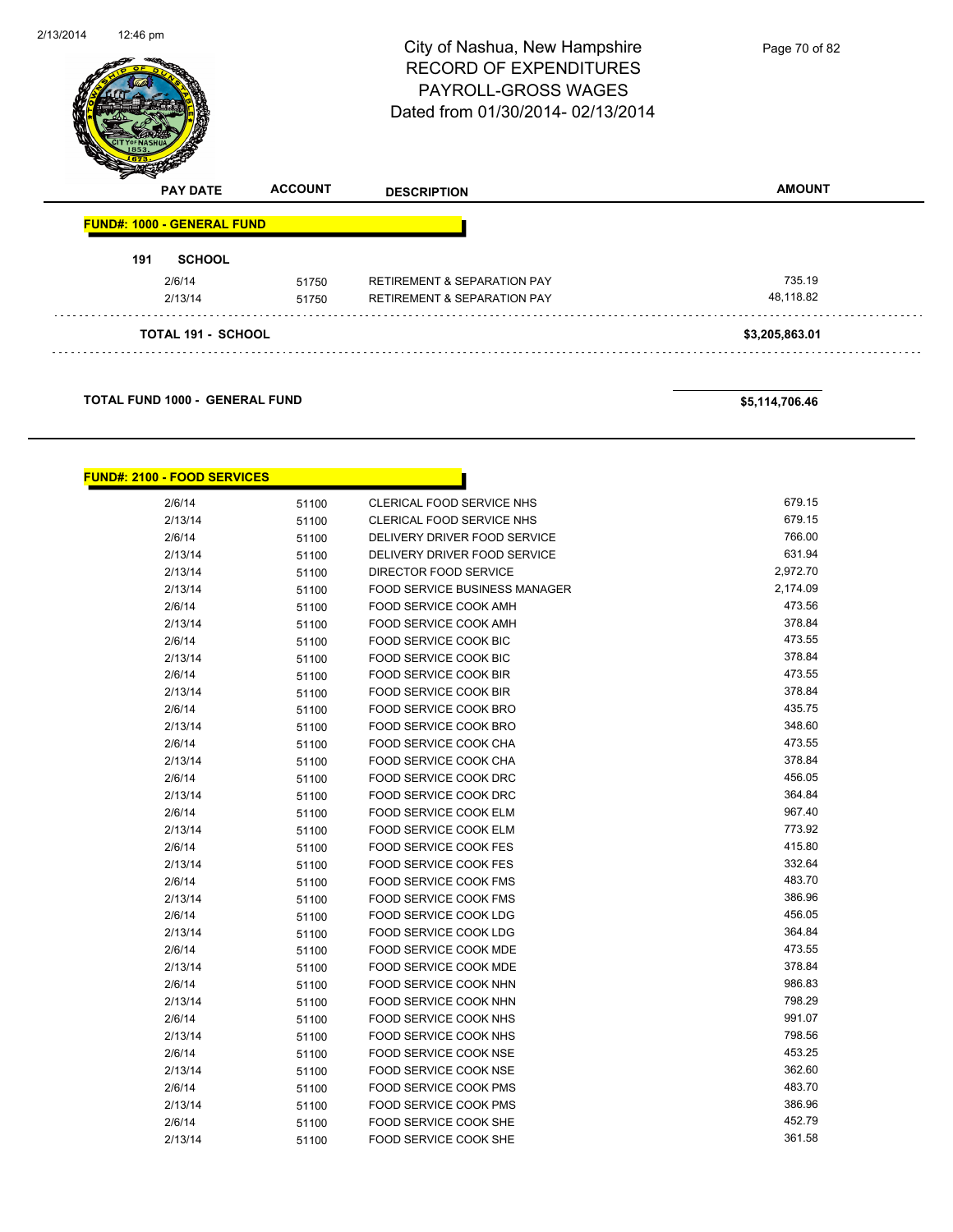# City of Nashua, New Hampshire
## RECORD OF EXPENDITURES
## PAYROLL-GROSS WAGES
Dated from 01/30/2014- 02/13/2014

| PAY DATE | ACCOUNT | DESCRIPTION | AMOUNT |
|---|---|---|---|
| **FUND#: 1000 - GENERAL FUND** | | | |
| **191 SCHOOL** | | | |
| 2/6/14 | 51750 | RETIREMENT & SEPARATION PAY | 735.19 |
| 2/13/14 | 51750 | RETIREMENT & SEPARATION PAY | 48,118.82 |
| **TOTAL 191 - SCHOOL** | | | **$3,205,863.01** |
| **TOTAL FUND 1000 - GENERAL FUND** | | | **$5,114,706.46** |

**FUND#: 2100 - FOOD SERVICES**

| PAY DATE | ACCOUNT | DESCRIPTION | AMOUNT |
|---|---|---|---|
| 2/6/14 | 51100 | CLERICAL FOOD SERVICE NHS | 679.15 |
| 2/13/14 | 51100 | CLERICAL FOOD SERVICE NHS | 679.15 |
| 2/6/14 | 51100 | DELIVERY DRIVER FOOD SERVICE | 766.00 |
| 2/13/14 | 51100 | DELIVERY DRIVER FOOD SERVICE | 631.94 |
| 2/13/14 | 51100 | DIRECTOR FOOD SERVICE | 2,972.70 |
| 2/13/14 | 51100 | FOOD SERVICE BUSINESS MANAGER | 2,174.09 |
| 2/6/14 | 51100 | FOOD SERVICE COOK AMH | 473.56 |
| 2/13/14 | 51100 | FOOD SERVICE COOK AMH | 378.84 |
| 2/6/14 | 51100 | FOOD SERVICE COOK BIC | 473.55 |
| 2/13/14 | 51100 | FOOD SERVICE COOK BIC | 378.84 |
| 2/6/14 | 51100 | FOOD SERVICE COOK BIR | 473.55 |
| 2/13/14 | 51100 | FOOD SERVICE COOK BIR | 378.84 |
| 2/6/14 | 51100 | FOOD SERVICE COOK BRO | 435.75 |
| 2/13/14 | 51100 | FOOD SERVICE COOK BRO | 348.60 |
| 2/6/14 | 51100 | FOOD SERVICE COOK CHA | 473.55 |
| 2/13/14 | 51100 | FOOD SERVICE COOK CHA | 378.84 |
| 2/6/14 | 51100 | FOOD SERVICE COOK DRC | 456.05 |
| 2/13/14 | 51100 | FOOD SERVICE COOK DRC | 364.84 |
| 2/6/14 | 51100 | FOOD SERVICE COOK ELM | 967.40 |
| 2/13/14 | 51100 | FOOD SERVICE COOK ELM | 773.92 |
| 2/6/14 | 51100 | FOOD SERVICE COOK FES | 415.80 |
| 2/13/14 | 51100 | FOOD SERVICE COOK FES | 332.64 |
| 2/6/14 | 51100 | FOOD SERVICE COOK FMS | 483.70 |
| 2/13/14 | 51100 | FOOD SERVICE COOK FMS | 386.96 |
| 2/6/14 | 51100 | FOOD SERVICE COOK LDG | 456.05 |
| 2/13/14 | 51100 | FOOD SERVICE COOK LDG | 364.84 |
| 2/6/14 | 51100 | FOOD SERVICE COOK MDE | 473.55 |
| 2/13/14 | 51100 | FOOD SERVICE COOK MDE | 378.84 |
| 2/6/14 | 51100 | FOOD SERVICE COOK NHN | 986.83 |
| 2/13/14 | 51100 | FOOD SERVICE COOK NHN | 798.29 |
| 2/6/14 | 51100 | FOOD SERVICE COOK NHS | 991.07 |
| 2/13/14 | 51100 | FOOD SERVICE COOK NHS | 798.56 |
| 2/6/14 | 51100 | FOOD SERVICE COOK NSE | 453.25 |
| 2/13/14 | 51100 | FOOD SERVICE COOK NSE | 362.60 |
| 2/6/14 | 51100 | FOOD SERVICE COOK PMS | 483.70 |
| 2/13/14 | 51100 | FOOD SERVICE COOK PMS | 386.96 |
| 2/6/14 | 51100 | FOOD SERVICE COOK SHE | 452.79 |
| 2/13/14 | 51100 | FOOD SERVICE COOK SHE | 361.58 |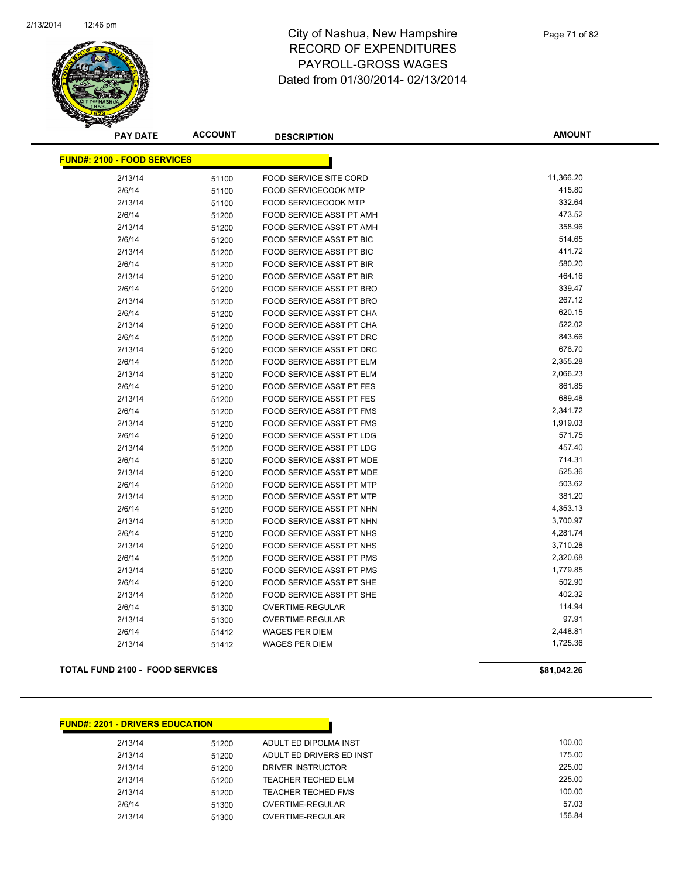# City of Nashua, New Hampshire
# RECORD OF EXPENDITURES
# PAYROLL-GROSS WAGES
# Dated from 01/30/2014- 02/13/2014

| PAY DATE | ACCOUNT | DESCRIPTION | AMOUNT |
|---|---|---|---|
| **FUND#: 2100 - FOOD SERVICES** | | | |
| 2/13/14 | 51100 | FOOD SERVICE SITE CORD | 11,366.20 |
| 2/6/14 | 51100 | FOOD SERVICECOOK MTP | 415.80 |
| 2/13/14 | 51100 | FOOD SERVICECOOK MTP | 332.64 |
| 2/6/14 | 51200 | FOOD SERVICE ASST PT AMH | 473.52 |
| 2/13/14 | 51200 | FOOD SERVICE ASST PT AMH | 358.96 |
| 2/6/14 | 51200 | FOOD SERVICE ASST PT BIC | 514.65 |
| 2/13/14 | 51200 | FOOD SERVICE ASST PT BIC | 411.72 |
| 2/6/14 | 51200 | FOOD SERVICE ASST PT BIR | 580.20 |
| 2/13/14 | 51200 | FOOD SERVICE ASST PT BIR | 464.16 |
| 2/6/14 | 51200 | FOOD SERVICE ASST PT BRO | 339.47 |
| 2/13/14 | 51200 | FOOD SERVICE ASST PT BRO | 267.12 |
| 2/6/14 | 51200 | FOOD SERVICE ASST PT CHA | 620.15 |
| 2/13/14 | 51200 | FOOD SERVICE ASST PT CHA | 522.02 |
| 2/6/14 | 51200 | FOOD SERVICE ASST PT DRC | 843.66 |
| 2/13/14 | 51200 | FOOD SERVICE ASST PT DRC | 678.70 |
| 2/6/14 | 51200 | FOOD SERVICE ASST PT ELM | 2,355.28 |
| 2/13/14 | 51200 | FOOD SERVICE ASST PT ELM | 2,066.23 |
| 2/6/14 | 51200 | FOOD SERVICE ASST PT FES | 861.85 |
| 2/13/14 | 51200 | FOOD SERVICE ASST PT FES | 689.48 |
| 2/6/14 | 51200 | FOOD SERVICE ASST PT FMS | 2,341.72 |
| 2/13/14 | 51200 | FOOD SERVICE ASST PT FMS | 1,919.03 |
| 2/6/14 | 51200 | FOOD SERVICE ASST PT LDG | 571.75 |
| 2/13/14 | 51200 | FOOD SERVICE ASST PT LDG | 457.40 |
| 2/6/14 | 51200 | FOOD SERVICE ASST PT MDE | 714.31 |
| 2/13/14 | 51200 | FOOD SERVICE ASST PT MDE | 525.36 |
| 2/6/14 | 51200 | FOOD SERVICE ASST PT MTP | 503.62 |
| 2/13/14 | 51200 | FOOD SERVICE ASST PT MTP | 381.20 |
| 2/6/14 | 51200 | FOOD SERVICE ASST PT NHN | 4,353.13 |
| 2/13/14 | 51200 | FOOD SERVICE ASST PT NHN | 3,700.97 |
| 2/6/14 | 51200 | FOOD SERVICE ASST PT NHS | 4,281.74 |
| 2/13/14 | 51200 | FOOD SERVICE ASST PT NHS | 3,710.28 |
| 2/6/14 | 51200 | FOOD SERVICE ASST PT PMS | 2,320.68 |
| 2/13/14 | 51200 | FOOD SERVICE ASST PT PMS | 1,779.85 |
| 2/6/14 | 51200 | FOOD SERVICE ASST PT SHE | 502.90 |
| 2/13/14 | 51200 | FOOD SERVICE ASST PT SHE | 402.32 |
| 2/6/14 | 51300 | OVERTIME-REGULAR | 114.94 |
| 2/13/14 | 51300 | OVERTIME-REGULAR | 97.91 |
| 2/6/14 | 51412 | WAGES PER DIEM | 2,448.81 |
| 2/13/14 | 51412 | WAGES PER DIEM | 1,725.36 |
| **TOTAL FUND 2100 - FOOD SERVICES** | | | **$81,042.26** |

| PAY DATE | ACCOUNT | DESCRIPTION | AMOUNT |
|---|---|---|---|
| **FUND#: 2201 - DRIVERS EDUCATION** | | | |
| 2/13/14 | 51200 | ADULT ED DIPOLMA INST | 100.00 |
| 2/13/14 | 51200 | ADULT ED DRIVERS ED INST | 175.00 |
| 2/13/14 | 51200 | DRIVER INSTRUCTOR | 225.00 |
| 2/13/14 | 51200 | TEACHER TECHED ELM | 225.00 |
| 2/13/14 | 51200 | TEACHER TECHED FMS | 100.00 |
| 2/6/14 | 51300 | OVERTIME-REGULAR | 57.03 |
| 2/13/14 | 51300 | OVERTIME-REGULAR | 156.84 |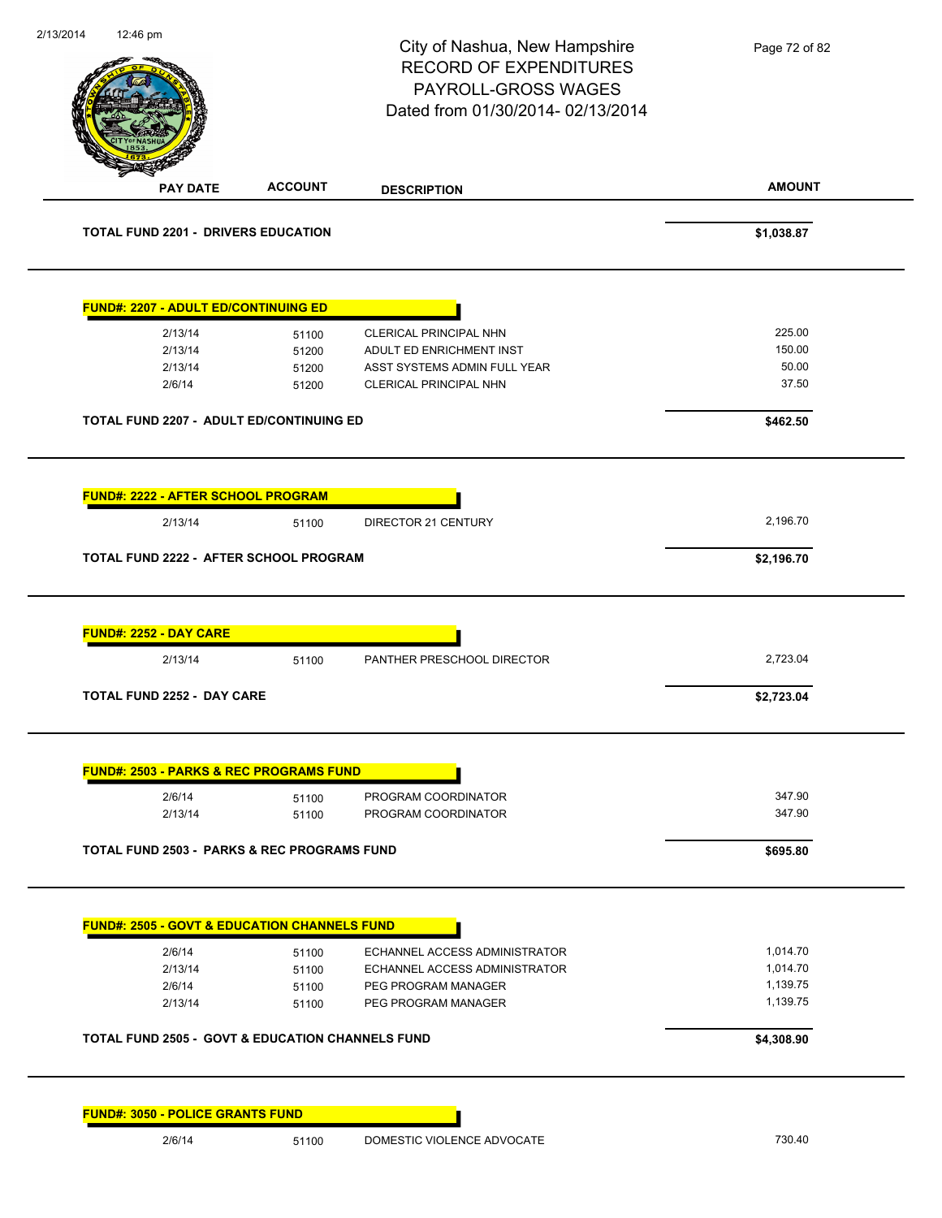# City of Nashua, New Hampshire
## RECORD OF EXPENDITURES
## PAYROLL-GROSS WAGES
## Dated from 01/30/2014- 02/13/2014

| PAY DATE | ACCOUNT | DESCRIPTION | AMOUNT |
|---|---|---|---|
| **TOTAL FUND 2201 - DRIVERS EDUCATION** | | | **$1,038.87** |
| **FUND#: 2207 - ADULT ED/CONTINUING ED** | | | |
| 2/13/14 | 51100 | CLERICAL PRINCIPAL NHN | 225.00 |
| 2/13/14 | 51200 | ADULT ED ENRICHMENT INST | 150.00 |
| 2/13/14 | 51200 | ASST SYSTEMS ADMIN FULL YEAR | 50.00 |
| 2/6/14 | 51200 | CLERICAL PRINCIPAL NHN | 37.50 |
| **TOTAL FUND 2207 - ADULT ED/CONTINUING ED** | | | **$462.50** |
| **FUND#: 2222 - AFTER SCHOOL PROGRAM** | | | |
| 2/13/14 | 51100 | DIRECTOR 21 CENTURY | 2,196.70 |
| **TOTAL FUND 2222 - AFTER SCHOOL PROGRAM** | | | **$2,196.70** |
| **FUND#: 2252 - DAY CARE** | | | |
| 2/13/14 | 51100 | PANTHER PRESCHOOL DIRECTOR | 2,723.04 |
| **TOTAL FUND 2252 - DAY CARE** | | | **$2,723.04** |
| **FUND#: 2503 - PARKS & REC PROGRAMS FUND** | | | |
| 2/6/14 | 51100 | PROGRAM COORDINATOR | 347.90 |
| 2/13/14 | 51100 | PROGRAM COORDINATOR | 347.90 |
| **TOTAL FUND 2503 - PARKS & REC PROGRAMS FUND** | | | **$695.80** |
| **FUND#: 2505 - GOVT & EDUCATION CHANNELS FUND** | | | |
| 2/6/14 | 51100 | ECHANNEL ACCESS ADMINISTRATOR | 1,014.70 |
| 2/13/14 | 51100 | ECHANNEL ACCESS ADMINISTRATOR | 1,014.70 |
| 2/6/14 | 51100 | PEG PROGRAM MANAGER | 1,139.75 |
| 2/13/14 | 51100 | PEG PROGRAM MANAGER | 1,139.75 |
| **TOTAL FUND 2505 - GOVT & EDUCATION CHANNELS FUND** | | | **$4,308.90** |
| **FUND#: 3050 - POLICE GRANTS FUND** | | | |
| 2/6/14 | 51100 | DOMESTIC VIOLENCE ADVOCATE | 730.40 |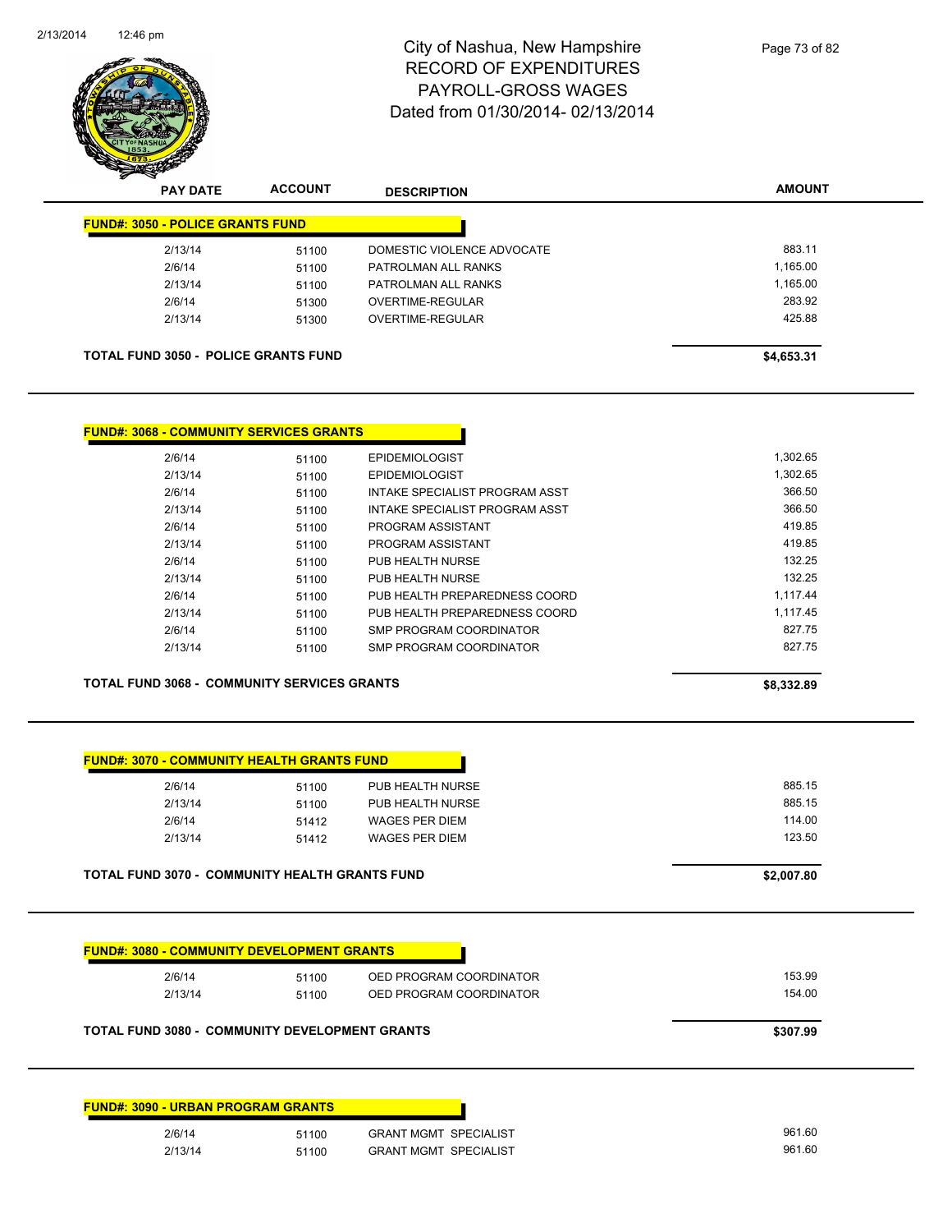# City of Nashua, New Hampshire
## RECORD OF EXPENDITURES
## PAYROLL-GROSS WAGES
## Dated from 01/30/2014- 02/13/2014

### FUND#: 3050 - POLICE GRANTS FUND

| PAY DATE | ACCOUNT | DESCRIPTION | AMOUNT |
|---|---|---|---|
| 2/13/14 | 51100 | DOMESTIC VIOLENCE ADVOCATE | 883.11 |
| 2/6/14 | 51100 | PATROLMAN ALL RANKS | 1,165.00 |
| 2/13/14 | 51100 | PATROLMAN ALL RANKS | 1,165.00 |
| 2/6/14 | 51300 | OVERTIME-REGULAR | 283.92 |
| 2/13/14 | 51300 | OVERTIME-REGULAR | 425.88 |
| **TOTAL FUND 3050 - POLICE GRANTS FUND** | | | **$4,653.31** |

### FUND#: 3068 - COMMUNITY SERVICES GRANTS

| PAY DATE | ACCOUNT | DESCRIPTION | AMOUNT |
|---|---|---|---|
| 2/6/14 | 51100 | EPIDEMIOLOGIST | 1,302.65 |
| 2/13/14 | 51100 | EPIDEMIOLOGIST | 1,302.65 |
| 2/6/14 | 51100 | INTAKE SPECIALIST PROGRAM ASST | 366.50 |
| 2/13/14 | 51100 | INTAKE SPECIALIST PROGRAM ASST | 366.50 |
| 2/6/14 | 51100 | PROGRAM ASSISTANT | 419.85 |
| 2/13/14 | 51100 | PROGRAM ASSISTANT | 419.85 |
| 2/6/14 | 51100 | PUB HEALTH NURSE | 132.25 |
| 2/13/14 | 51100 | PUB HEALTH NURSE | 132.25 |
| 2/6/14 | 51100 | PUB HEALTH PREPAREDNESS COORD | 1,117.44 |
| 2/13/14 | 51100 | PUB HEALTH PREPAREDNESS COORD | 1,117.45 |
| 2/6/14 | 51100 | SMP PROGRAM COORDINATOR | 827.75 |
| 2/13/14 | 51100 | SMP PROGRAM COORDINATOR | 827.75 |
| **TOTAL FUND 3068 - COMMUNITY SERVICES GRANTS** | | | **$8,332.89** |

### FUND#: 3070 - COMMUNITY HEALTH GRANTS FUND

| PAY DATE | ACCOUNT | DESCRIPTION | AMOUNT |
|---|---|---|---|
| 2/6/14 | 51100 | PUB HEALTH NURSE | 885.15 |
| 2/13/14 | 51100 | PUB HEALTH NURSE | 885.15 |
| 2/6/14 | 51412 | WAGES PER DIEM | 114.00 |
| 2/13/14 | 51412 | WAGES PER DIEM | 123.50 |
| **TOTAL FUND 3070 - COMMUNITY HEALTH GRANTS FUND** | | | **$2,007.80** |

### FUND#: 3080 - COMMUNITY DEVELOPMENT GRANTS

| PAY DATE | ACCOUNT | DESCRIPTION | AMOUNT |
|---|---|---|---|
| 2/6/14 | 51100 | OED PROGRAM COORDINATOR | 153.99 |
| 2/13/14 | 51100 | OED PROGRAM COORDINATOR | 154.00 |
| **TOTAL FUND 3080 - COMMUNITY DEVELOPMENT GRANTS** | | | **$307.99** |

### FUND#: 3090 - URBAN PROGRAM GRANTS

| PAY DATE | ACCOUNT | DESCRIPTION | AMOUNT |
|---|---|---|---|
| 2/6/14 | 51100 | GRANT MGMT SPECIALIST | 961.60 |
| 2/13/14 | 51100 | GRANT MGMT SPECIALIST | 961.60 |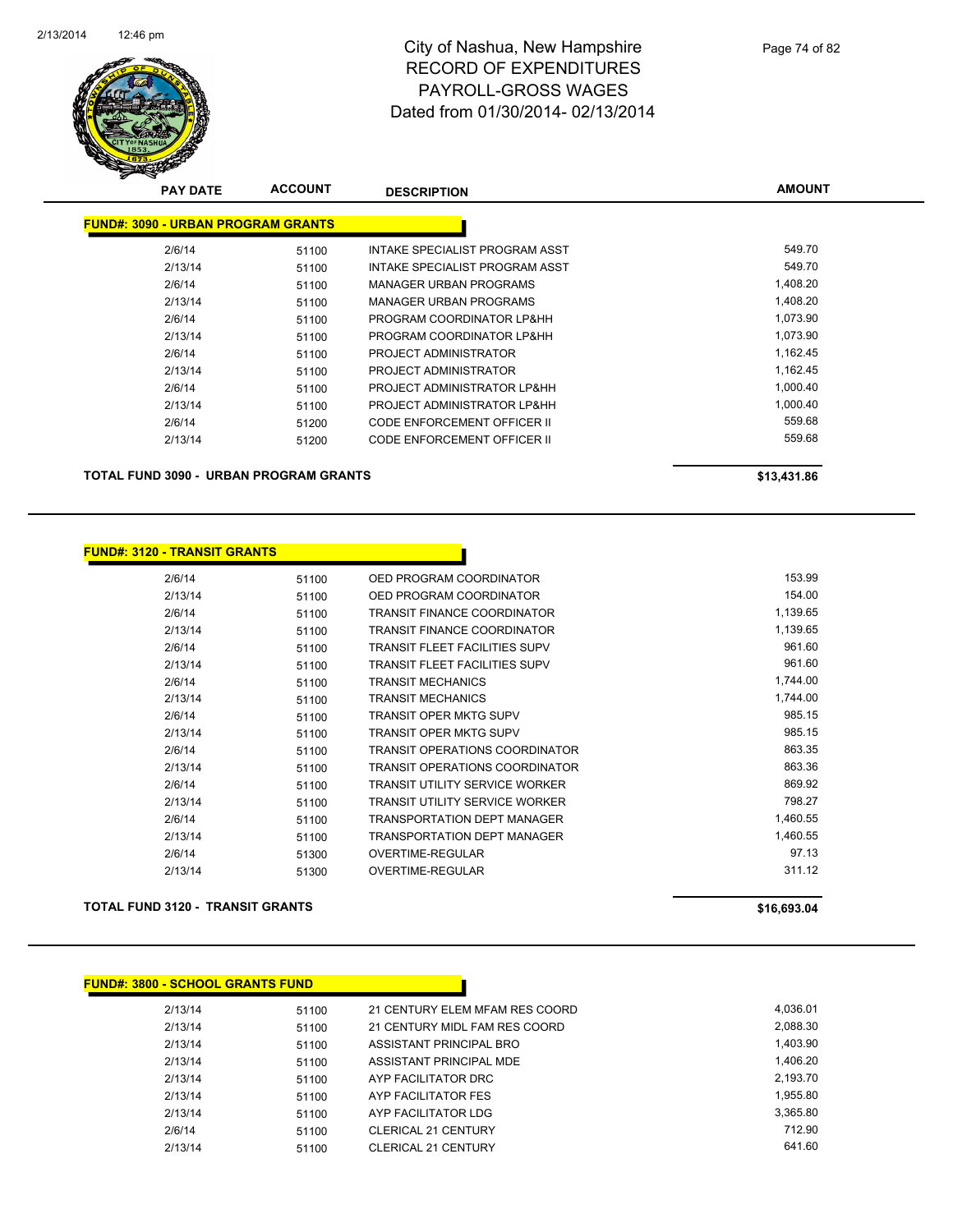# City of Nashua, New Hampshire
## RECORD OF EXPENDITURES
## PAYROLL-GROSS WAGES
## Dated from 01/30/2014- 02/13/2014

| PAY DATE | ACCOUNT | DESCRIPTION | AMOUNT |
|---|---|---|---|
| **FUND#: 3090 - URBAN PROGRAM GRANTS** | | | |
| 2/6/14 | 51100 | INTAKE SPECIALIST PROGRAM ASST | 549.70 |
| 2/13/14 | 51100 | INTAKE SPECIALIST PROGRAM ASST | 549.70 |
| 2/6/14 | 51100 | MANAGER URBAN PROGRAMS | 1,408.20 |
| 2/13/14 | 51100 | MANAGER URBAN PROGRAMS | 1,408.20 |
| 2/6/14 | 51100 | PROGRAM COORDINATOR LP&HH | 1,073.90 |
| 2/13/14 | 51100 | PROGRAM COORDINATOR LP&HH | 1,073.90 |
| 2/6/14 | 51100 | PROJECT ADMINISTRATOR | 1,162.45 |
| 2/13/14 | 51100 | PROJECT ADMINISTRATOR | 1,162.45 |
| 2/6/14 | 51100 | PROJECT ADMINISTRATOR LP&HH | 1,000.40 |
| 2/13/14 | 51100 | PROJECT ADMINISTRATOR LP&HH | 1,000.40 |
| 2/6/14 | 51200 | CODE ENFORCEMENT OFFICER II | 559.68 |
| 2/13/14 | 51200 | CODE ENFORCEMENT OFFICER II | 559.68 |
| **TOTAL FUND 3090 - URBAN PROGRAM GRANTS** | | | **$13,431.86** |

| PAY DATE | ACCOUNT | DESCRIPTION | AMOUNT |
|---|---|---|---|
| **FUND#: 3120 - TRANSIT GRANTS** | | | |
| 2/6/14 | 51100 | OED PROGRAM COORDINATOR | 153.99 |
| 2/13/14 | 51100 | OED PROGRAM COORDINATOR | 154.00 |
| 2/6/14 | 51100 | TRANSIT FINANCE COORDINATOR | 1,139.65 |
| 2/13/14 | 51100 | TRANSIT FINANCE COORDINATOR | 1,139.65 |
| 2/6/14 | 51100 | TRANSIT FLEET FACILITIES SUPV | 961.60 |
| 2/13/14 | 51100 | TRANSIT FLEET FACILITIES SUPV | 961.60 |
| 2/6/14 | 51100 | TRANSIT MECHANICS | 1,744.00 |
| 2/13/14 | 51100 | TRANSIT MECHANICS | 1,744.00 |
| 2/6/14 | 51100 | TRANSIT OPER MKTG SUPV | 985.15 |
| 2/13/14 | 51100 | TRANSIT OPER MKTG SUPV | 985.15 |
| 2/6/14 | 51100 | TRANSIT OPERATIONS COORDINATOR | 863.35 |
| 2/13/14 | 51100 | TRANSIT OPERATIONS COORDINATOR | 863.36 |
| 2/6/14 | 51100 | TRANSIT UTILITY SERVICE WORKER | 869.92 |
| 2/13/14 | 51100 | TRANSIT UTILITY SERVICE WORKER | 798.27 |
| 2/6/14 | 51100 | TRANSPORTATION DEPT MANAGER | 1,460.55 |
| 2/13/14 | 51100 | TRANSPORTATION DEPT MANAGER | 1,460.55 |
| 2/6/14 | 51300 | OVERTIME-REGULAR | 97.13 |
| 2/13/14 | 51300 | OVERTIME-REGULAR | 311.12 |
| **TOTAL FUND 3120 - TRANSIT GRANTS** | | | **$16,693.04** |

| PAY DATE | ACCOUNT | DESCRIPTION | AMOUNT |
|---|---|---|---|
| **FUND#: 3800 - SCHOOL GRANTS FUND** | | | |
| 2/13/14 | 51100 | 21 CENTURY ELEM MFAM RES COORD | 4,036.01 |
| 2/13/14 | 51100 | 21 CENTURY MIDL FAM RES COORD | 2,088.30 |
| 2/13/14 | 51100 | ASSISTANT PRINCIPAL BRO | 1,403.90 |
| 2/13/14 | 51100 | ASSISTANT PRINCIPAL MDE | 1,406.20 |
| 2/13/14 | 51100 | AYP FACILITATOR DRC | 2,193.70 |
| 2/13/14 | 51100 | AYP FACILITATOR FES | 1,955.80 |
| 2/13/14 | 51100 | AYP FACILITATOR LDG | 3,365.80 |
| 2/6/14 | 51100 | CLERICAL 21 CENTURY | 712.90 |
| 2/13/14 | 51100 | CLERICAL 21 CENTURY | 641.60 |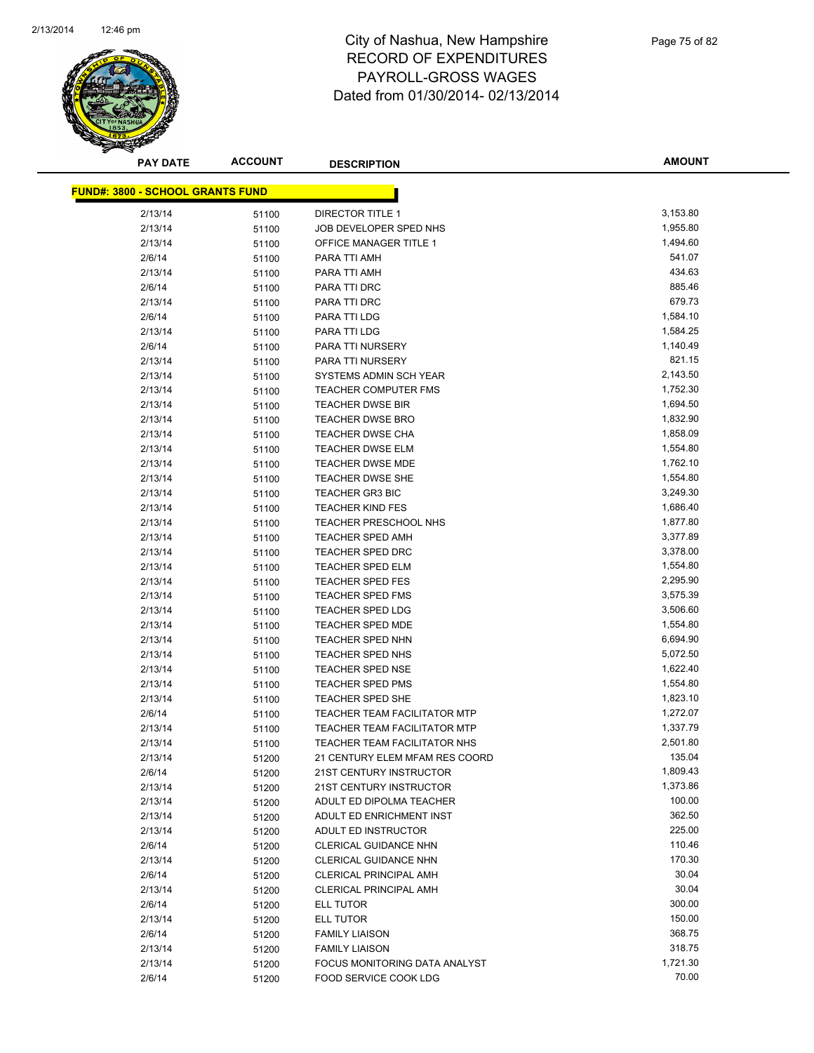# City of Nashua, New Hampshire
# RECORD OF EXPENDITURES
# PAYROLL-GROSS WAGES
# Dated from 01/30/2014- 02/13/2014

| PAY DATE | ACCOUNT | DESCRIPTION | AMOUNT |
|---|---|---|---|

**FUND#: 3800 - SCHOOL GRANTS FUND**

| PAY DATE | ACCOUNT | DESCRIPTION | AMOUNT |
|---|---|---|---|
| 2/13/14 | 51100 | DIRECTOR TITLE 1 | 3,153.80 |
| 2/13/14 | 51100 | JOB DEVELOPER SPED NHS | 1,955.80 |
| 2/13/14 | 51100 | OFFICE MANAGER TITLE 1 | 1,494.60 |
| 2/6/14 | 51100 | PARA TTI AMH | 541.07 |
| 2/13/14 | 51100 | PARA TTI AMH | 434.63 |
| 2/6/14 | 51100 | PARA TTI DRC | 885.46 |
| 2/13/14 | 51100 | PARA TTI DRC | 679.73 |
| 2/6/14 | 51100 | PARA TTI LDG | 1,584.10 |
| 2/13/14 | 51100 | PARA TTI LDG | 1,584.25 |
| 2/6/14 | 51100 | PARA TTI NURSERY | 1,140.49 |
| 2/13/14 | 51100 | PARA TTI NURSERY | 821.15 |
| 2/13/14 | 51100 | SYSTEMS ADMIN SCH YEAR | 2,143.50 |
| 2/13/14 | 51100 | TEACHER COMPUTER FMS | 1,752.30 |
| 2/13/14 | 51100 | TEACHER DWSE BIR | 1,694.50 |
| 2/13/14 | 51100 | TEACHER DWSE BRO | 1,832.90 |
| 2/13/14 | 51100 | TEACHER DWSE CHA | 1,858.09 |
| 2/13/14 | 51100 | TEACHER DWSE ELM | 1,554.80 |
| 2/13/14 | 51100 | TEACHER DWSE MDE | 1,762.10 |
| 2/13/14 | 51100 | TEACHER DWSE SHE | 1,554.80 |
| 2/13/14 | 51100 | TEACHER GR3 BIC | 3,249.30 |
| 2/13/14 | 51100 | TEACHER KIND FES | 1,686.40 |
| 2/13/14 | 51100 | TEACHER PRESCHOOL NHS | 1,877.80 |
| 2/13/14 | 51100 | TEACHER SPED AMH | 3,377.89 |
| 2/13/14 | 51100 | TEACHER SPED DRC | 3,378.00 |
| 2/13/14 | 51100 | TEACHER SPED ELM | 1,554.80 |
| 2/13/14 | 51100 | TEACHER SPED FES | 2,295.90 |
| 2/13/14 | 51100 | TEACHER SPED FMS | 3,575.39 |
| 2/13/14 | 51100 | TEACHER SPED LDG | 3,506.60 |
| 2/13/14 | 51100 | TEACHER SPED MDE | 1,554.80 |
| 2/13/14 | 51100 | TEACHER SPED NHN | 6,694.90 |
| 2/13/14 | 51100 | TEACHER SPED NHS | 5,072.50 |
| 2/13/14 | 51100 | TEACHER SPED NSE | 1,622.40 |
| 2/13/14 | 51100 | TEACHER SPED PMS | 1,554.80 |
| 2/13/14 | 51100 | TEACHER SPED SHE | 1,823.10 |
| 2/6/14 | 51100 | TEACHER TEAM FACILITATOR MTP | 1,272.07 |
| 2/13/14 | 51100 | TEACHER TEAM FACILITATOR MTP | 1,337.79 |
| 2/13/14 | 51100 | TEACHER TEAM FACILITATOR NHS | 2,501.80 |
| 2/13/14 | 51200 | 21 CENTURY ELEM MFAM RES COORD | 135.04 |
| 2/6/14 | 51200 | 21ST CENTURY INSTRUCTOR | 1,809.43 |
| 2/13/14 | 51200 | 21ST CENTURY INSTRUCTOR | 1,373.86 |
| 2/13/14 | 51200 | ADULT ED DIPOLMA TEACHER | 100.00 |
| 2/13/14 | 51200 | ADULT ED ENRICHMENT INST | 362.50 |
| 2/13/14 | 51200 | ADULT ED INSTRUCTOR | 225.00 |
| 2/6/14 | 51200 | CLERICAL GUIDANCE NHN | 110.46 |
| 2/13/14 | 51200 | CLERICAL GUIDANCE NHN | 170.30 |
| 2/6/14 | 51200 | CLERICAL PRINCIPAL AMH | 30.04 |
| 2/13/14 | 51200 | CLERICAL PRINCIPAL AMH | 30.04 |
| 2/6/14 | 51200 | ELL TUTOR | 300.00 |
| 2/13/14 | 51200 | ELL TUTOR | 150.00 |
| 2/6/14 | 51200 | FAMILY LIAISON | 368.75 |
| 2/13/14 | 51200 | FAMILY LIAISON | 318.75 |
| 2/13/14 | 51200 | FOCUS MONITORING DATA ANALYST | 1,721.30 |
| 2/6/14 | 51200 | FOOD SERVICE COOK LDG | 70.00 |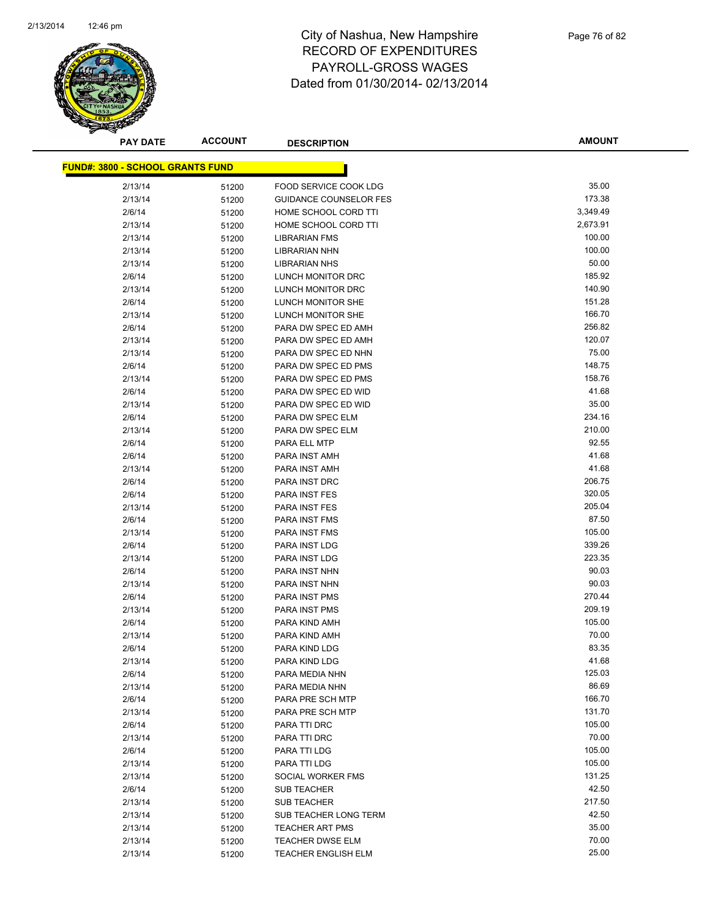# City of Nashua, New Hampshire
## RECORD OF EXPENDITURES
## PAYROLL-GROSS WAGES
## Dated from 01/30/2014- 02/13/2014

**FUND#: 3800 - SCHOOL GRANTS FUND**

| PAY DATE | ACCOUNT | DESCRIPTION | AMOUNT |
|---|---|---|---|
| 2/13/14 | 51200 | FOOD SERVICE COOK LDG | 35.00 |
| 2/13/14 | 51200 | GUIDANCE COUNSELOR FES | 173.38 |
| 2/6/14 | 51200 | HOME SCHOOL CORD TTI | 3,349.49 |
| 2/13/14 | 51200 | HOME SCHOOL CORD TTI | 2,673.91 |
| 2/13/14 | 51200 | LIBRARIAN FMS | 100.00 |
| 2/13/14 | 51200 | LIBRARIAN NHN | 100.00 |
| 2/13/14 | 51200 | LIBRARIAN NHS | 50.00 |
| 2/6/14 | 51200 | LUNCH MONITOR DRC | 185.92 |
| 2/13/14 | 51200 | LUNCH MONITOR DRC | 140.90 |
| 2/6/14 | 51200 | LUNCH MONITOR SHE | 151.28 |
| 2/13/14 | 51200 | LUNCH MONITOR SHE | 166.70 |
| 2/6/14 | 51200 | PARA DW SPEC ED AMH | 256.82 |
| 2/13/14 | 51200 | PARA DW SPEC ED AMH | 120.07 |
| 2/13/14 | 51200 | PARA DW SPEC ED NHN | 75.00 |
| 2/6/14 | 51200 | PARA DW SPEC ED PMS | 148.75 |
| 2/13/14 | 51200 | PARA DW SPEC ED PMS | 158.76 |
| 2/6/14 | 51200 | PARA DW SPEC ED WID | 41.68 |
| 2/13/14 | 51200 | PARA DW SPEC ED WID | 35.00 |
| 2/6/14 | 51200 | PARA DW SPEC ELM | 234.16 |
| 2/13/14 | 51200 | PARA DW SPEC ELM | 210.00 |
| 2/6/14 | 51200 | PARA ELL MTP | 92.55 |
| 2/6/14 | 51200 | PARA INST AMH | 41.68 |
| 2/13/14 | 51200 | PARA INST AMH | 41.68 |
| 2/6/14 | 51200 | PARA INST DRC | 206.75 |
| 2/6/14 | 51200 | PARA INST FES | 320.05 |
| 2/13/14 | 51200 | PARA INST FES | 205.04 |
| 2/6/14 | 51200 | PARA INST FMS | 87.50 |
| 2/13/14 | 51200 | PARA INST FMS | 105.00 |
| 2/6/14 | 51200 | PARA INST LDG | 339.26 |
| 2/13/14 | 51200 | PARA INST LDG | 223.35 |
| 2/6/14 | 51200 | PARA INST NHN | 90.03 |
| 2/13/14 | 51200 | PARA INST NHN | 90.03 |
| 2/6/14 | 51200 | PARA INST PMS | 270.44 |
| 2/13/14 | 51200 | PARA INST PMS | 209.19 |
| 2/6/14 | 51200 | PARA KIND AMH | 105.00 |
| 2/13/14 | 51200 | PARA KIND AMH | 70.00 |
| 2/6/14 | 51200 | PARA KIND LDG | 83.35 |
| 2/13/14 | 51200 | PARA KIND LDG | 41.68 |
| 2/6/14 | 51200 | PARA MEDIA NHN | 125.03 |
| 2/13/14 | 51200 | PARA MEDIA NHN | 86.69 |
| 2/6/14 | 51200 | PARA PRE SCH MTP | 166.70 |
| 2/13/14 | 51200 | PARA PRE SCH MTP | 131.70 |
| 2/6/14 | 51200 | PARA TTI DRC | 105.00 |
| 2/13/14 | 51200 | PARA TTI DRC | 70.00 |
| 2/6/14 | 51200 | PARA TTI LDG | 105.00 |
| 2/13/14 | 51200 | PARA TTI LDG | 105.00 |
| 2/13/14 | 51200 | SOCIAL WORKER FMS | 131.25 |
| 2/6/14 | 51200 | SUB TEACHER | 42.50 |
| 2/13/14 | 51200 | SUB TEACHER | 217.50 |
| 2/13/14 | 51200 | SUB TEACHER LONG TERM | 42.50 |
| 2/13/14 | 51200 | TEACHER ART PMS | 35.00 |
| 2/13/14 | 51200 | TEACHER DWSE ELM | 70.00 |
| 2/13/14 | 51200 | TEACHER ENGLISH ELM | 25.00 |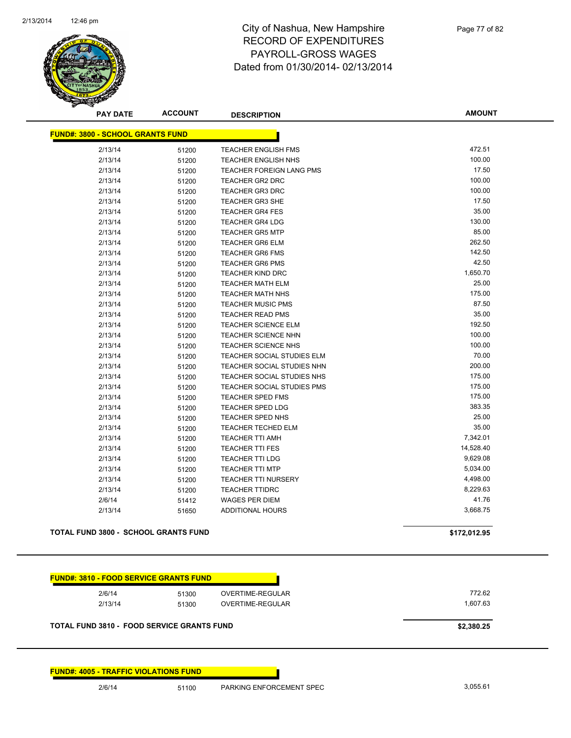# City of Nashua, New Hampshire
## RECORD OF EXPENDITURES
## PAYROLL-GROSS WAGES
### Dated from 01/30/2014- 02/13/2014

**FUND#: 3800 - SCHOOL GRANTS FUND**

| PAY DATE | ACCOUNT | DESCRIPTION | AMOUNT |
|---|---|---|---|
| 2/13/14 | 51200 | TEACHER ENGLISH FMS | 472.51 |
| 2/13/14 | 51200 | TEACHER ENGLISH NHS | 100.00 |
| 2/13/14 | 51200 | TEACHER FOREIGN LANG PMS | 17.50 |
| 2/13/14 | 51200 | TEACHER GR2 DRC | 100.00 |
| 2/13/14 | 51200 | TEACHER GR3 DRC | 100.00 |
| 2/13/14 | 51200 | TEACHER GR3 SHE | 17.50 |
| 2/13/14 | 51200 | TEACHER GR4 FES | 35.00 |
| 2/13/14 | 51200 | TEACHER GR4 LDG | 130.00 |
| 2/13/14 | 51200 | TEACHER GR5 MTP | 85.00 |
| 2/13/14 | 51200 | TEACHER GR6 ELM | 262.50 |
| 2/13/14 | 51200 | TEACHER GR6 FMS | 142.50 |
| 2/13/14 | 51200 | TEACHER GR6 PMS | 42.50 |
| 2/13/14 | 51200 | TEACHER KIND DRC | 1,650.70 |
| 2/13/14 | 51200 | TEACHER MATH ELM | 25.00 |
| 2/13/14 | 51200 | TEACHER MATH NHS | 175.00 |
| 2/13/14 | 51200 | TEACHER MUSIC PMS | 87.50 |
| 2/13/14 | 51200 | TEACHER READ PMS | 35.00 |
| 2/13/14 | 51200 | TEACHER SCIENCE ELM | 192.50 |
| 2/13/14 | 51200 | TEACHER SCIENCE NHN | 100.00 |
| 2/13/14 | 51200 | TEACHER SCIENCE NHS | 100.00 |
| 2/13/14 | 51200 | TEACHER SOCIAL STUDIES ELM | 70.00 |
| 2/13/14 | 51200 | TEACHER SOCIAL STUDIES NHN | 200.00 |
| 2/13/14 | 51200 | TEACHER SOCIAL STUDIES NHS | 175.00 |
| 2/13/14 | 51200 | TEACHER SOCIAL STUDIES PMS | 175.00 |
| 2/13/14 | 51200 | TEACHER SPED FMS | 175.00 |
| 2/13/14 | 51200 | TEACHER SPED LDG | 383.35 |
| 2/13/14 | 51200 | TEACHER SPED NHS | 25.00 |
| 2/13/14 | 51200 | TEACHER TECHED ELM | 35.00 |
| 2/13/14 | 51200 | TEACHER TTI AMH | 7,342.01 |
| 2/13/14 | 51200 | TEACHER TTI FES | 14,528.40 |
| 2/13/14 | 51200 | TEACHER TTI LDG | 9,629.08 |
| 2/13/14 | 51200 | TEACHER TTI MTP | 5,034.00 |
| 2/13/14 | 51200 | TEACHER TTI NURSERY | 4,498.00 |
| 2/13/14 | 51200 | TEACHER TTIDRC | 8,229.63 |
| 2/6/14 | 51412 | WAGES PER DIEM | 41.76 |
| 2/13/14 | 51650 | ADDITIONAL HOURS | 3,668.75 |

**TOTAL FUND 3800 - SCHOOL GRANTS FUND** **$172,012.95**

**FUND#: 3810 - FOOD SERVICE GRANTS FUND**

| PAY DATE | ACCOUNT | DESCRIPTION | AMOUNT |
|---|---|---|---|
| 2/6/14 | 51300 | OVERTIME-REGULAR | 772.62 |
| 2/13/14 | 51300 | OVERTIME-REGULAR | 1,607.63 |

**TOTAL FUND 3810 - FOOD SERVICE GRANTS FUND** **$2,380.25**

**FUND#: 4005 - TRAFFIC VIOLATIONS FUND**

| PAY DATE | ACCOUNT | DESCRIPTION | AMOUNT |
|---|---|---|---|
| 2/6/14 | 51100 | PARKING ENFORCEMENT SPEC | 3,055.61 |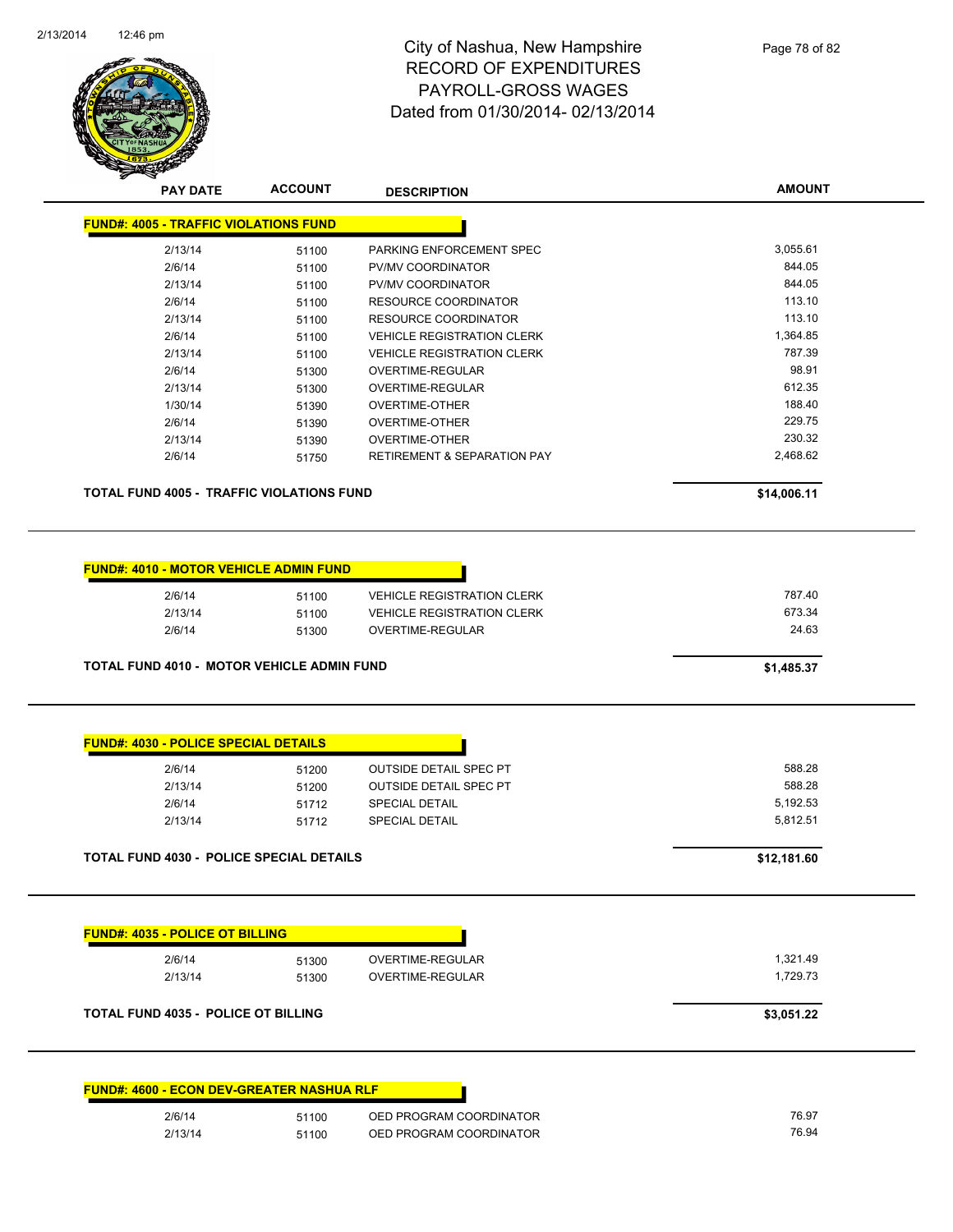# City of Nashua, New Hampshire
# RECORD OF EXPENDITURES
# PAYROLL-GROSS WAGES
# Dated from 01/30/2014- 02/13/2014

| PAY DATE | ACCOUNT | DESCRIPTION | AMOUNT |
|---|---|---|---|
| **FUND#: 4005 - TRAFFIC VIOLATIONS FUND** | | | |
| 2/13/14 | 51100 | PARKING ENFORCEMENT SPEC | 3,055.61 |
| 2/6/14 | 51100 | PV/MV COORDINATOR | 844.05 |
| 2/13/14 | 51100 | PV/MV COORDINATOR | 844.05 |
| 2/6/14 | 51100 | RESOURCE COORDINATOR | 113.10 |
| 2/13/14 | 51100 | RESOURCE COORDINATOR | 113.10 |
| 2/6/14 | 51100 | VEHICLE REGISTRATION CLERK | 1,364.85 |
| 2/13/14 | 51100 | VEHICLE REGISTRATION CLERK | 787.39 |
| 2/6/14 | 51300 | OVERTIME-REGULAR | 98.91 |
| 2/13/14 | 51300 | OVERTIME-REGULAR | 612.35 |
| 1/30/14 | 51390 | OVERTIME-OTHER | 188.40 |
| 2/6/14 | 51390 | OVERTIME-OTHER | 229.75 |
| 2/13/14 | 51390 | OVERTIME-OTHER | 230.32 |
| 2/6/14 | 51750 | RETIREMENT & SEPARATION PAY | 2,468.62 |
| **TOTAL FUND 4005 - TRAFFIC VIOLATIONS FUND** | | | **$14,006.11** |

| PAY DATE | ACCOUNT | DESCRIPTION | AMOUNT |
|---|---|---|---|
| **FUND#: 4010 - MOTOR VEHICLE ADMIN FUND** | | | |
| 2/6/14 | 51100 | VEHICLE REGISTRATION CLERK | 787.40 |
| 2/13/14 | 51100 | VEHICLE REGISTRATION CLERK | 673.34 |
| 2/6/14 | 51300 | OVERTIME-REGULAR | 24.63 |
| **TOTAL FUND 4010 - MOTOR VEHICLE ADMIN FUND** | | | **$1,485.37** |

| PAY DATE | ACCOUNT | DESCRIPTION | AMOUNT |
|---|---|---|---|
| **FUND#: 4030 - POLICE SPECIAL DETAILS** | | | |
| 2/6/14 | 51200 | OUTSIDE DETAIL SPEC PT | 588.28 |
| 2/13/14 | 51200 | OUTSIDE DETAIL SPEC PT | 588.28 |
| 2/6/14 | 51712 | SPECIAL DETAIL | 5,192.53 |
| 2/13/14 | 51712 | SPECIAL DETAIL | 5,812.51 |
| **TOTAL FUND 4030 - POLICE SPECIAL DETAILS** | | | **$12,181.60** |

| PAY DATE | ACCOUNT | DESCRIPTION | AMOUNT |
|---|---|---|---|
| **FUND#: 4035 - POLICE OT BILLING** | | | |
| 2/6/14 | 51300 | OVERTIME-REGULAR | 1,321.49 |
| 2/13/14 | 51300 | OVERTIME-REGULAR | 1,729.73 |
| **TOTAL FUND 4035 - POLICE OT BILLING** | | | **$3,051.22** |

| PAY DATE | ACCOUNT | DESCRIPTION | AMOUNT |
|---|---|---|---|
| **FUND#: 4600 - ECON DEV-GREATER NASHUA RLF** | | | |
| 2/6/14 | 51100 | OED PROGRAM COORDINATOR | 76.97 |
| 2/13/14 | 51100 | OED PROGRAM COORDINATOR | 76.94 |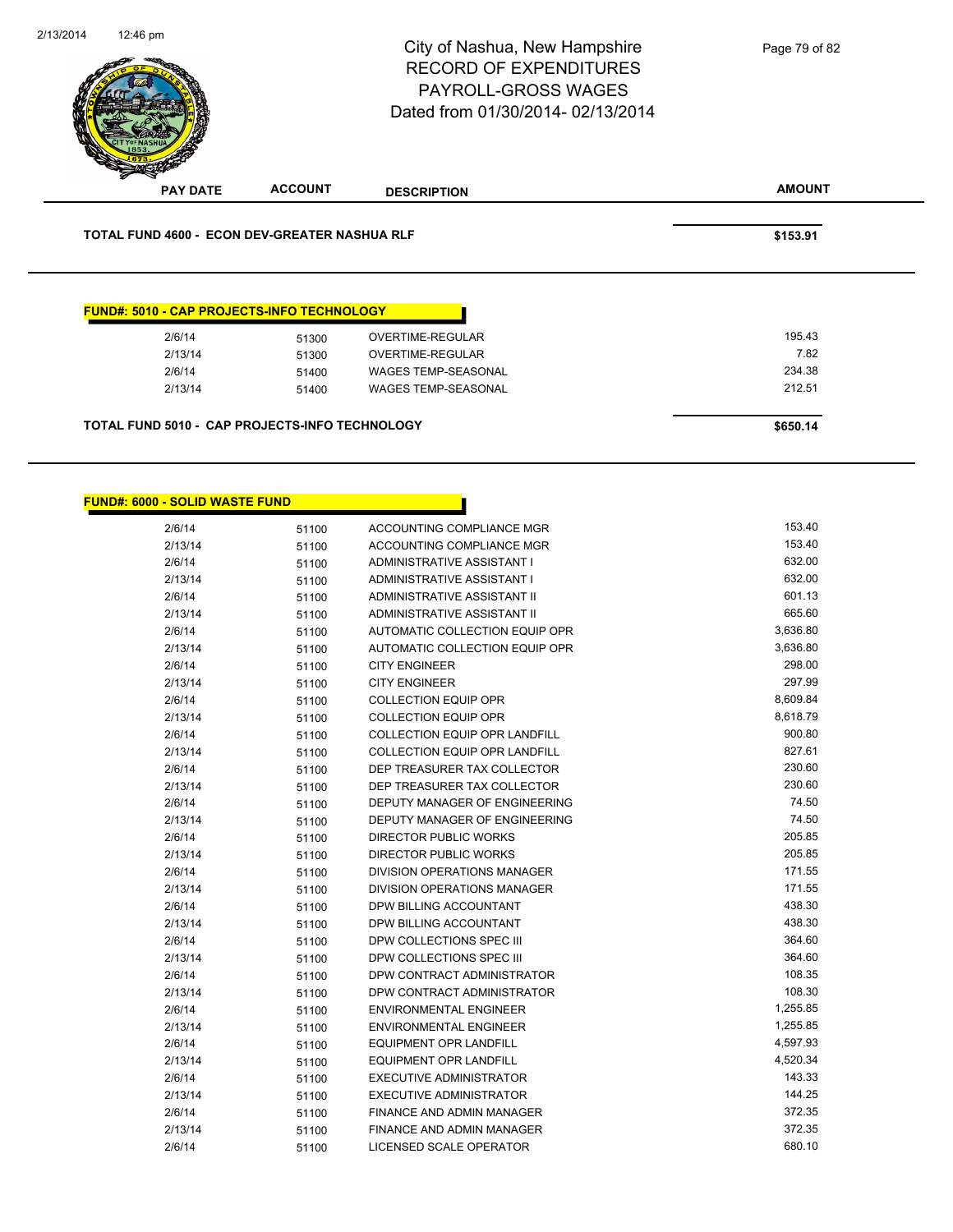# City of Nashua, New Hampshire
# RECORD OF EXPENDITURES
# PAYROLL-GROSS WAGES
# Dated from 01/30/2014- 02/13/2014

| PAY DATE | ACCOUNT | DESCRIPTION | AMOUNT |
|---|---|---|---|

**TOTAL FUND 4600 - ECON DEV-GREATER NASHUA RLF** **$153.91**

**FUND#: 5010 - CAP PROJECTS-INFO TECHNOLOGY**

| PAY DATE | ACCOUNT | DESCRIPTION | AMOUNT |
|---|---|---|---|
| 2/6/14 | 51300 | OVERTIME-REGULAR | 195.43 |
| 2/13/14 | 51300 | OVERTIME-REGULAR | 7.82 |
| 2/6/14 | 51400 | WAGES TEMP-SEASONAL | 234.38 |
| 2/13/14 | 51400 | WAGES TEMP-SEASONAL | 212.51 |

**TOTAL FUND 5010 - CAP PROJECTS-INFO TECHNOLOGY** **$650.14**

**FUND#: 6000 - SOLID WASTE FUND**

| PAY DATE | ACCOUNT | DESCRIPTION | AMOUNT |
|---|---|---|---|
| 2/6/14 | 51100 | ACCOUNTING COMPLIANCE MGR | 153.40 |
| 2/13/14 | 51100 | ACCOUNTING COMPLIANCE MGR | 153.40 |
| 2/6/14 | 51100 | ADMINISTRATIVE ASSISTANT I | 632.00 |
| 2/13/14 | 51100 | ADMINISTRATIVE ASSISTANT I | 632.00 |
| 2/6/14 | 51100 | ADMINISTRATIVE ASSISTANT II | 601.13 |
| 2/13/14 | 51100 | ADMINISTRATIVE ASSISTANT II | 665.60 |
| 2/6/14 | 51100 | AUTOMATIC COLLECTION EQUIP OPR | 3,636.80 |
| 2/13/14 | 51100 | AUTOMATIC COLLECTION EQUIP OPR | 3,636.80 |
| 2/6/14 | 51100 | CITY ENGINEER | 298.00 |
| 2/13/14 | 51100 | CITY ENGINEER | 297.99 |
| 2/6/14 | 51100 | COLLECTION EQUIP OPR | 8,609.84 |
| 2/13/14 | 51100 | COLLECTION EQUIP OPR | 8,618.79 |
| 2/6/14 | 51100 | COLLECTION EQUIP OPR LANDFILL | 900.80 |
| 2/13/14 | 51100 | COLLECTION EQUIP OPR LANDFILL | 827.61 |
| 2/6/14 | 51100 | DEP TREASURER TAX COLLECTOR | 230.60 |
| 2/13/14 | 51100 | DEP TREASURER TAX COLLECTOR | 230.60 |
| 2/6/14 | 51100 | DEPUTY MANAGER OF ENGINEERING | 74.50 |
| 2/13/14 | 51100 | DEPUTY MANAGER OF ENGINEERING | 74.50 |
| 2/6/14 | 51100 | DIRECTOR PUBLIC WORKS | 205.85 |
| 2/13/14 | 51100 | DIRECTOR PUBLIC WORKS | 205.85 |
| 2/6/14 | 51100 | DIVISION OPERATIONS MANAGER | 171.55 |
| 2/13/14 | 51100 | DIVISION OPERATIONS MANAGER | 171.55 |
| 2/6/14 | 51100 | DPW BILLING ACCOUNTANT | 438.30 |
| 2/13/14 | 51100 | DPW BILLING ACCOUNTANT | 438.30 |
| 2/6/14 | 51100 | DPW COLLECTIONS SPEC III | 364.60 |
| 2/13/14 | 51100 | DPW COLLECTIONS SPEC III | 364.60 |
| 2/6/14 | 51100 | DPW CONTRACT ADMINISTRATOR | 108.35 |
| 2/13/14 | 51100 | DPW CONTRACT ADMINISTRATOR | 108.30 |
| 2/6/14 | 51100 | ENVIRONMENTAL ENGINEER | 1,255.85 |
| 2/13/14 | 51100 | ENVIRONMENTAL ENGINEER | 1,255.85 |
| 2/6/14 | 51100 | EQUIPMENT OPR LANDFILL | 4,597.93 |
| 2/13/14 | 51100 | EQUIPMENT OPR LANDFILL | 4,520.34 |
| 2/6/14 | 51100 | EXECUTIVE ADMINISTRATOR | 143.33 |
| 2/13/14 | 51100 | EXECUTIVE ADMINISTRATOR | 144.25 |
| 2/6/14 | 51100 | FINANCE AND ADMIN MANAGER | 372.35 |
| 2/13/14 | 51100 | FINANCE AND ADMIN MANAGER | 372.35 |
| 2/6/14 | 51100 | LICENSED SCALE OPERATOR | 680.10 |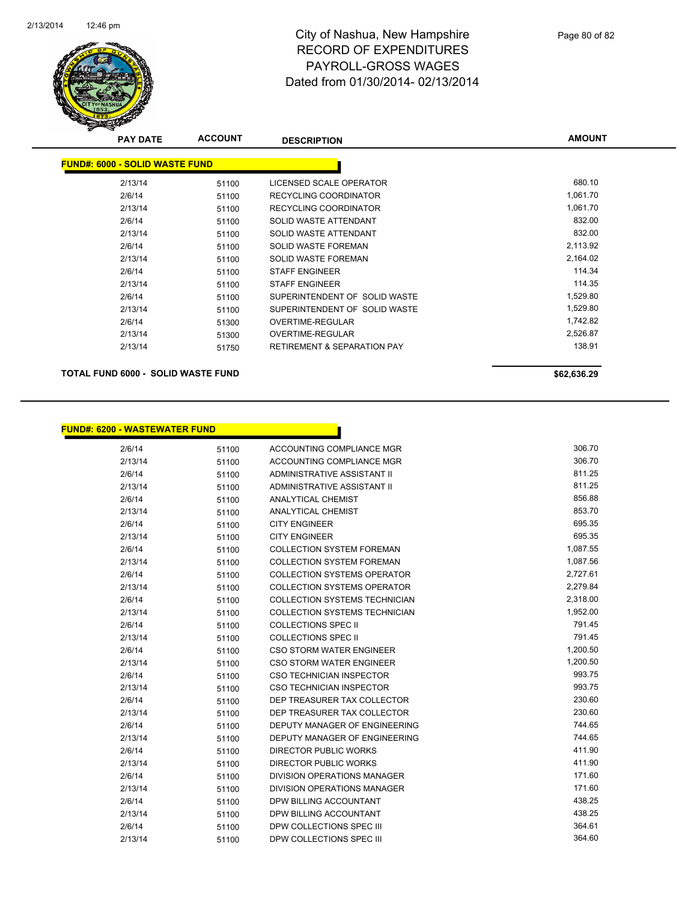# City of Nashua, New Hampshire
## RECORD OF EXPENDITURES
## PAYROLL-GROSS WAGES
## Dated from 01/30/2014- 02/13/2014

**FUND#: 6000 - SOLID WASTE FUND**

| PAY DATE | ACCOUNT | DESCRIPTION | AMOUNT |
|---|---|---|---|
| 2/13/14 | 51100 | LICENSED SCALE OPERATOR | 680.10 |
| 2/6/14 | 51100 | RECYCLING COORDINATOR | 1,061.70 |
| 2/13/14 | 51100 | RECYCLING COORDINATOR | 1,061.70 |
| 2/6/14 | 51100 | SOLID WASTE ATTENDANT | 832.00 |
| 2/13/14 | 51100 | SOLID WASTE ATTENDANT | 832.00 |
| 2/6/14 | 51100 | SOLID WASTE FOREMAN | 2,113.92 |
| 2/13/14 | 51100 | SOLID WASTE FOREMAN | 2,164.02 |
| 2/6/14 | 51100 | STAFF ENGINEER | 114.34 |
| 2/13/14 | 51100 | STAFF ENGINEER | 114.35 |
| 2/6/14 | 51100 | SUPERINTENDENT OF SOLID WASTE | 1,529.80 |
| 2/13/14 | 51100 | SUPERINTENDENT OF SOLID WASTE | 1,529.80 |
| 2/6/14 | 51300 | OVERTIME-REGULAR | 1,742.82 |
| 2/13/14 | 51300 | OVERTIME-REGULAR | 2,526.87 |
| 2/13/14 | 51750 | RETIREMENT & SEPARATION PAY | 138.91 |

**TOTAL FUND 6000 - SOLID WASTE FUND** **$62,636.29**

**FUND#: 6200 - WASTEWATER FUND**

| PAY DATE | ACCOUNT | DESCRIPTION | AMOUNT |
|---|---|---|---|
| 2/6/14 | 51100 | ACCOUNTING COMPLIANCE MGR | 306.70 |
| 2/13/14 | 51100 | ACCOUNTING COMPLIANCE MGR | 306.70 |
| 2/6/14 | 51100 | ADMINISTRATIVE ASSISTANT II | 811.25 |
| 2/13/14 | 51100 | ADMINISTRATIVE ASSISTANT II | 811.25 |
| 2/6/14 | 51100 | ANALYTICAL CHEMIST | 856.88 |
| 2/13/14 | 51100 | ANALYTICAL CHEMIST | 853.70 |
| 2/6/14 | 51100 | CITY ENGINEER | 695.35 |
| 2/13/14 | 51100 | CITY ENGINEER | 695.35 |
| 2/6/14 | 51100 | COLLECTION SYSTEM FOREMAN | 1,087.55 |
| 2/13/14 | 51100 | COLLECTION SYSTEM FOREMAN | 1,087.56 |
| 2/6/14 | 51100 | COLLECTION SYSTEMS OPERATOR | 2,727.61 |
| 2/13/14 | 51100 | COLLECTION SYSTEMS OPERATOR | 2,279.84 |
| 2/6/14 | 51100 | COLLECTION SYSTEMS TECHNICIAN | 2,318.00 |
| 2/13/14 | 51100 | COLLECTION SYSTEMS TECHNICIAN | 1,952.00 |
| 2/6/14 | 51100 | COLLECTIONS SPEC II | 791.45 |
| 2/13/14 | 51100 | COLLECTIONS SPEC II | 791.45 |
| 2/6/14 | 51100 | CSO STORM WATER ENGINEER | 1,200.50 |
| 2/13/14 | 51100 | CSO STORM WATER ENGINEER | 1,200.50 |
| 2/6/14 | 51100 | CSO TECHNICIAN INSPECTOR | 993.75 |
| 2/13/14 | 51100 | CSO TECHNICIAN INSPECTOR | 993.75 |
| 2/6/14 | 51100 | DEP TREASURER TAX COLLECTOR | 230.60 |
| 2/13/14 | 51100 | DEP TREASURER TAX COLLECTOR | 230.60 |
| 2/6/14 | 51100 | DEPUTY MANAGER OF ENGINEERING | 744.65 |
| 2/13/14 | 51100 | DEPUTY MANAGER OF ENGINEERING | 744.65 |
| 2/6/14 | 51100 | DIRECTOR PUBLIC WORKS | 411.90 |
| 2/13/14 | 51100 | DIRECTOR PUBLIC WORKS | 411.90 |
| 2/6/14 | 51100 | DIVISION OPERATIONS MANAGER | 171.60 |
| 2/13/14 | 51100 | DIVISION OPERATIONS MANAGER | 171.60 |
| 2/6/14 | 51100 | DPW BILLING ACCOUNTANT | 438.25 |
| 2/13/14 | 51100 | DPW BILLING ACCOUNTANT | 438.25 |
| 2/6/14 | 51100 | DPW COLLECTIONS SPEC III | 364.61 |
| 2/13/14 | 51100 | DPW COLLECTIONS SPEC III | 364.60 |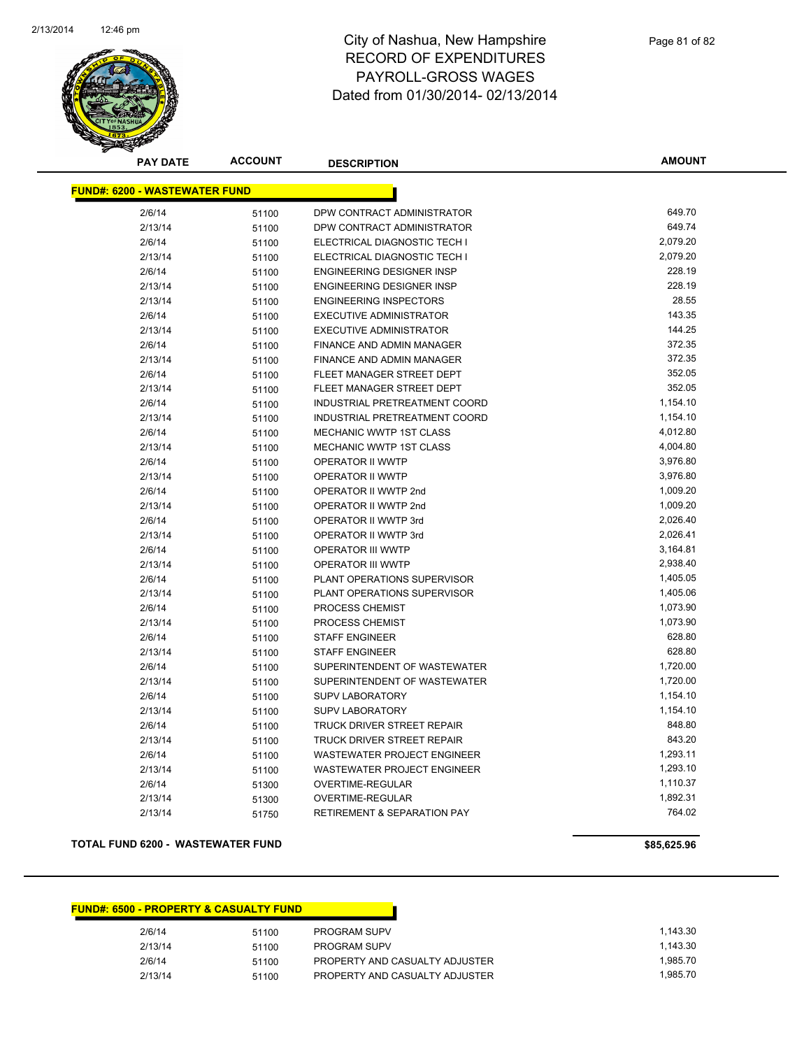# City of Nashua, New Hampshire
## RECORD OF EXPENDITURES
## PAYROLL-GROSS WAGES
## Dated from 01/30/2014- 02/13/2014

| PAY DATE | ACCOUNT | DESCRIPTION | AMOUNT |
|---|---|---|---|
| **FUND#: 6200 - WASTEWATER FUND** | | | |
| 2/6/14 | 51100 | DPW CONTRACT ADMINISTRATOR | 649.70 |
| 2/13/14 | 51100 | DPW CONTRACT ADMINISTRATOR | 649.74 |
| 2/6/14 | 51100 | ELECTRICAL DIAGNOSTIC TECH I | 2,079.20 |
| 2/13/14 | 51100 | ELECTRICAL DIAGNOSTIC TECH I | 2,079.20 |
| 2/6/14 | 51100 | ENGINEERING DESIGNER INSP | 228.19 |
| 2/13/14 | 51100 | ENGINEERING DESIGNER INSP | 228.19 |
| 2/13/14 | 51100 | ENGINEERING INSPECTORS | 28.55 |
| 2/6/14 | 51100 | EXECUTIVE ADMINISTRATOR | 143.35 |
| 2/13/14 | 51100 | EXECUTIVE ADMINISTRATOR | 144.25 |
| 2/6/14 | 51100 | FINANCE AND ADMIN MANAGER | 372.35 |
| 2/13/14 | 51100 | FINANCE AND ADMIN MANAGER | 372.35 |
| 2/6/14 | 51100 | FLEET MANAGER STREET DEPT | 352.05 |
| 2/13/14 | 51100 | FLEET MANAGER STREET DEPT | 352.05 |
| 2/6/14 | 51100 | INDUSTRIAL PRETREATMENT COORD | 1,154.10 |
| 2/13/14 | 51100 | INDUSTRIAL PRETREATMENT COORD | 1,154.10 |
| 2/6/14 | 51100 | MECHANIC WWTP 1ST CLASS | 4,012.80 |
| 2/13/14 | 51100 | MECHANIC WWTP 1ST CLASS | 4,004.80 |
| 2/6/14 | 51100 | OPERATOR II WWTP | 3,976.80 |
| 2/13/14 | 51100 | OPERATOR II WWTP | 3,976.80 |
| 2/6/14 | 51100 | OPERATOR II WWTP 2nd | 1,009.20 |
| 2/13/14 | 51100 | OPERATOR II WWTP 2nd | 1,009.20 |
| 2/6/14 | 51100 | OPERATOR II WWTP 3rd | 2,026.40 |
| 2/13/14 | 51100 | OPERATOR II WWTP 3rd | 2,026.41 |
| 2/6/14 | 51100 | OPERATOR III WWTP | 3,164.81 |
| 2/13/14 | 51100 | OPERATOR III WWTP | 2,938.40 |
| 2/6/14 | 51100 | PLANT OPERATIONS SUPERVISOR | 1,405.05 |
| 2/13/14 | 51100 | PLANT OPERATIONS SUPERVISOR | 1,405.06 |
| 2/6/14 | 51100 | PROCESS CHEMIST | 1,073.90 |
| 2/13/14 | 51100 | PROCESS CHEMIST | 1,073.90 |
| 2/6/14 | 51100 | STAFF ENGINEER | 628.80 |
| 2/13/14 | 51100 | STAFF ENGINEER | 628.80 |
| 2/6/14 | 51100 | SUPERINTENDENT OF WASTEWATER | 1,720.00 |
| 2/13/14 | 51100 | SUPERINTENDENT OF WASTEWATER | 1,720.00 |
| 2/6/14 | 51100 | SUPV LABORATORY | 1,154.10 |
| 2/13/14 | 51100 | SUPV LABORATORY | 1,154.10 |
| 2/6/14 | 51100 | TRUCK DRIVER STREET REPAIR | 848.80 |
| 2/13/14 | 51100 | TRUCK DRIVER STREET REPAIR | 843.20 |
| 2/6/14 | 51100 | WASTEWATER PROJECT ENGINEER | 1,293.11 |
| 2/13/14 | 51100 | WASTEWATER PROJECT ENGINEER | 1,293.10 |
| 2/6/14 | 51300 | OVERTIME-REGULAR | 1,110.37 |
| 2/13/14 | 51300 | OVERTIME-REGULAR | 1,892.31 |
| 2/13/14 | 51750 | RETIREMENT & SEPARATION PAY | 764.02 |
| **TOTAL FUND 6200 - WASTEWATER FUND** | | | **$85,625.96** |

| PAY DATE | ACCOUNT | DESCRIPTION | AMOUNT |
|---|---|---|---|
| **FUND#: 6500 - PROPERTY & CASUALTY FUND** | | | |
| 2/6/14 | 51100 | PROGRAM SUPV | 1,143.30 |
| 2/13/14 | 51100 | PROGRAM SUPV | 1,143.30 |
| 2/6/14 | 51100 | PROPERTY AND CASUALTY ADJUSTER | 1,985.70 |
| 2/13/14 | 51100 | PROPERTY AND CASUALTY ADJUSTER | 1,985.70 |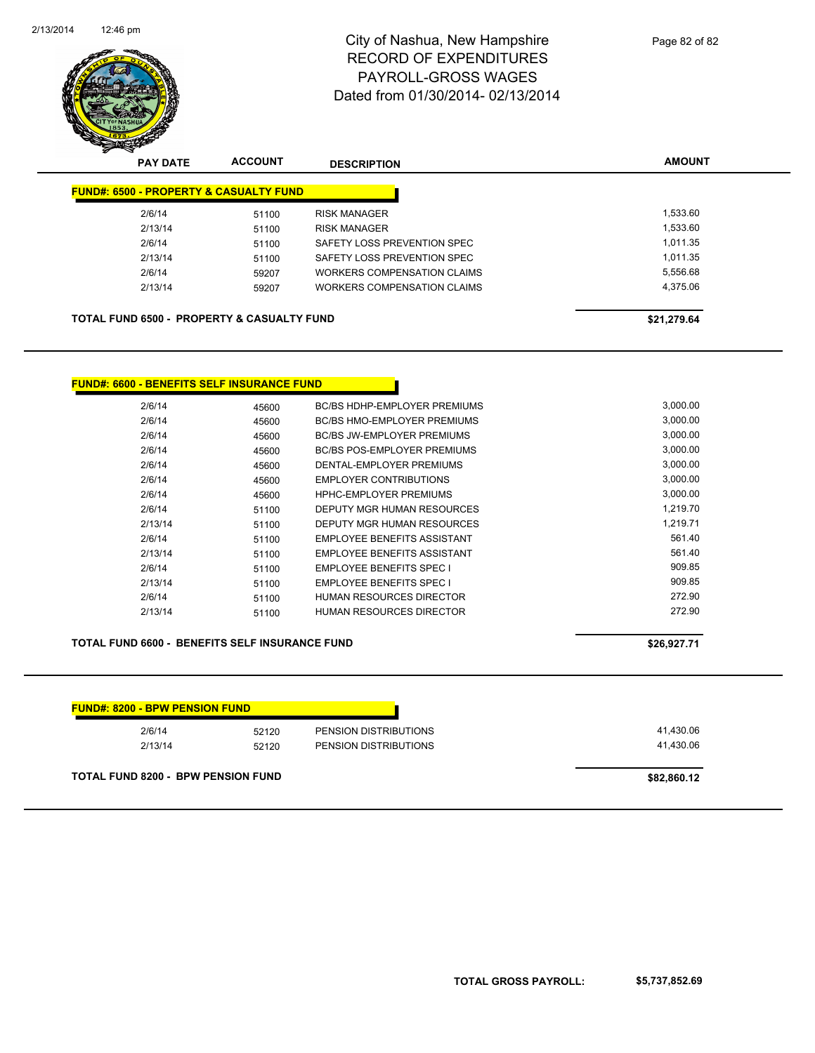# City of Nashua, New Hampshire
## RECORD OF EXPENDITURES
## PAYROLL-GROSS WAGES
## Dated from 01/30/2014- 02/13/2014

| PAY DATE | ACCOUNT | DESCRIPTION | AMOUNT |
|---|---|---|---|
| **FUND#: 6500 - PROPERTY & CASUALTY FUND** | | | |
| 2/6/14 | 51100 | RISK MANAGER | 1,533.60 |
| 2/13/14 | 51100 | RISK MANAGER | 1,533.60 |
| 2/6/14 | 51100 | SAFETY LOSS PREVENTION SPEC | 1,011.35 |
| 2/13/14 | 51100 | SAFETY LOSS PREVENTION SPEC | 1,011.35 |
| 2/6/14 | 59207 | WORKERS COMPENSATION CLAIMS | 5,556.68 |
| 2/13/14 | 59207 | WORKERS COMPENSATION CLAIMS | 4,375.06 |
| **TOTAL FUND 6500 - PROPERTY & CASUALTY FUND** | | | **$21,279.64** |

| PAY DATE | ACCOUNT | DESCRIPTION | AMOUNT |
|---|---|---|---|
| **FUND#: 6600 - BENEFITS SELF INSURANCE FUND** | | | |
| 2/6/14 | 45600 | BC/BS HDHP-EMPLOYER PREMIUMS | 3,000.00 |
| 2/6/14 | 45600 | BC/BS HMO-EMPLOYER PREMIUMS | 3,000.00 |
| 2/6/14 | 45600 | BC/BS JW-EMPLOYER PREMIUMS | 3,000.00 |
| 2/6/14 | 45600 | BC/BS POS-EMPLOYER PREMIUMS | 3,000.00 |
| 2/6/14 | 45600 | DENTAL-EMPLOYER PREMIUMS | 3,000.00 |
| 2/6/14 | 45600 | EMPLOYER CONTRIBUTIONS | 3,000.00 |
| 2/6/14 | 45600 | HPHC-EMPLOYER PREMIUMS | 3,000.00 |
| 2/6/14 | 51100 | DEPUTY MGR HUMAN RESOURCES | 1,219.70 |
| 2/13/14 | 51100 | DEPUTY MGR HUMAN RESOURCES | 1,219.71 |
| 2/6/14 | 51100 | EMPLOYEE BENEFITS ASSISTANT | 561.40 |
| 2/13/14 | 51100 | EMPLOYEE BENEFITS ASSISTANT | 561.40 |
| 2/6/14 | 51100 | EMPLOYEE BENEFITS SPEC I | 909.85 |
| 2/13/14 | 51100 | EMPLOYEE BENEFITS SPEC I | 909.85 |
| 2/6/14 | 51100 | HUMAN RESOURCES DIRECTOR | 272.90 |
| 2/13/14 | 51100 | HUMAN RESOURCES DIRECTOR | 272.90 |
| **TOTAL FUND 6600 - BENEFITS SELF INSURANCE FUND** | | | **$26,927.71** |

| PAY DATE | ACCOUNT | DESCRIPTION | AMOUNT |
|---|---|---|---|
| **FUND#: 8200 - BPW PENSION FUND** | | | |
| 2/6/14 | 52120 | PENSION DISTRIBUTIONS | 41,430.06 |
| 2/13/14 | 52120 | PENSION DISTRIBUTIONS | 41,430.06 |
| **TOTAL FUND 8200 - BPW PENSION FUND** | | | **$82,860.12** |

**TOTAL GROSS PAYROLL: $5,737,852.69**